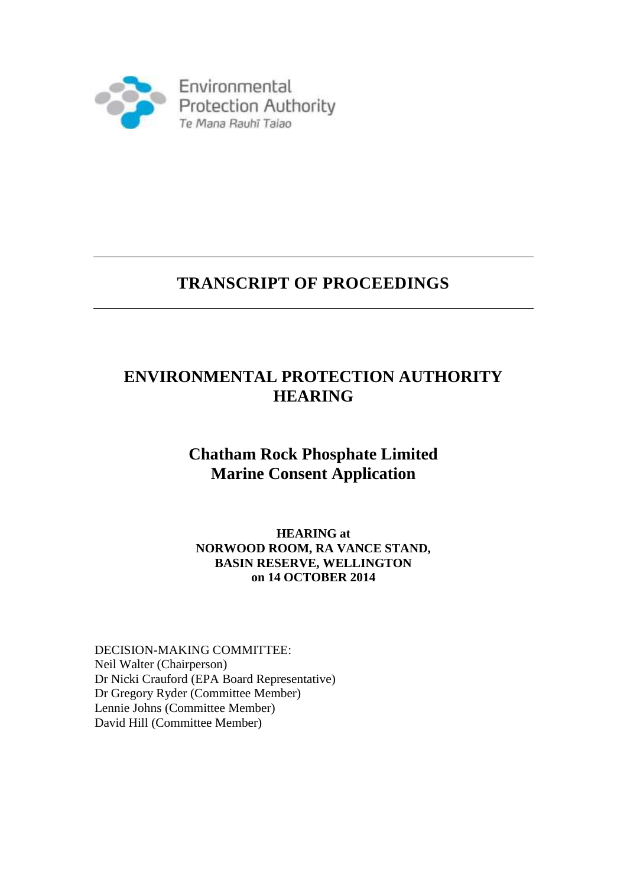Environmental Protection Authority
Te Mana Rauhī Taiao

---

# TRANSCRIPT OF PROCEEDINGS

---

# ENVIRONMENTAL PROTECTION AUTHORITY HEARING

## Chatham Rock Phosphate Limited Marine Consent Application

**HEARING at**
**NORWOOD ROOM, RA VANCE STAND,**
**BASIN RESERVE, WELLINGTON**
**on 14 OCTOBER 2014**

DECISION-MAKING COMMITTEE:
Neil Walter (Chairperson)
Dr Nicki Crauford (EPA Board Representative)
Dr Gregory Ryder (Committee Member)
Lennie Johns (Committee Member)
David Hill (Committee Member)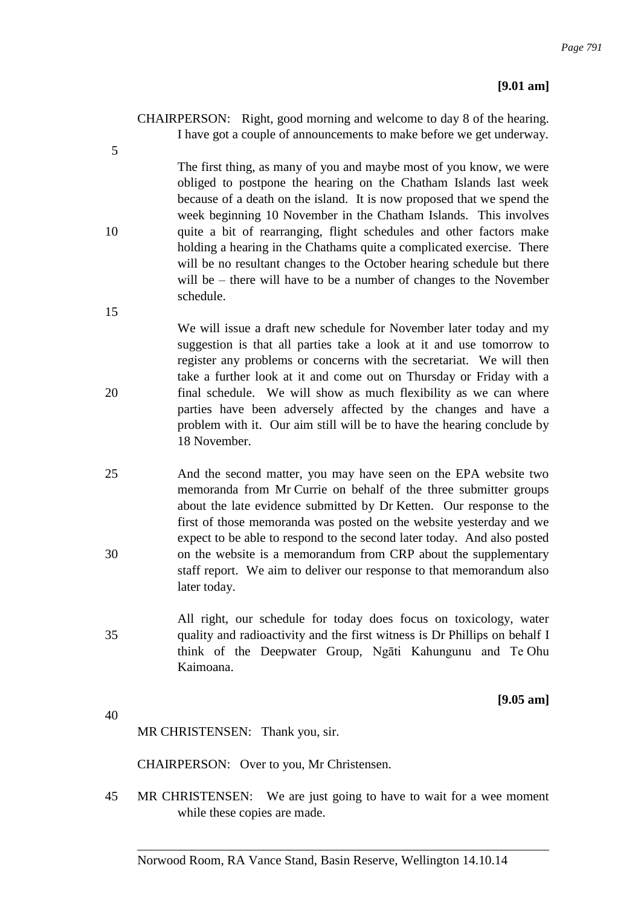**[9.01 am]**

CHAIRPERSON: Right, good morning and welcome to day 8 of the hearing. I have got a couple of announcements to make before we get underway.

The first thing, as many of you and maybe most of you know, we were obliged to postpone the hearing on the Chatham Islands last week because of a death on the island. It is now proposed that we spend the week beginning 10 November in the Chatham Islands. This involves quite a bit of rearranging, flight schedules and other factors make holding a hearing in the Chathams quite a complicated exercise. There will be no resultant changes to the October hearing schedule but there will be – there will have to be a number of changes to the November schedule.

We will issue a draft new schedule for November later today and my suggestion is that all parties take a look at it and use tomorrow to register any problems or concerns with the secretariat. We will then take a further look at it and come out on Thursday or Friday with a final schedule. We will show as much flexibility as we can where parties have been adversely affected by the changes and have a problem with it. Our aim still will be to have the hearing conclude by 18 November.

And the second matter, you may have seen on the EPA website two memoranda from Mr Currie on behalf of the three submitter groups about the late evidence submitted by Dr Ketten. Our response to the first of those memoranda was posted on the website yesterday and we expect to be able to respond to the second later today. And also posted on the website is a memorandum from CRP about the supplementary staff report. We aim to deliver our response to that memorandum also later today.

All right, our schedule for today does focus on toxicology, water quality and radioactivity and the first witness is Dr Phillips on behalf I think of the Deepwater Group, Ngāti Kahungunu and Te Ohu Kaimoana.

**[9.05 am]**

MR CHRISTENSEN: Thank you, sir.

CHAIRPERSON: Over to you, Mr Christensen.

MR CHRISTENSEN: We are just going to have to wait for a wee moment while these copies are made.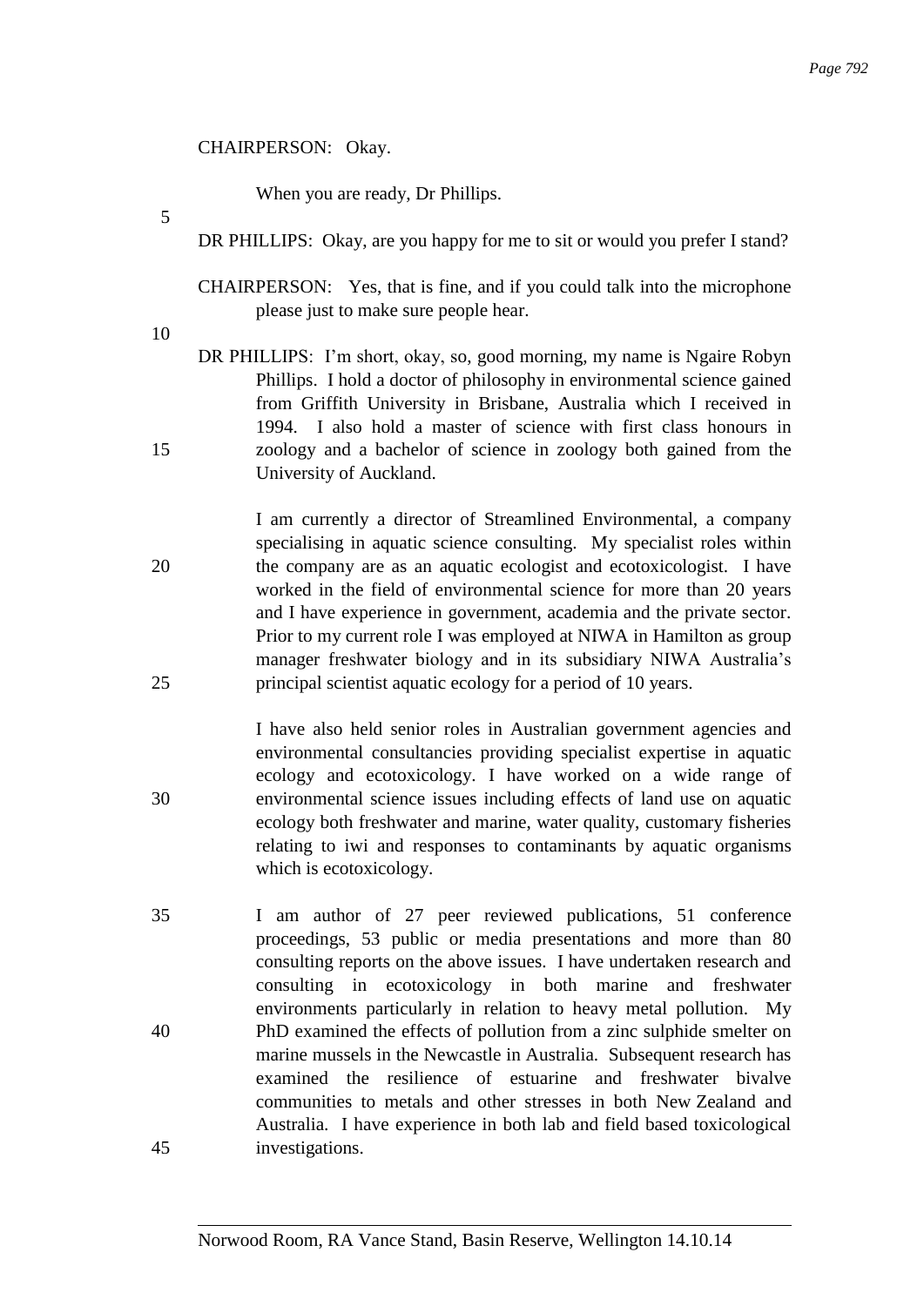CHAIRPERSON: Okay.

When you are ready, Dr Phillips.

DR PHILLIPS: Okay, are you happy for me to sit or would you prefer I stand?

CHAIRPERSON: Yes, that is fine, and if you could talk into the microphone please just to make sure people hear.

DR PHILLIPS: I'm short, okay, so, good morning, my name is Ngaire Robyn Phillips. I hold a doctor of philosophy in environmental science gained from Griffith University in Brisbane, Australia which I received in 1994. I also hold a master of science with first class honours in zoology and a bachelor of science in zoology both gained from the University of Auckland.

I am currently a director of Streamlined Environmental, a company specialising in aquatic science consulting. My specialist roles within the company are as an aquatic ecologist and ecotoxicologist. I have worked in the field of environmental science for more than 20 years and I have experience in government, academia and the private sector. Prior to my current role I was employed at NIWA in Hamilton as group manager freshwater biology and in its subsidiary NIWA Australia's principal scientist aquatic ecology for a period of 10 years.

I have also held senior roles in Australian government agencies and environmental consultancies providing specialist expertise in aquatic ecology and ecotoxicology. I have worked on a wide range of environmental science issues including effects of land use on aquatic ecology both freshwater and marine, water quality, customary fisheries relating to iwi and responses to contaminants by aquatic organisms which is ecotoxicology.

I am author of 27 peer reviewed publications, 51 conference proceedings, 53 public or media presentations and more than 80 consulting reports on the above issues. I have undertaken research and consulting in ecotoxicology in both marine and freshwater environments particularly in relation to heavy metal pollution. My PhD examined the effects of pollution from a zinc sulphide smelter on marine mussels in the Newcastle in Australia. Subsequent research has examined the resilience of estuarine and freshwater bivalve communities to metals and other stresses in both New Zealand and Australia. I have experience in both lab and field based toxicological investigations.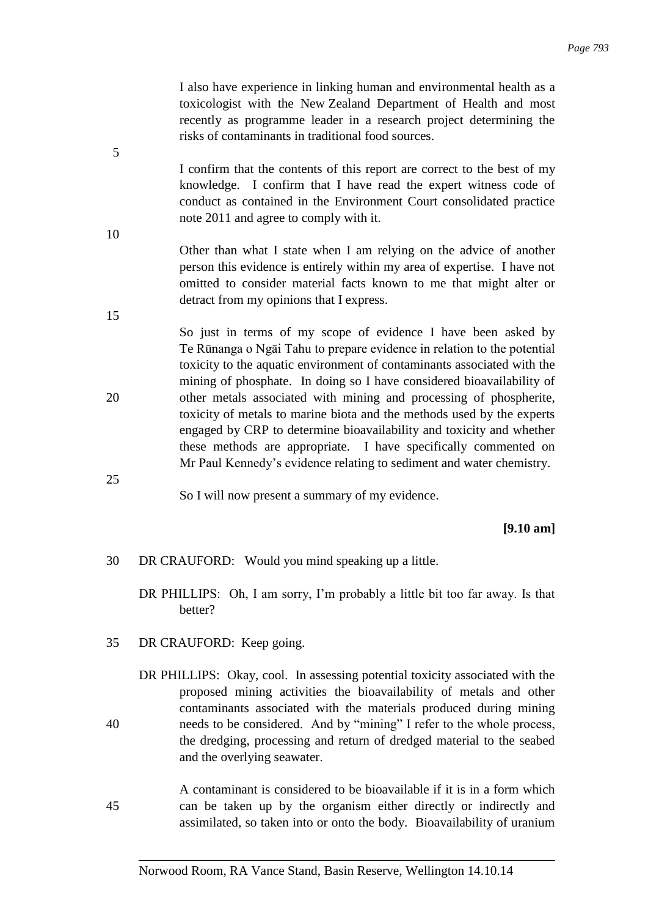I also have experience in linking human and environmental health as a toxicologist with the New Zealand Department of Health and most recently as programme leader in a research project determining the risks of contaminants in traditional food sources.

I confirm that the contents of this report are correct to the best of my knowledge. I confirm that I have read the expert witness code of conduct as contained in the Environment Court consolidated practice note 2011 and agree to comply with it.

Other than what I state when I am relying on the advice of another person this evidence is entirely within my area of expertise. I have not omitted to consider material facts known to me that might alter or detract from my opinions that I express.

So just in terms of my scope of evidence I have been asked by Te Rūnanga o Ngāi Tahu to prepare evidence in relation to the potential toxicity to the aquatic environment of contaminants associated with the mining of phosphate. In doing so I have considered bioavailability of other metals associated with mining and processing of phospherite, toxicity of metals to marine biota and the methods used by the experts engaged by CRP to determine bioavailability and toxicity and whether these methods are appropriate. I have specifically commented on Mr Paul Kennedy's evidence relating to sediment and water chemistry.

So I will now present a summary of my evidence.

**[9.10 am]**

DR CRAUFORD: Would you mind speaking up a little.

DR PHILLIPS: Oh, I am sorry, I'm probably a little bit too far away. Is that better?

DR CRAUFORD: Keep going.

DR PHILLIPS: Okay, cool. In assessing potential toxicity associated with the proposed mining activities the bioavailability of metals and other contaminants associated with the materials produced during mining needs to be considered. And by "mining" I refer to the whole process, the dredging, processing and return of dredged material to the seabed and the overlying seawater.

A contaminant is considered to be bioavailable if it is in a form which can be taken up by the organism either directly or indirectly and assimilated, so taken into or onto the body. Bioavailability of uranium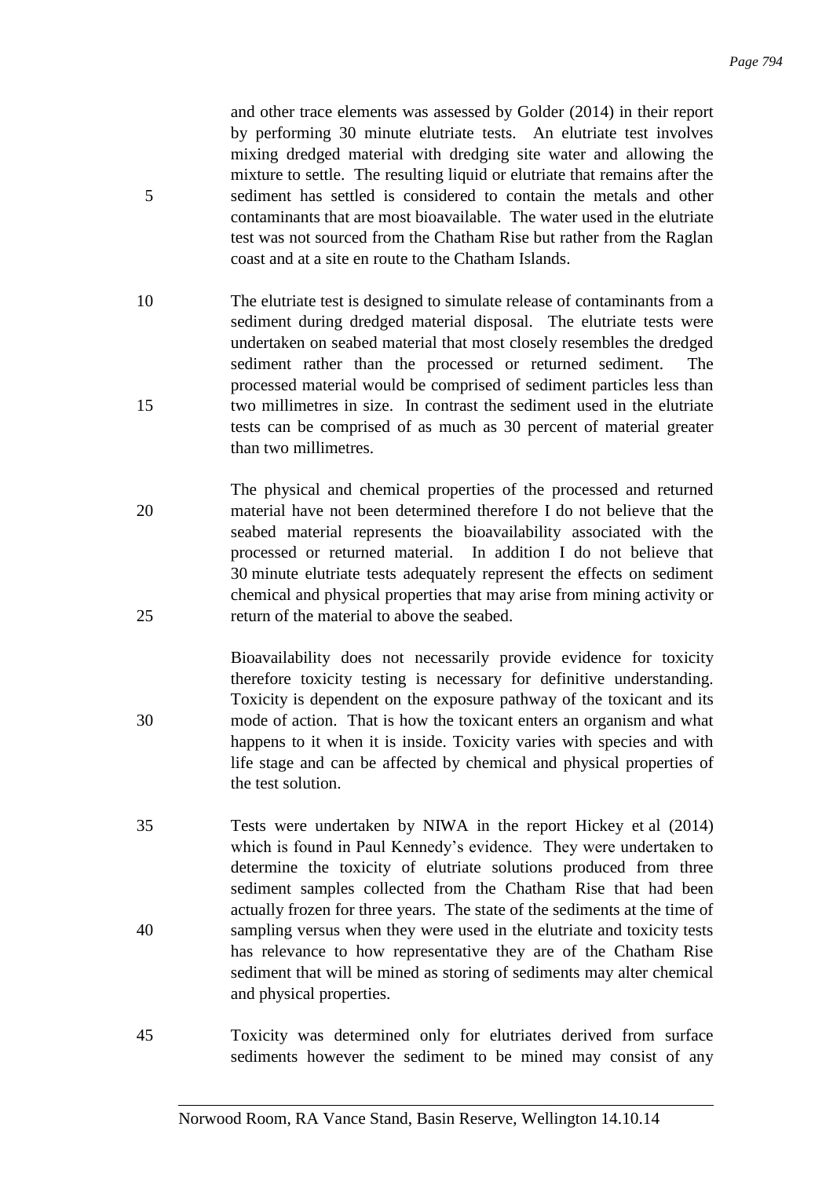and other trace elements was assessed by Golder (2014) in their report by performing 30 minute elutriate tests. An elutriate test involves mixing dredged material with dredging site water and allowing the mixture to settle. The resulting liquid or elutriate that remains after the sediment has settled is considered to contain the metals and other contaminants that are most bioavailable. The water used in the elutriate test was not sourced from the Chatham Rise but rather from the Raglan coast and at a site en route to the Chatham Islands.

The elutriate test is designed to simulate release of contaminants from a sediment during dredged material disposal. The elutriate tests were undertaken on seabed material that most closely resembles the dredged sediment rather than the processed or returned sediment. The processed material would be comprised of sediment particles less than two millimetres in size. In contrast the sediment used in the elutriate tests can be comprised of as much as 30 percent of material greater than two millimetres.

The physical and chemical properties of the processed and returned material have not been determined therefore I do not believe that the seabed material represents the bioavailability associated with the processed or returned material. In addition I do not believe that 30 minute elutriate tests adequately represent the effects on sediment chemical and physical properties that may arise from mining activity or return of the material to above the seabed.

Bioavailability does not necessarily provide evidence for toxicity therefore toxicity testing is necessary for definitive understanding. Toxicity is dependent on the exposure pathway of the toxicant and its mode of action. That is how the toxicant enters an organism and what happens to it when it is inside. Toxicity varies with species and with life stage and can be affected by chemical and physical properties of the test solution.

Tests were undertaken by NIWA in the report Hickey et al (2014) which is found in Paul Kennedy's evidence. They were undertaken to determine the toxicity of elutriate solutions produced from three sediment samples collected from the Chatham Rise that had been actually frozen for three years. The state of the sediments at the time of sampling versus when they were used in the elutriate and toxicity tests has relevance to how representative they are of the Chatham Rise sediment that will be mined as storing of sediments may alter chemical and physical properties.

Toxicity was determined only for elutriates derived from surface sediments however the sediment to be mined may consist of any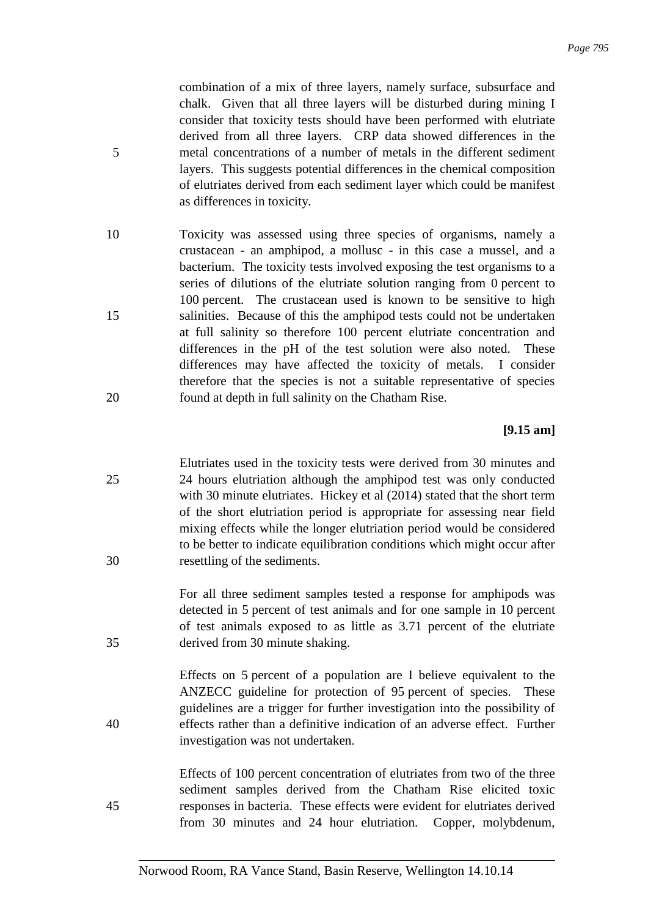combination of a mix of three layers, namely surface, subsurface and chalk. Given that all three layers will be disturbed during mining I consider that toxicity tests should have been performed with elutriate derived from all three layers. CRP data showed differences in the metal concentrations of a number of metals in the different sediment layers. This suggests potential differences in the chemical composition of elutriates derived from each sediment layer which could be manifest as differences in toxicity.

Toxicity was assessed using three species of organisms, namely a crustacean - an amphipod, a mollusc - in this case a mussel, and a bacterium. The toxicity tests involved exposing the test organisms to a series of dilutions of the elutriate solution ranging from 0 percent to 100 percent. The crustacean used is known to be sensitive to high salinities. Because of this the amphipod tests could not be undertaken at full salinity so therefore 100 percent elutriate concentration and differences in the pH of the test solution were also noted. These differences may have affected the toxicity of metals. I consider therefore that the species is not a suitable representative of species found at depth in full salinity on the Chatham Rise.

**[9.15 am]**

Elutriates used in the toxicity tests were derived from 30 minutes and 24 hours elutriation although the amphipod test was only conducted with 30 minute elutriates. Hickey et al (2014) stated that the short term of the short elutriation period is appropriate for assessing near field mixing effects while the longer elutriation period would be considered to be better to indicate equilibration conditions which might occur after resettling of the sediments.

For all three sediment samples tested a response for amphipods was detected in 5 percent of test animals and for one sample in 10 percent of test animals exposed to as little as 3.71 percent of the elutriate derived from 30 minute shaking.

Effects on 5 percent of a population are I believe equivalent to the ANZECC guideline for protection of 95 percent of species. These guidelines are a trigger for further investigation into the possibility of effects rather than a definitive indication of an adverse effect. Further investigation was not undertaken.

Effects of 100 percent concentration of elutriates from two of the three sediment samples derived from the Chatham Rise elicited toxic responses in bacteria. These effects were evident for elutriates derived from 30 minutes and 24 hour elutriation. Copper, molybdenum,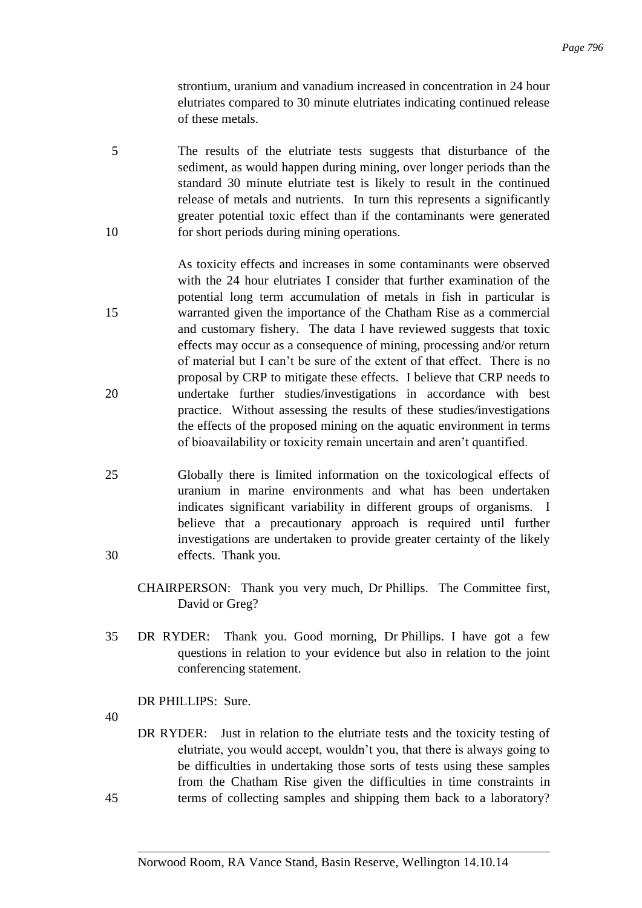strontium, uranium and vanadium increased in concentration in 24 hour elutriates compared to 30 minute elutriates indicating continued release of these metals.

The results of the elutriate tests suggests that disturbance of the sediment, as would happen during mining, over longer periods than the standard 30 minute elutriate test is likely to result in the continued release of metals and nutrients. In turn this represents a significantly greater potential toxic effect than if the contaminants were generated for short periods during mining operations.

As toxicity effects and increases in some contaminants were observed with the 24 hour elutriates I consider that further examination of the potential long term accumulation of metals in fish in particular is warranted given the importance of the Chatham Rise as a commercial and customary fishery. The data I have reviewed suggests that toxic effects may occur as a consequence of mining, processing and/or return of material but I can't be sure of the extent of that effect. There is no proposal by CRP to mitigate these effects. I believe that CRP needs to undertake further studies/investigations in accordance with best practice. Without assessing the results of these studies/investigations the effects of the proposed mining on the aquatic environment in terms of bioavailability or toxicity remain uncertain and aren't quantified.

Globally there is limited information on the toxicological effects of uranium in marine environments and what has been undertaken indicates significant variability in different groups of organisms. I believe that a precautionary approach is required until further investigations are undertaken to provide greater certainty of the likely effects. Thank you.

CHAIRPERSON: Thank you very much, Dr Phillips. The Committee first, David or Greg?

DR RYDER: Thank you. Good morning, Dr Phillips. I have got a few questions in relation to your evidence but also in relation to the joint conferencing statement.

DR PHILLIPS: Sure.

DR RYDER: Just in relation to the elutriate tests and the toxicity testing of elutriate, you would accept, wouldn't you, that there is always going to be difficulties in undertaking those sorts of tests using these samples from the Chatham Rise given the difficulties in time constraints in terms of collecting samples and shipping them back to a laboratory?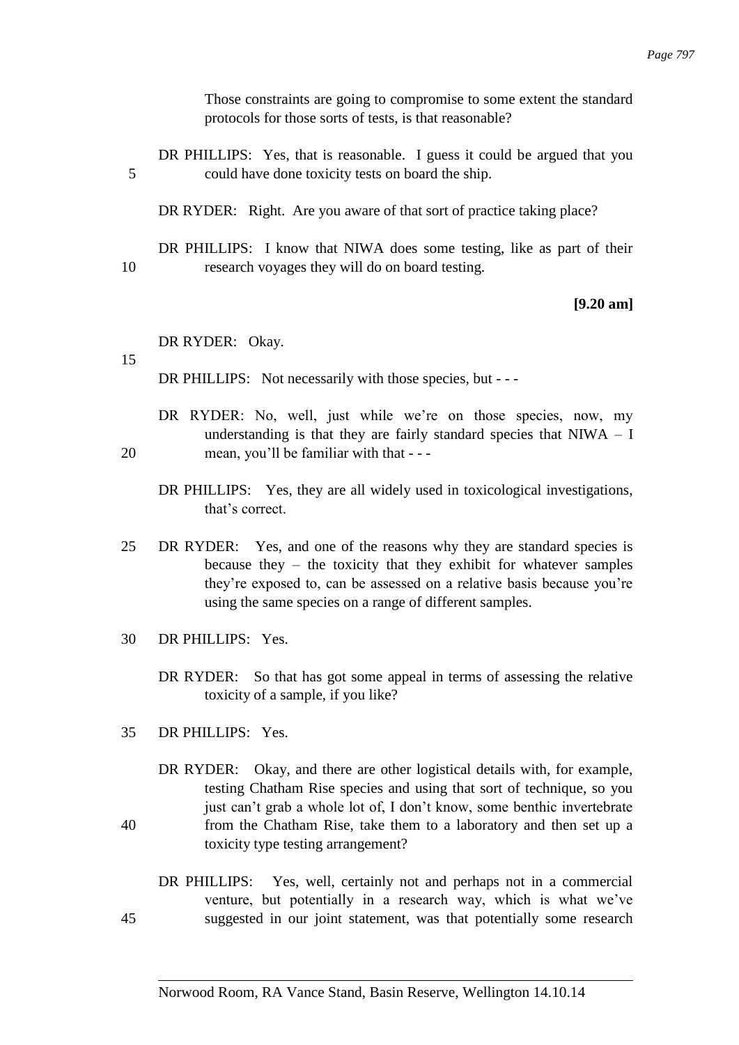Those constraints are going to compromise to some extent the standard protocols for those sorts of tests, is that reasonable?

DR PHILLIPS: Yes, that is reasonable. I guess it could be argued that you could have done toxicity tests on board the ship.

DR RYDER: Right. Are you aware of that sort of practice taking place?

DR PHILLIPS: I know that NIWA does some testing, like as part of their research voyages they will do on board testing.

**[9.20 am]**

DR RYDER: Okay.

DR PHILLIPS: Not necessarily with those species, but - - -

DR RYDER: No, well, just while we're on those species, now, my understanding is that they are fairly standard species that NIWA – I mean, you'll be familiar with that - - -

DR PHILLIPS: Yes, they are all widely used in toxicological investigations, that's correct.

DR RYDER: Yes, and one of the reasons why they are standard species is because they – the toxicity that they exhibit for whatever samples they're exposed to, can be assessed on a relative basis because you're using the same species on a range of different samples.

DR PHILLIPS: Yes.

DR RYDER: So that has got some appeal in terms of assessing the relative toxicity of a sample, if you like?

DR PHILLIPS: Yes.

DR RYDER: Okay, and there are other logistical details with, for example, testing Chatham Rise species and using that sort of technique, so you just can't grab a whole lot of, I don't know, some benthic invertebrate from the Chatham Rise, take them to a laboratory and then set up a toxicity type testing arrangement?

DR PHILLIPS: Yes, well, certainly not and perhaps not in a commercial venture, but potentially in a research way, which is what we've suggested in our joint statement, was that potentially some research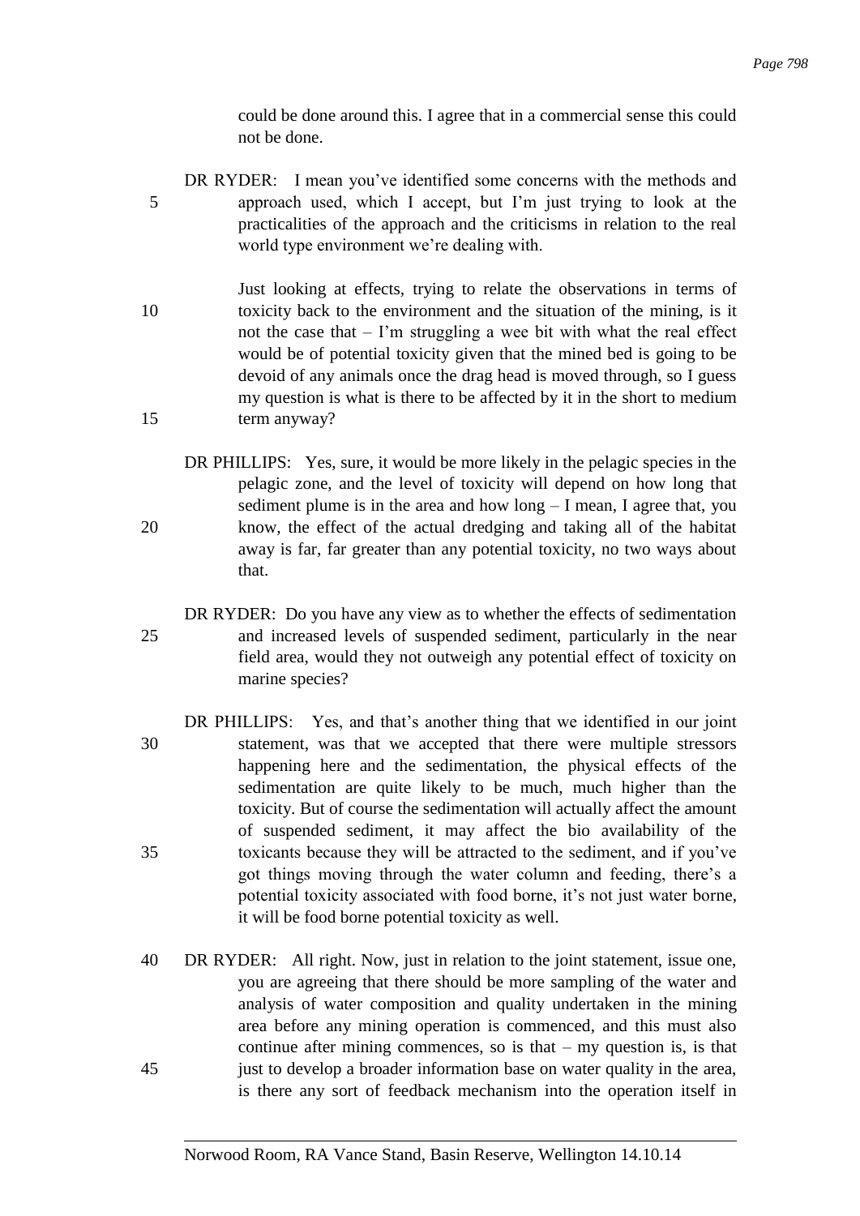could be done around this. I agree that in a commercial sense this could not be done.

DR RYDER: I mean you've identified some concerns with the methods and approach used, which I accept, but I'm just trying to look at the practicalities of the approach and the criticisms in relation to the real world type environment we're dealing with.

Just looking at effects, trying to relate the observations in terms of toxicity back to the environment and the situation of the mining, is it not the case that – I'm struggling a wee bit with what the real effect would be of potential toxicity given that the mined bed is going to be devoid of any animals once the drag head is moved through, so I guess my question is what is there to be affected by it in the short to medium term anyway?

DR PHILLIPS: Yes, sure, it would be more likely in the pelagic species in the pelagic zone, and the level of toxicity will depend on how long that sediment plume is in the area and how long – I mean, I agree that, you know, the effect of the actual dredging and taking all of the habitat away is far, far greater than any potential toxicity, no two ways about that.

DR RYDER: Do you have any view as to whether the effects of sedimentation and increased levels of suspended sediment, particularly in the near field area, would they not outweigh any potential effect of toxicity on marine species?

DR PHILLIPS: Yes, and that's another thing that we identified in our joint statement, was that we accepted that there were multiple stressors happening here and the sedimentation, the physical effects of the sedimentation are quite likely to be much, much higher than the toxicity. But of course the sedimentation will actually affect the amount of suspended sediment, it may affect the bio availability of the toxicants because they will be attracted to the sediment, and if you've got things moving through the water column and feeding, there's a potential toxicity associated with food borne, it's not just water borne, it will be food borne potential toxicity as well.

DR RYDER: All right. Now, just in relation to the joint statement, issue one, you are agreeing that there should be more sampling of the water and analysis of water composition and quality undertaken in the mining area before any mining operation is commenced, and this must also continue after mining commences, so is that – my question is, is that just to develop a broader information base on water quality in the area, is there any sort of feedback mechanism into the operation itself in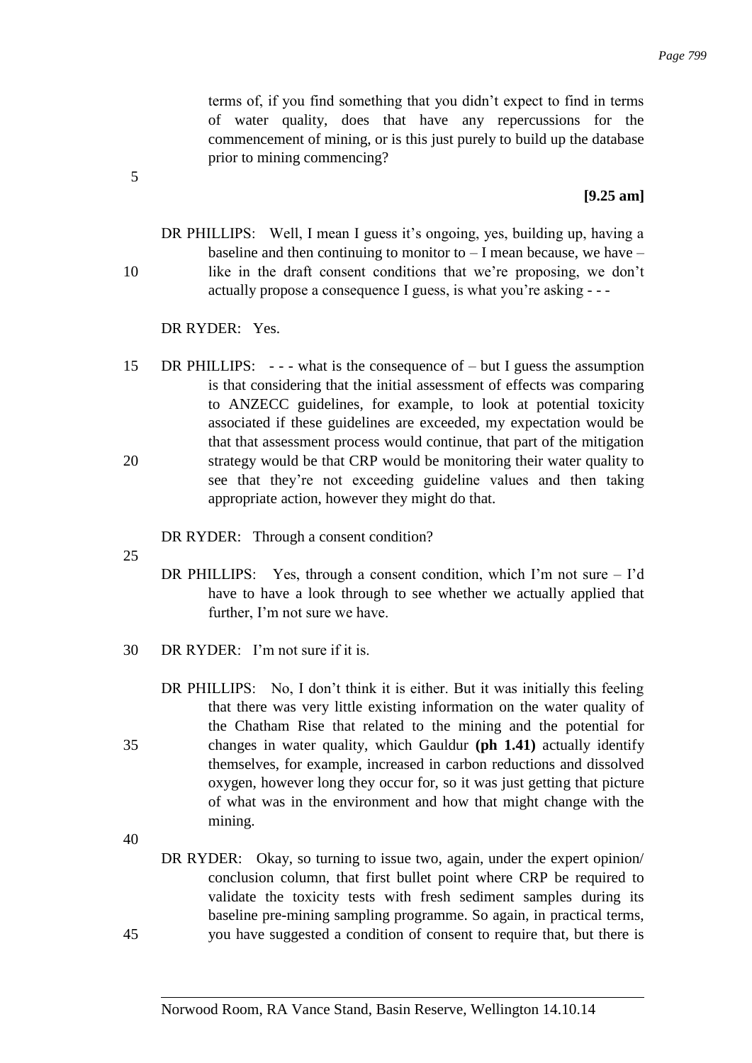terms of, if you find something that you didn't expect to find in terms of water quality, does that have any repercussions for the commencement of mining, or is this just purely to build up the database prior to mining commencing?

**[9.25 am]**

DR PHILLIPS: Well, I mean I guess it's ongoing, yes, building up, having a baseline and then continuing to monitor to – I mean because, we have – like in the draft consent conditions that we're proposing, we don't actually propose a consequence I guess, is what you're asking - - -

DR RYDER: Yes.

DR PHILLIPS: - - - what is the consequence of – but I guess the assumption is that considering that the initial assessment of effects was comparing to ANZECC guidelines, for example, to look at potential toxicity associated if these guidelines are exceeded, my expectation would be that that assessment process would continue, that part of the mitigation strategy would be that CRP would be monitoring their water quality to see that they're not exceeding guideline values and then taking appropriate action, however they might do that.

DR RYDER: Through a consent condition?

DR PHILLIPS: Yes, through a consent condition, which I'm not sure – I'd have to have a look through to see whether we actually applied that further, I'm not sure we have.

DR RYDER: I'm not sure if it is.

DR PHILLIPS: No, I don't think it is either. But it was initially this feeling that there was very little existing information on the water quality of the Chatham Rise that related to the mining and the potential for changes in water quality, which Gauldur **(ph 1.41)** actually identify themselves, for example, increased in carbon reductions and dissolved oxygen, however long they occur for, so it was just getting that picture of what was in the environment and how that might change with the mining.

DR RYDER: Okay, so turning to issue two, again, under the expert opinion/ conclusion column, that first bullet point where CRP be required to validate the toxicity tests with fresh sediment samples during its baseline pre-mining sampling programme. So again, in practical terms, you have suggested a condition of consent to require that, but there is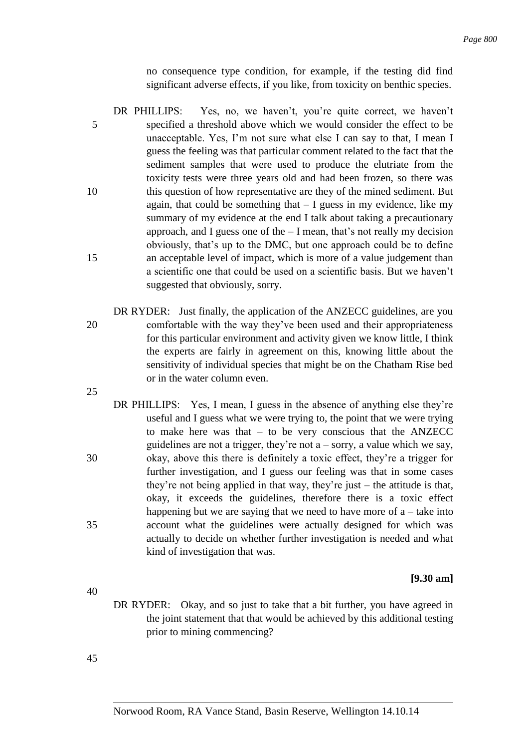no consequence type condition, for example, if the testing did find significant adverse effects, if you like, from toxicity on benthic species.

DR PHILLIPS: Yes, no, we haven't, you're quite correct, we haven't specified a threshold above which we would consider the effect to be unacceptable. Yes, I'm not sure what else I can say to that, I mean I guess the feeling was that particular comment related to the fact that the sediment samples that were used to produce the elutriate from the toxicity tests were three years old and had been frozen, so there was this question of how representative are they of the mined sediment. But again, that could be something that – I guess in my evidence, like my summary of my evidence at the end I talk about taking a precautionary approach, and I guess one of the – I mean, that's not really my decision obviously, that's up to the DMC, but one approach could be to define an acceptable level of impact, which is more of a value judgement than a scientific one that could be used on a scientific basis. But we haven't suggested that obviously, sorry.

DR RYDER: Just finally, the application of the ANZECC guidelines, are you comfortable with the way they've been used and their appropriateness for this particular environment and activity given we know little, I think the experts are fairly in agreement on this, knowing little about the sensitivity of individual species that might be on the Chatham Rise bed or in the water column even.

DR PHILLIPS: Yes, I mean, I guess in the absence of anything else they're useful and I guess what we were trying to, the point that we were trying to make here was that – to be very conscious that the ANZECC guidelines are not a trigger, they're not a – sorry, a value which we say, okay, above this there is definitely a toxic effect, they're a trigger for further investigation, and I guess our feeling was that in some cases they're not being applied in that way, they're just – the attitude is that, okay, it exceeds the guidelines, therefore there is a toxic effect happening but we are saying that we need to have more of a – take into account what the guidelines were actually designed for which was actually to decide on whether further investigation is needed and what kind of investigation that was.

**[9.30 am]**

DR RYDER: Okay, and so just to take that a bit further, you have agreed in the joint statement that that would be achieved by this additional testing prior to mining commencing?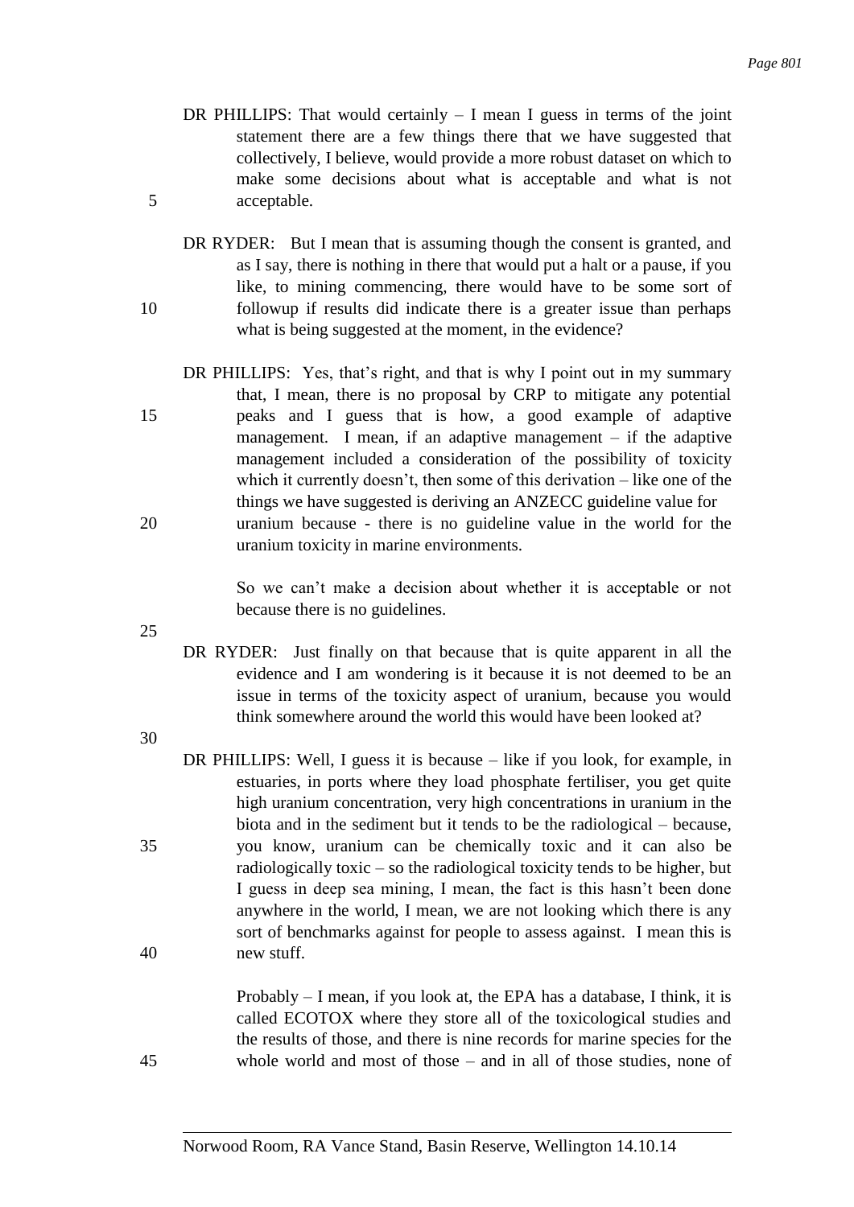DR PHILLIPS: That would certainly – I mean I guess in terms of the joint statement there are a few things there that we have suggested that collectively, I believe, would provide a more robust dataset on which to make some decisions about what is acceptable and what is not acceptable.

DR RYDER: But I mean that is assuming though the consent is granted, and as I say, there is nothing in there that would put a halt or a pause, if you like, to mining commencing, there would have to be some sort of followup if results did indicate there is a greater issue than perhaps what is being suggested at the moment, in the evidence?

DR PHILLIPS: Yes, that's right, and that is why I point out in my summary that, I mean, there is no proposal by CRP to mitigate any potential peaks and I guess that is how, a good example of adaptive management. I mean, if an adaptive management – if the adaptive management included a consideration of the possibility of toxicity which it currently doesn't, then some of this derivation – like one of the things we have suggested is deriving an ANZECC guideline value for uranium because - there is no guideline value in the world for the uranium toxicity in marine environments.

So we can't make a decision about whether it is acceptable or not because there is no guidelines.

DR RYDER: Just finally on that because that is quite apparent in all the evidence and I am wondering is it because it is not deemed to be an issue in terms of the toxicity aspect of uranium, because you would think somewhere around the world this would have been looked at?

DR PHILLIPS: Well, I guess it is because – like if you look, for example, in estuaries, in ports where they load phosphate fertiliser, you get quite high uranium concentration, very high concentrations in uranium in the biota and in the sediment but it tends to be the radiological – because, you know, uranium can be chemically toxic and it can also be radiologically toxic – so the radiological toxicity tends to be higher, but I guess in deep sea mining, I mean, the fact is this hasn't been done anywhere in the world, I mean, we are not looking which there is any sort of benchmarks against for people to assess against. I mean this is new stuff.

Probably – I mean, if you look at, the EPA has a database, I think, it is called ECOTOX where they store all of the toxicological studies and the results of those, and there is nine records for marine species for the whole world and most of those – and in all of those studies, none of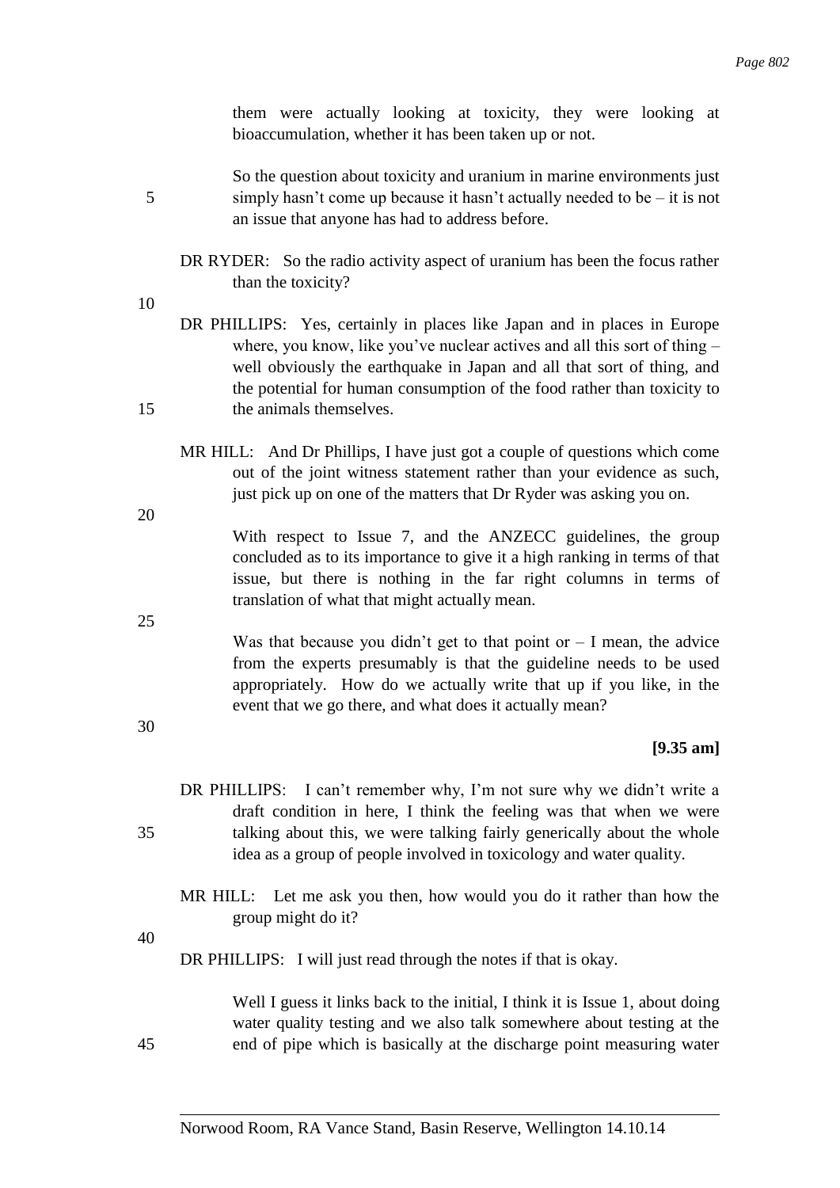them were actually looking at toxicity, they were looking at bioaccumulation, whether it has been taken up or not.

So the question about toxicity and uranium in marine environments just simply hasn't come up because it hasn't actually needed to be – it is not an issue that anyone has had to address before.

DR RYDER: So the radio activity aspect of uranium has been the focus rather than the toxicity?

DR PHILLIPS: Yes, certainly in places like Japan and in places in Europe where, you know, like you've nuclear actives and all this sort of thing – well obviously the earthquake in Japan and all that sort of thing, and the potential for human consumption of the food rather than toxicity to the animals themselves.

MR HILL: And Dr Phillips, I have just got a couple of questions which come out of the joint witness statement rather than your evidence as such, just pick up on one of the matters that Dr Ryder was asking you on.

With respect to Issue 7, and the ANZECC guidelines, the group concluded as to its importance to give it a high ranking in terms of that issue, but there is nothing in the far right columns in terms of translation of what that might actually mean.

Was that because you didn't get to that point or – I mean, the advice from the experts presumably is that the guideline needs to be used appropriately. How do we actually write that up if you like, in the event that we go there, and what does it actually mean?

**[9.35 am]**

DR PHILLIPS: I can't remember why, I'm not sure why we didn't write a draft condition in here, I think the feeling was that when we were talking about this, we were talking fairly generically about the whole idea as a group of people involved in toxicology and water quality.

MR HILL: Let me ask you then, how would you do it rather than how the group might do it?

DR PHILLIPS: I will just read through the notes if that is okay.

Well I guess it links back to the initial, I think it is Issue 1, about doing water quality testing and we also talk somewhere about testing at the end of pipe which is basically at the discharge point measuring water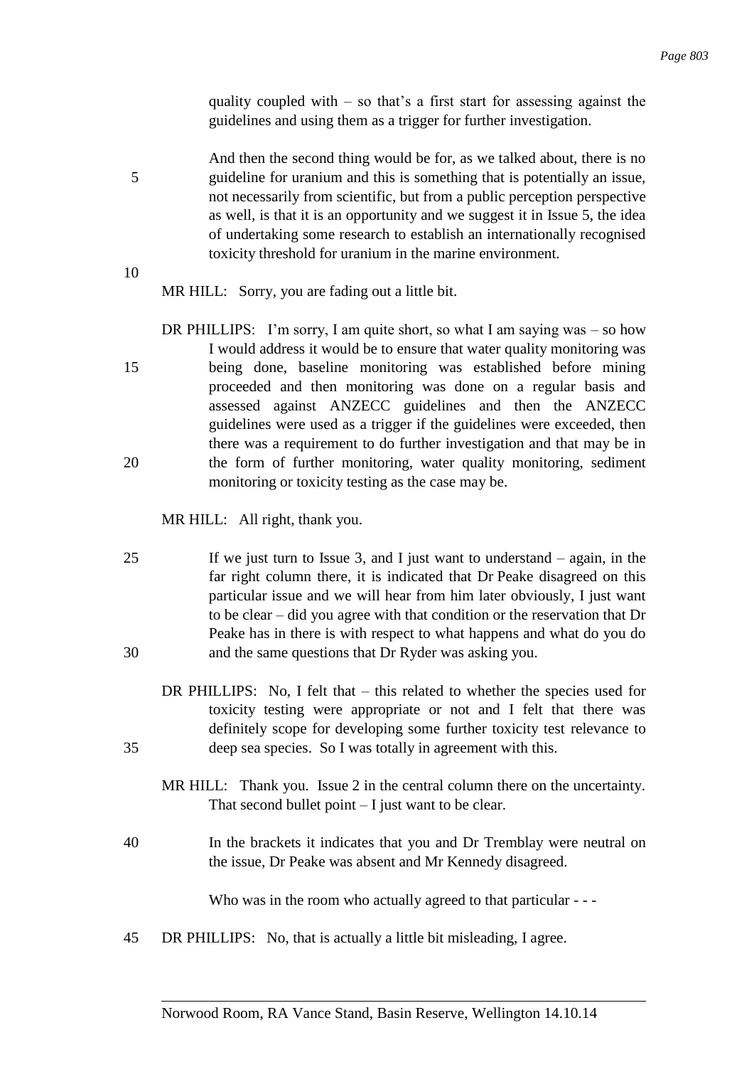quality coupled with – so that's a first start for assessing against the guidelines and using them as a trigger for further investigation.

And then the second thing would be for, as we talked about, there is no guideline for uranium and this is something that is potentially an issue, not necessarily from scientific, but from a public perception perspective as well, is that it is an opportunity and we suggest it in Issue 5, the idea of undertaking some research to establish an internationally recognised toxicity threshold for uranium in the marine environment.

MR HILL: Sorry, you are fading out a little bit.

DR PHILLIPS: I'm sorry, I am quite short, so what I am saying was – so how I would address it would be to ensure that water quality monitoring was being done, baseline monitoring was established before mining proceeded and then monitoring was done on a regular basis and assessed against ANZECC guidelines and then the ANZECC guidelines were used as a trigger if the guidelines were exceeded, then there was a requirement to do further investigation and that may be in the form of further monitoring, water quality monitoring, sediment monitoring or toxicity testing as the case may be.

MR HILL: All right, thank you.

If we just turn to Issue 3, and I just want to understand – again, in the far right column there, it is indicated that Dr Peake disagreed on this particular issue and we will hear from him later obviously, I just want to be clear – did you agree with that condition or the reservation that Dr Peake has in there is with respect to what happens and what do you do and the same questions that Dr Ryder was asking you.

DR PHILLIPS: No, I felt that – this related to whether the species used for toxicity testing were appropriate or not and I felt that there was definitely scope for developing some further toxicity test relevance to deep sea species. So I was totally in agreement with this.

MR HILL: Thank you. Issue 2 in the central column there on the uncertainty. That second bullet point – I just want to be clear.

In the brackets it indicates that you and Dr Tremblay were neutral on the issue, Dr Peake was absent and Mr Kennedy disagreed.

Who was in the room who actually agreed to that particular - - -

DR PHILLIPS: No, that is actually a little bit misleading, I agree.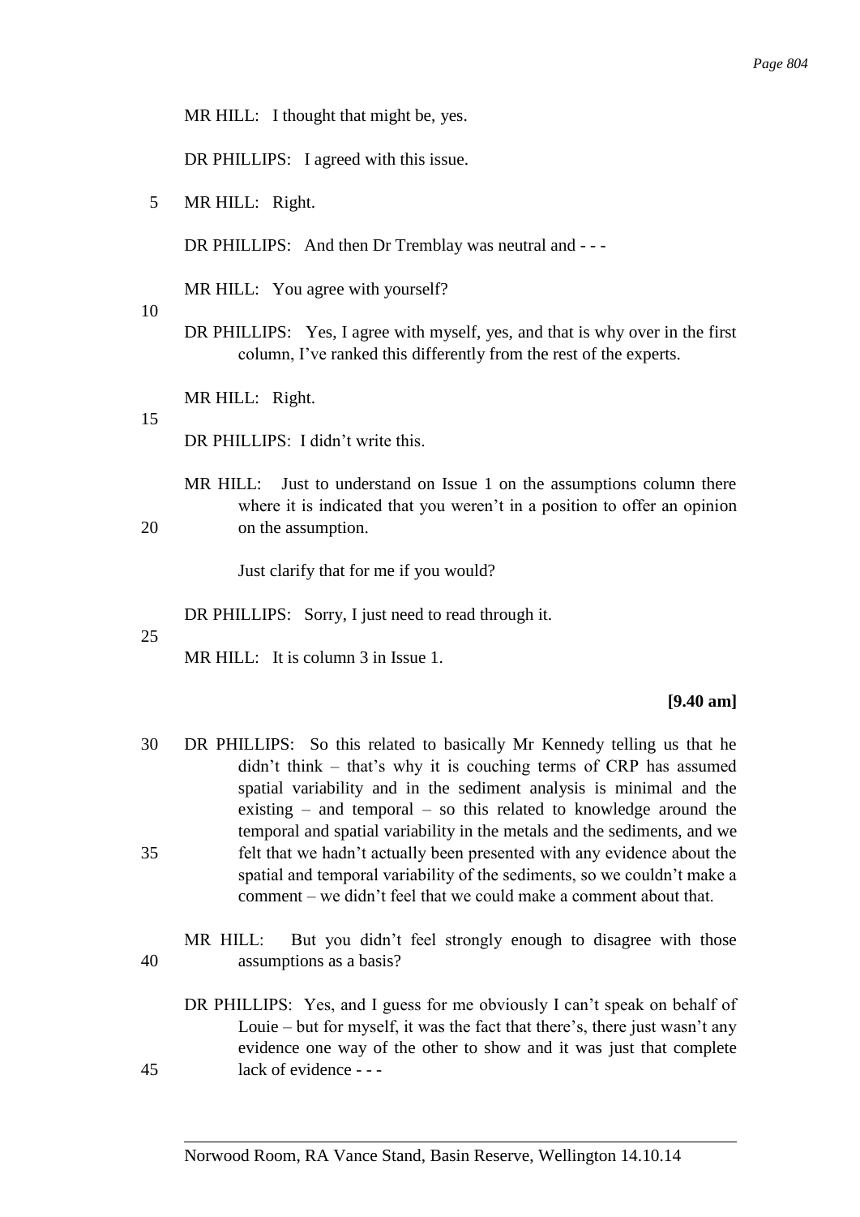MR HILL: I thought that might be, yes.

DR PHILLIPS: I agreed with this issue.

MR HILL: Right.

DR PHILLIPS: And then Dr Tremblay was neutral and - - -

MR HILL: You agree with yourself?

DR PHILLIPS: Yes, I agree with myself, yes, and that is why over in the first column, I've ranked this differently from the rest of the experts.

MR HILL: Right.

DR PHILLIPS: I didn't write this.

MR HILL: Just to understand on Issue 1 on the assumptions column there where it is indicated that you weren't in a position to offer an opinion on the assumption.

Just clarify that for me if you would?

DR PHILLIPS: Sorry, I just need to read through it.

MR HILL: It is column 3 in Issue 1.

**[9.40 am]**

DR PHILLIPS: So this related to basically Mr Kennedy telling us that he didn't think – that's why it is couching terms of CRP has assumed spatial variability and in the sediment analysis is minimal and the existing – and temporal – so this related to knowledge around the temporal and spatial variability in the metals and the sediments, and we felt that we hadn't actually been presented with any evidence about the spatial and temporal variability of the sediments, so we couldn't make a comment – we didn't feel that we could make a comment about that.

MR HILL: But you didn't feel strongly enough to disagree with those assumptions as a basis?

DR PHILLIPS: Yes, and I guess for me obviously I can't speak on behalf of Louie – but for myself, it was the fact that there's, there just wasn't any evidence one way of the other to show and it was just that complete lack of evidence - - -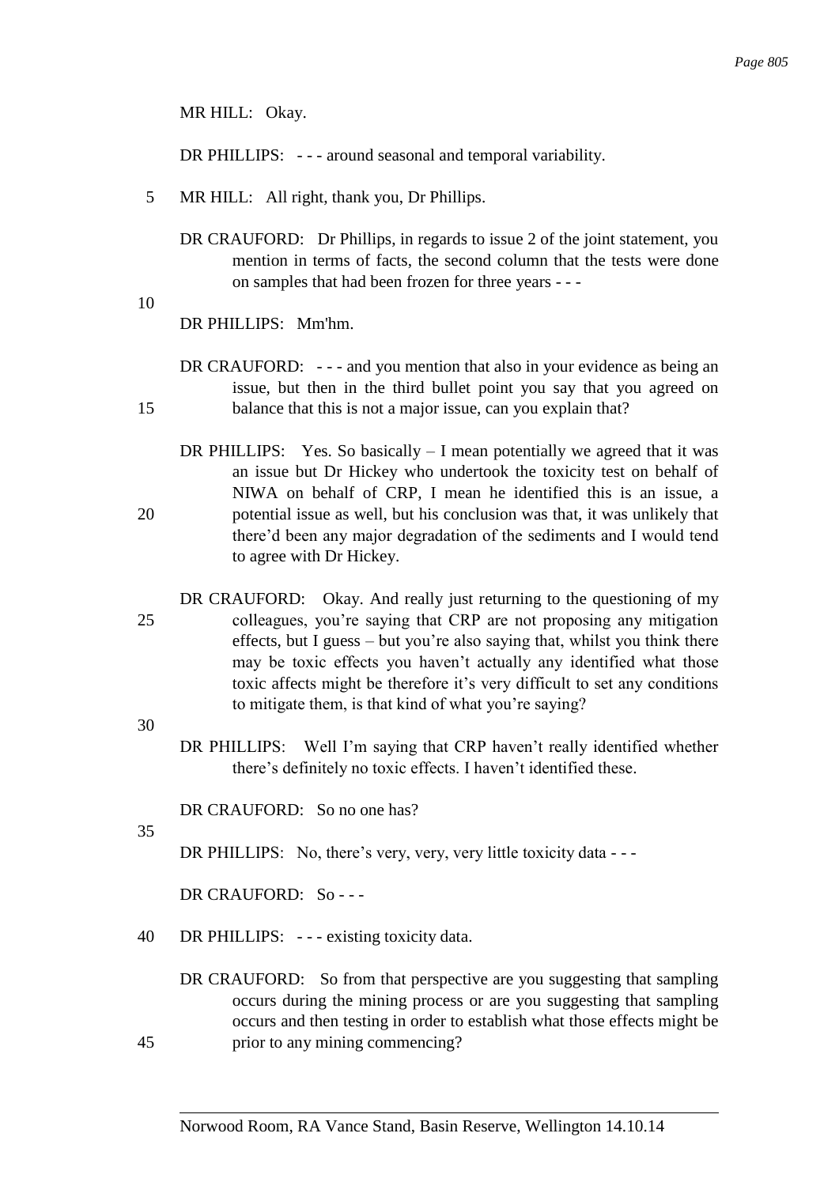MR HILL: Okay.

DR PHILLIPS: - - - around seasonal and temporal variability.

MR HILL: All right, thank you, Dr Phillips.

DR CRAUFORD: Dr Phillips, in regards to issue 2 of the joint statement, you mention in terms of facts, the second column that the tests were done on samples that had been frozen for three years - - -

DR PHILLIPS: Mm'hm.

DR CRAUFORD: - - - and you mention that also in your evidence as being an issue, but then in the third bullet point you say that you agreed on balance that this is not a major issue, can you explain that?

DR PHILLIPS: Yes. So basically – I mean potentially we agreed that it was an issue but Dr Hickey who undertook the toxicity test on behalf of NIWA on behalf of CRP, I mean he identified this is an issue, a potential issue as well, but his conclusion was that, it was unlikely that there'd been any major degradation of the sediments and I would tend to agree with Dr Hickey.

DR CRAUFORD: Okay. And really just returning to the questioning of my colleagues, you're saying that CRP are not proposing any mitigation effects, but I guess – but you're also saying that, whilst you think there may be toxic effects you haven't actually any identified what those toxic affects might be therefore it's very difficult to set any conditions to mitigate them, is that kind of what you're saying?

DR PHILLIPS: Well I'm saying that CRP haven't really identified whether there's definitely no toxic effects. I haven't identified these.

DR CRAUFORD: So no one has?

DR PHILLIPS: No, there's very, very, very little toxicity data - - -

DR CRAUFORD: So - - -

DR PHILLIPS: - - - existing toxicity data.

DR CRAUFORD: So from that perspective are you suggesting that sampling occurs during the mining process or are you suggesting that sampling occurs and then testing in order to establish what those effects might be prior to any mining commencing?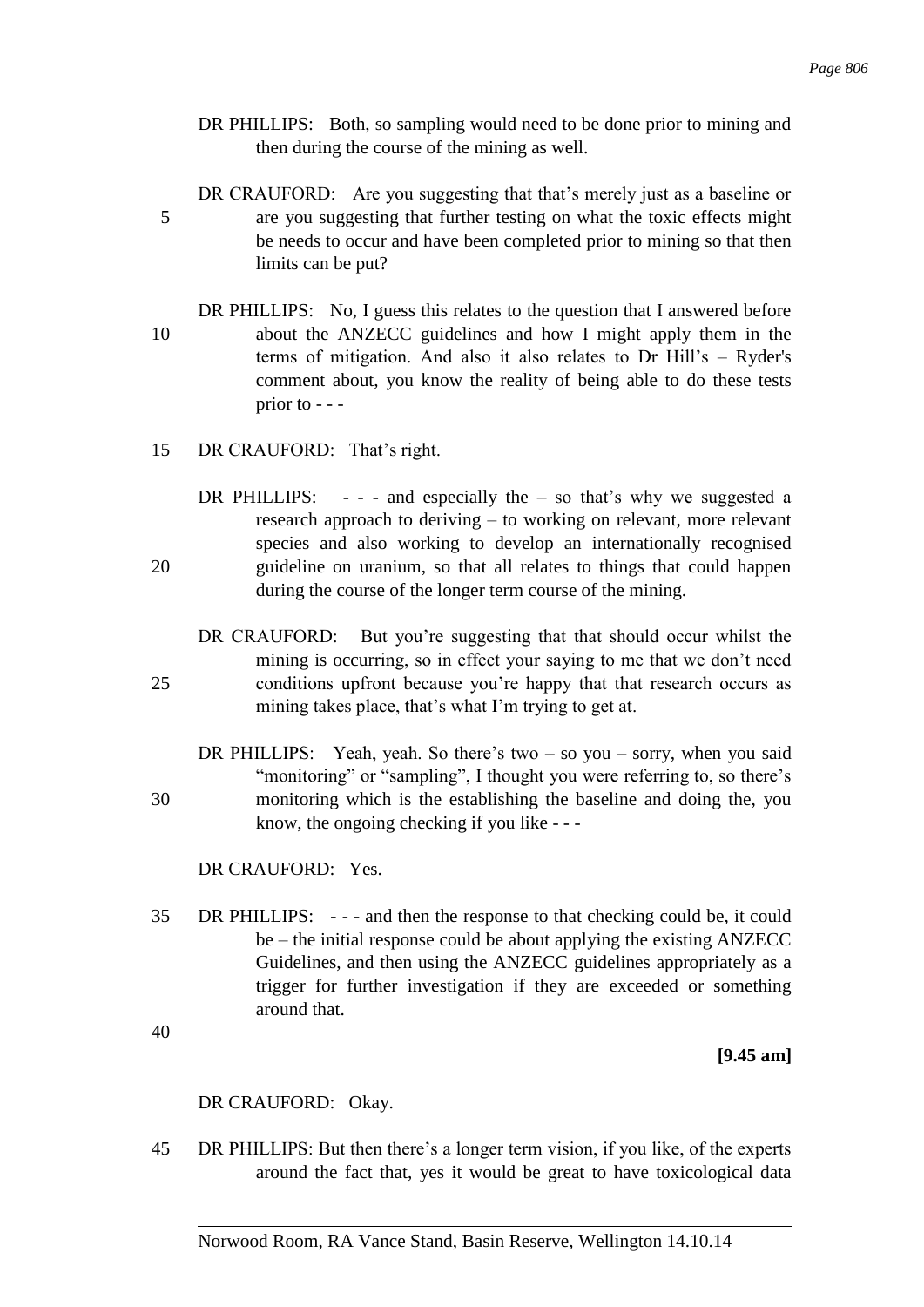DR PHILLIPS: Both, so sampling would need to be done prior to mining and then during the course of the mining as well.

DR CRAUFORD: Are you suggesting that that's merely just as a baseline or are you suggesting that further testing on what the toxic effects might be needs to occur and have been completed prior to mining so that then limits can be put?

DR PHILLIPS: No, I guess this relates to the question that I answered before about the ANZECC guidelines and how I might apply them in the terms of mitigation. And also it also relates to Dr Hill's – Ryder's comment about, you know the reality of being able to do these tests prior to - - -

DR CRAUFORD: That's right.

DR PHILLIPS: - - - and especially the – so that's why we suggested a research approach to deriving – to working on relevant, more relevant species and also working to develop an internationally recognised guideline on uranium, so that all relates to things that could happen during the course of the longer term course of the mining.

DR CRAUFORD: But you're suggesting that that should occur whilst the mining is occurring, so in effect your saying to me that we don't need conditions upfront because you're happy that that research occurs as mining takes place, that's what I'm trying to get at.

DR PHILLIPS: Yeah, yeah. So there's two – so you – sorry, when you said "monitoring" or "sampling", I thought you were referring to, so there's monitoring which is the establishing the baseline and doing the, you know, the ongoing checking if you like - - -

DR CRAUFORD: Yes.

DR PHILLIPS: - - - and then the response to that checking could be, it could be – the initial response could be about applying the existing ANZECC Guidelines, and then using the ANZECC guidelines appropriately as a trigger for further investigation if they are exceeded or something around that.

**[9.45 am]**

DR CRAUFORD: Okay.

DR PHILLIPS: But then there's a longer term vision, if you like, of the experts around the fact that, yes it would be great to have toxicological data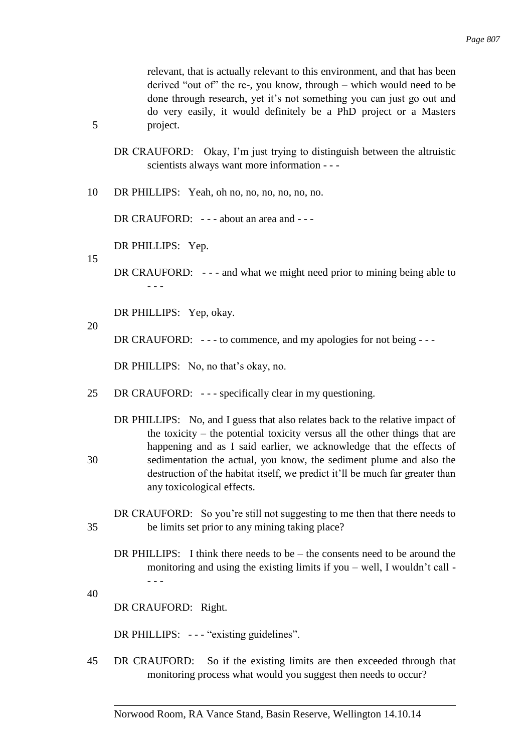relevant, that is actually relevant to this environment, and that has been derived "out of" the re-, you know, through – which would need to be done through research, yet it's not something you can just go out and do very easily, it would definitely be a PhD project or a Masters project.

DR CRAUFORD: Okay, I'm just trying to distinguish between the altruistic scientists always want more information - - -

DR PHILLIPS: Yeah, oh no, no, no, no, no, no.

DR CRAUFORD: - - - about an area and - - -

DR PHILLIPS: Yep.

DR CRAUFORD: - - - and what we might need prior to mining being able to - - -

DR PHILLIPS: Yep, okay.

DR CRAUFORD: - - - to commence, and my apologies for not being - - -

DR PHILLIPS: No, no that's okay, no.

DR CRAUFORD: - - - specifically clear in my questioning.

DR PHILLIPS: No, and I guess that also relates back to the relative impact of the toxicity – the potential toxicity versus all the other things that are happening and as I said earlier, we acknowledge that the effects of sedimentation the actual, you know, the sediment plume and also the destruction of the habitat itself, we predict it'll be much far greater than any toxicological effects.

DR CRAUFORD: So you're still not suggesting to me then that there needs to be limits set prior to any mining taking place?

DR PHILLIPS: I think there needs to be – the consents need to be around the monitoring and using the existing limits if you – well, I wouldn't call - - - -

DR CRAUFORD: Right.

DR PHILLIPS: - - - "existing guidelines".

DR CRAUFORD: So if the existing limits are then exceeded through that monitoring process what would you suggest then needs to occur?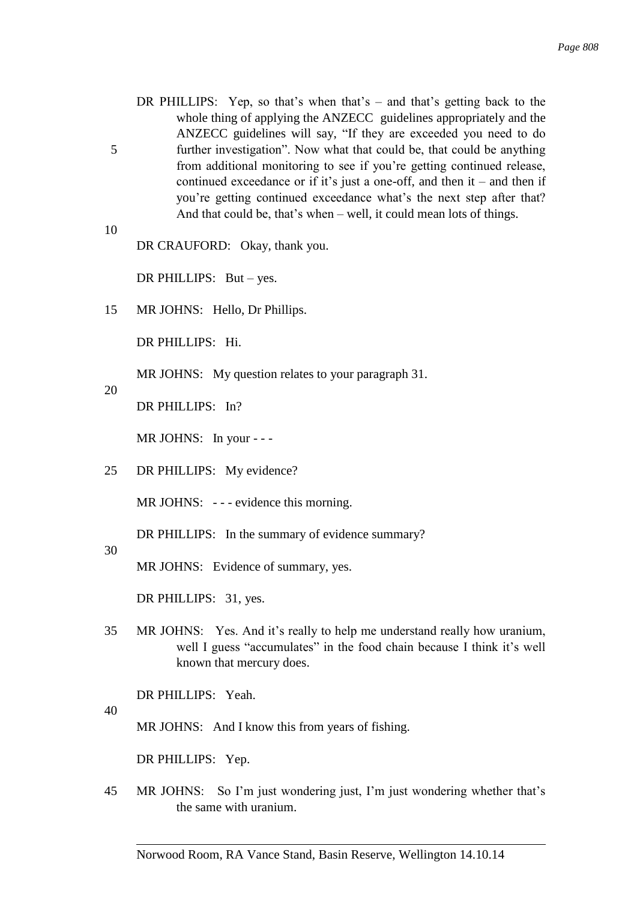DR PHILLIPS: Yep, so that's when that's – and that's getting back to the whole thing of applying the ANZECC guidelines appropriately and the ANZECC guidelines will say, "If they are exceeded you need to do further investigation". Now what that could be, that could be anything from additional monitoring to see if you're getting continued release, continued exceedance or if it's just a one-off, and then it – and then if you're getting continued exceedance what's the next step after that? And that could be, that's when – well, it could mean lots of things.

DR CRAUFORD: Okay, thank you.

DR PHILLIPS: But – yes.

MR JOHNS: Hello, Dr Phillips.

DR PHILLIPS: Hi.

MR JOHNS: My question relates to your paragraph 31.

DR PHILLIPS: In?

MR JOHNS: In your - - -

DR PHILLIPS: My evidence?

MR JOHNS: - - - evidence this morning.

DR PHILLIPS: In the summary of evidence summary?

MR JOHNS: Evidence of summary, yes.

DR PHILLIPS: 31, yes.

MR JOHNS: Yes. And it's really to help me understand really how uranium, well I guess "accumulates" in the food chain because I think it's well known that mercury does.

DR PHILLIPS: Yeah.

MR JOHNS: And I know this from years of fishing.

DR PHILLIPS: Yep.

MR JOHNS: So I'm just wondering just, I'm just wondering whether that's the same with uranium.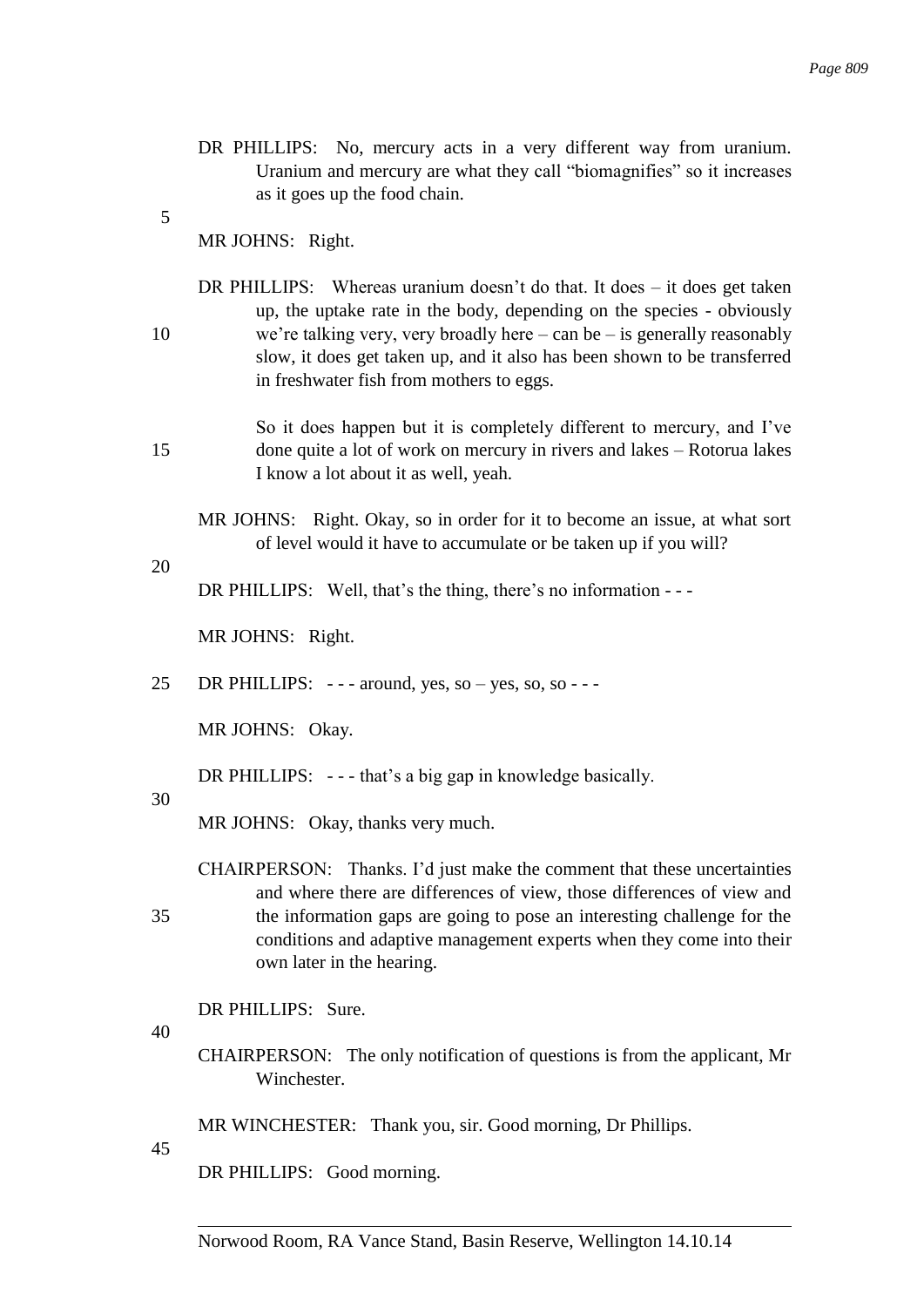DR PHILLIPS: No, mercury acts in a very different way from uranium. Uranium and mercury are what they call "biomagnifies" so it increases as it goes up the food chain.

MR JOHNS: Right.

DR PHILLIPS: Whereas uranium doesn't do that. It does – it does get taken up, the uptake rate in the body, depending on the species - obviously we're talking very, very broadly here – can be – is generally reasonably slow, it does get taken up, and it also has been shown to be transferred in freshwater fish from mothers to eggs.

So it does happen but it is completely different to mercury, and I've done quite a lot of work on mercury in rivers and lakes – Rotorua lakes I know a lot about it as well, yeah.

MR JOHNS: Right. Okay, so in order for it to become an issue, at what sort of level would it have to accumulate or be taken up if you will?

DR PHILLIPS: Well, that's the thing, there's no information - - -

MR JOHNS: Right.

DR PHILLIPS: - - - around, yes, so – yes, so, so - - -

MR JOHNS: Okay.

DR PHILLIPS: - - - that's a big gap in knowledge basically.

MR JOHNS: Okay, thanks very much.

CHAIRPERSON: Thanks. I'd just make the comment that these uncertainties and where there are differences of view, those differences of view and the information gaps are going to pose an interesting challenge for the conditions and adaptive management experts when they come into their own later in the hearing.

DR PHILLIPS: Sure.

CHAIRPERSON: The only notification of questions is from the applicant, Mr Winchester.

MR WINCHESTER: Thank you, sir. Good morning, Dr Phillips.

DR PHILLIPS: Good morning.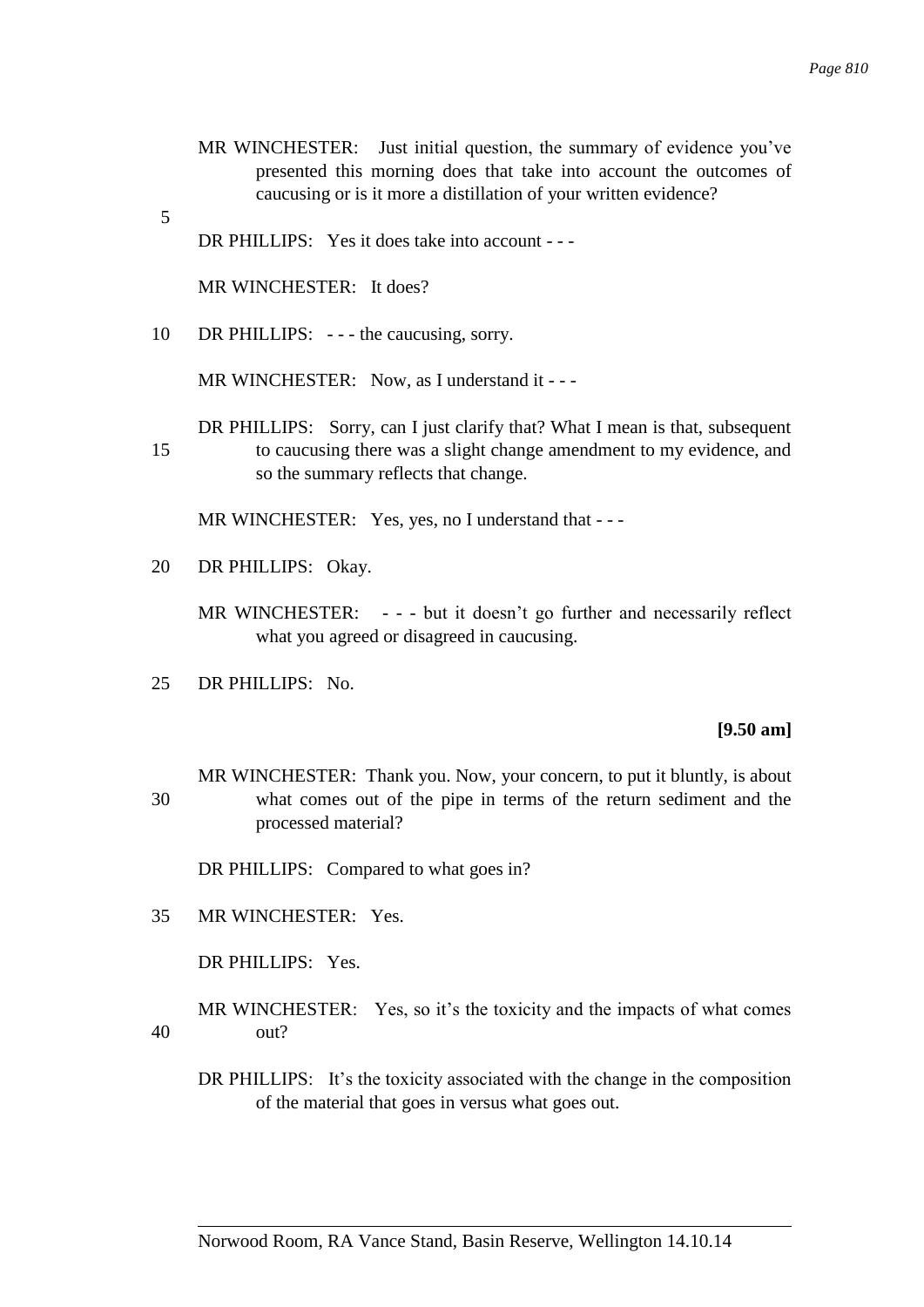MR WINCHESTER: Just initial question, the summary of evidence you've presented this morning does that take into account the outcomes of caucusing or is it more a distillation of your written evidence?

DR PHILLIPS: Yes it does take into account - - -

MR WINCHESTER: It does?

DR PHILLIPS: - - - the caucusing, sorry.

MR WINCHESTER: Now, as I understand it - - -

DR PHILLIPS: Sorry, can I just clarify that? What I mean is that, subsequent to caucusing there was a slight change amendment to my evidence, and so the summary reflects that change.

MR WINCHESTER: Yes, yes, no I understand that - - -

DR PHILLIPS: Okay.

MR WINCHESTER: - - - but it doesn't go further and necessarily reflect what you agreed or disagreed in caucusing.

DR PHILLIPS: No.

**[9.50 am]**

MR WINCHESTER: Thank you. Now, your concern, to put it bluntly, is about what comes out of the pipe in terms of the return sediment and the processed material?

DR PHILLIPS: Compared to what goes in?

MR WINCHESTER: Yes.

DR PHILLIPS: Yes.

MR WINCHESTER: Yes, so it's the toxicity and the impacts of what comes out?

DR PHILLIPS: It's the toxicity associated with the change in the composition of the material that goes in versus what goes out.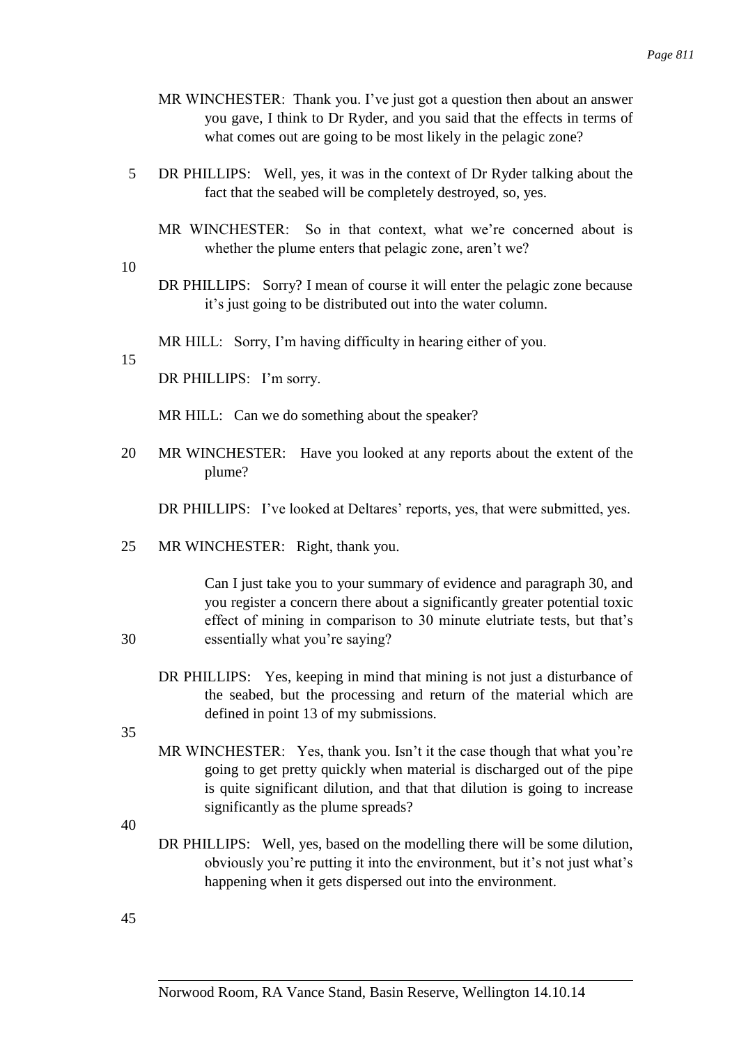MR WINCHESTER: Thank you. I've just got a question then about an answer you gave, I think to Dr Ryder, and you said that the effects in terms of what comes out are going to be most likely in the pelagic zone?

DR PHILLIPS: Well, yes, it was in the context of Dr Ryder talking about the fact that the seabed will be completely destroyed, so, yes.

MR WINCHESTER: So in that context, what we're concerned about is whether the plume enters that pelagic zone, aren't we?

DR PHILLIPS: Sorry? I mean of course it will enter the pelagic zone because it's just going to be distributed out into the water column.

MR HILL: Sorry, I'm having difficulty in hearing either of you.

DR PHILLIPS: I'm sorry.

MR HILL: Can we do something about the speaker?

MR WINCHESTER: Have you looked at any reports about the extent of the plume?

DR PHILLIPS: I've looked at Deltares' reports, yes, that were submitted, yes.

MR WINCHESTER: Right, thank you.

Can I just take you to your summary of evidence and paragraph 30, and you register a concern there about a significantly greater potential toxic effect of mining in comparison to 30 minute elutriate tests, but that's essentially what you're saying?

DR PHILLIPS: Yes, keeping in mind that mining is not just a disturbance of the seabed, but the processing and return of the material which are defined in point 13 of my submissions.

MR WINCHESTER: Yes, thank you. Isn't it the case though that what you're going to get pretty quickly when material is discharged out of the pipe is quite significant dilution, and that that dilution is going to increase significantly as the plume spreads?

DR PHILLIPS: Well, yes, based on the modelling there will be some dilution, obviously you're putting it into the environment, but it's not just what's happening when it gets dispersed out into the environment.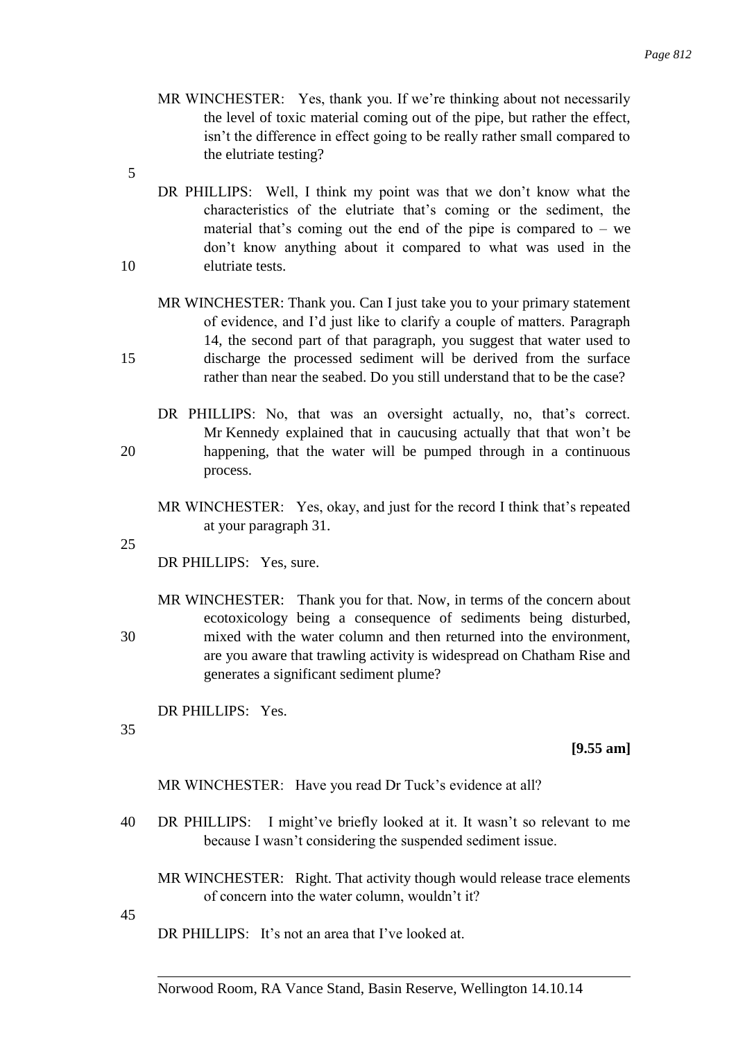MR WINCHESTER: Yes, thank you. If we're thinking about not necessarily the level of toxic material coming out of the pipe, but rather the effect, isn't the difference in effect going to be really rather small compared to the elutriate testing?

DR PHILLIPS: Well, I think my point was that we don't know what the characteristics of the elutriate that's coming or the sediment, the material that's coming out the end of the pipe is compared to – we don't know anything about it compared to what was used in the elutriate tests.

MR WINCHESTER: Thank you. Can I just take you to your primary statement of evidence, and I'd just like to clarify a couple of matters. Paragraph 14, the second part of that paragraph, you suggest that water used to discharge the processed sediment will be derived from the surface rather than near the seabed. Do you still understand that to be the case?

DR PHILLIPS: No, that was an oversight actually, no, that's correct. Mr Kennedy explained that in caucusing actually that that won't be happening, that the water will be pumped through in a continuous process.

MR WINCHESTER: Yes, okay, and just for the record I think that's repeated at your paragraph 31.

DR PHILLIPS: Yes, sure.

MR WINCHESTER: Thank you for that. Now, in terms of the concern about ecotoxicology being a consequence of sediments being disturbed, mixed with the water column and then returned into the environment, are you aware that trawling activity is widespread on Chatham Rise and generates a significant sediment plume?

DR PHILLIPS: Yes.

**[9.55 am]**

MR WINCHESTER: Have you read Dr Tuck's evidence at all?

DR PHILLIPS: I might've briefly looked at it. It wasn't so relevant to me because I wasn't considering the suspended sediment issue.

MR WINCHESTER: Right. That activity though would release trace elements of concern into the water column, wouldn't it?

DR PHILLIPS: It's not an area that I've looked at.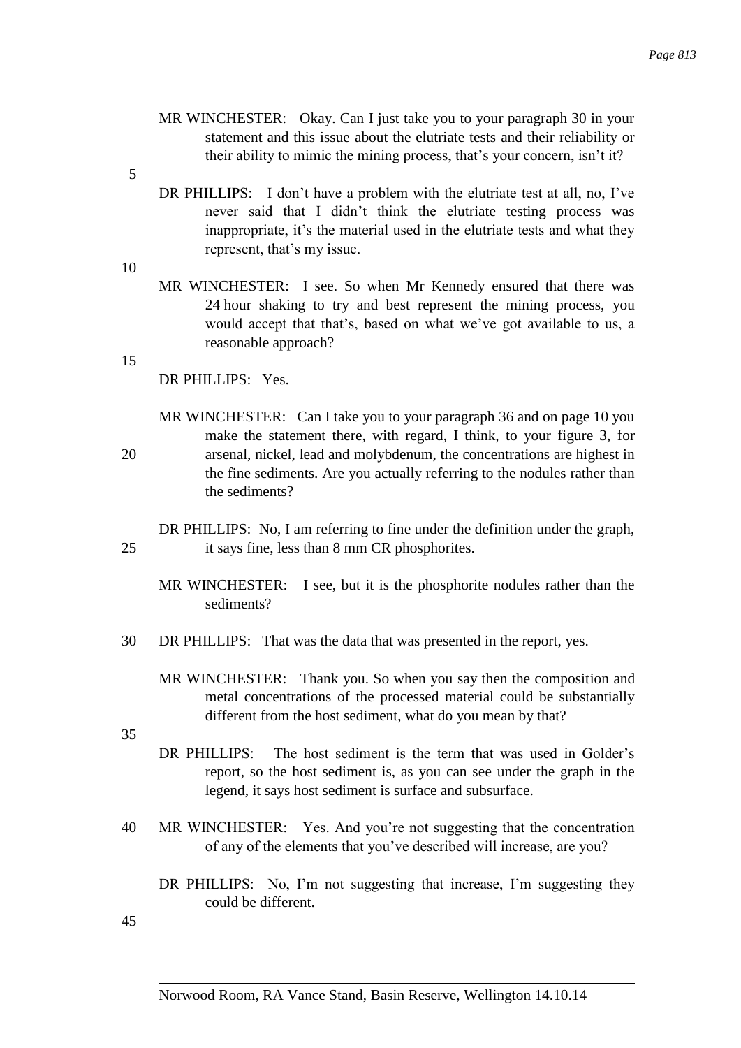MR WINCHESTER: Okay. Can I just take you to your paragraph 30 in your statement and this issue about the elutriate tests and their reliability or their ability to mimic the mining process, that's your concern, isn't it?

DR PHILLIPS: I don't have a problem with the elutriate test at all, no, I've never said that I didn't think the elutriate testing process was inappropriate, it's the material used in the elutriate tests and what they represent, that's my issue.

MR WINCHESTER: I see. So when Mr Kennedy ensured that there was 24 hour shaking to try and best represent the mining process, you would accept that that's, based on what we've got available to us, a reasonable approach?

DR PHILLIPS: Yes.

MR WINCHESTER: Can I take you to your paragraph 36 and on page 10 you make the statement there, with regard, I think, to your figure 3, for arsenal, nickel, lead and molybdenum, the concentrations are highest in the fine sediments. Are you actually referring to the nodules rather than the sediments?

DR PHILLIPS: No, I am referring to fine under the definition under the graph, it says fine, less than 8 mm CR phosphorites.

MR WINCHESTER: I see, but it is the phosphorite nodules rather than the sediments?

DR PHILLIPS: That was the data that was presented in the report, yes.

MR WINCHESTER: Thank you. So when you say then the composition and metal concentrations of the processed material could be substantially different from the host sediment, what do you mean by that?

DR PHILLIPS: The host sediment is the term that was used in Golder's report, so the host sediment is, as you can see under the graph in the legend, it says host sediment is surface and subsurface.

MR WINCHESTER: Yes. And you're not suggesting that the concentration of any of the elements that you've described will increase, are you?

DR PHILLIPS: No, I'm not suggesting that increase, I'm suggesting they could be different.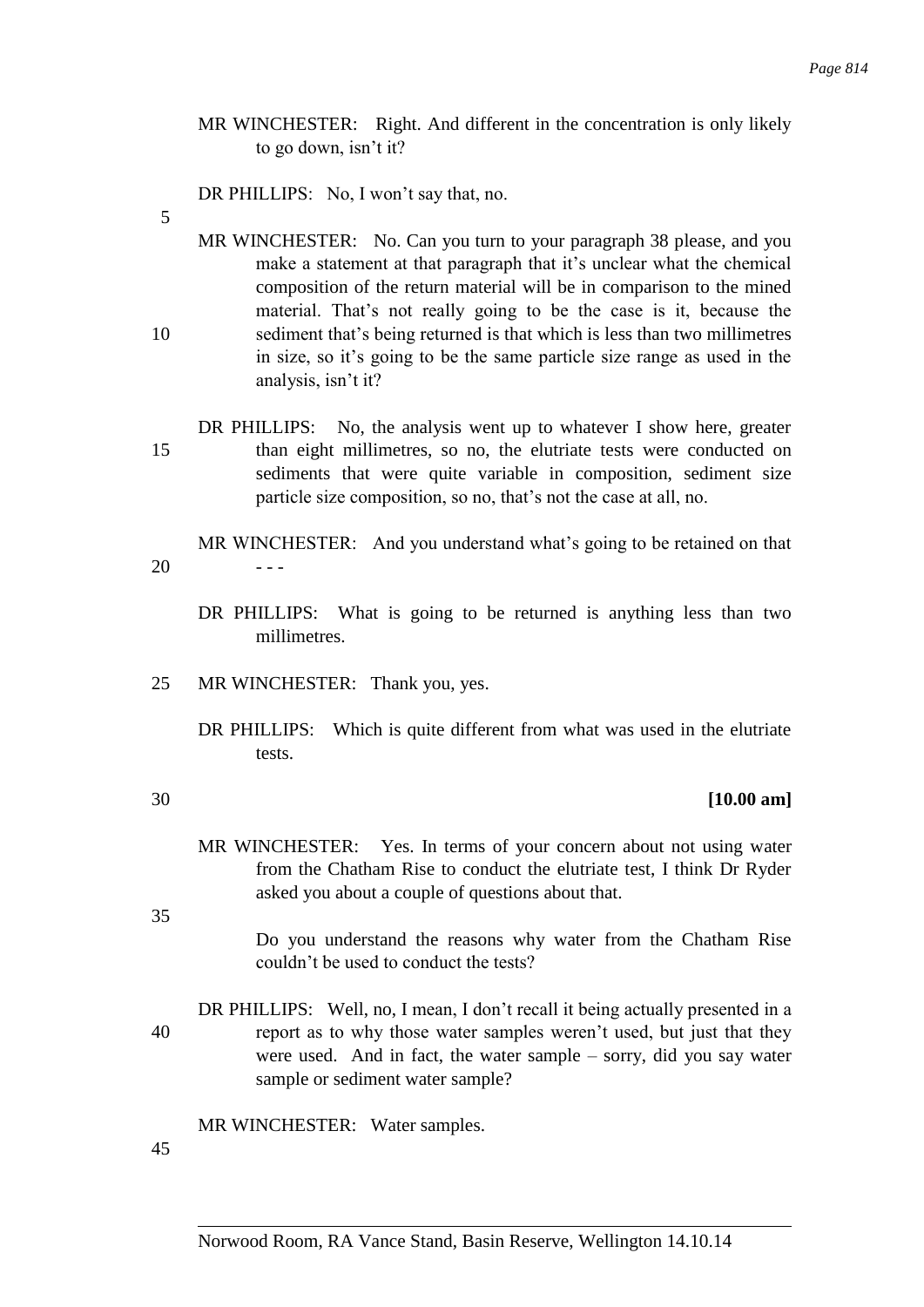MR WINCHESTER: Right. And different in the concentration is only likely to go down, isn't it?

DR PHILLIPS: No, I won't say that, no.

MR WINCHESTER: No. Can you turn to your paragraph 38 please, and you make a statement at that paragraph that it's unclear what the chemical composition of the return material will be in comparison to the mined material. That's not really going to be the case is it, because the sediment that's being returned is that which is less than two millimetres in size, so it's going to be the same particle size range as used in the analysis, isn't it?

DR PHILLIPS: No, the analysis went up to whatever I show here, greater than eight millimetres, so no, the elutriate tests were conducted on sediments that were quite variable in composition, sediment size particle size composition, so no, that's not the case at all, no.

MR WINCHESTER: And you understand what's going to be retained on that - - -

DR PHILLIPS: What is going to be returned is anything less than two millimetres.

MR WINCHESTER: Thank you, yes.

DR PHILLIPS: Which is quite different from what was used in the elutriate tests.

**[10.00 am]**

MR WINCHESTER: Yes. In terms of your concern about not using water from the Chatham Rise to conduct the elutriate test, I think Dr Ryder asked you about a couple of questions about that.

Do you understand the reasons why water from the Chatham Rise couldn't be used to conduct the tests?

DR PHILLIPS: Well, no, I mean, I don't recall it being actually presented in a report as to why those water samples weren't used, but just that they were used. And in fact, the water sample – sorry, did you say water sample or sediment water sample?

MR WINCHESTER: Water samples.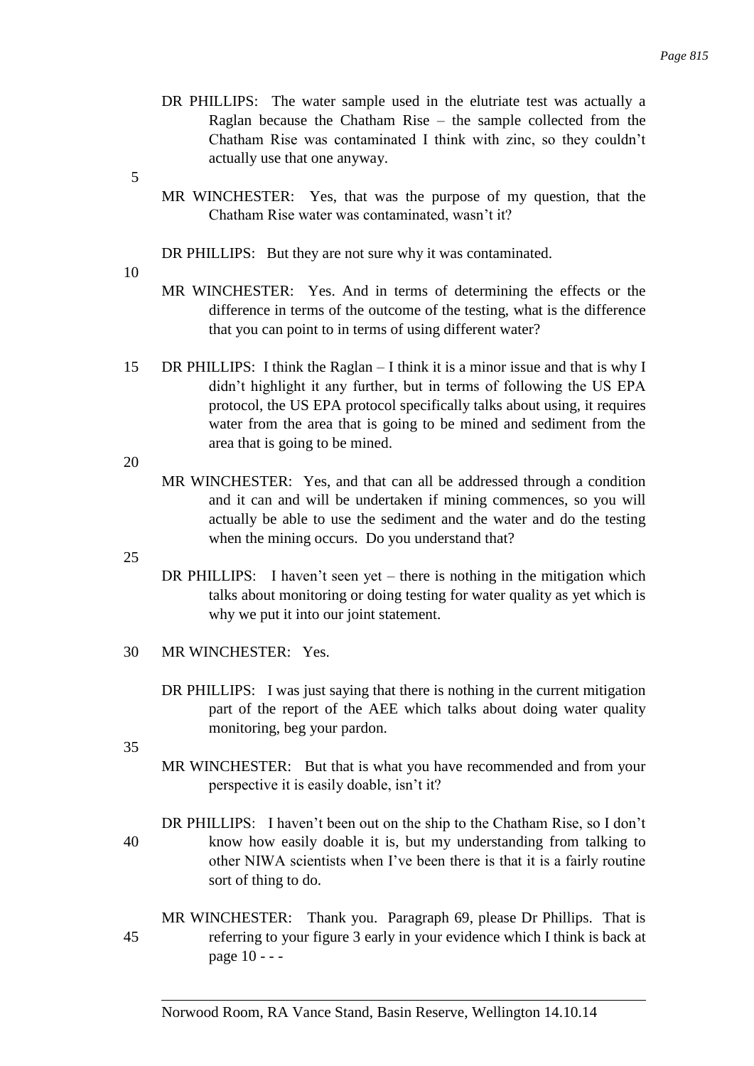DR PHILLIPS: The water sample used in the elutriate test was actually a Raglan because the Chatham Rise – the sample collected from the Chatham Rise was contaminated I think with zinc, so they couldn't actually use that one anyway.

MR WINCHESTER: Yes, that was the purpose of my question, that the Chatham Rise water was contaminated, wasn't it?

DR PHILLIPS: But they are not sure why it was contaminated.

MR WINCHESTER: Yes. And in terms of determining the effects or the difference in terms of the outcome of the testing, what is the difference that you can point to in terms of using different water?

DR PHILLIPS: I think the Raglan – I think it is a minor issue and that is why I didn't highlight it any further, but in terms of following the US EPA protocol, the US EPA protocol specifically talks about using, it requires water from the area that is going to be mined and sediment from the area that is going to be mined.

MR WINCHESTER: Yes, and that can all be addressed through a condition and it can and will be undertaken if mining commences, so you will actually be able to use the sediment and the water and do the testing when the mining occurs. Do you understand that?

DR PHILLIPS: I haven't seen yet – there is nothing in the mitigation which talks about monitoring or doing testing for water quality as yet which is why we put it into our joint statement.

MR WINCHESTER: Yes.

DR PHILLIPS: I was just saying that there is nothing in the current mitigation part of the report of the AEE which talks about doing water quality monitoring, beg your pardon.

MR WINCHESTER: But that is what you have recommended and from your perspective it is easily doable, isn't it?

DR PHILLIPS: I haven't been out on the ship to the Chatham Rise, so I don't know how easily doable it is, but my understanding from talking to other NIWA scientists when I've been there is that it is a fairly routine sort of thing to do.

MR WINCHESTER: Thank you. Paragraph 69, please Dr Phillips. That is referring to your figure 3 early in your evidence which I think is back at page 10 - - -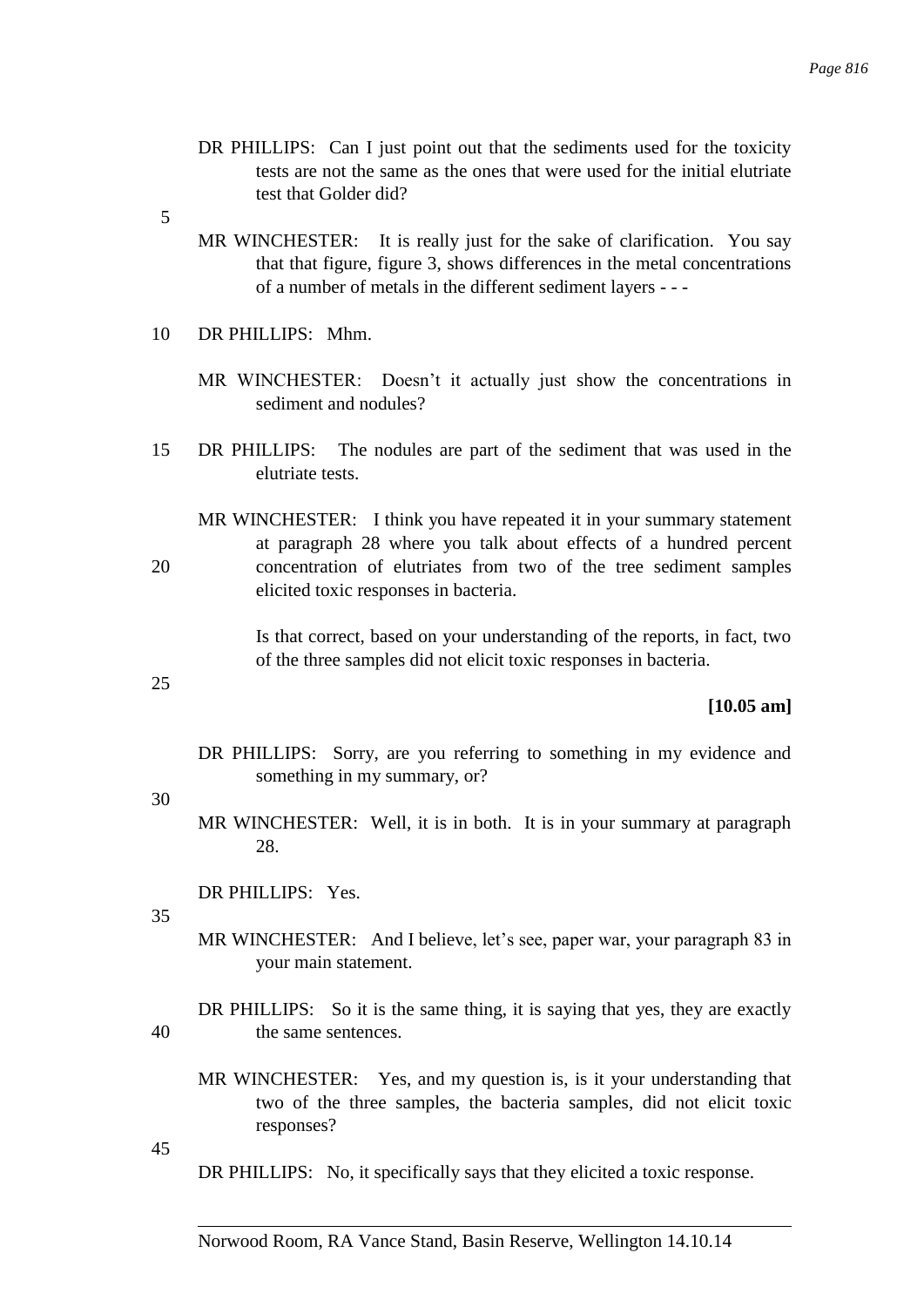DR PHILLIPS: Can I just point out that the sediments used for the toxicity tests are not the same as the ones that were used for the initial elutriate test that Golder did?

MR WINCHESTER: It is really just for the sake of clarification. You say that that figure, figure 3, shows differences in the metal concentrations of a number of metals in the different sediment layers - - -

DR PHILLIPS: Mhm.

MR WINCHESTER: Doesn't it actually just show the concentrations in sediment and nodules?

DR PHILLIPS: The nodules are part of the sediment that was used in the elutriate tests.

MR WINCHESTER: I think you have repeated it in your summary statement at paragraph 28 where you talk about effects of a hundred percent concentration of elutriates from two of the tree sediment samples elicited toxic responses in bacteria.

Is that correct, based on your understanding of the reports, in fact, two of the three samples did not elicit toxic responses in bacteria.

**[10.05 am]**

DR PHILLIPS: Sorry, are you referring to something in my evidence and something in my summary, or?

MR WINCHESTER: Well, it is in both. It is in your summary at paragraph 28.

DR PHILLIPS: Yes.

MR WINCHESTER: And I believe, let's see, paper war, your paragraph 83 in your main statement.

DR PHILLIPS: So it is the same thing, it is saying that yes, they are exactly the same sentences.

MR WINCHESTER: Yes, and my question is, is it your understanding that two of the three samples, the bacteria samples, did not elicit toxic responses?

DR PHILLIPS: No, it specifically says that they elicited a toxic response.

Norwood Room, RA Vance Stand, Basin Reserve, Wellington 14.10.14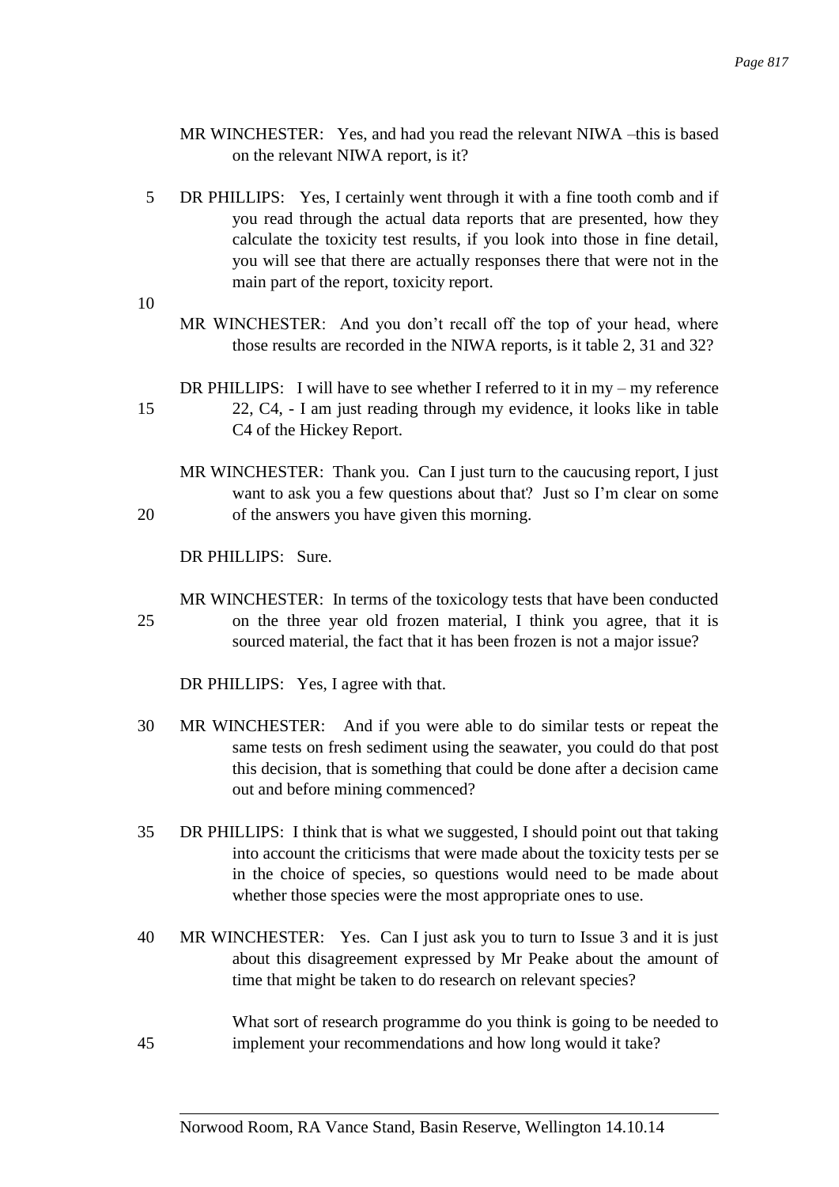MR WINCHESTER: Yes, and had you read the relevant NIWA –this is based on the relevant NIWA report, is it?

DR PHILLIPS: Yes, I certainly went through it with a fine tooth comb and if you read through the actual data reports that are presented, how they calculate the toxicity test results, if you look into those in fine detail, you will see that there are actually responses there that were not in the main part of the report, toxicity report.

MR WINCHESTER: And you don't recall off the top of your head, where those results are recorded in the NIWA reports, is it table 2, 31 and 32?

DR PHILLIPS: I will have to see whether I referred to it in my – my reference 22, C4, - I am just reading through my evidence, it looks like in table C4 of the Hickey Report.

MR WINCHESTER: Thank you. Can I just turn to the caucusing report, I just want to ask you a few questions about that? Just so I'm clear on some of the answers you have given this morning.

DR PHILLIPS: Sure.

MR WINCHESTER: In terms of the toxicology tests that have been conducted on the three year old frozen material, I think you agree, that it is sourced material, the fact that it has been frozen is not a major issue?

DR PHILLIPS: Yes, I agree with that.

MR WINCHESTER: And if you were able to do similar tests or repeat the same tests on fresh sediment using the seawater, you could do that post this decision, that is something that could be done after a decision came out and before mining commenced?

DR PHILLIPS: I think that is what we suggested, I should point out that taking into account the criticisms that were made about the toxicity tests per se in the choice of species, so questions would need to be made about whether those species were the most appropriate ones to use.

MR WINCHESTER: Yes. Can I just ask you to turn to Issue 3 and it is just about this disagreement expressed by Mr Peake about the amount of time that might be taken to do research on relevant species?

What sort of research programme do you think is going to be needed to implement your recommendations and how long would it take?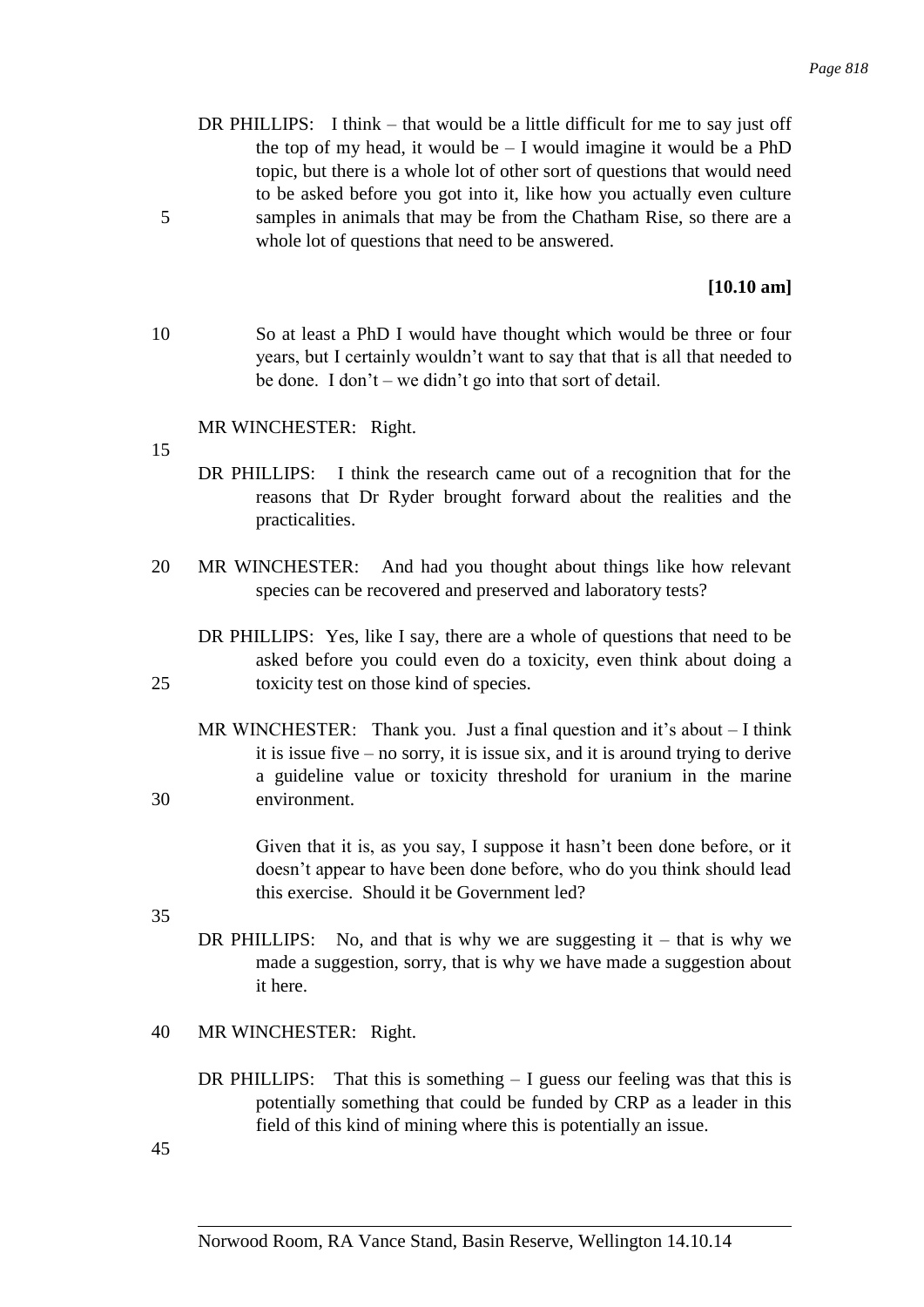DR PHILLIPS: I think – that would be a little difficult for me to say just off the top of my head, it would be – I would imagine it would be a PhD topic, but there is a whole lot of other sort of questions that would need to be asked before you got into it, like how you actually even culture samples in animals that may be from the Chatham Rise, so there are a whole lot of questions that need to be answered.

**[10.10 am]**

So at least a PhD I would have thought which would be three or four years, but I certainly wouldn't want to say that that is all that needed to be done. I don't – we didn't go into that sort of detail.

MR WINCHESTER: Right.

DR PHILLIPS: I think the research came out of a recognition that for the reasons that Dr Ryder brought forward about the realities and the practicalities.

MR WINCHESTER: And had you thought about things like how relevant species can be recovered and preserved and laboratory tests?

DR PHILLIPS: Yes, like I say, there are a whole of questions that need to be asked before you could even do a toxicity, even think about doing a toxicity test on those kind of species.

MR WINCHESTER: Thank you. Just a final question and it's about – I think it is issue five – no sorry, it is issue six, and it is around trying to derive a guideline value or toxicity threshold for uranium in the marine environment.

Given that it is, as you say, I suppose it hasn't been done before, or it doesn't appear to have been done before, who do you think should lead this exercise. Should it be Government led?

DR PHILLIPS: No, and that is why we are suggesting it – that is why we made a suggestion, sorry, that is why we have made a suggestion about it here.

MR WINCHESTER: Right.

DR PHILLIPS: That this is something – I guess our feeling was that this is potentially something that could be funded by CRP as a leader in this field of this kind of mining where this is potentially an issue.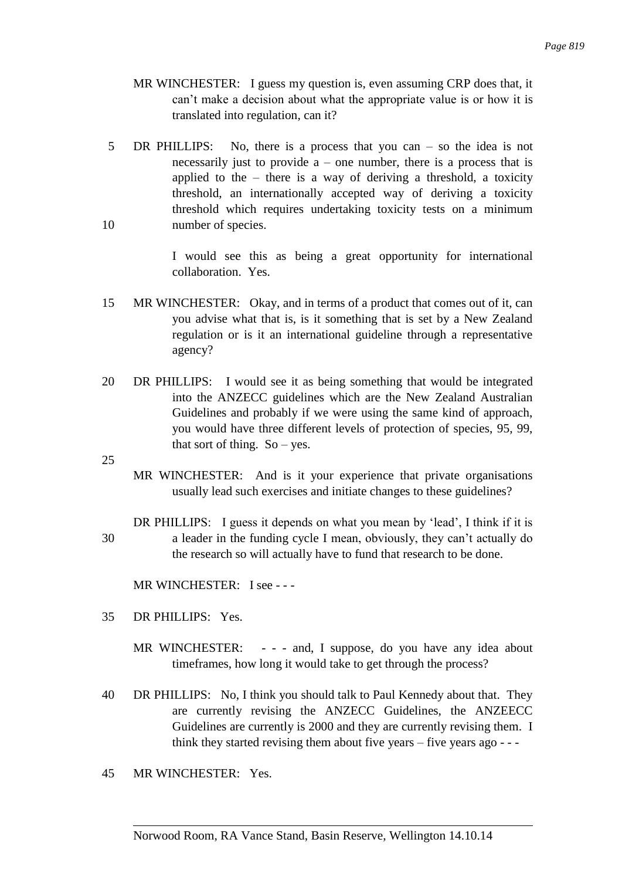MR WINCHESTER: I guess my question is, even assuming CRP does that, it can't make a decision about what the appropriate value is or how it is translated into regulation, can it?

DR PHILLIPS: No, there is a process that you can – so the idea is not necessarily just to provide a – one number, there is a process that is applied to the – there is a way of deriving a threshold, a toxicity threshold, an internationally accepted way of deriving a toxicity threshold which requires undertaking toxicity tests on a minimum number of species.

I would see this as being a great opportunity for international collaboration. Yes.

MR WINCHESTER: Okay, and in terms of a product that comes out of it, can you advise what that is, is it something that is set by a New Zealand regulation or is it an international guideline through a representative agency?

DR PHILLIPS: I would see it as being something that would be integrated into the ANZECC guidelines which are the New Zealand Australian Guidelines and probably if we were using the same kind of approach, you would have three different levels of protection of species, 95, 99, that sort of thing. So – yes.

MR WINCHESTER: And is it your experience that private organisations usually lead such exercises and initiate changes to these guidelines?

DR PHILLIPS: I guess it depends on what you mean by 'lead', I think if it is a leader in the funding cycle I mean, obviously, they can't actually do the research so will actually have to fund that research to be done.

MR WINCHESTER: I see - - -

DR PHILLIPS: Yes.

MR WINCHESTER: - - - and, I suppose, do you have any idea about timeframes, how long it would take to get through the process?

DR PHILLIPS: No, I think you should talk to Paul Kennedy about that. They are currently revising the ANZECC Guidelines, the ANZEECC Guidelines are currently is 2000 and they are currently revising them. I think they started revising them about five years – five years ago - - -

MR WINCHESTER: Yes.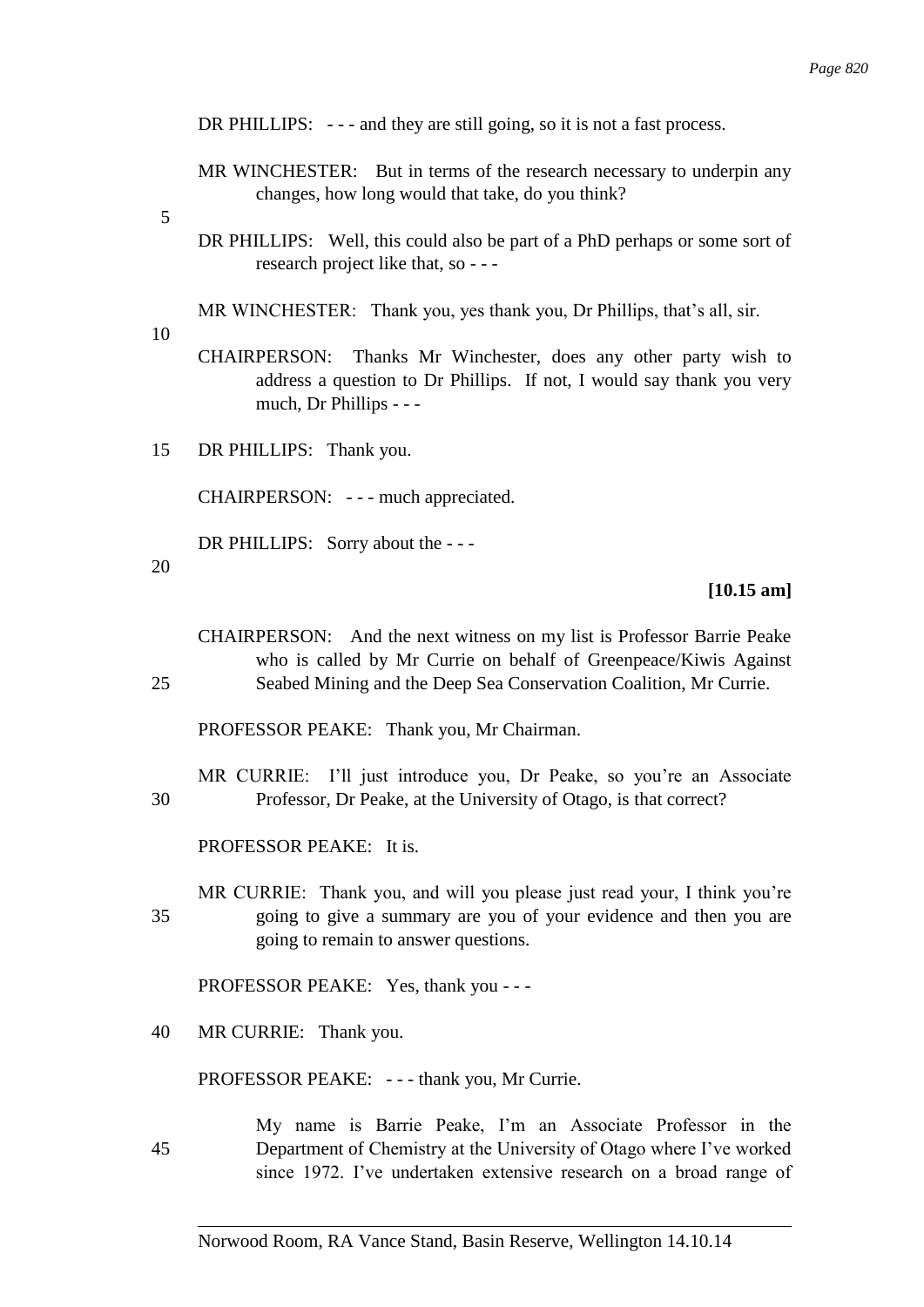DR PHILLIPS: - - - and they are still going, so it is not a fast process.

MR WINCHESTER: But in terms of the research necessary to underpin any changes, how long would that take, do you think?

DR PHILLIPS: Well, this could also be part of a PhD perhaps or some sort of research project like that, so - - -

MR WINCHESTER: Thank you, yes thank you, Dr Phillips, that's all, sir.

CHAIRPERSON: Thanks Mr Winchester, does any other party wish to address a question to Dr Phillips. If not, I would say thank you very much, Dr Phillips - - -

DR PHILLIPS: Thank you.

CHAIRPERSON: - - - much appreciated.

DR PHILLIPS: Sorry about the - - -

**[10.15 am]**

CHAIRPERSON: And the next witness on my list is Professor Barrie Peake who is called by Mr Currie on behalf of Greenpeace/Kiwis Against Seabed Mining and the Deep Sea Conservation Coalition, Mr Currie.

PROFESSOR PEAKE: Thank you, Mr Chairman.

MR CURRIE: I'll just introduce you, Dr Peake, so you're an Associate Professor, Dr Peake, at the University of Otago, is that correct?

PROFESSOR PEAKE: It is.

MR CURRIE: Thank you, and will you please just read your, I think you're going to give a summary are you of your evidence and then you are going to remain to answer questions.

PROFESSOR PEAKE: Yes, thank you - - -

MR CURRIE: Thank you.

PROFESSOR PEAKE: - - - thank you, Mr Currie.

My name is Barrie Peake, I'm an Associate Professor in the Department of Chemistry at the University of Otago where I've worked since 1972. I've undertaken extensive research on a broad range of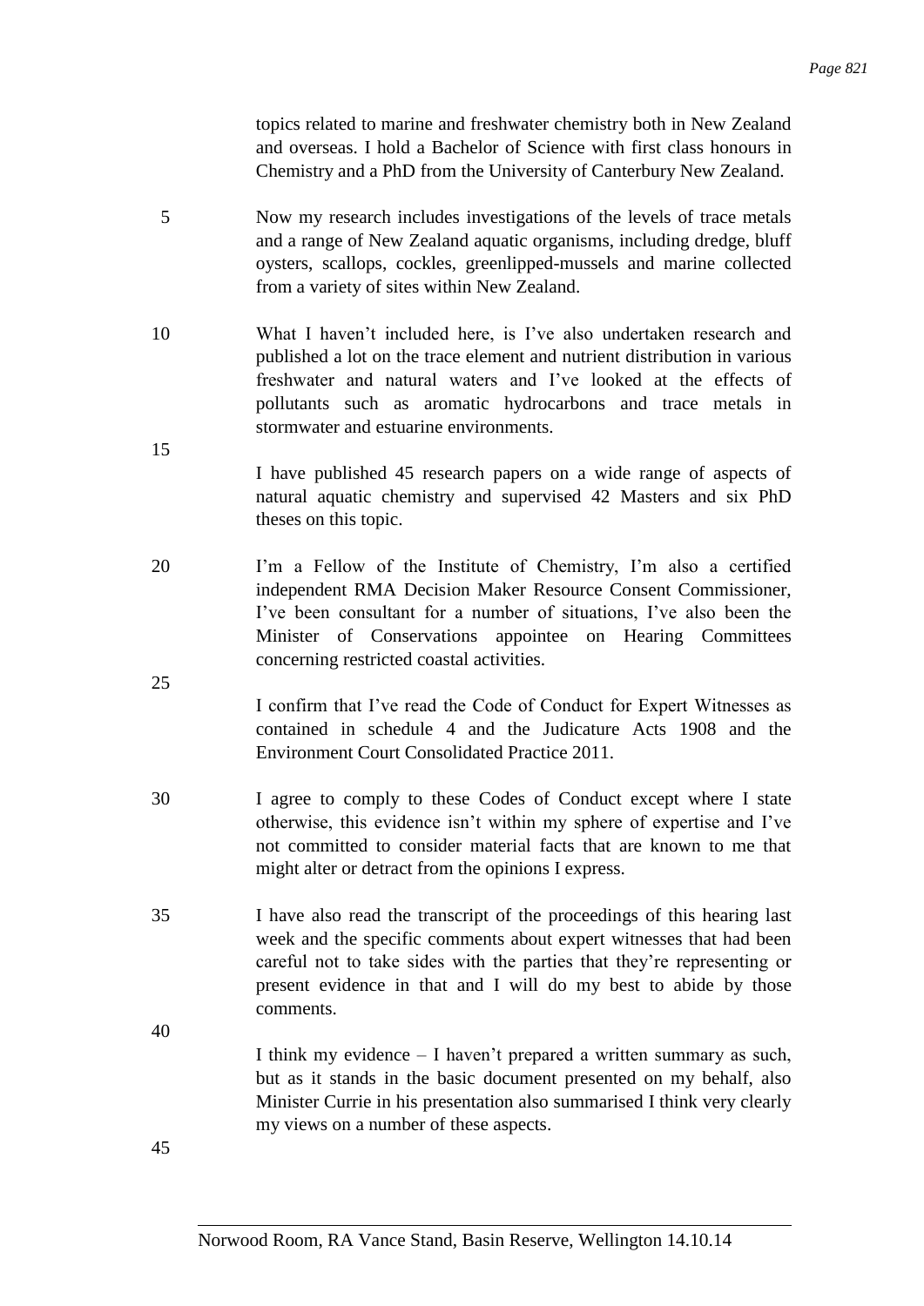topics related to marine and freshwater chemistry both in New Zealand and overseas. I hold a Bachelor of Science with first class honours in Chemistry and a PhD from the University of Canterbury New Zealand.

Now my research includes investigations of the levels of trace metals and a range of New Zealand aquatic organisms, including dredge, bluff oysters, scallops, cockles, greenlipped-mussels and marine collected from a variety of sites within New Zealand.

What I haven't included here, is I've also undertaken research and published a lot on the trace element and nutrient distribution in various freshwater and natural waters and I've looked at the effects of pollutants such as aromatic hydrocarbons and trace metals in stormwater and estuarine environments.

I have published 45 research papers on a wide range of aspects of natural aquatic chemistry and supervised 42 Masters and six PhD theses on this topic.

I'm a Fellow of the Institute of Chemistry, I'm also a certified independent RMA Decision Maker Resource Consent Commissioner, I've been consultant for a number of situations, I've also been the Minister of Conservations appointee on Hearing Committees concerning restricted coastal activities.

I confirm that I've read the Code of Conduct for Expert Witnesses as contained in schedule 4 and the Judicature Acts 1908 and the Environment Court Consolidated Practice 2011.

I agree to comply to these Codes of Conduct except where I state otherwise, this evidence isn't within my sphere of expertise and I've not committed to consider material facts that are known to me that might alter or detract from the opinions I express.

I have also read the transcript of the proceedings of this hearing last week and the specific comments about expert witnesses that had been careful not to take sides with the parties that they're representing or present evidence in that and I will do my best to abide by those comments.

I think my evidence – I haven't prepared a written summary as such, but as it stands in the basic document presented on my behalf, also Minister Currie in his presentation also summarised I think very clearly my views on a number of these aspects.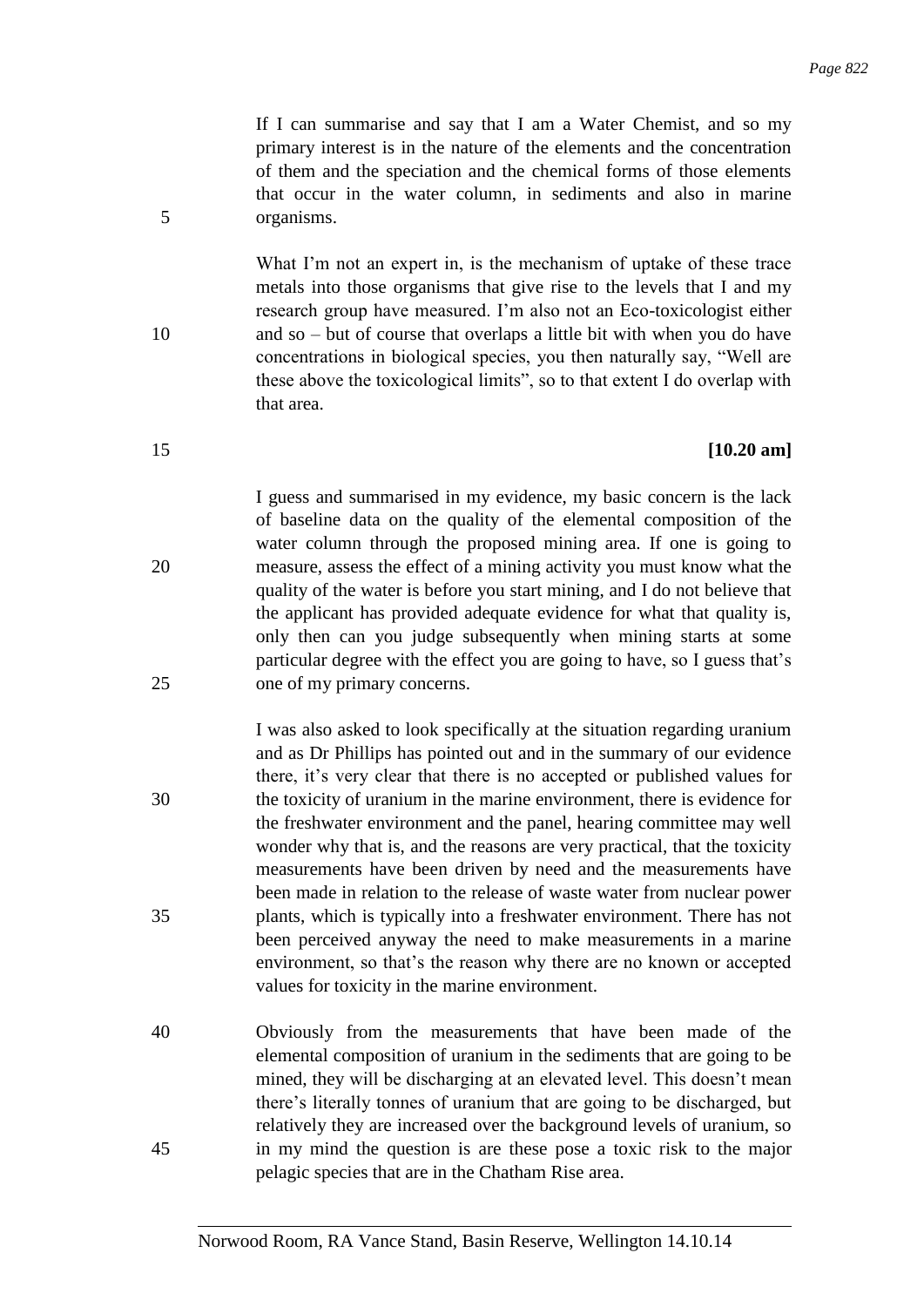If I can summarise and say that I am a Water Chemist, and so my primary interest is in the nature of the elements and the concentration of them and the speciation and the chemical forms of those elements that occur in the water column, in sediments and also in marine organisms.

What I'm not an expert in, is the mechanism of uptake of these trace metals into those organisms that give rise to the levels that I and my research group have measured. I'm also not an Eco-toxicologist either and so – but of course that overlaps a little bit with when you do have concentrations in biological species, you then naturally say, "Well are these above the toxicological limits", so to that extent I do overlap with that area.

**[10.20 am]**

I guess and summarised in my evidence, my basic concern is the lack of baseline data on the quality of the elemental composition of the water column through the proposed mining area. If one is going to measure, assess the effect of a mining activity you must know what the quality of the water is before you start mining, and I do not believe that the applicant has provided adequate evidence for what that quality is, only then can you judge subsequently when mining starts at some particular degree with the effect you are going to have, so I guess that's one of my primary concerns.

I was also asked to look specifically at the situation regarding uranium and as Dr Phillips has pointed out and in the summary of our evidence there, it's very clear that there is no accepted or published values for the toxicity of uranium in the marine environment, there is evidence for the freshwater environment and the panel, hearing committee may well wonder why that is, and the reasons are very practical, that the toxicity measurements have been driven by need and the measurements have been made in relation to the release of waste water from nuclear power plants, which is typically into a freshwater environment. There has not been perceived anyway the need to make measurements in a marine environment, so that's the reason why there are no known or accepted values for toxicity in the marine environment.

Obviously from the measurements that have been made of the elemental composition of uranium in the sediments that are going to be mined, they will be discharging at an elevated level. This doesn't mean there's literally tonnes of uranium that are going to be discharged, but relatively they are increased over the background levels of uranium, so in my mind the question is are these pose a toxic risk to the major pelagic species that are in the Chatham Rise area.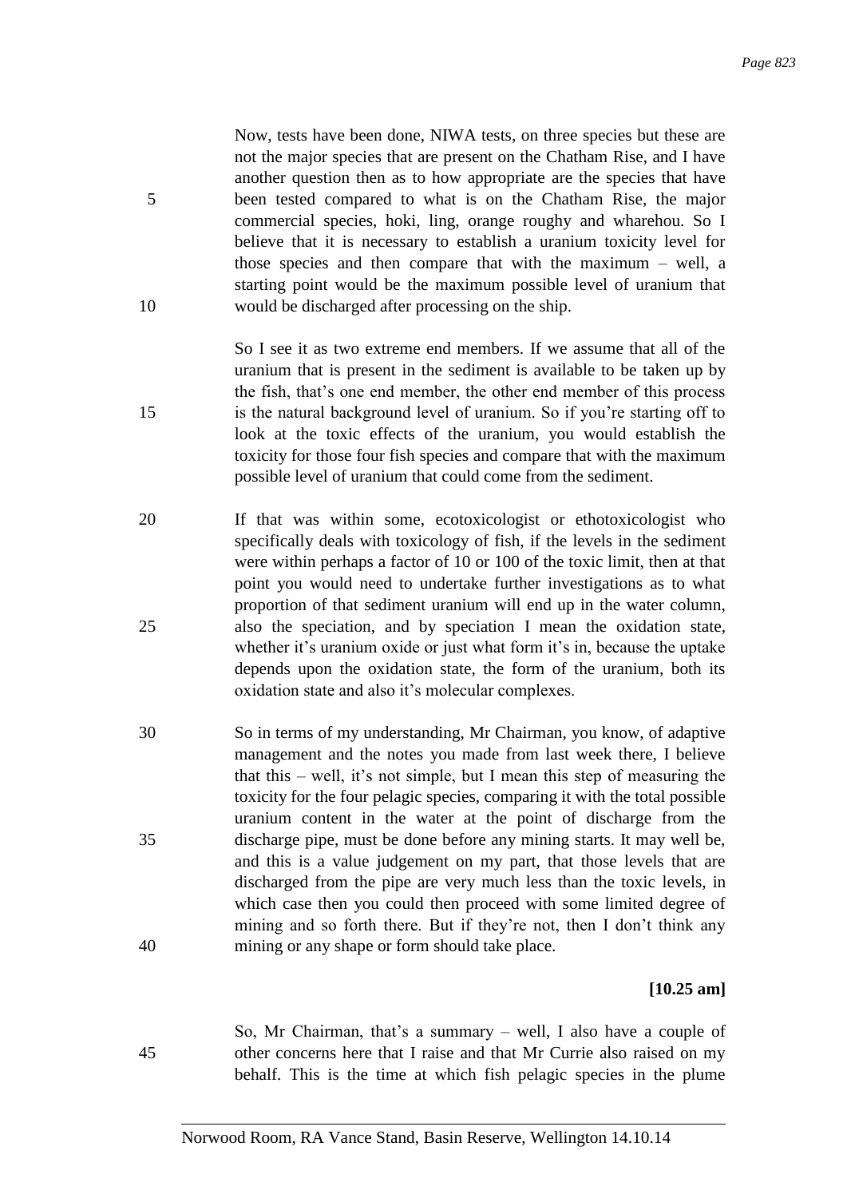Now, tests have been done, NIWA tests, on three species but these are not the major species that are present on the Chatham Rise, and I have another question then as to how appropriate are the species that have been tested compared to what is on the Chatham Rise, the major commercial species, hoki, ling, orange roughy and wharehou. So I believe that it is necessary to establish a uranium toxicity level for those species and then compare that with the maximum – well, a starting point would be the maximum possible level of uranium that would be discharged after processing on the ship.

So I see it as two extreme end members. If we assume that all of the uranium that is present in the sediment is available to be taken up by the fish, that's one end member, the other end member of this process is the natural background level of uranium. So if you're starting off to look at the toxic effects of the uranium, you would establish the toxicity for those four fish species and compare that with the maximum possible level of uranium that could come from the sediment.

If that was within some, ecotoxicologist or ethotoxicologist who specifically deals with toxicology of fish, if the levels in the sediment were within perhaps a factor of 10 or 100 of the toxic limit, then at that point you would need to undertake further investigations as to what proportion of that sediment uranium will end up in the water column, also the speciation, and by speciation I mean the oxidation state, whether it's uranium oxide or just what form it's in, because the uptake depends upon the oxidation state, the form of the uranium, both its oxidation state and also it's molecular complexes.

So in terms of my understanding, Mr Chairman, you know, of adaptive management and the notes you made from last week there, I believe that this – well, it's not simple, but I mean this step of measuring the toxicity for the four pelagic species, comparing it with the total possible uranium content in the water at the point of discharge from the discharge pipe, must be done before any mining starts. It may well be, and this is a value judgement on my part, that those levels that are discharged from the pipe are very much less than the toxic levels, in which case then you could then proceed with some limited degree of mining and so forth there. But if they're not, then I don't think any mining or any shape or form should take place.

**[10.25 am]**

So, Mr Chairman, that's a summary – well, I also have a couple of other concerns here that I raise and that Mr Currie also raised on my behalf. This is the time at which fish pelagic species in the plume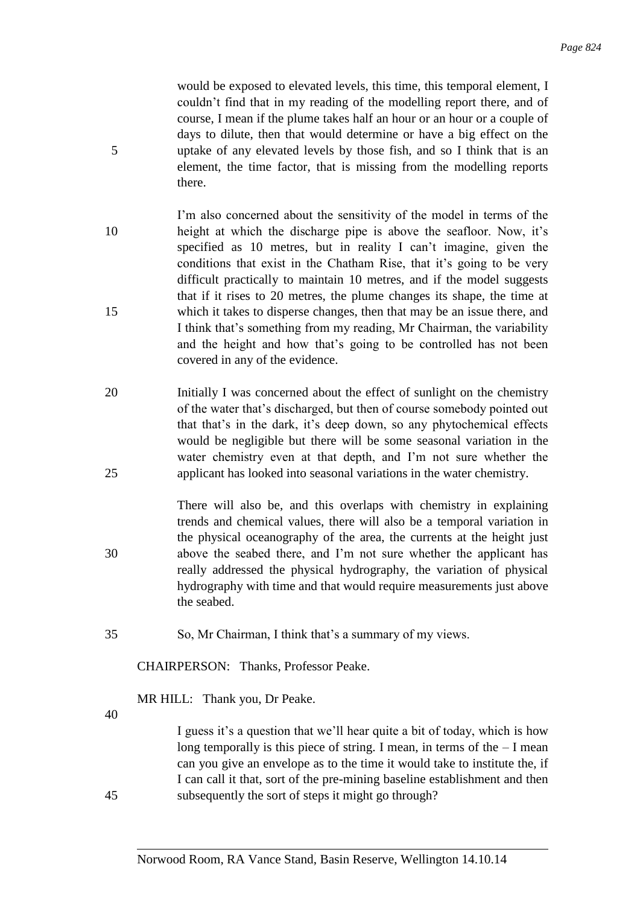would be exposed to elevated levels, this time, this temporal element, I couldn't find that in my reading of the modelling report there, and of course, I mean if the plume takes half an hour or an hour or a couple of days to dilute, then that would determine or have a big effect on the uptake of any elevated levels by those fish, and so I think that is an element, the time factor, that is missing from the modelling reports there.

I'm also concerned about the sensitivity of the model in terms of the height at which the discharge pipe is above the seafloor. Now, it's specified as 10 metres, but in reality I can't imagine, given the conditions that exist in the Chatham Rise, that it's going to be very difficult practically to maintain 10 metres, and if the model suggests that if it rises to 20 metres, the plume changes its shape, the time at which it takes to disperse changes, then that may be an issue there, and I think that's something from my reading, Mr Chairman, the variability and the height and how that's going to be controlled has not been covered in any of the evidence.

Initially I was concerned about the effect of sunlight on the chemistry of the water that's discharged, but then of course somebody pointed out that that's in the dark, it's deep down, so any phytochemical effects would be negligible but there will be some seasonal variation in the water chemistry even at that depth, and I'm not sure whether the applicant has looked into seasonal variations in the water chemistry.

There will also be, and this overlaps with chemistry in explaining trends and chemical values, there will also be a temporal variation in the physical oceanography of the area, the currents at the height just above the seabed there, and I'm not sure whether the applicant has really addressed the physical hydrography, the variation of physical hydrography with time and that would require measurements just above the seabed.

So, Mr Chairman, I think that's a summary of my views.

CHAIRPERSON: Thanks, Professor Peake.

MR HILL: Thank you, Dr Peake.

I guess it's a question that we'll hear quite a bit of today, which is how long temporally is this piece of string. I mean, in terms of the – I mean can you give an envelope as to the time it would take to institute the, if I can call it that, sort of the pre-mining baseline establishment and then subsequently the sort of steps it might go through?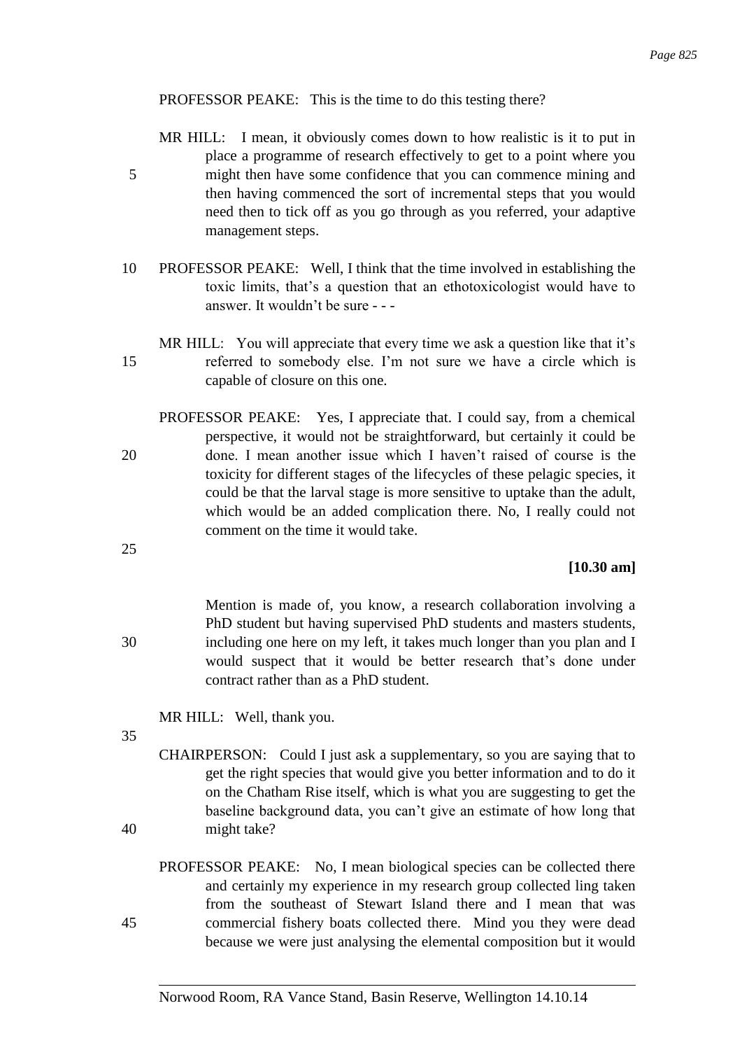PROFESSOR PEAKE: This is the time to do this testing there?

MR HILL: I mean, it obviously comes down to how realistic is it to put in place a programme of research effectively to get to a point where you might then have some confidence that you can commence mining and then having commenced the sort of incremental steps that you would need then to tick off as you go through as you referred, your adaptive management steps.

PROFESSOR PEAKE: Well, I think that the time involved in establishing the toxic limits, that's a question that an ethotoxicologist would have to answer. It wouldn't be sure - - -

MR HILL: You will appreciate that every time we ask a question like that it's referred to somebody else. I'm not sure we have a circle which is capable of closure on this one.

PROFESSOR PEAKE: Yes, I appreciate that. I could say, from a chemical perspective, it would not be straightforward, but certainly it could be done. I mean another issue which I haven't raised of course is the toxicity for different stages of the lifecycles of these pelagic species, it could be that the larval stage is more sensitive to uptake than the adult, which would be an added complication there. No, I really could not comment on the time it would take.

**[10.30 am]**

Mention is made of, you know, a research collaboration involving a PhD student but having supervised PhD students and masters students, including one here on my left, it takes much longer than you plan and I would suspect that it would be better research that's done under contract rather than as a PhD student.

MR HILL: Well, thank you.

CHAIRPERSON: Could I just ask a supplementary, so you are saying that to get the right species that would give you better information and to do it on the Chatham Rise itself, which is what you are suggesting to get the baseline background data, you can't give an estimate of how long that might take?

PROFESSOR PEAKE: No, I mean biological species can be collected there and certainly my experience in my research group collected ling taken from the southeast of Stewart Island there and I mean that was commercial fishery boats collected there. Mind you they were dead because we were just analysing the elemental composition but it would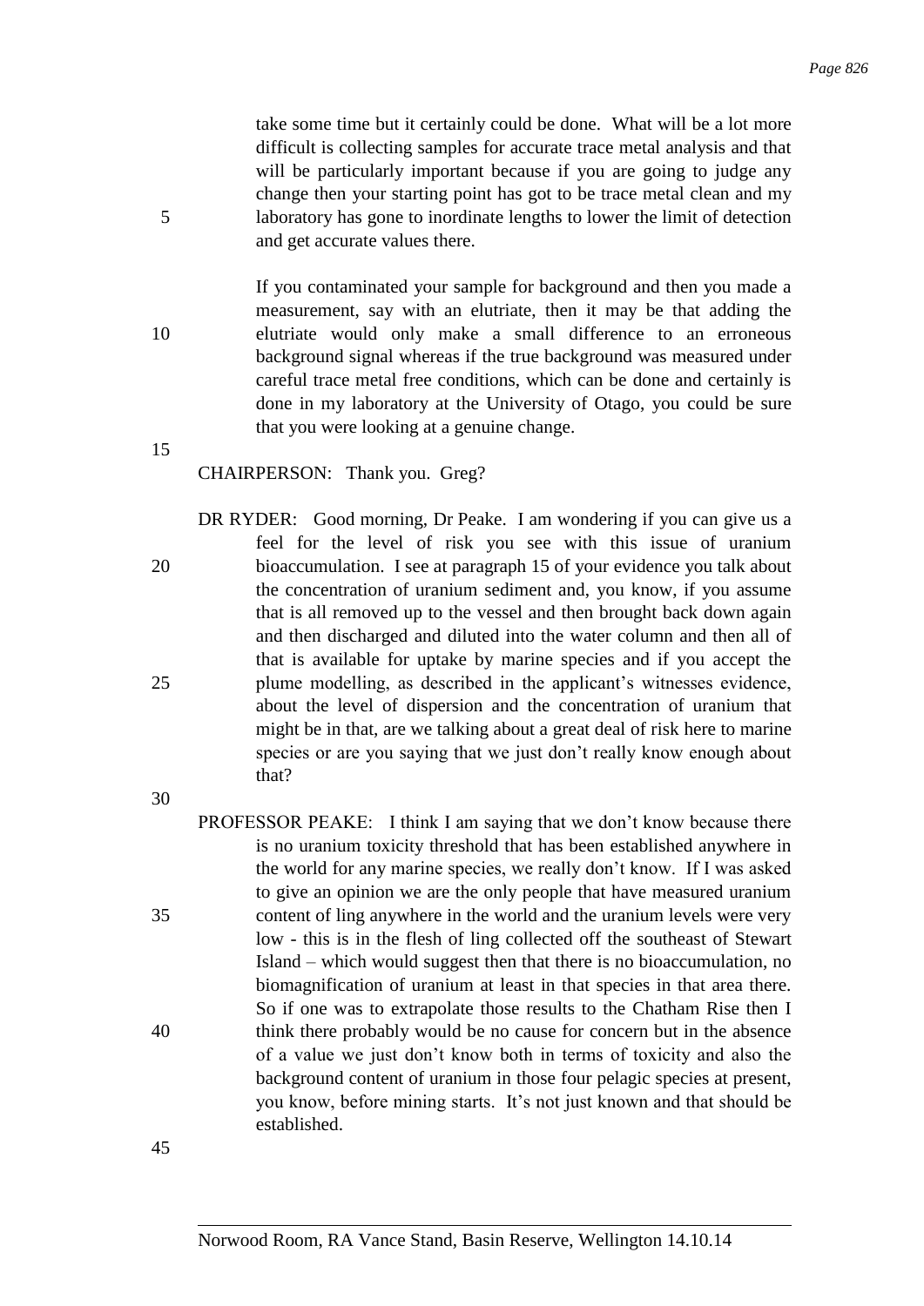take some time but it certainly could be done. What will be a lot more difficult is collecting samples for accurate trace metal analysis and that will be particularly important because if you are going to judge any change then your starting point has got to be trace metal clean and my laboratory has gone to inordinate lengths to lower the limit of detection and get accurate values there.

If you contaminated your sample for background and then you made a measurement, say with an elutriate, then it may be that adding the elutriate would only make a small difference to an erroneous background signal whereas if the true background was measured under careful trace metal free conditions, which can be done and certainly is done in my laboratory at the University of Otago, you could be sure that you were looking at a genuine change.

CHAIRPERSON: Thank you. Greg?

DR RYDER: Good morning, Dr Peake. I am wondering if you can give us a feel for the level of risk you see with this issue of uranium bioaccumulation. I see at paragraph 15 of your evidence you talk about the concentration of uranium sediment and, you know, if you assume that is all removed up to the vessel and then brought back down again and then discharged and diluted into the water column and then all of that is available for uptake by marine species and if you accept the plume modelling, as described in the applicant's witnesses evidence, about the level of dispersion and the concentration of uranium that might be in that, are we talking about a great deal of risk here to marine species or are you saying that we just don't really know enough about that?

PROFESSOR PEAKE: I think I am saying that we don't know because there is no uranium toxicity threshold that has been established anywhere in the world for any marine species, we really don't know. If I was asked to give an opinion we are the only people that have measured uranium content of ling anywhere in the world and the uranium levels were very low - this is in the flesh of ling collected off the southeast of Stewart Island – which would suggest then that there is no bioaccumulation, no biomagnification of uranium at least in that species in that area there. So if one was to extrapolate those results to the Chatham Rise then I think there probably would be no cause for concern but in the absence of a value we just don't know both in terms of toxicity and also the background content of uranium in those four pelagic species at present, you know, before mining starts. It's not just known and that should be established.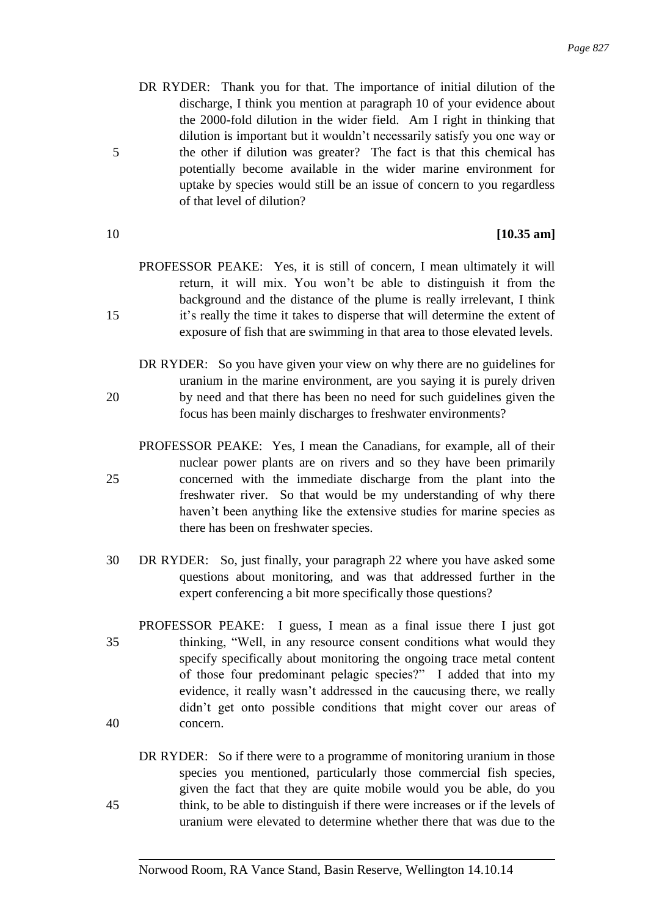DR RYDER: Thank you for that. The importance of initial dilution of the discharge, I think you mention at paragraph 10 of your evidence about the 2000-fold dilution in the wider field. Am I right in thinking that dilution is important but it wouldn't necessarily satisfy you one way or the other if dilution was greater? The fact is that this chemical has potentially become available in the wider marine environment for uptake by species would still be an issue of concern to you regardless of that level of dilution?

**[10.35 am]**

PROFESSOR PEAKE: Yes, it is still of concern, I mean ultimately it will return, it will mix. You won't be able to distinguish it from the background and the distance of the plume is really irrelevant, I think it's really the time it takes to disperse that will determine the extent of exposure of fish that are swimming in that area to those elevated levels.

DR RYDER: So you have given your view on why there are no guidelines for uranium in the marine environment, are you saying it is purely driven by need and that there has been no need for such guidelines given the focus has been mainly discharges to freshwater environments?

PROFESSOR PEAKE: Yes, I mean the Canadians, for example, all of their nuclear power plants are on rivers and so they have been primarily concerned with the immediate discharge from the plant into the freshwater river. So that would be my understanding of why there haven't been anything like the extensive studies for marine species as there has been on freshwater species.

DR RYDER: So, just finally, your paragraph 22 where you have asked some questions about monitoring, and was that addressed further in the expert conferencing a bit more specifically those questions?

PROFESSOR PEAKE: I guess, I mean as a final issue there I just got thinking, "Well, in any resource consent conditions what would they specify specifically about monitoring the ongoing trace metal content of those four predominant pelagic species?" I added that into my evidence, it really wasn't addressed in the caucusing there, we really didn't get onto possible conditions that might cover our areas of concern.

DR RYDER: So if there were to a programme of monitoring uranium in those species you mentioned, particularly those commercial fish species, given the fact that they are quite mobile would you be able, do you think, to be able to distinguish if there were increases or if the levels of uranium were elevated to determine whether there that was due to the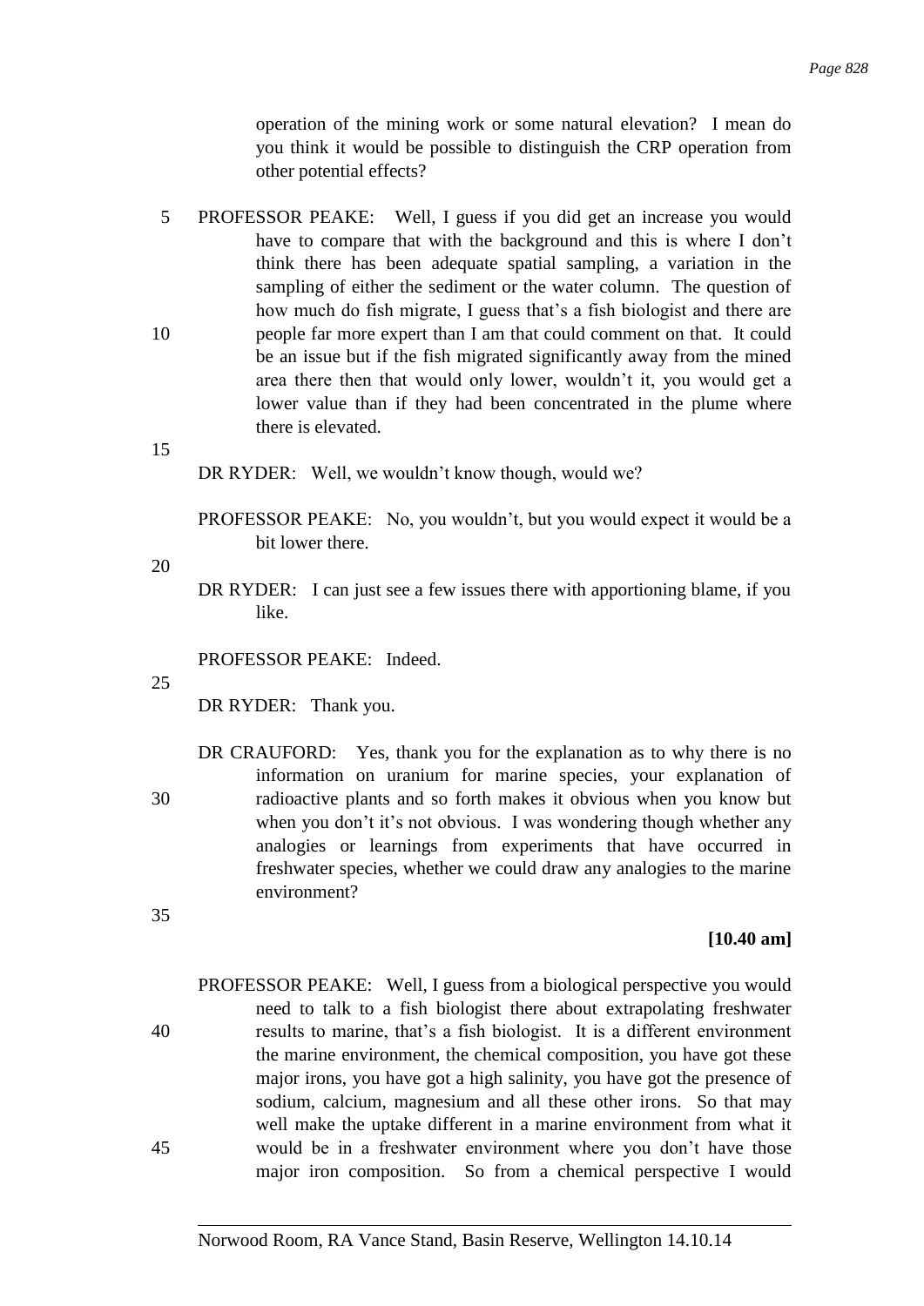operation of the mining work or some natural elevation? I mean do you think it would be possible to distinguish the CRP operation from other potential effects?

PROFESSOR PEAKE: Well, I guess if you did get an increase you would have to compare that with the background and this is where I don't think there has been adequate spatial sampling, a variation in the sampling of either the sediment or the water column. The question of how much do fish migrate, I guess that's a fish biologist and there are people far more expert than I am that could comment on that. It could be an issue but if the fish migrated significantly away from the mined area there then that would only lower, wouldn't it, you would get a lower value than if they had been concentrated in the plume where there is elevated.

DR RYDER: Well, we wouldn't know though, would we?

PROFESSOR PEAKE: No, you wouldn't, but you would expect it would be a bit lower there.

DR RYDER: I can just see a few issues there with apportioning blame, if you like.

PROFESSOR PEAKE: Indeed.

DR RYDER: Thank you.

DR CRAUFORD: Yes, thank you for the explanation as to why there is no information on uranium for marine species, your explanation of radioactive plants and so forth makes it obvious when you know but when you don't it's not obvious. I was wondering though whether any analogies or learnings from experiments that have occurred in freshwater species, whether we could draw any analogies to the marine environment?

**[10.40 am]**

PROFESSOR PEAKE: Well, I guess from a biological perspective you would need to talk to a fish biologist there about extrapolating freshwater results to marine, that's a fish biologist. It is a different environment the marine environment, the chemical composition, you have got these major irons, you have got a high salinity, you have got the presence of sodium, calcium, magnesium and all these other irons. So that may well make the uptake different in a marine environment from what it would be in a freshwater environment where you don't have those major iron composition. So from a chemical perspective I would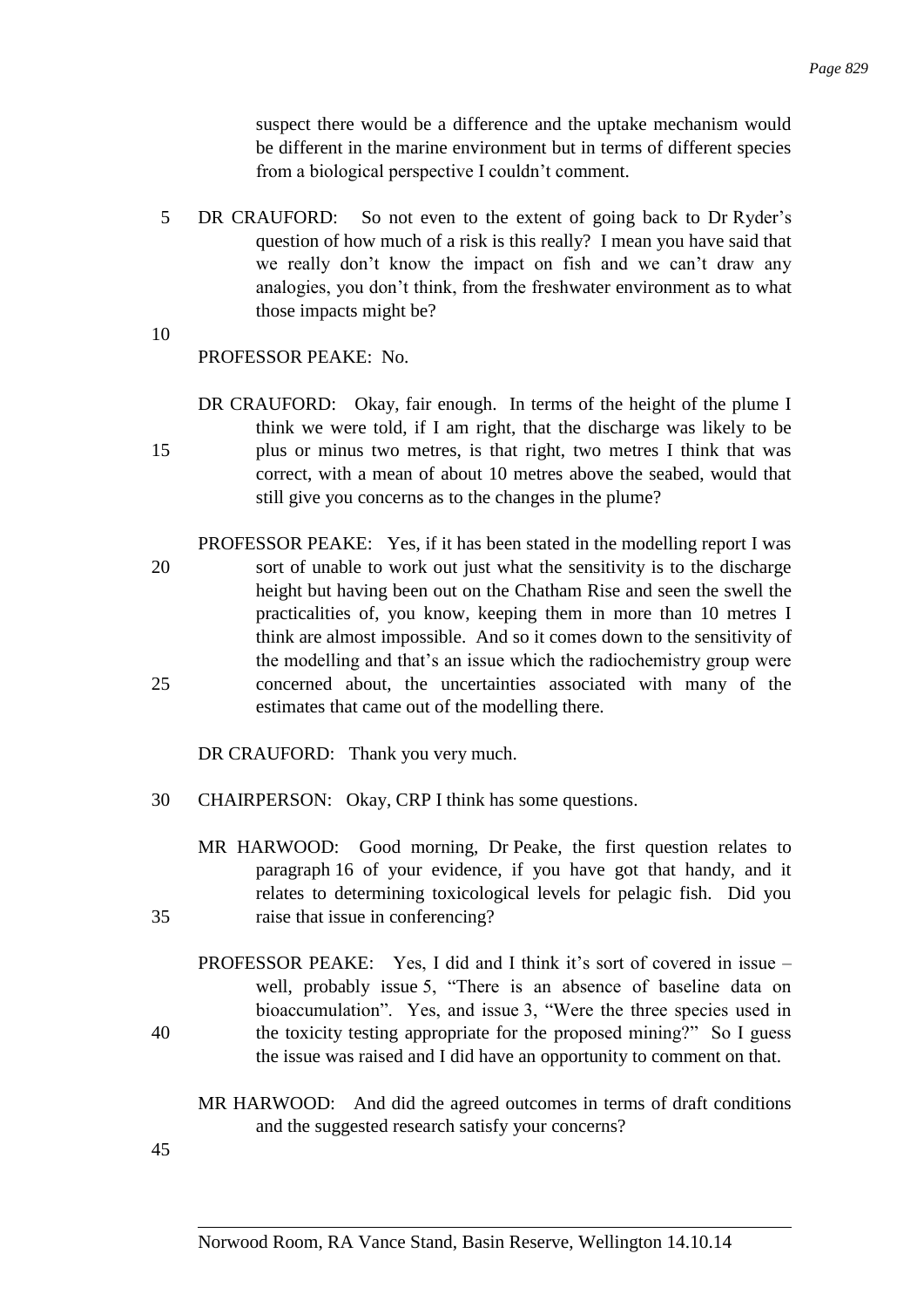suspect there would be a difference and the uptake mechanism would be different in the marine environment but in terms of different species from a biological perspective I couldn't comment.

DR CRAUFORD: So not even to the extent of going back to Dr Ryder's question of how much of a risk is this really? I mean you have said that we really don't know the impact on fish and we can't draw any analogies, you don't think, from the freshwater environment as to what those impacts might be?

PROFESSOR PEAKE: No.

DR CRAUFORD: Okay, fair enough. In terms of the height of the plume I think we were told, if I am right, that the discharge was likely to be plus or minus two metres, is that right, two metres I think that was correct, with a mean of about 10 metres above the seabed, would that still give you concerns as to the changes in the plume?

PROFESSOR PEAKE: Yes, if it has been stated in the modelling report I was sort of unable to work out just what the sensitivity is to the discharge height but having been out on the Chatham Rise and seen the swell the practicalities of, you know, keeping them in more than 10 metres I think are almost impossible. And so it comes down to the sensitivity of the modelling and that's an issue which the radiochemistry group were concerned about, the uncertainties associated with many of the estimates that came out of the modelling there.

DR CRAUFORD: Thank you very much.

CHAIRPERSON: Okay, CRP I think has some questions.

MR HARWOOD: Good morning, Dr Peake, the first question relates to paragraph 16 of your evidence, if you have got that handy, and it relates to determining toxicological levels for pelagic fish. Did you raise that issue in conferencing?

PROFESSOR PEAKE: Yes, I did and I think it's sort of covered in issue – well, probably issue 5, "There is an absence of baseline data on bioaccumulation". Yes, and issue 3, "Were the three species used in the toxicity testing appropriate for the proposed mining?" So I guess the issue was raised and I did have an opportunity to comment on that.

MR HARWOOD: And did the agreed outcomes in terms of draft conditions and the suggested research satisfy your concerns?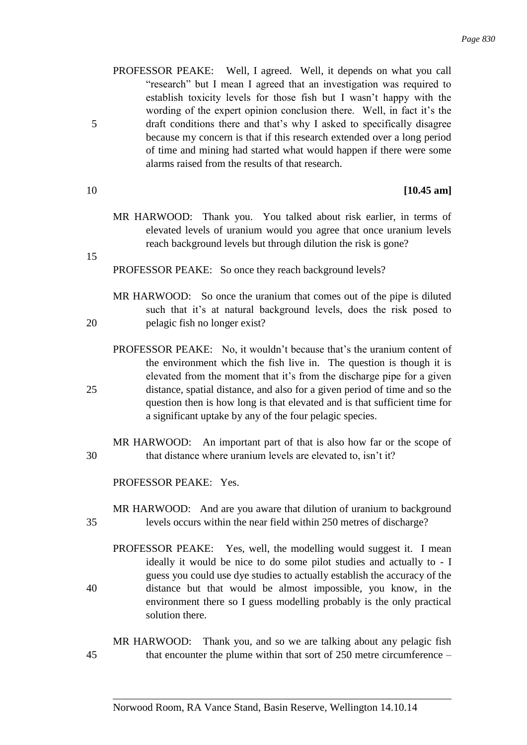PROFESSOR PEAKE: Well, I agreed. Well, it depends on what you call "research" but I mean I agreed that an investigation was required to establish toxicity levels for those fish but I wasn't happy with the wording of the expert opinion conclusion there. Well, in fact it's the draft conditions there and that's why I asked to specifically disagree because my concern is that if this research extended over a long period of time and mining had started what would happen if there were some alarms raised from the results of that research.

**[10.45 am]**

MR HARWOOD: Thank you. You talked about risk earlier, in terms of elevated levels of uranium would you agree that once uranium levels reach background levels but through dilution the risk is gone?

PROFESSOR PEAKE: So once they reach background levels?

MR HARWOOD: So once the uranium that comes out of the pipe is diluted such that it's at natural background levels, does the risk posed to pelagic fish no longer exist?

PROFESSOR PEAKE: No, it wouldn't because that's the uranium content of the environment which the fish live in. The question is though it is elevated from the moment that it's from the discharge pipe for a given distance, spatial distance, and also for a given period of time and so the question then is how long is that elevated and is that sufficient time for a significant uptake by any of the four pelagic species.

MR HARWOOD: An important part of that is also how far or the scope of that distance where uranium levels are elevated to, isn't it?

PROFESSOR PEAKE: Yes.

MR HARWOOD: And are you aware that dilution of uranium to background levels occurs within the near field within 250 metres of discharge?

PROFESSOR PEAKE: Yes, well, the modelling would suggest it. I mean ideally it would be nice to do some pilot studies and actually to - I guess you could use dye studies to actually establish the accuracy of the distance but that would be almost impossible, you know, in the environment there so I guess modelling probably is the only practical solution there.

MR HARWOOD: Thank you, and so we are talking about any pelagic fish that encounter the plume within that sort of 250 metre circumference –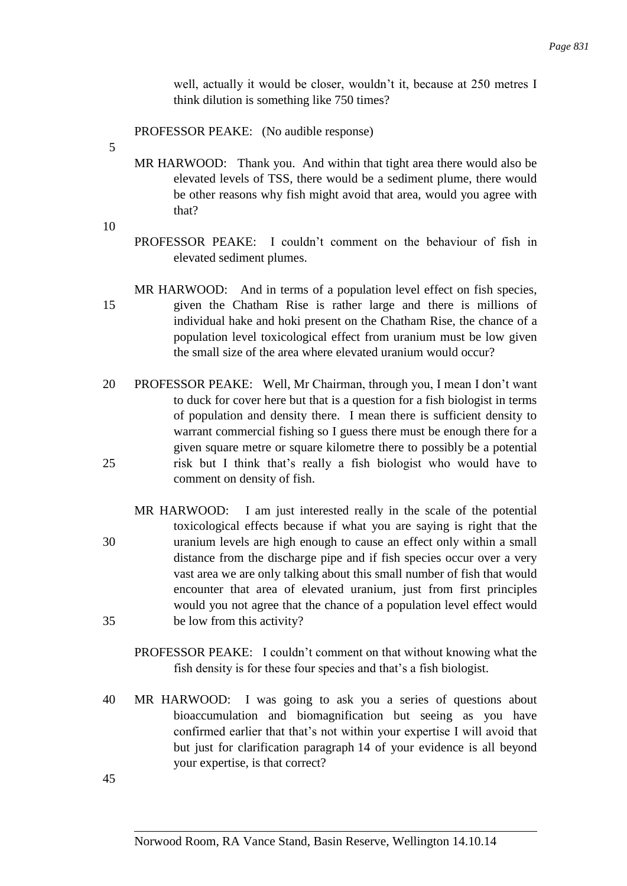well, actually it would be closer, wouldn't it, because at 250 metres I think dilution is something like 750 times?

PROFESSOR PEAKE: (No audible response)

MR HARWOOD: Thank you. And within that tight area there would also be elevated levels of TSS, there would be a sediment plume, there would be other reasons why fish might avoid that area, would you agree with that?

PROFESSOR PEAKE: I couldn't comment on the behaviour of fish in elevated sediment plumes.

MR HARWOOD: And in terms of a population level effect on fish species, given the Chatham Rise is rather large and there is millions of individual hake and hoki present on the Chatham Rise, the chance of a population level toxicological effect from uranium must be low given the small size of the area where elevated uranium would occur?

PROFESSOR PEAKE: Well, Mr Chairman, through you, I mean I don't want to duck for cover here but that is a question for a fish biologist in terms of population and density there. I mean there is sufficient density to warrant commercial fishing so I guess there must be enough there for a given square metre or square kilometre there to possibly be a potential risk but I think that's really a fish biologist who would have to comment on density of fish.

MR HARWOOD: I am just interested really in the scale of the potential toxicological effects because if what you are saying is right that the uranium levels are high enough to cause an effect only within a small distance from the discharge pipe and if fish species occur over a very vast area we are only talking about this small number of fish that would encounter that area of elevated uranium, just from first principles would you not agree that the chance of a population level effect would be low from this activity?

PROFESSOR PEAKE: I couldn't comment on that without knowing what the fish density is for these four species and that's a fish biologist.

MR HARWOOD: I was going to ask you a series of questions about bioaccumulation and biomagnification but seeing as you have confirmed earlier that that's not within your expertise I will avoid that but just for clarification paragraph 14 of your evidence is all beyond your expertise, is that correct?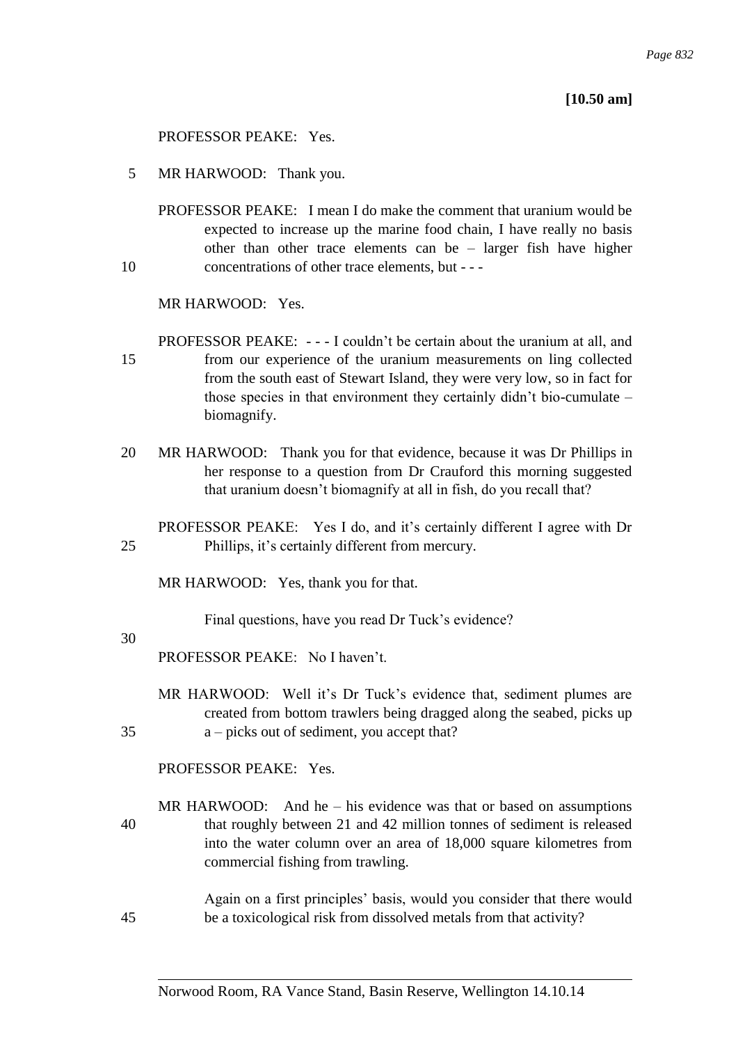**[10.50 am]**

PROFESSOR PEAKE: Yes.

MR HARWOOD: Thank you.

PROFESSOR PEAKE: I mean I do make the comment that uranium would be expected to increase up the marine food chain, I have really no basis other than other trace elements can be – larger fish have higher concentrations of other trace elements, but - - -

MR HARWOOD: Yes.

PROFESSOR PEAKE: - - - I couldn't be certain about the uranium at all, and from our experience of the uranium measurements on ling collected from the south east of Stewart Island, they were very low, so in fact for those species in that environment they certainly didn't bio-cumulate – biomagnify.

MR HARWOOD: Thank you for that evidence, because it was Dr Phillips in her response to a question from Dr Crauford this morning suggested that uranium doesn't biomagnify at all in fish, do you recall that?

PROFESSOR PEAKE: Yes I do, and it's certainly different I agree with Dr Phillips, it's certainly different from mercury.

MR HARWOOD: Yes, thank you for that.

Final questions, have you read Dr Tuck's evidence?

PROFESSOR PEAKE: No I haven't.

MR HARWOOD: Well it's Dr Tuck's evidence that, sediment plumes are created from bottom trawlers being dragged along the seabed, picks up a – picks out of sediment, you accept that?

PROFESSOR PEAKE: Yes.

MR HARWOOD: And he – his evidence was that or based on assumptions that roughly between 21 and 42 million tonnes of sediment is released into the water column over an area of 18,000 square kilometres from commercial fishing from trawling.

Again on a first principles' basis, would you consider that there would be a toxicological risk from dissolved metals from that activity?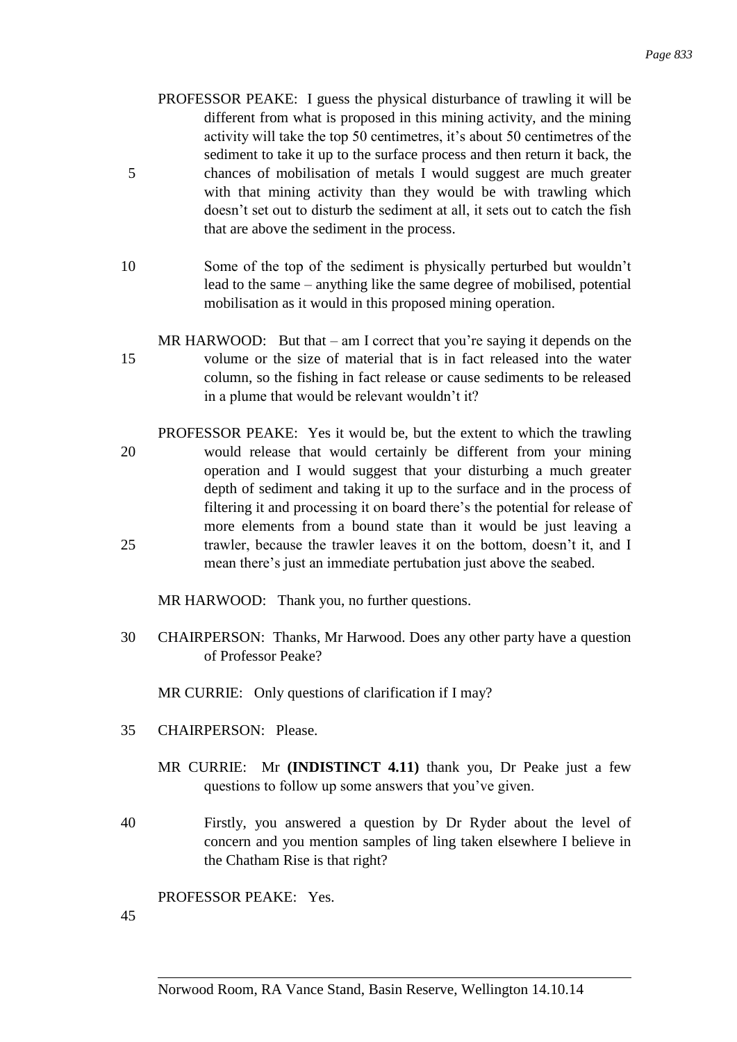PROFESSOR PEAKE: I guess the physical disturbance of trawling it will be different from what is proposed in this mining activity, and the mining activity will take the top 50 centimetres, it's about 50 centimetres of the sediment to take it up to the surface process and then return it back, the chances of mobilisation of metals I would suggest are much greater with that mining activity than they would be with trawling which doesn't set out to disturb the sediment at all, it sets out to catch the fish that are above the sediment in the process.

Some of the top of the sediment is physically perturbed but wouldn't lead to the same – anything like the same degree of mobilised, potential mobilisation as it would in this proposed mining operation.

MR HARWOOD: But that – am I correct that you're saying it depends on the volume or the size of material that is in fact released into the water column, so the fishing in fact release or cause sediments to be released in a plume that would be relevant wouldn't it?

PROFESSOR PEAKE: Yes it would be, but the extent to which the trawling would release that would certainly be different from your mining operation and I would suggest that your disturbing a much greater depth of sediment and taking it up to the surface and in the process of filtering it and processing it on board there's the potential for release of more elements from a bound state than it would be just leaving a trawler, because the trawler leaves it on the bottom, doesn't it, and I mean there's just an immediate pertubation just above the seabed.

MR HARWOOD: Thank you, no further questions.

CHAIRPERSON: Thanks, Mr Harwood. Does any other party have a question of Professor Peake?

MR CURRIE: Only questions of clarification if I may?

CHAIRPERSON: Please.

MR CURRIE: Mr **(INDISTINCT 4.11)** thank you, Dr Peake just a few questions to follow up some answers that you've given.

Firstly, you answered a question by Dr Ryder about the level of concern and you mention samples of ling taken elsewhere I believe in the Chatham Rise is that right?

PROFESSOR PEAKE: Yes.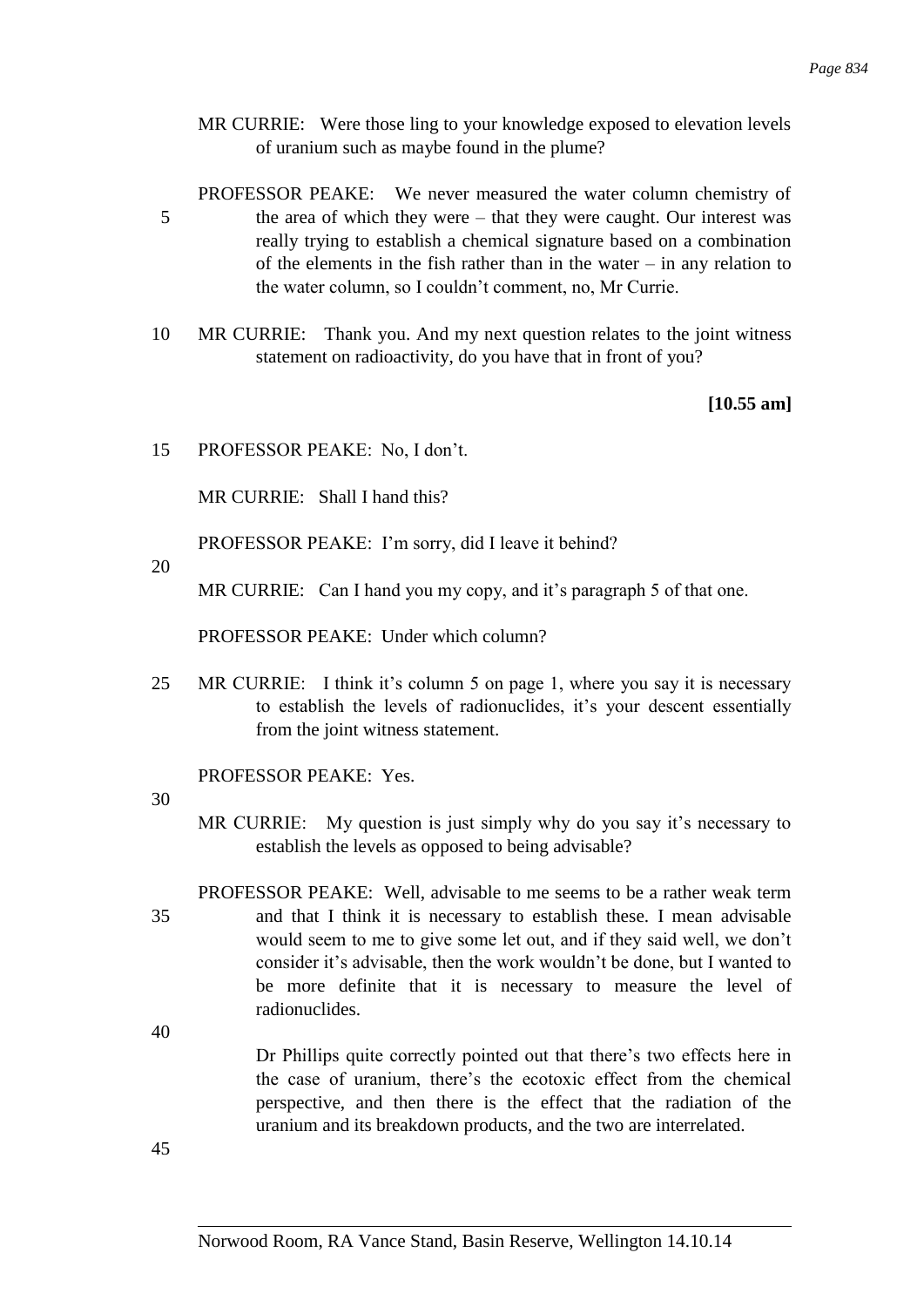MR CURRIE: Were those ling to your knowledge exposed to elevation levels of uranium such as maybe found in the plume?

PROFESSOR PEAKE: We never measured the water column chemistry of the area of which they were – that they were caught. Our interest was really trying to establish a chemical signature based on a combination of the elements in the fish rather than in the water – in any relation to the water column, so I couldn't comment, no, Mr Currie.

MR CURRIE: Thank you. And my next question relates to the joint witness statement on radioactivity, do you have that in front of you?

**[10.55 am]**

PROFESSOR PEAKE: No, I don't.

MR CURRIE: Shall I hand this?

PROFESSOR PEAKE: I'm sorry, did I leave it behind?

MR CURRIE: Can I hand you my copy, and it's paragraph 5 of that one.

PROFESSOR PEAKE: Under which column?

MR CURRIE: I think it's column 5 on page 1, where you say it is necessary to establish the levels of radionuclides, it's your descent essentially from the joint witness statement.

PROFESSOR PEAKE: Yes.

MR CURRIE: My question is just simply why do you say it's necessary to establish the levels as opposed to being advisable?

PROFESSOR PEAKE: Well, advisable to me seems to be a rather weak term and that I think it is necessary to establish these. I mean advisable would seem to me to give some let out, and if they said well, we don't consider it's advisable, then the work wouldn't be done, but I wanted to be more definite that it is necessary to measure the level of radionuclides.

Dr Phillips quite correctly pointed out that there's two effects here in the case of uranium, there's the ecotoxic effect from the chemical perspective, and then there is the effect that the radiation of the uranium and its breakdown products, and the two are interrelated.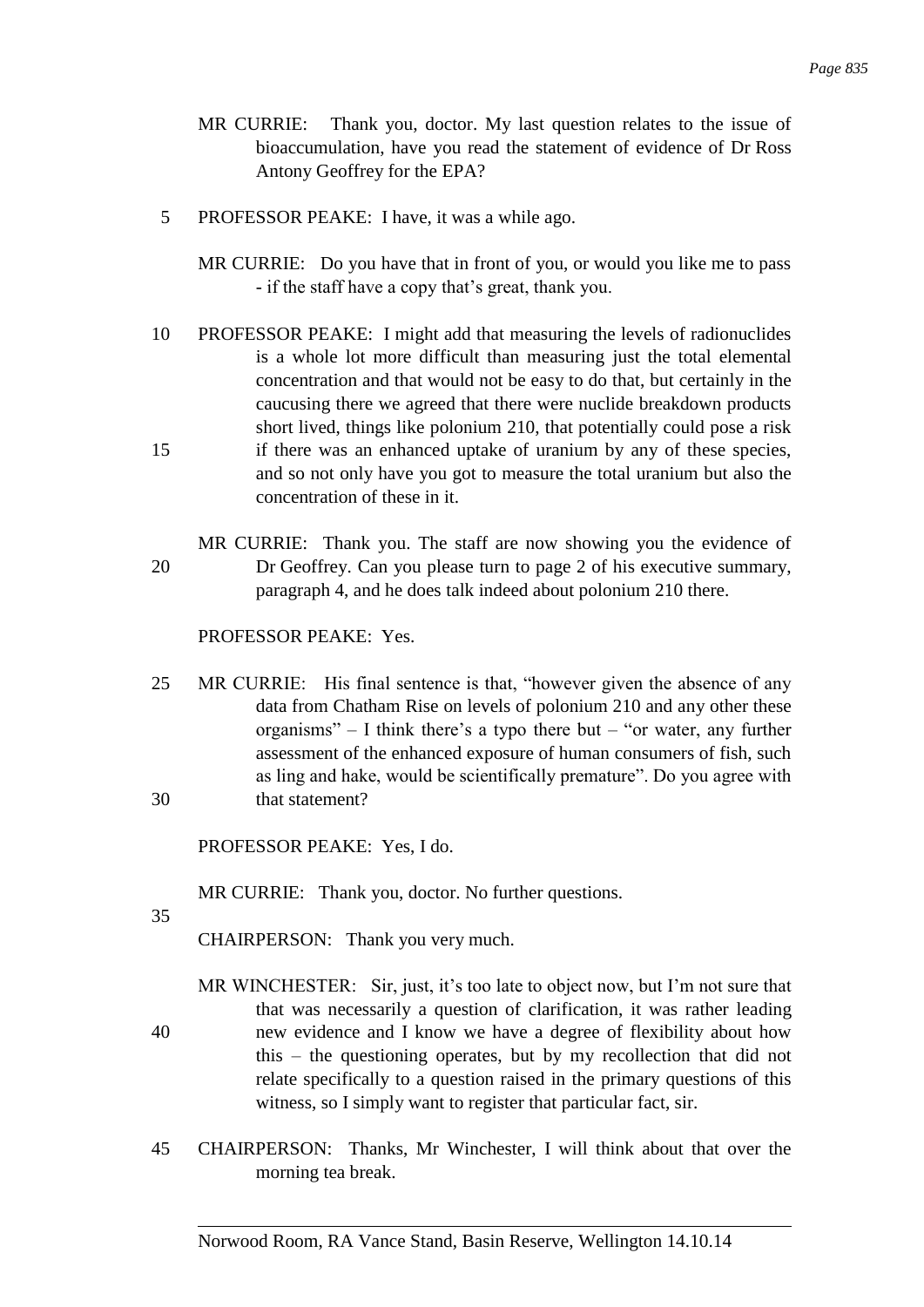MR CURRIE: Thank you, doctor. My last question relates to the issue of bioaccumulation, have you read the statement of evidence of Dr Ross Antony Geoffrey for the EPA?

PROFESSOR PEAKE: I have, it was a while ago.

MR CURRIE: Do you have that in front of you, or would you like me to pass - if the staff have a copy that's great, thank you.

PROFESSOR PEAKE: I might add that measuring the levels of radionuclides is a whole lot more difficult than measuring just the total elemental concentration and that would not be easy to do that, but certainly in the caucusing there we agreed that there were nuclide breakdown products short lived, things like polonium 210, that potentially could pose a risk if there was an enhanced uptake of uranium by any of these species, and so not only have you got to measure the total uranium but also the concentration of these in it.

MR CURRIE: Thank you. The staff are now showing you the evidence of Dr Geoffrey. Can you please turn to page 2 of his executive summary, paragraph 4, and he does talk indeed about polonium 210 there.

PROFESSOR PEAKE: Yes.

MR CURRIE: His final sentence is that, "however given the absence of any data from Chatham Rise on levels of polonium 210 and any other these organisms" – I think there's a typo there but – "or water, any further assessment of the enhanced exposure of human consumers of fish, such as ling and hake, would be scientifically premature". Do you agree with that statement?

PROFESSOR PEAKE: Yes, I do.

MR CURRIE: Thank you, doctor. No further questions.

CHAIRPERSON: Thank you very much.

MR WINCHESTER: Sir, just, it's too late to object now, but I'm not sure that that was necessarily a question of clarification, it was rather leading new evidence and I know we have a degree of flexibility about how this – the questioning operates, but by my recollection that did not relate specifically to a question raised in the primary questions of this witness, so I simply want to register that particular fact, sir.

CHAIRPERSON: Thanks, Mr Winchester, I will think about that over the morning tea break.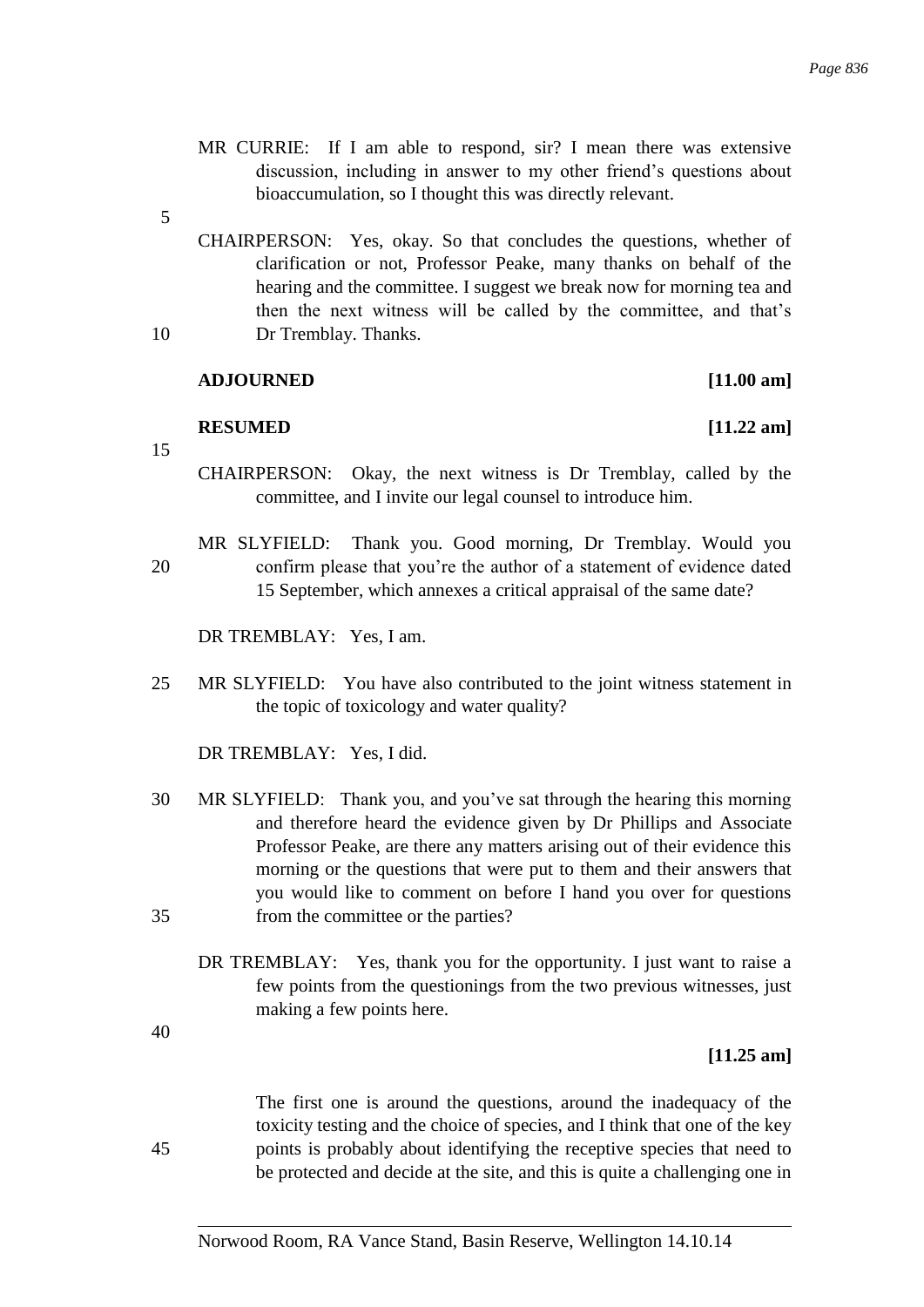MR CURRIE: If I am able to respond, sir? I mean there was extensive discussion, including in answer to my other friend's questions about bioaccumulation, so I thought this was directly relevant.

CHAIRPERSON: Yes, okay. So that concludes the questions, whether of clarification or not, Professor Peake, many thanks on behalf of the hearing and the committee. I suggest we break now for morning tea and then the next witness will be called by the committee, and that's Dr Tremblay. Thanks.

**ADJOURNED [11.00 am]**

**RESUMED [11.22 am]**

CHAIRPERSON: Okay, the next witness is Dr Tremblay, called by the committee, and I invite our legal counsel to introduce him.

MR SLYFIELD: Thank you. Good morning, Dr Tremblay. Would you confirm please that you're the author of a statement of evidence dated 15 September, which annexes a critical appraisal of the same date?

DR TREMBLAY: Yes, I am.

MR SLYFIELD: You have also contributed to the joint witness statement in the topic of toxicology and water quality?

DR TREMBLAY: Yes, I did.

MR SLYFIELD: Thank you, and you've sat through the hearing this morning and therefore heard the evidence given by Dr Phillips and Associate Professor Peake, are there any matters arising out of their evidence this morning or the questions that were put to them and their answers that you would like to comment on before I hand you over for questions from the committee or the parties?

DR TREMBLAY: Yes, thank you for the opportunity. I just want to raise a few points from the questionings from the two previous witnesses, just making a few points here.

**[11.25 am]**

The first one is around the questions, around the inadequacy of the toxicity testing and the choice of species, and I think that one of the key points is probably about identifying the receptive species that need to be protected and decide at the site, and this is quite a challenging one in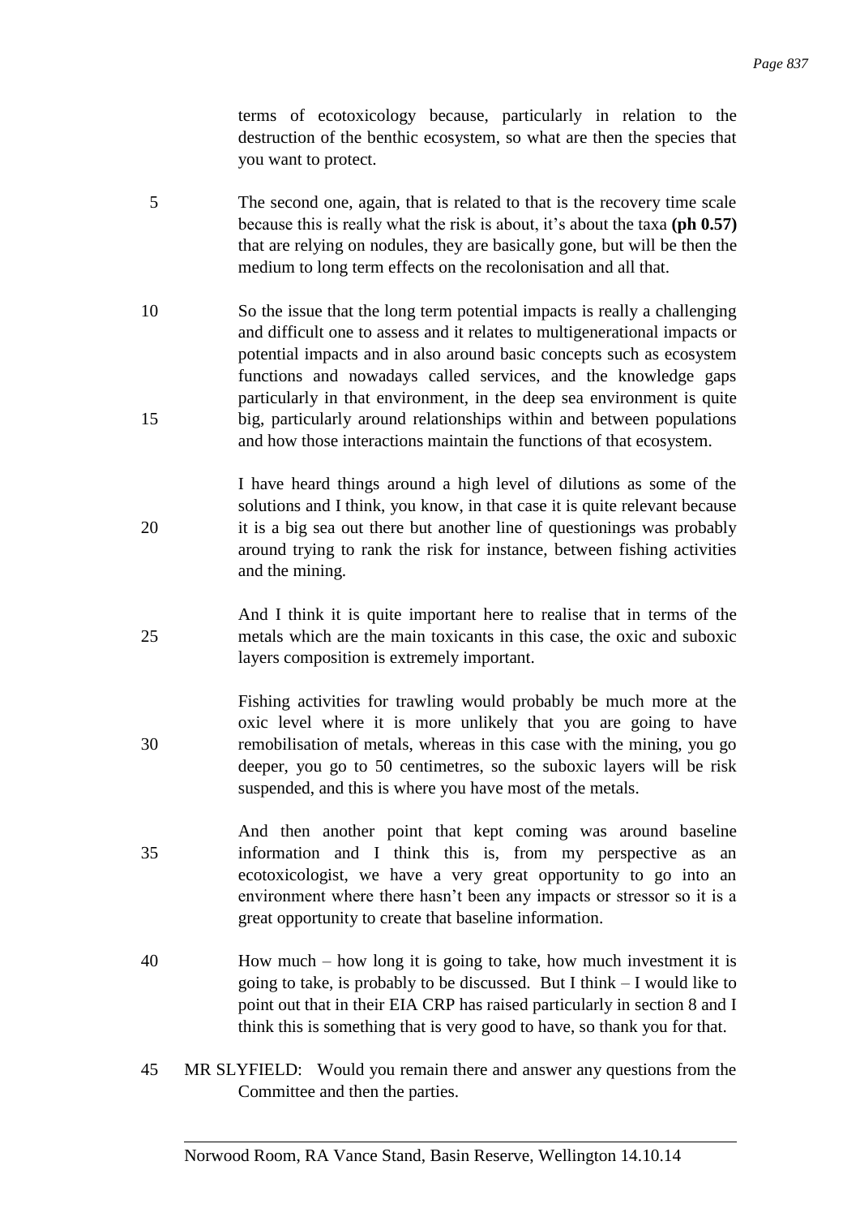terms of ecotoxicology because, particularly in relation to the destruction of the benthic ecosystem, so what are then the species that you want to protect.

The second one, again, that is related to that is the recovery time scale because this is really what the risk is about, it's about the taxa **(ph 0.57)** that are relying on nodules, they are basically gone, but will be then the medium to long term effects on the recolonisation and all that.

So the issue that the long term potential impacts is really a challenging and difficult one to assess and it relates to multigenerational impacts or potential impacts and in also around basic concepts such as ecosystem functions and nowadays called services, and the knowledge gaps particularly in that environment, in the deep sea environment is quite big, particularly around relationships within and between populations and how those interactions maintain the functions of that ecosystem.

I have heard things around a high level of dilutions as some of the solutions and I think, you know, in that case it is quite relevant because it is a big sea out there but another line of questionings was probably around trying to rank the risk for instance, between fishing activities and the mining.

And I think it is quite important here to realise that in terms of the metals which are the main toxicants in this case, the oxic and suboxic layers composition is extremely important.

Fishing activities for trawling would probably be much more at the oxic level where it is more unlikely that you are going to have remobilisation of metals, whereas in this case with the mining, you go deeper, you go to 50 centimetres, so the suboxic layers will be risk suspended, and this is where you have most of the metals.

And then another point that kept coming was around baseline information and I think this is, from my perspective as an ecotoxicologist, we have a very great opportunity to go into an environment where there hasn't been any impacts or stressor so it is a great opportunity to create that baseline information.

How much – how long it is going to take, how much investment it is going to take, is probably to be discussed. But I think – I would like to point out that in their EIA CRP has raised particularly in section 8 and I think this is something that is very good to have, so thank you for that.

MR SLYFIELD: Would you remain there and answer any questions from the Committee and then the parties.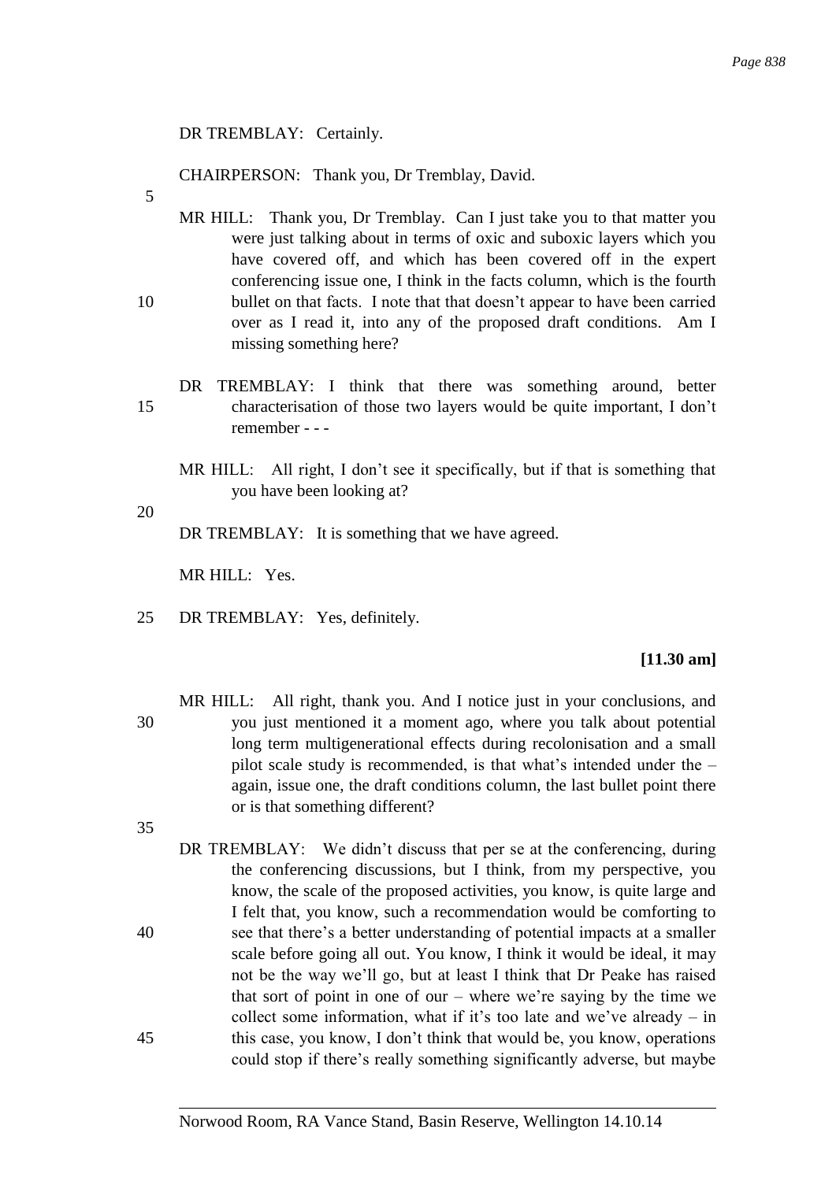DR TREMBLAY: Certainly.

CHAIRPERSON: Thank you, Dr Tremblay, David.

MR HILL: Thank you, Dr Tremblay. Can I just take you to that matter you were just talking about in terms of oxic and suboxic layers which you have covered off, and which has been covered off in the expert conferencing issue one, I think in the facts column, which is the fourth bullet on that facts. I note that that doesn't appear to have been carried over as I read it, into any of the proposed draft conditions. Am I missing something here?

DR TREMBLAY: I think that there was something around, better characterisation of those two layers would be quite important, I don't remember - - -

MR HILL: All right, I don't see it specifically, but if that is something that you have been looking at?

DR TREMBLAY: It is something that we have agreed.

MR HILL: Yes.

DR TREMBLAY: Yes, definitely.

**[11.30 am]**

MR HILL: All right, thank you. And I notice just in your conclusions, and you just mentioned it a moment ago, where you talk about potential long term multigenerational effects during recolonisation and a small pilot scale study is recommended, is that what's intended under the – again, issue one, the draft conditions column, the last bullet point there or is that something different?

DR TREMBLAY: We didn't discuss that per se at the conferencing, during the conferencing discussions, but I think, from my perspective, you know, the scale of the proposed activities, you know, is quite large and I felt that, you know, such a recommendation would be comforting to see that there's a better understanding of potential impacts at a smaller scale before going all out. You know, I think it would be ideal, it may not be the way we'll go, but at least I think that Dr Peake has raised that sort of point in one of our – where we're saying by the time we collect some information, what if it's too late and we've already – in this case, you know, I don't think that would be, you know, operations could stop if there's really something significantly adverse, but maybe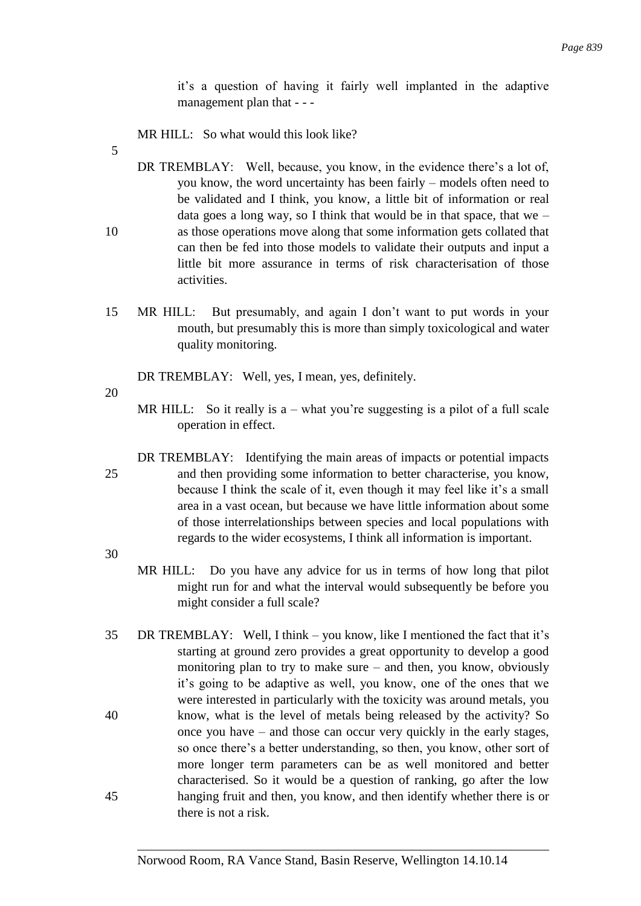it’s a question of having it fairly well implanted in the adaptive management plan that - - -

MR HILL: So what would this look like?

DR TREMBLAY: Well, because, you know, in the evidence there’s a lot of, you know, the word uncertainty has been fairly – models often need to be validated and I think, you know, a little bit of information or real data goes a long way, so I think that would be in that space, that we – as those operations move along that some information gets collated that can then be fed into those models to validate their outputs and input a little bit more assurance in terms of risk characterisation of those activities.

MR HILL: But presumably, and again I don’t want to put words in your mouth, but presumably this is more than simply toxicological and water quality monitoring.

DR TREMBLAY: Well, yes, I mean, yes, definitely.

MR HILL: So it really is a – what you’re suggesting is a pilot of a full scale operation in effect.

DR TREMBLAY: Identifying the main areas of impacts or potential impacts and then providing some information to better characterise, you know, because I think the scale of it, even though it may feel like it’s a small area in a vast ocean, but because we have little information about some of those interrelationships between species and local populations with regards to the wider ecosystems, I think all information is important.

MR HILL: Do you have any advice for us in terms of how long that pilot might run for and what the interval would subsequently be before you might consider a full scale?

DR TREMBLAY: Well, I think – you know, like I mentioned the fact that it’s starting at ground zero provides a great opportunity to develop a good monitoring plan to try to make sure – and then, you know, obviously it’s going to be adaptive as well, you know, one of the ones that we were interested in particularly with the toxicity was around metals, you know, what is the level of metals being released by the activity? So once you have – and those can occur very quickly in the early stages, so once there’s a better understanding, so then, you know, other sort of more longer term parameters can be as well monitored and better characterised. So it would be a question of ranking, go after the low hanging fruit and then, you know, and then identify whether there is or there is not a risk.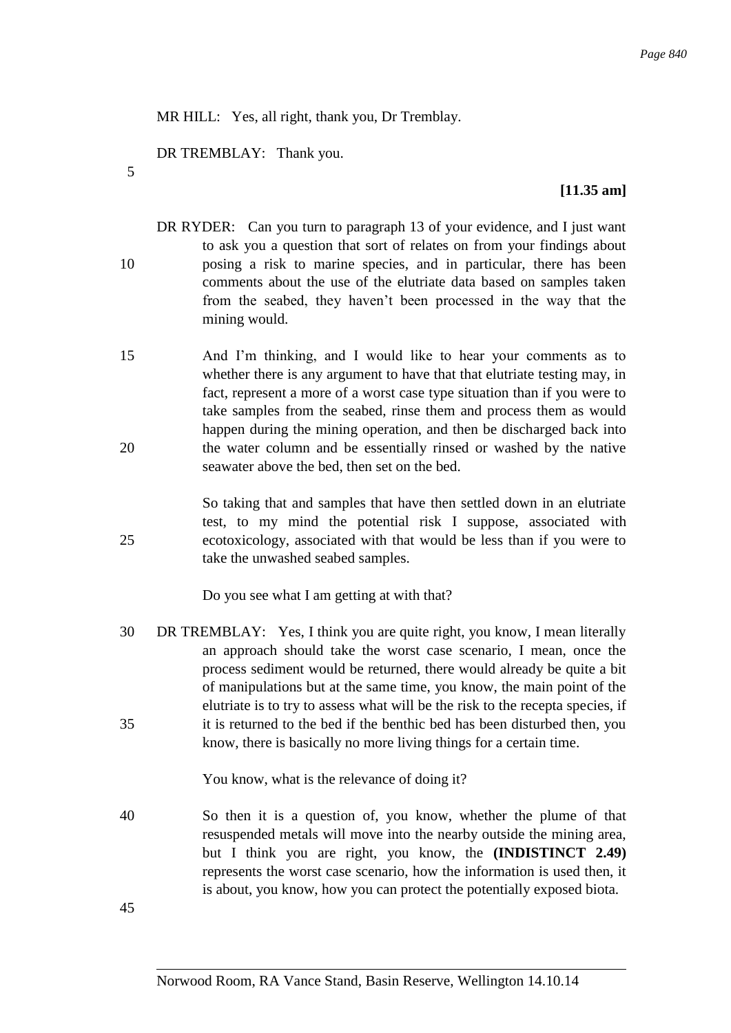MR HILL: Yes, all right, thank you, Dr Tremblay.

DR TREMBLAY: Thank you.

**[11.35 am]**

DR RYDER: Can you turn to paragraph 13 of your evidence, and I just want to ask you a question that sort of relates on from your findings about posing a risk to marine species, and in particular, there has been comments about the use of the elutriate data based on samples taken from the seabed, they haven't been processed in the way that the mining would.

And I'm thinking, and I would like to hear your comments as to whether there is any argument to have that that elutriate testing may, in fact, represent a more of a worst case type situation than if you were to take samples from the seabed, rinse them and process them as would happen during the mining operation, and then be discharged back into the water column and be essentially rinsed or washed by the native seawater above the bed, then set on the bed.

So taking that and samples that have then settled down in an elutriate test, to my mind the potential risk I suppose, associated with ecotoxicology, associated with that would be less than if you were to take the unwashed seabed samples.

Do you see what I am getting at with that?

DR TREMBLAY: Yes, I think you are quite right, you know, I mean literally an approach should take the worst case scenario, I mean, once the process sediment would be returned, there would already be quite a bit of manipulations but at the same time, you know, the main point of the elutriate is to try to assess what will be the risk to the recepta species, if it is returned to the bed if the benthic bed has been disturbed then, you know, there is basically no more living things for a certain time.

You know, what is the relevance of doing it?

So then it is a question of, you know, whether the plume of that resuspended metals will move into the nearby outside the mining area, but I think you are right, you know, the **(INDISTINCT 2.49)** represents the worst case scenario, how the information is used then, it is about, you know, how you can protect the potentially exposed biota.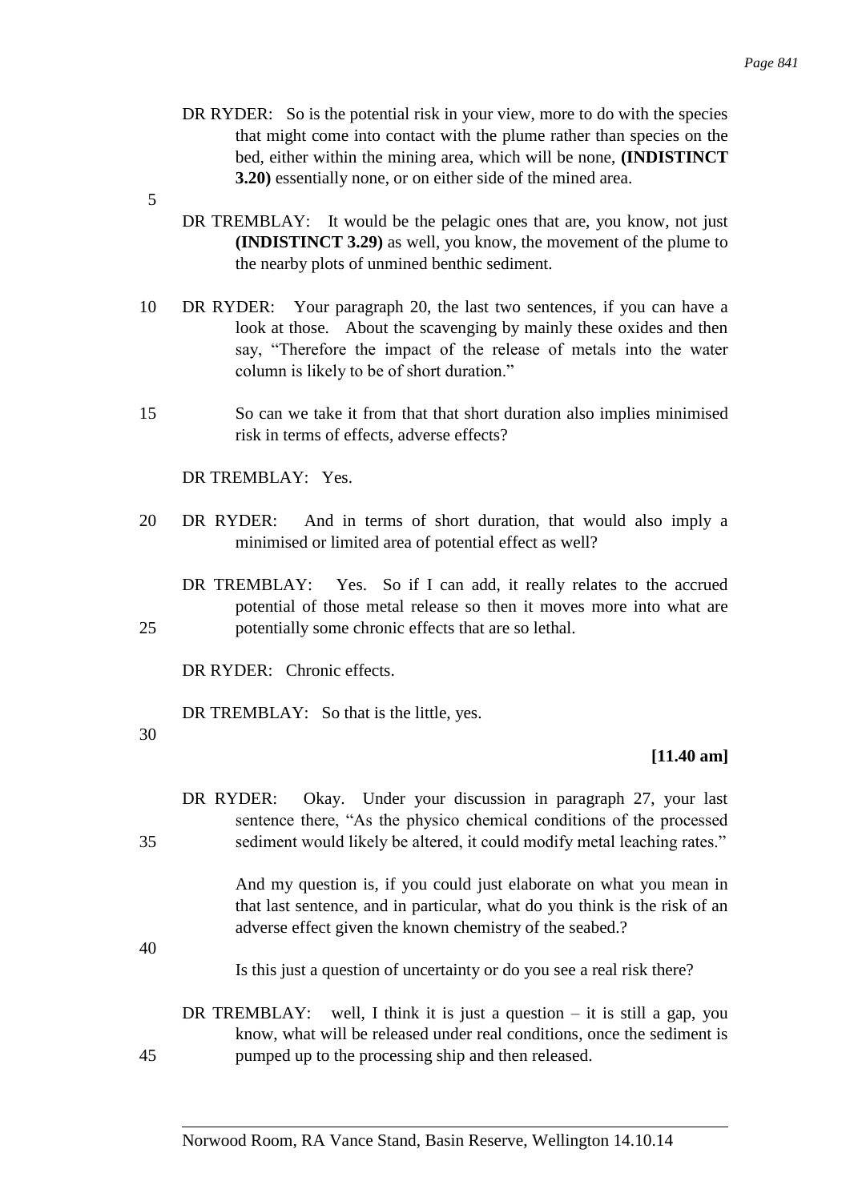DR RYDER: So is the potential risk in your view, more to do with the species that might come into contact with the plume rather than species on the bed, either within the mining area, which will be none, **(INDISTINCT 3.20)** essentially none, or on either side of the mined area.

DR TREMBLAY: It would be the pelagic ones that are, you know, not just **(INDISTINCT 3.29)** as well, you know, the movement of the plume to the nearby plots of unmined benthic sediment.

DR RYDER: Your paragraph 20, the last two sentences, if you can have a look at those. About the scavenging by mainly these oxides and then say, "Therefore the impact of the release of metals into the water column is likely to be of short duration."

So can we take it from that that short duration also implies minimised risk in terms of effects, adverse effects?

DR TREMBLAY: Yes.

DR RYDER: And in terms of short duration, that would also imply a minimised or limited area of potential effect as well?

DR TREMBLAY: Yes. So if I can add, it really relates to the accrued potential of those metal release so then it moves more into what are potentially some chronic effects that are so lethal.

DR RYDER: Chronic effects.

DR TREMBLAY: So that is the little, yes.

**[11.40 am]**

DR RYDER: Okay. Under your discussion in paragraph 27, your last sentence there, "As the physico chemical conditions of the processed sediment would likely be altered, it could modify metal leaching rates."

And my question is, if you could just elaborate on what you mean in that last sentence, and in particular, what do you think is the risk of an adverse effect given the known chemistry of the seabed.?

Is this just a question of uncertainty or do you see a real risk there?

DR TREMBLAY: well, I think it is just a question – it is still a gap, you know, what will be released under real conditions, once the sediment is pumped up to the processing ship and then released.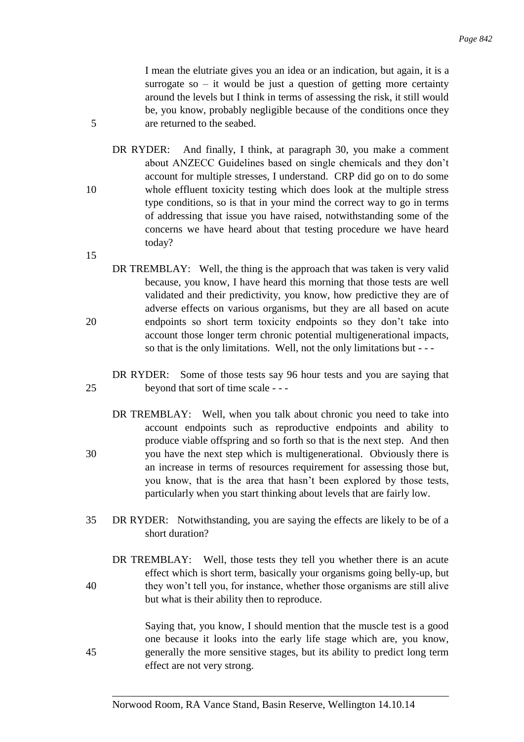I mean the elutriate gives you an idea or an indication, but again, it is a surrogate so – it would be just a question of getting more certainty around the levels but I think in terms of assessing the risk, it still would be, you know, probably negligible because of the conditions once they are returned to the seabed.

DR RYDER: And finally, I think, at paragraph 30, you make a comment about ANZECC Guidelines based on single chemicals and they don't account for multiple stresses, I understand. CRP did go on to do some whole effluent toxicity testing which does look at the multiple stress type conditions, so is that in your mind the correct way to go in terms of addressing that issue you have raised, notwithstanding some of the concerns we have heard about that testing procedure we have heard today?

DR TREMBLAY: Well, the thing is the approach that was taken is very valid because, you know, I have heard this morning that those tests are well validated and their predictivity, you know, how predictive they are of adverse effects on various organisms, but they are all based on acute endpoints so short term toxicity endpoints so they don't take into account those longer term chronic potential multigenerational impacts, so that is the only limitations. Well, not the only limitations but - - -

DR RYDER: Some of those tests say 96 hour tests and you are saying that beyond that sort of time scale - - -

DR TREMBLAY: Well, when you talk about chronic you need to take into account endpoints such as reproductive endpoints and ability to produce viable offspring and so forth so that is the next step. And then you have the next step which is multigenerational. Obviously there is an increase in terms of resources requirement for assessing those but, you know, that is the area that hasn't been explored by those tests, particularly when you start thinking about levels that are fairly low.

DR RYDER: Notwithstanding, you are saying the effects are likely to be of a short duration?

DR TREMBLAY: Well, those tests they tell you whether there is an acute effect which is short term, basically your organisms going belly-up, but they won't tell you, for instance, whether those organisms are still alive but what is their ability then to reproduce.

Saying that, you know, I should mention that the muscle test is a good one because it looks into the early life stage which are, you know, generally the more sensitive stages, but its ability to predict long term effect are not very strong.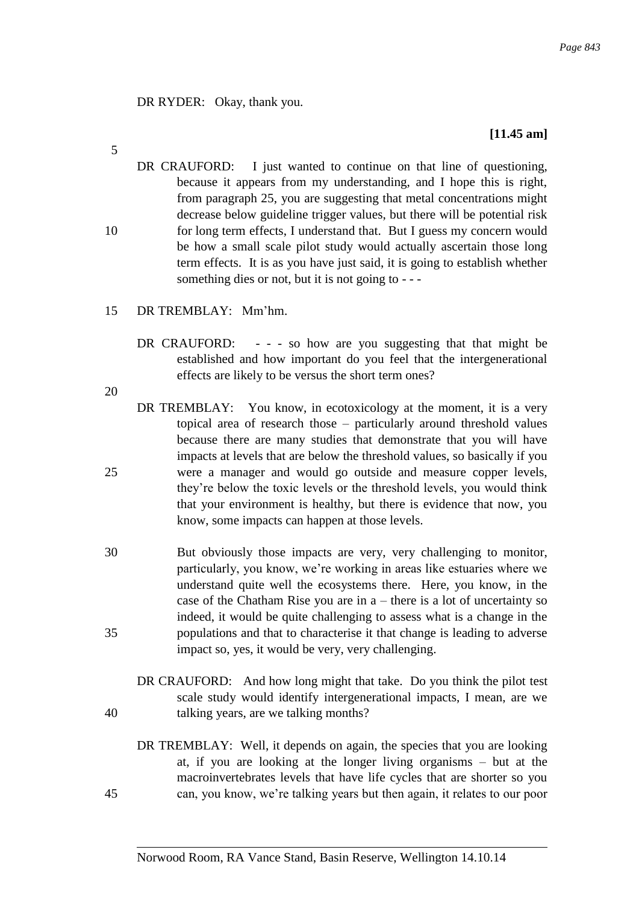DR RYDER: Okay, thank you.

**[11.45 am]**

DR CRAUFORD: I just wanted to continue on that line of questioning, because it appears from my understanding, and I hope this is right, from paragraph 25, you are suggesting that metal concentrations might decrease below guideline trigger values, but there will be potential risk for long term effects, I understand that. But I guess my concern would be how a small scale pilot study would actually ascertain those long term effects. It is as you have just said, it is going to establish whether something dies or not, but it is not going to - - -

DR TREMBLAY: Mm'hm.

DR CRAUFORD: - - - so how are you suggesting that that might be established and how important do you feel that the intergenerational effects are likely to be versus the short term ones?

DR TREMBLAY: You know, in ecotoxicology at the moment, it is a very topical area of research those – particularly around threshold values because there are many studies that demonstrate that you will have impacts at levels that are below the threshold values, so basically if you were a manager and would go outside and measure copper levels, they're below the toxic levels or the threshold levels, you would think that your environment is healthy, but there is evidence that now, you know, some impacts can happen at those levels.

But obviously those impacts are very, very challenging to monitor, particularly, you know, we're working in areas like estuaries where we understand quite well the ecosystems there. Here, you know, in the case of the Chatham Rise you are in a – there is a lot of uncertainty so indeed, it would be quite challenging to assess what is a change in the populations and that to characterise it that change is leading to adverse impact so, yes, it would be very, very challenging.

DR CRAUFORD: And how long might that take. Do you think the pilot test scale study would identify intergenerational impacts, I mean, are we talking years, are we talking months?

DR TREMBLAY: Well, it depends on again, the species that you are looking at, if you are looking at the longer living organisms – but at the macroinvertebrates levels that have life cycles that are shorter so you can, you know, we're talking years but then again, it relates to our poor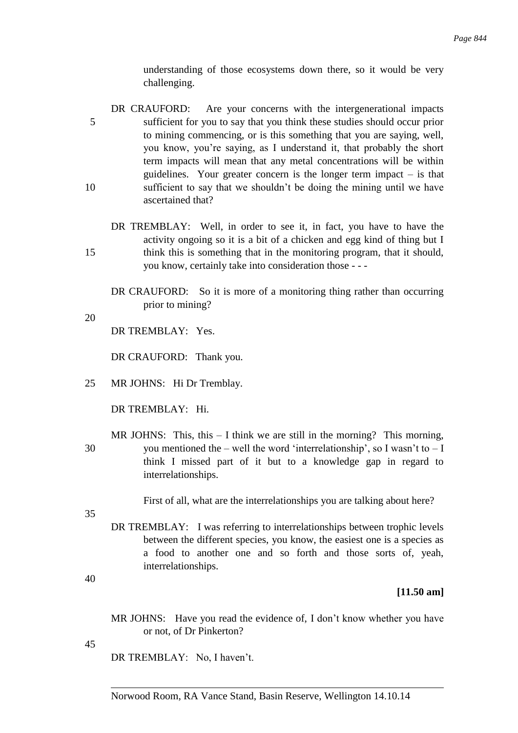understanding of those ecosystems down there, so it would be very challenging.

DR CRAUFORD: Are your concerns with the intergenerational impacts sufficient for you to say that you think these studies should occur prior to mining commencing, or is this something that you are saying, well, you know, you're saying, as I understand it, that probably the short term impacts will mean that any metal concentrations will be within guidelines. Your greater concern is the longer term impact – is that sufficient to say that we shouldn't be doing the mining until we have ascertained that?

DR TREMBLAY: Well, in order to see it, in fact, you have to have the activity ongoing so it is a bit of a chicken and egg kind of thing but I think this is something that in the monitoring program, that it should, you know, certainly take into consideration those - - -

DR CRAUFORD: So it is more of a monitoring thing rather than occurring prior to mining?

DR TREMBLAY: Yes.

DR CRAUFORD: Thank you.

MR JOHNS: Hi Dr Tremblay.

DR TREMBLAY: Hi.

MR JOHNS: This, this – I think we are still in the morning? This morning, you mentioned the – well the word 'interrelationship', so I wasn't to – I think I missed part of it but to a knowledge gap in regard to interrelationships.

First of all, what are the interrelationships you are talking about here?

DR TREMBLAY: I was referring to interrelationships between trophic levels between the different species, you know, the easiest one is a species as a food to another one and so forth and those sorts of, yeah, interrelationships.

**[11.50 am]**

MR JOHNS: Have you read the evidence of, I don't know whether you have or not, of Dr Pinkerton?

DR TREMBLAY: No, I haven't.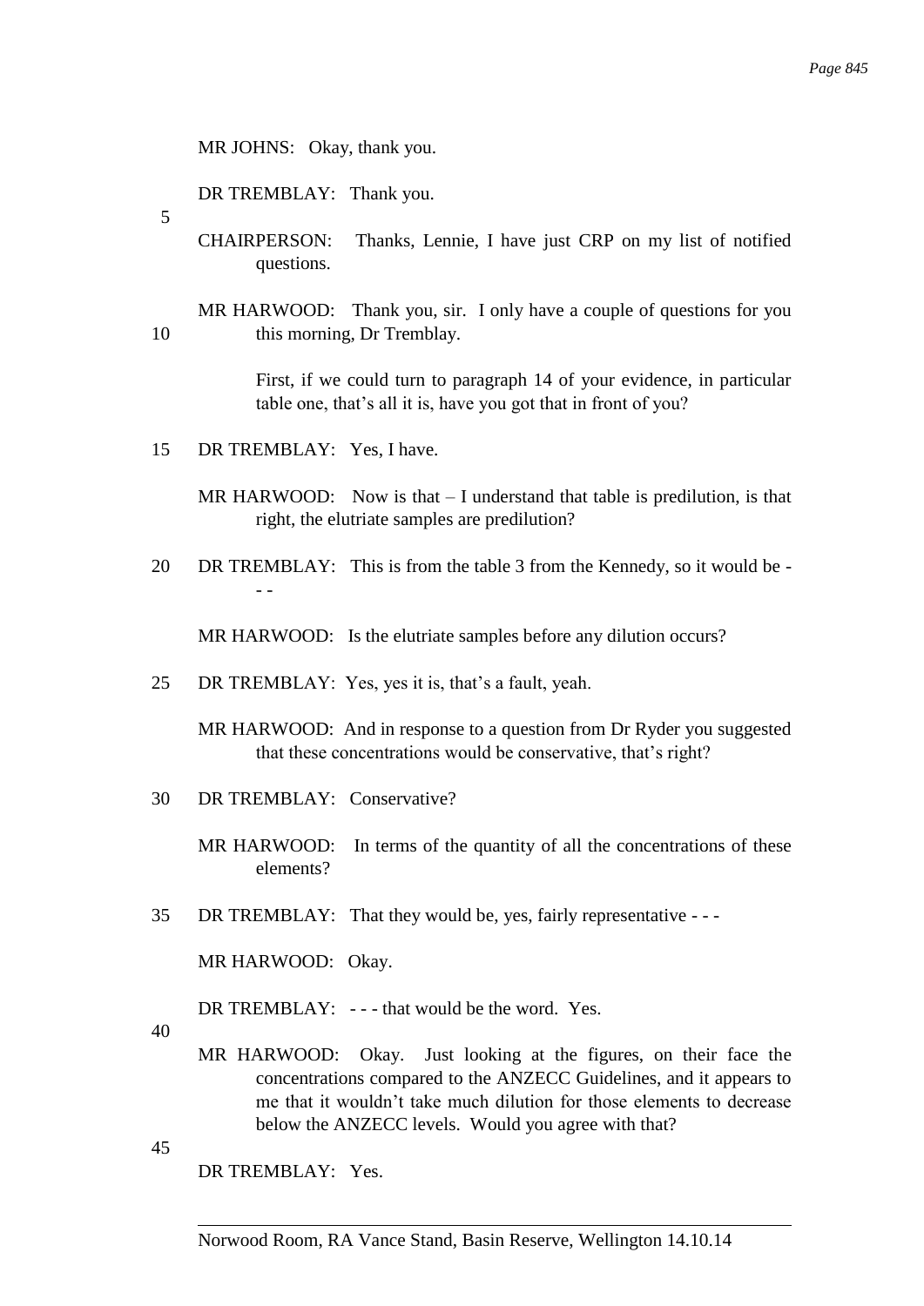MR JOHNS: Okay, thank you.

DR TREMBLAY: Thank you.

CHAIRPERSON: Thanks, Lennie, I have just CRP on my list of notified questions.

MR HARWOOD: Thank you, sir. I only have a couple of questions for you this morning, Dr Tremblay.

First, if we could turn to paragraph 14 of your evidence, in particular table one, that's all it is, have you got that in front of you?

DR TREMBLAY: Yes, I have.

MR HARWOOD: Now is that – I understand that table is predilution, is that right, the elutriate samples are predilution?

DR TREMBLAY: This is from the table 3 from the Kennedy, so it would be - - -

MR HARWOOD: Is the elutriate samples before any dilution occurs?

DR TREMBLAY: Yes, yes it is, that's a fault, yeah.

MR HARWOOD: And in response to a question from Dr Ryder you suggested that these concentrations would be conservative, that's right?

DR TREMBLAY: Conservative?

MR HARWOOD: In terms of the quantity of all the concentrations of these elements?

DR TREMBLAY: That they would be, yes, fairly representative - - -

MR HARWOOD: Okay.

DR TREMBLAY: - - - that would be the word. Yes.

MR HARWOOD: Okay. Just looking at the figures, on their face the concentrations compared to the ANZECC Guidelines, and it appears to me that it wouldn't take much dilution for those elements to decrease below the ANZECC levels. Would you agree with that?

DR TREMBLAY: Yes.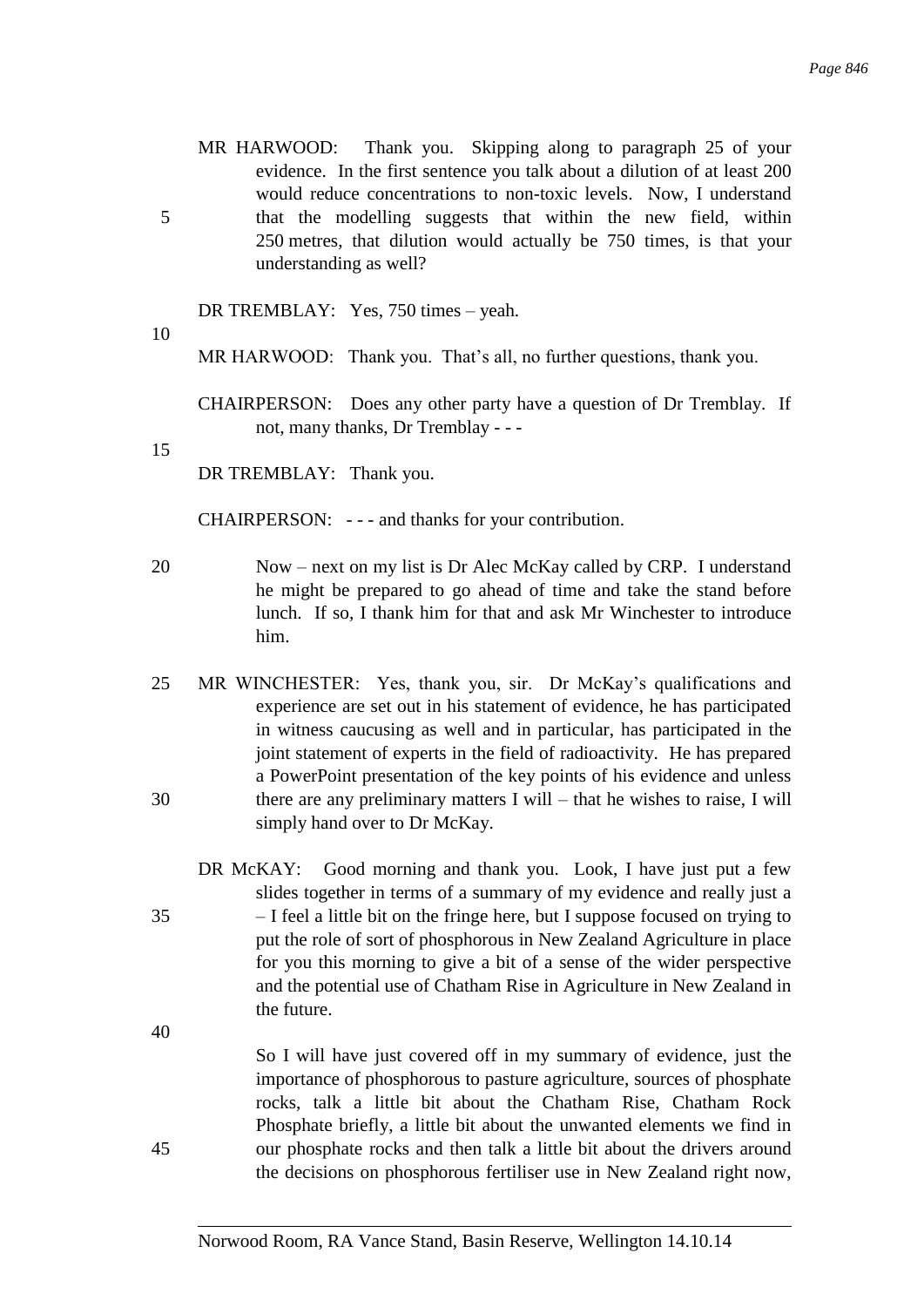MR HARWOOD: Thank you. Skipping along to paragraph 25 of your evidence. In the first sentence you talk about a dilution of at least 200 would reduce concentrations to non-toxic levels. Now, I understand that the modelling suggests that within the new field, within 250 metres, that dilution would actually be 750 times, is that your understanding as well?

DR TREMBLAY: Yes, 750 times – yeah.

MR HARWOOD: Thank you. That's all, no further questions, thank you.

CHAIRPERSON: Does any other party have a question of Dr Tremblay. If not, many thanks, Dr Tremblay - - -

DR TREMBLAY: Thank you.

CHAIRPERSON: - - - and thanks for your contribution.

Now – next on my list is Dr Alec McKay called by CRP. I understand he might be prepared to go ahead of time and take the stand before lunch. If so, I thank him for that and ask Mr Winchester to introduce him.

MR WINCHESTER: Yes, thank you, sir. Dr McKay's qualifications and experience are set out in his statement of evidence, he has participated in witness caucusing as well and in particular, has participated in the joint statement of experts in the field of radioactivity. He has prepared a PowerPoint presentation of the key points of his evidence and unless there are any preliminary matters I will – that he wishes to raise, I will simply hand over to Dr McKay.

DR McKAY: Good morning and thank you. Look, I have just put a few slides together in terms of a summary of my evidence and really just a – I feel a little bit on the fringe here, but I suppose focused on trying to put the role of sort of phosphorous in New Zealand Agriculture in place for you this morning to give a bit of a sense of the wider perspective and the potential use of Chatham Rise in Agriculture in New Zealand in the future.

So I will have just covered off in my summary of evidence, just the importance of phosphorous to pasture agriculture, sources of phosphate rocks, talk a little bit about the Chatham Rise, Chatham Rock Phosphate briefly, a little bit about the unwanted elements we find in our phosphate rocks and then talk a little bit about the drivers around the decisions on phosphorous fertiliser use in New Zealand right now,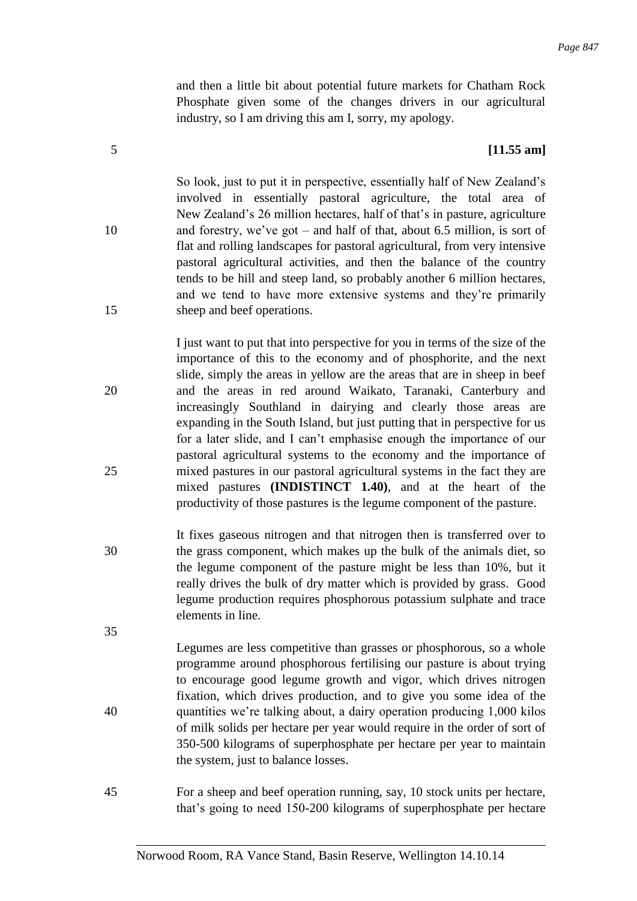and then a little bit about potential future markets for Chatham Rock Phosphate given some of the changes drivers in our agricultural industry, so I am driving this am I, sorry, my apology.

**[11.55 am]**

So look, just to put it in perspective, essentially half of New Zealand's involved in essentially pastoral agriculture, the total area of New Zealand's 26 million hectares, half of that's in pasture, agriculture and forestry, we've got – and half of that, about 6.5 million, is sort of flat and rolling landscapes for pastoral agricultural, from very intensive pastoral agricultural activities, and then the balance of the country tends to be hill and steep land, so probably another 6 million hectares, and we tend to have more extensive systems and they're primarily sheep and beef operations.

I just want to put that into perspective for you in terms of the size of the importance of this to the economy and of phosphorite, and the next slide, simply the areas in yellow are the areas that are in sheep in beef and the areas in red around Waikato, Taranaki, Canterbury and increasingly Southland in dairying and clearly those areas are expanding in the South Island, but just putting that in perspective for us for a later slide, and I can't emphasise enough the importance of our pastoral agricultural systems to the economy and the importance of mixed pastures in our pastoral agricultural systems in the fact they are mixed pastures **(INDISTINCT 1.40)**, and at the heart of the productivity of those pastures is the legume component of the pasture.

It fixes gaseous nitrogen and that nitrogen then is transferred over to the grass component, which makes up the bulk of the animals diet, so the legume component of the pasture might be less than 10%, but it really drives the bulk of dry matter which is provided by grass. Good legume production requires phosphorous potassium sulphate and trace elements in line.

Legumes are less competitive than grasses or phosphorous, so a whole programme around phosphorous fertilising our pasture is about trying to encourage good legume growth and vigor, which drives nitrogen fixation, which drives production, and to give you some idea of the quantities we're talking about, a dairy operation producing 1,000 kilos of milk solids per hectare per year would require in the order of sort of 350-500 kilograms of superphosphate per hectare per year to maintain the system, just to balance losses.

For a sheep and beef operation running, say, 10 stock units per hectare, that's going to need 150-200 kilograms of superphosphate per hectare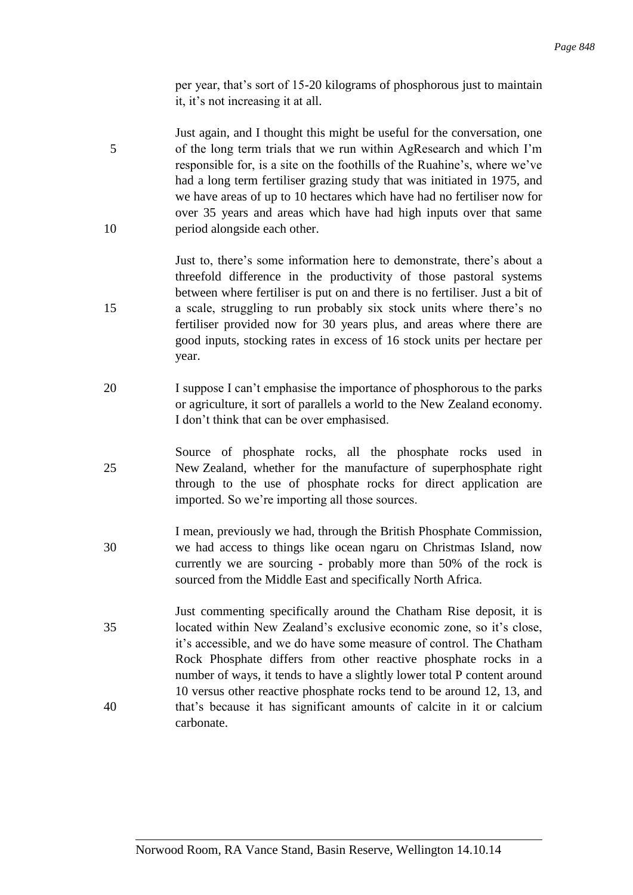per year, that's sort of 15-20 kilograms of phosphorous just to maintain it, it's not increasing it at all.

Just again, and I thought this might be useful for the conversation, one of the long term trials that we run within AgResearch and which I'm responsible for, is a site on the foothills of the Ruahine's, where we've had a long term fertiliser grazing study that was initiated in 1975, and we have areas of up to 10 hectares which have had no fertiliser now for over 35 years and areas which have had high inputs over that same period alongside each other.

Just to, there's some information here to demonstrate, there's about a threefold difference in the productivity of those pastoral systems between where fertiliser is put on and there is no fertiliser. Just a bit of a scale, struggling to run probably six stock units where there's no fertiliser provided now for 30 years plus, and areas where there are good inputs, stocking rates in excess of 16 stock units per hectare per year.

I suppose I can't emphasise the importance of phosphorous to the parks or agriculture, it sort of parallels a world to the New Zealand economy. I don't think that can be over emphasised.

Source of phosphate rocks, all the phosphate rocks used in New Zealand, whether for the manufacture of superphosphate right through to the use of phosphate rocks for direct application are imported. So we're importing all those sources.

I mean, previously we had, through the British Phosphate Commission, we had access to things like ocean ngaru on Christmas Island, now currently we are sourcing - probably more than 50% of the rock is sourced from the Middle East and specifically North Africa.

Just commenting specifically around the Chatham Rise deposit, it is located within New Zealand's exclusive economic zone, so it's close, it's accessible, and we do have some measure of control. The Chatham Rock Phosphate differs from other reactive phosphate rocks in a number of ways, it tends to have a slightly lower total P content around 10 versus other reactive phosphate rocks tend to be around 12, 13, and that's because it has significant amounts of calcite in it or calcium carbonate.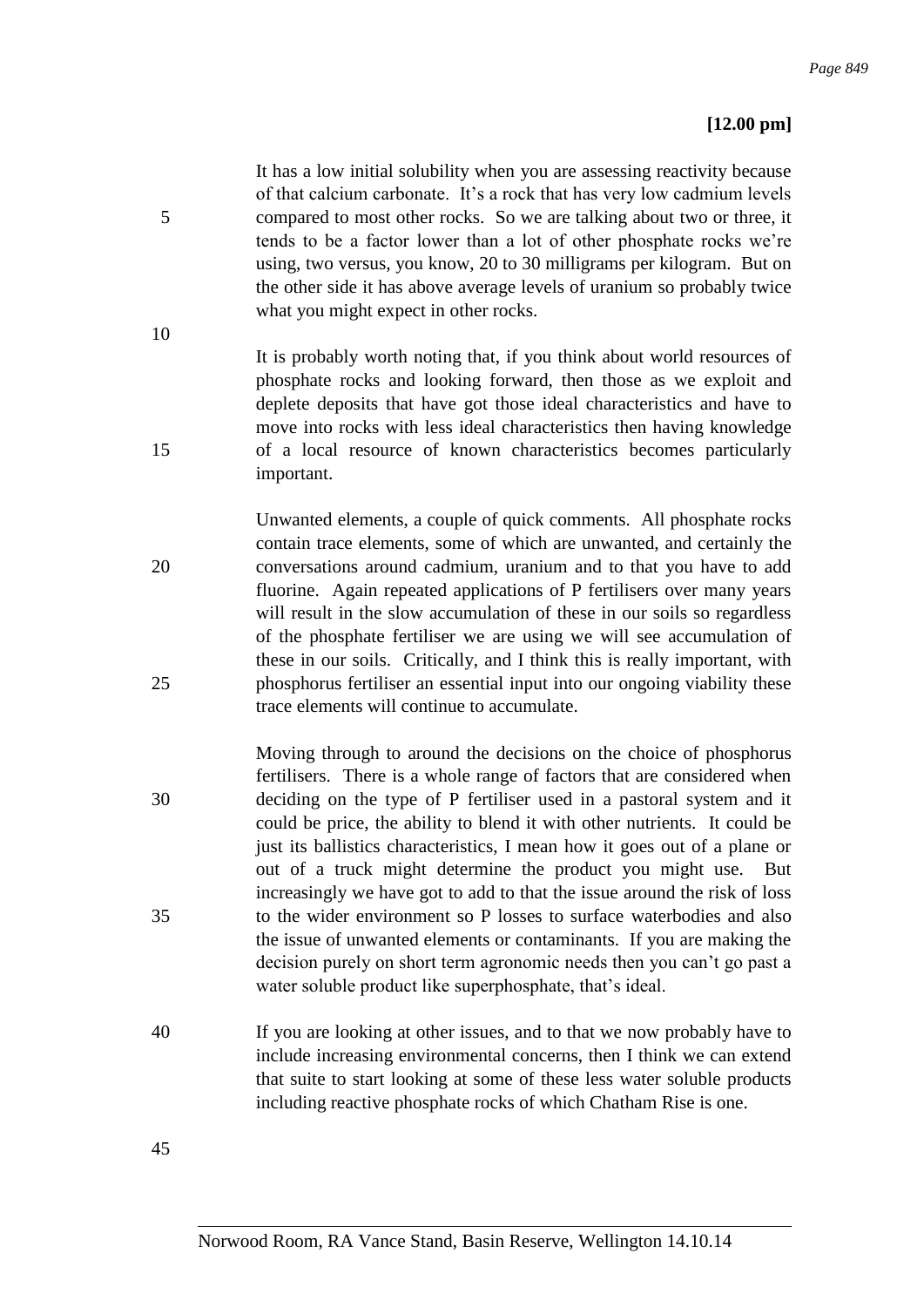**[12.00 pm]**

It has a low initial solubility when you are assessing reactivity because of that calcium carbonate. It's a rock that has very low cadmium levels compared to most other rocks. So we are talking about two or three, it tends to be a factor lower than a lot of other phosphate rocks we're using, two versus, you know, 20 to 30 milligrams per kilogram. But on the other side it has above average levels of uranium so probably twice what you might expect in other rocks.

It is probably worth noting that, if you think about world resources of phosphate rocks and looking forward, then those as we exploit and deplete deposits that have got those ideal characteristics and have to move into rocks with less ideal characteristics then having knowledge of a local resource of known characteristics becomes particularly important.

Unwanted elements, a couple of quick comments. All phosphate rocks contain trace elements, some of which are unwanted, and certainly the conversations around cadmium, uranium and to that you have to add fluorine. Again repeated applications of P fertilisers over many years will result in the slow accumulation of these in our soils so regardless of the phosphate fertiliser we are using we will see accumulation of these in our soils. Critically, and I think this is really important, with phosphorus fertiliser an essential input into our ongoing viability these trace elements will continue to accumulate.

Moving through to around the decisions on the choice of phosphorus fertilisers. There is a whole range of factors that are considered when deciding on the type of P fertiliser used in a pastoral system and it could be price, the ability to blend it with other nutrients. It could be just its ballistics characteristics, I mean how it goes out of a plane or out of a truck might determine the product you might use. But increasingly we have got to add to that the issue around the risk of loss to the wider environment so P losses to surface waterbodies and also the issue of unwanted elements or contaminants. If you are making the decision purely on short term agronomic needs then you can't go past a water soluble product like superphosphate, that's ideal.

If you are looking at other issues, and to that we now probably have to include increasing environmental concerns, then I think we can extend that suite to start looking at some of these less water soluble products including reactive phosphate rocks of which Chatham Rise is one.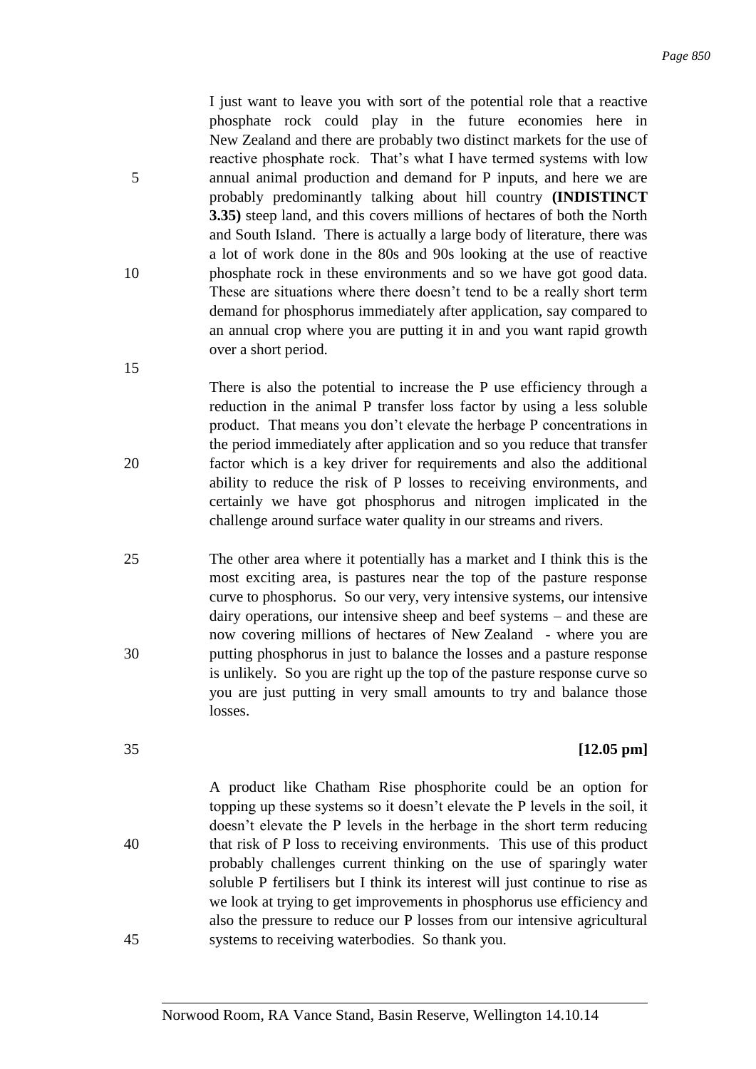I just want to leave you with sort of the potential role that a reactive phosphate rock could play in the future economies here in New Zealand and there are probably two distinct markets for the use of reactive phosphate rock. That's what I have termed systems with low annual animal production and demand for P inputs, and here we are probably predominantly talking about hill country **(INDISTINCT 3.35)** steep land, and this covers millions of hectares of both the North and South Island. There is actually a large body of literature, there was a lot of work done in the 80s and 90s looking at the use of reactive phosphate rock in these environments and so we have got good data. These are situations where there doesn't tend to be a really short term demand for phosphorus immediately after application, say compared to an annual crop where you are putting it in and you want rapid growth over a short period.

There is also the potential to increase the P use efficiency through a reduction in the animal P transfer loss factor by using a less soluble product. That means you don't elevate the herbage P concentrations in the period immediately after application and so you reduce that transfer factor which is a key driver for requirements and also the additional ability to reduce the risk of P losses to receiving environments, and certainly we have got phosphorus and nitrogen implicated in the challenge around surface water quality in our streams and rivers.

The other area where it potentially has a market and I think this is the most exciting area, is pastures near the top of the pasture response curve to phosphorus. So our very, very intensive systems, our intensive dairy operations, our intensive sheep and beef systems – and these are now covering millions of hectares of New Zealand - where you are putting phosphorus in just to balance the losses and a pasture response is unlikely. So you are right up the top of the pasture response curve so you are just putting in very small amounts to try and balance those losses.

**[12.05 pm]**

A product like Chatham Rise phosphorite could be an option for topping up these systems so it doesn't elevate the P levels in the soil, it doesn't elevate the P levels in the herbage in the short term reducing that risk of P loss to receiving environments. This use of this product probably challenges current thinking on the use of sparingly water soluble P fertilisers but I think its interest will just continue to rise as we look at trying to get improvements in phosphorus use efficiency and also the pressure to reduce our P losses from our intensive agricultural systems to receiving waterbodies. So thank you.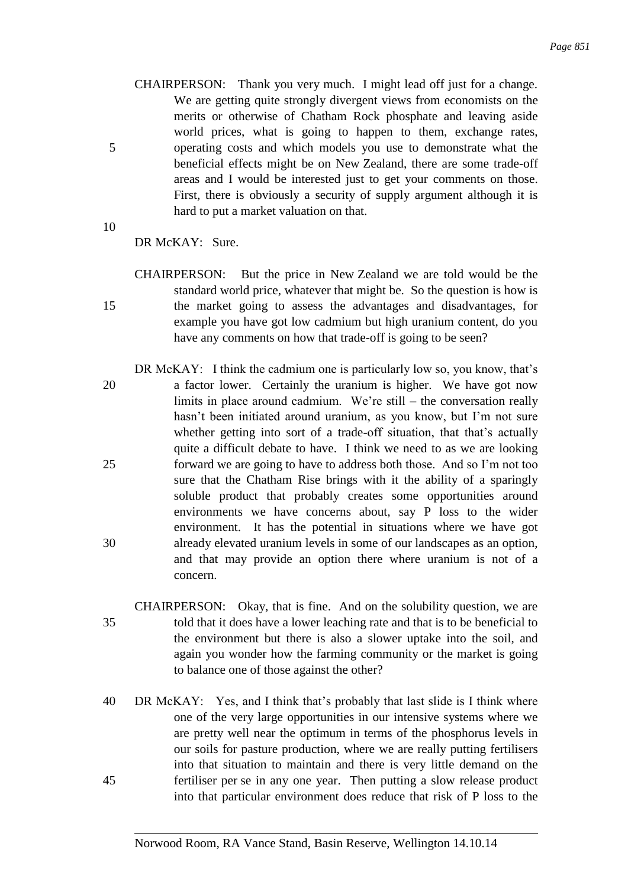CHAIRPERSON: Thank you very much. I might lead off just for a change. We are getting quite strongly divergent views from economists on the merits or otherwise of Chatham Rock phosphate and leaving aside world prices, what is going to happen to them, exchange rates, operating costs and which models you use to demonstrate what the beneficial effects might be on New Zealand, there are some trade-off areas and I would be interested just to get your comments on those. First, there is obviously a security of supply argument although it is hard to put a market valuation on that.

DR McKAY: Sure.

CHAIRPERSON: But the price in New Zealand we are told would be the standard world price, whatever that might be. So the question is how is the market going to assess the advantages and disadvantages, for example you have got low cadmium but high uranium content, do you have any comments on how that trade-off is going to be seen?

DR McKAY: I think the cadmium one is particularly low so, you know, that's a factor lower. Certainly the uranium is higher. We have got now limits in place around cadmium. We're still – the conversation really hasn't been initiated around uranium, as you know, but I'm not sure whether getting into sort of a trade-off situation, that that's actually quite a difficult debate to have. I think we need to as we are looking forward we are going to have to address both those. And so I'm not too sure that the Chatham Rise brings with it the ability of a sparingly soluble product that probably creates some opportunities around environments we have concerns about, say P loss to the wider environment. It has the potential in situations where we have got already elevated uranium levels in some of our landscapes as an option, and that may provide an option there where uranium is not of a concern.

CHAIRPERSON: Okay, that is fine. And on the solubility question, we are told that it does have a lower leaching rate and that is to be beneficial to the environment but there is also a slower uptake into the soil, and again you wonder how the farming community or the market is going to balance one of those against the other?

DR McKAY: Yes, and I think that's probably that last slide is I think where one of the very large opportunities in our intensive systems where we are pretty well near the optimum in terms of the phosphorus levels in our soils for pasture production, where we are really putting fertilisers into that situation to maintain and there is very little demand on the fertiliser per se in any one year. Then putting a slow release product into that particular environment does reduce that risk of P loss to the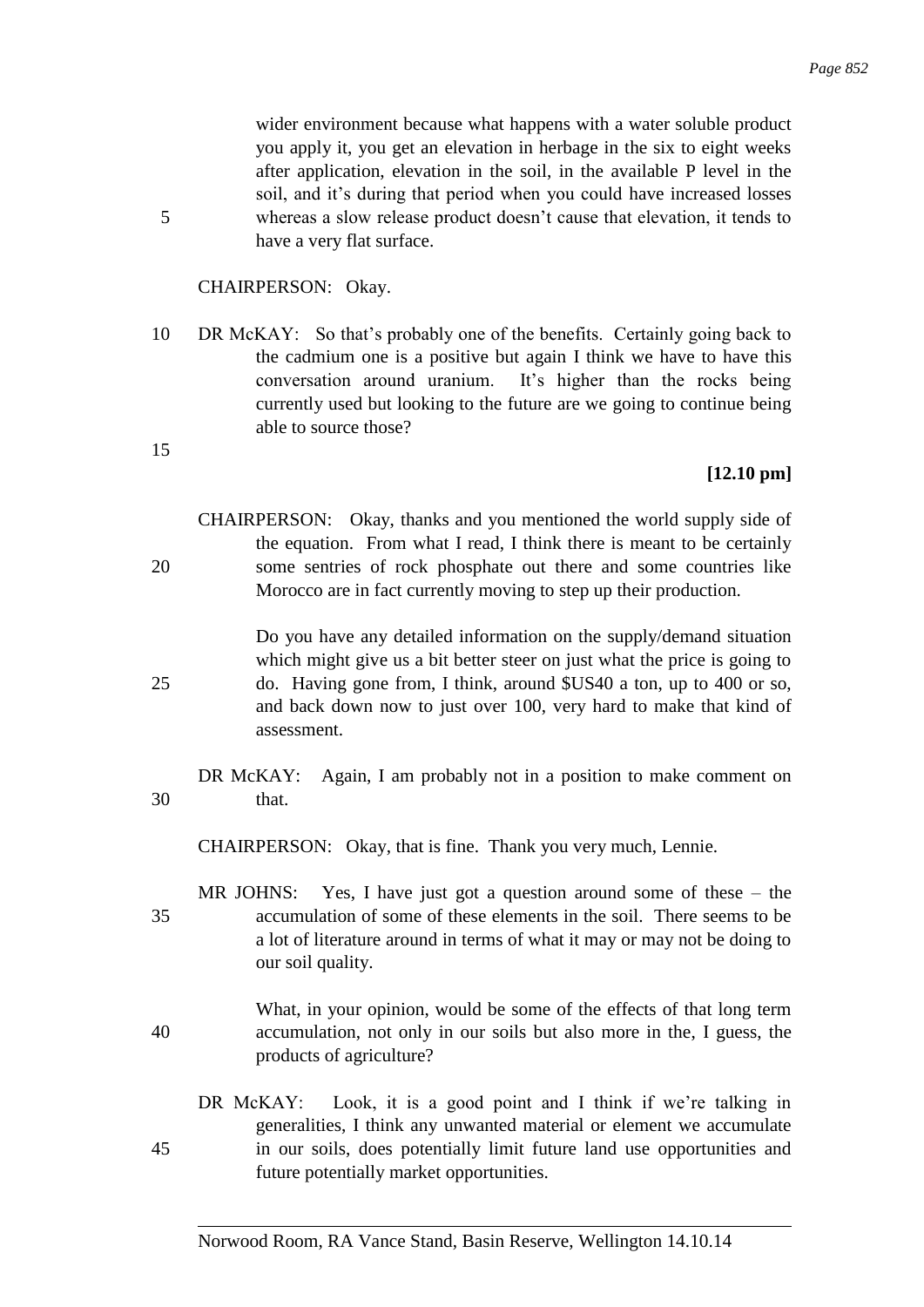wider environment because what happens with a water soluble product you apply it, you get an elevation in herbage in the six to eight weeks after application, elevation in the soil, in the available P level in the soil, and it's during that period when you could have increased losses whereas a slow release product doesn't cause that elevation, it tends to have a very flat surface.

CHAIRPERSON: Okay.

DR McKAY: So that's probably one of the benefits. Certainly going back to the cadmium one is a positive but again I think we have to have this conversation around uranium. It's higher than the rocks being currently used but looking to the future are we going to continue being able to source those?

**[12.10 pm]**

CHAIRPERSON: Okay, thanks and you mentioned the world supply side of the equation. From what I read, I think there is meant to be certainly some sentries of rock phosphate out there and some countries like Morocco are in fact currently moving to step up their production.

Do you have any detailed information on the supply/demand situation which might give us a bit better steer on just what the price is going to do. Having gone from, I think, around $US40 a ton, up to 400 or so, and back down now to just over 100, very hard to make that kind of assessment.

DR McKAY: Again, I am probably not in a position to make comment on that.

CHAIRPERSON: Okay, that is fine. Thank you very much, Lennie.

MR JOHNS: Yes, I have just got a question around some of these – the accumulation of some of these elements in the soil. There seems to be a lot of literature around in terms of what it may or may not be doing to our soil quality.

What, in your opinion, would be some of the effects of that long term accumulation, not only in our soils but also more in the, I guess, the products of agriculture?

DR McKAY: Look, it is a good point and I think if we're talking in generalities, I think any unwanted material or element we accumulate in our soils, does potentially limit future land use opportunities and future potentially market opportunities.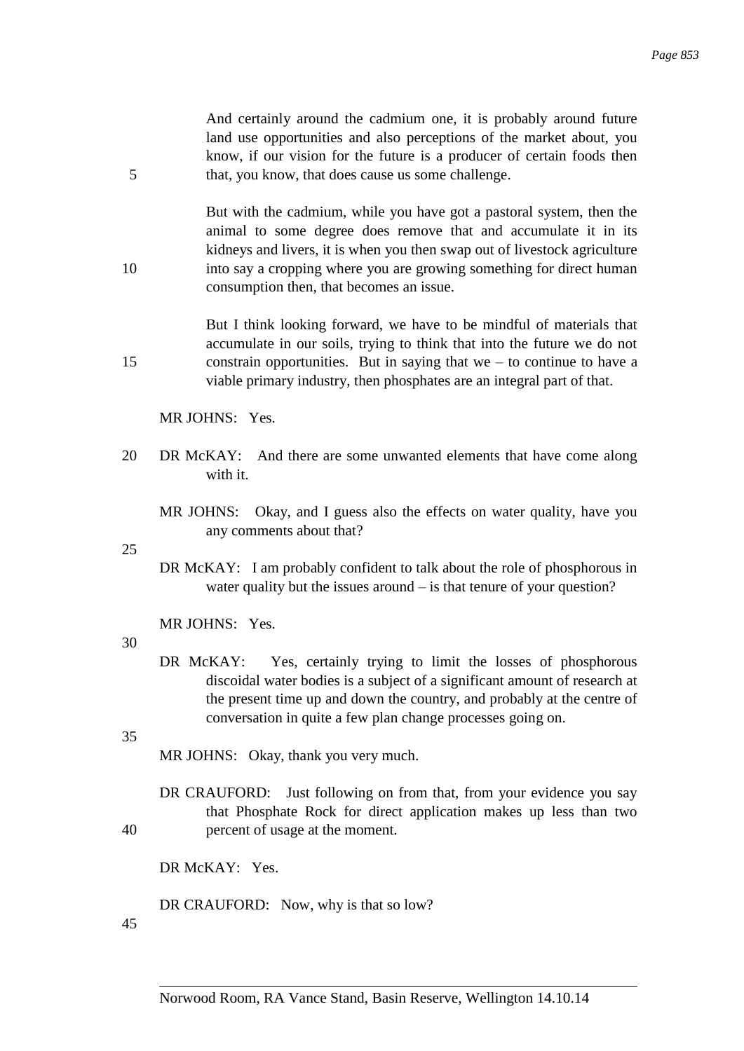And certainly around the cadmium one, it is probably around future land use opportunities and also perceptions of the market about, you know, if our vision for the future is a producer of certain foods then that, you know, that does cause us some challenge.

But with the cadmium, while you have got a pastoral system, then the animal to some degree does remove that and accumulate it in its kidneys and livers, it is when you then swap out of livestock agriculture into say a cropping where you are growing something for direct human consumption then, that becomes an issue.

But I think looking forward, we have to be mindful of materials that accumulate in our soils, trying to think that into the future we do not constrain opportunities. But in saying that we – to continue to have a viable primary industry, then phosphates are an integral part of that.

MR JOHNS: Yes.

DR McKAY: And there are some unwanted elements that have come along with it.

MR JOHNS: Okay, and I guess also the effects on water quality, have you any comments about that?

DR McKAY: I am probably confident to talk about the role of phosphorous in water quality but the issues around – is that tenure of your question?

MR JOHNS: Yes.

DR McKAY: Yes, certainly trying to limit the losses of phosphorous discoidal water bodies is a subject of a significant amount of research at the present time up and down the country, and probably at the centre of conversation in quite a few plan change processes going on.

MR JOHNS: Okay, thank you very much.

DR CRAUFORD: Just following on from that, from your evidence you say that Phosphate Rock for direct application makes up less than two percent of usage at the moment.

DR McKAY: Yes.

DR CRAUFORD: Now, why is that so low?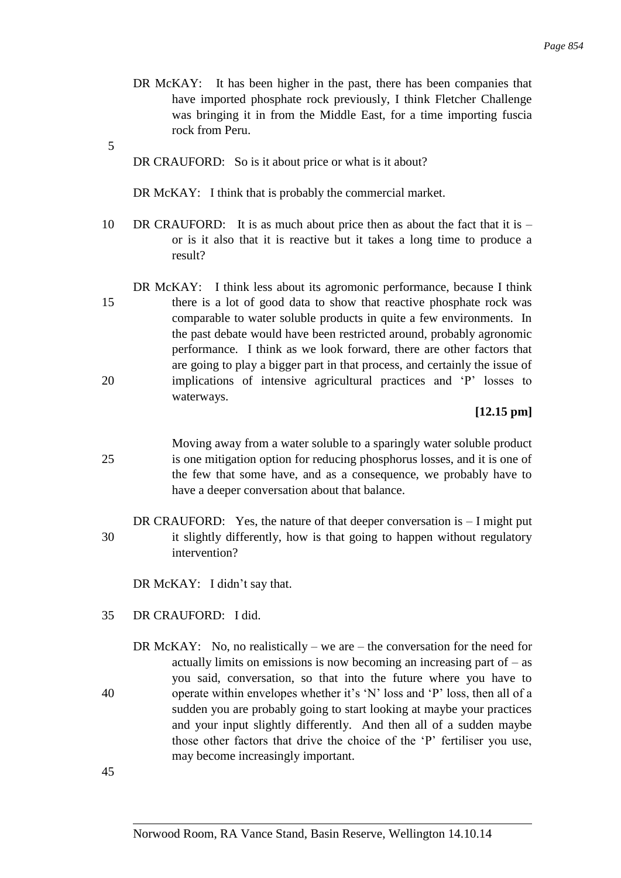DR McKAY: It has been higher in the past, there has been companies that have imported phosphate rock previously, I think Fletcher Challenge was bringing it in from the Middle East, for a time importing fuscia rock from Peru.

DR CRAUFORD: So is it about price or what is it about?

DR McKAY: I think that is probably the commercial market.

DR CRAUFORD: It is as much about price then as about the fact that it is – or is it also that it is reactive but it takes a long time to produce a result?

DR McKAY: I think less about its agromonic performance, because I think there is a lot of good data to show that reactive phosphate rock was comparable to water soluble products in quite a few environments. In the past debate would have been restricted around, probably agronomic performance. I think as we look forward, there are other factors that are going to play a bigger part in that process, and certainly the issue of implications of intensive agricultural practices and 'P' losses to waterways.

**[12.15 pm]**

Moving away from a water soluble to a sparingly water soluble product is one mitigation option for reducing phosphorus losses, and it is one of the few that some have, and as a consequence, we probably have to have a deeper conversation about that balance.

DR CRAUFORD: Yes, the nature of that deeper conversation is – I might put it slightly differently, how is that going to happen without regulatory intervention?

DR McKAY: I didn't say that.

DR CRAUFORD: I did.

DR McKAY: No, no realistically – we are – the conversation for the need for actually limits on emissions is now becoming an increasing part of – as you said, conversation, so that into the future where you have to operate within envelopes whether it's 'N' loss and 'P' loss, then all of a sudden you are probably going to start looking at maybe your practices and your input slightly differently. And then all of a sudden maybe those other factors that drive the choice of the 'P' fertiliser you use, may become increasingly important.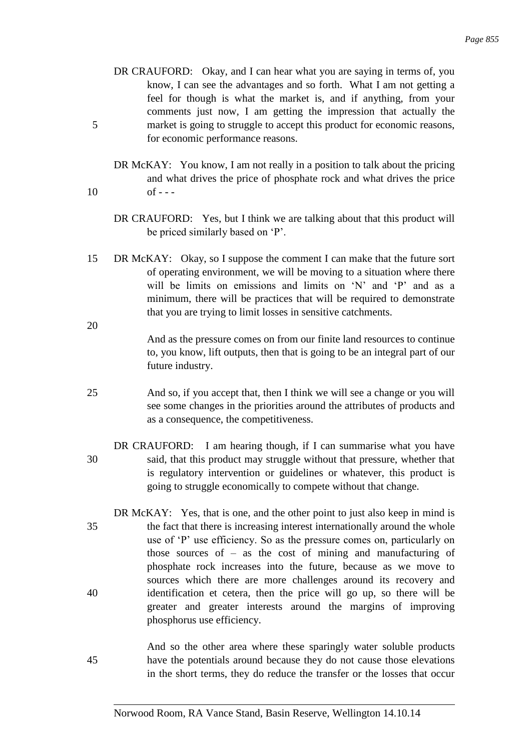DR CRAUFORD: Okay, and I can hear what you are saying in terms of, you know, I can see the advantages and so forth. What I am not getting a feel for though is what the market is, and if anything, from your comments just now, I am getting the impression that actually the market is going to struggle to accept this product for economic reasons, for economic performance reasons.

DR McKAY: You know, I am not really in a position to talk about the pricing and what drives the price of phosphate rock and what drives the price of - - -

DR CRAUFORD: Yes, but I think we are talking about that this product will be priced similarly based on 'P'.

DR McKAY: Okay, so I suppose the comment I can make that the future sort of operating environment, we will be moving to a situation where there will be limits on emissions and limits on 'N' and 'P' and as a minimum, there will be practices that will be required to demonstrate that you are trying to limit losses in sensitive catchments.

And as the pressure comes on from our finite land resources to continue to, you know, lift outputs, then that is going to be an integral part of our future industry.

And so, if you accept that, then I think we will see a change or you will see some changes in the priorities around the attributes of products and as a consequence, the competitiveness.

DR CRAUFORD: I am hearing though, if I can summarise what you have said, that this product may struggle without that pressure, whether that is regulatory intervention or guidelines or whatever, this product is going to struggle economically to compete without that change.

DR McKAY: Yes, that is one, and the other point to just also keep in mind is the fact that there is increasing interest internationally around the whole use of 'P' use efficiency. So as the pressure comes on, particularly on those sources of – as the cost of mining and manufacturing of phosphate rock increases into the future, because as we move to sources which there are more challenges around its recovery and identification et cetera, then the price will go up, so there will be greater and greater interests around the margins of improving phosphorus use efficiency.

And so the other area where these sparingly water soluble products have the potentials around because they do not cause those elevations in the short terms, they do reduce the transfer or the losses that occur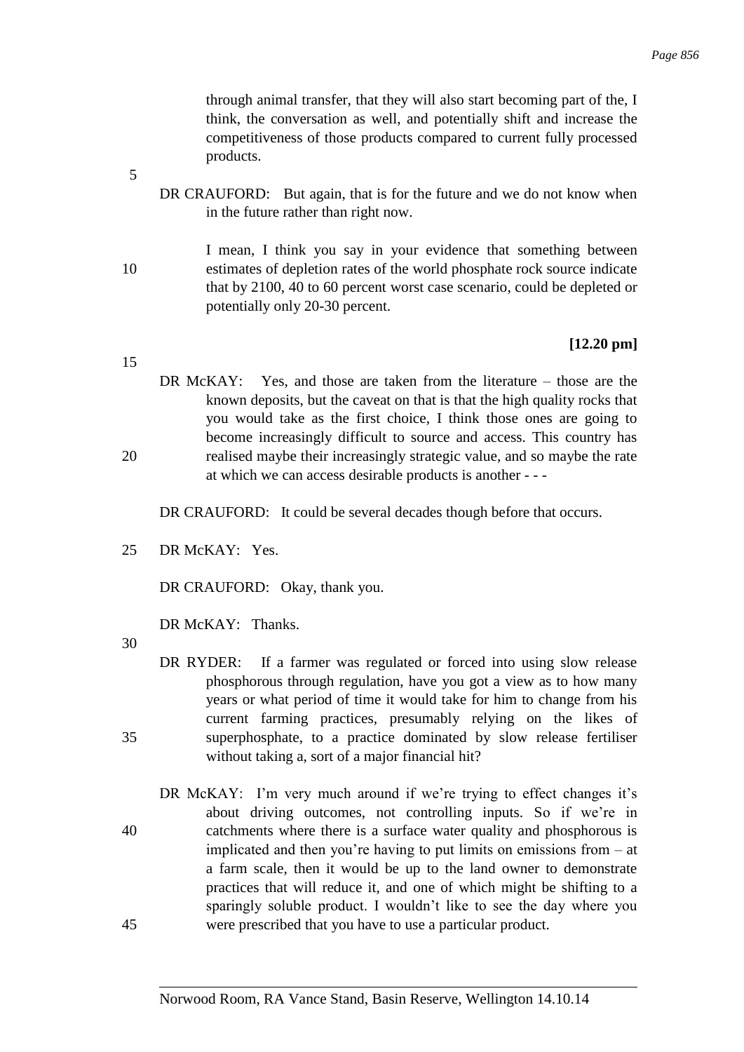through animal transfer, that they will also start becoming part of the, I think, the conversation as well, and potentially shift and increase the competitiveness of those products compared to current fully processed products.

DR CRAUFORD: But again, that is for the future and we do not know when in the future rather than right now.

I mean, I think you say in your evidence that something between estimates of depletion rates of the world phosphate rock source indicate that by 2100, 40 to 60 percent worst case scenario, could be depleted or potentially only 20-30 percent.

**[12.20 pm]**

DR McKAY: Yes, and those are taken from the literature – those are the known deposits, but the caveat on that is that the high quality rocks that you would take as the first choice, I think those ones are going to become increasingly difficult to source and access. This country has realised maybe their increasingly strategic value, and so maybe the rate at which we can access desirable products is another - - -

DR CRAUFORD: It could be several decades though before that occurs.

DR McKAY: Yes.

DR CRAUFORD: Okay, thank you.

DR McKAY: Thanks.

DR RYDER: If a farmer was regulated or forced into using slow release phosphorous through regulation, have you got a view as to how many years or what period of time it would take for him to change from his current farming practices, presumably relying on the likes of superphosphate, to a practice dominated by slow release fertiliser without taking a, sort of a major financial hit?

DR McKAY: I'm very much around if we're trying to effect changes it's about driving outcomes, not controlling inputs. So if we're in catchments where there is a surface water quality and phosphorous is implicated and then you're having to put limits on emissions from – at a farm scale, then it would be up to the land owner to demonstrate practices that will reduce it, and one of which might be shifting to a sparingly soluble product. I wouldn't like to see the day where you were prescribed that you have to use a particular product.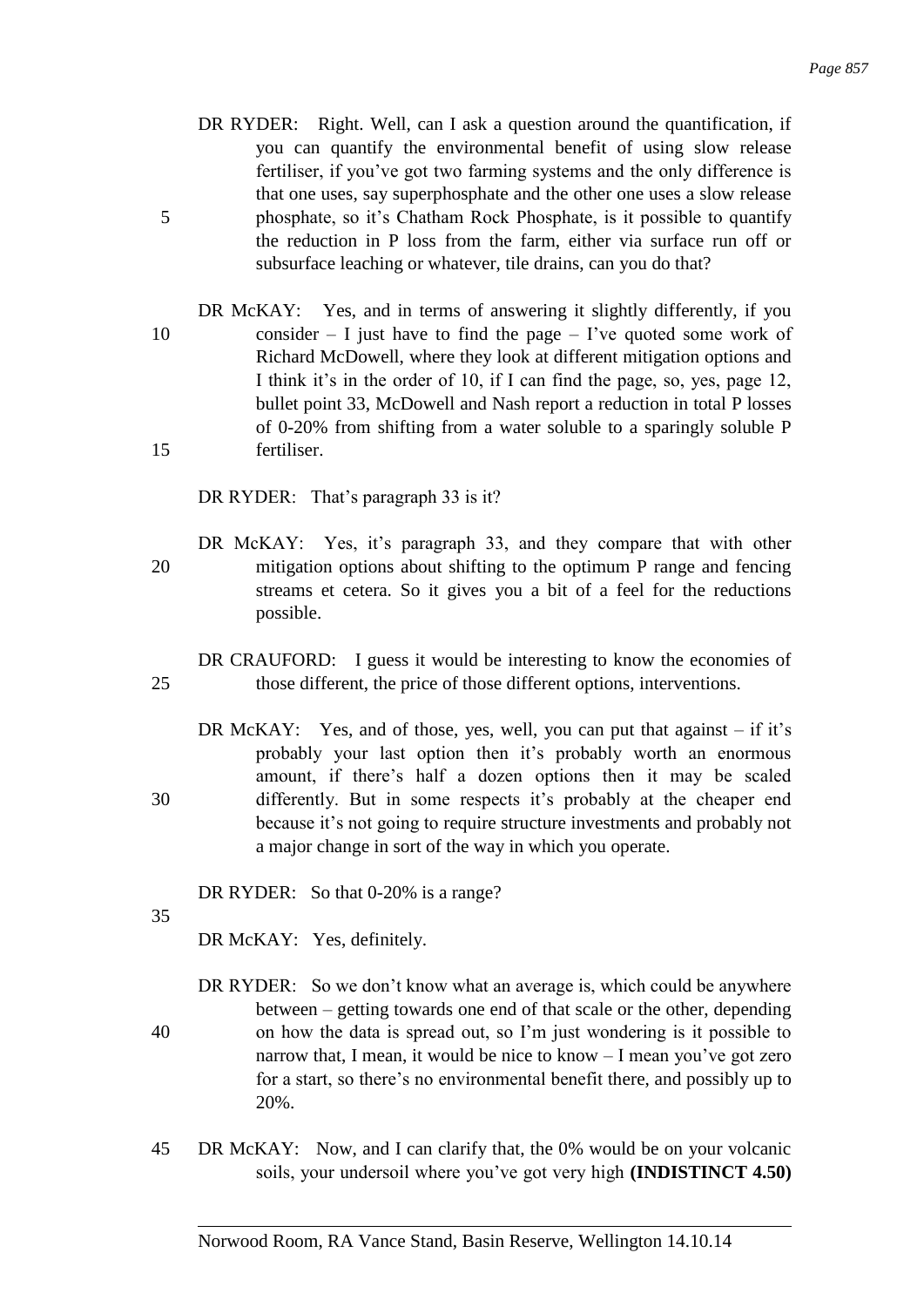DR RYDER: Right. Well, can I ask a question around the quantification, if you can quantify the environmental benefit of using slow release fertiliser, if you've got two farming systems and the only difference is that one uses, say superphosphate and the other one uses a slow release phosphate, so it's Chatham Rock Phosphate, is it possible to quantify the reduction in P loss from the farm, either via surface run off or subsurface leaching or whatever, tile drains, can you do that?

DR McKAY: Yes, and in terms of answering it slightly differently, if you consider – I just have to find the page – I've quoted some work of Richard McDowell, where they look at different mitigation options and I think it's in the order of 10, if I can find the page, so, yes, page 12, bullet point 33, McDowell and Nash report a reduction in total P losses of 0-20% from shifting from a water soluble to a sparingly soluble P fertiliser.

DR RYDER: That's paragraph 33 is it?

DR McKAY: Yes, it's paragraph 33, and they compare that with other mitigation options about shifting to the optimum P range and fencing streams et cetera. So it gives you a bit of a feel for the reductions possible.

DR CRAUFORD: I guess it would be interesting to know the economies of those different, the price of those different options, interventions.

DR McKAY: Yes, and of those, yes, well, you can put that against – if it's probably your last option then it's probably worth an enormous amount, if there's half a dozen options then it may be scaled differently. But in some respects it's probably at the cheaper end because it's not going to require structure investments and probably not a major change in sort of the way in which you operate.

DR RYDER: So that 0-20% is a range?

DR McKAY: Yes, definitely.

DR RYDER: So we don't know what an average is, which could be anywhere between – getting towards one end of that scale or the other, depending on how the data is spread out, so I'm just wondering is it possible to narrow that, I mean, it would be nice to know – I mean you've got zero for a start, so there's no environmental benefit there, and possibly up to 20%.

DR McKAY: Now, and I can clarify that, the 0% would be on your volcanic soils, your undersoil where you've got very high **(INDISTINCT 4.50)**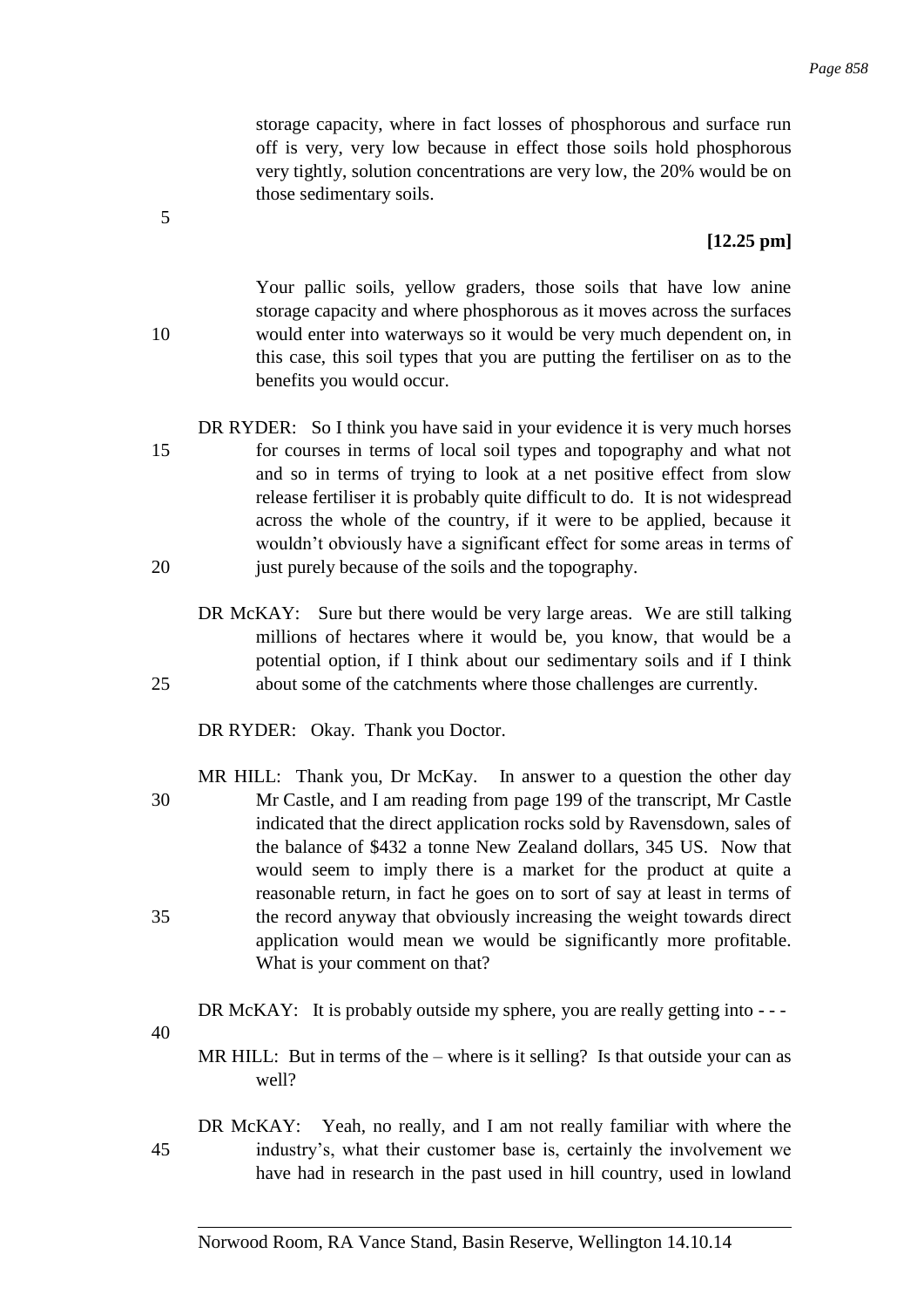storage capacity, where in fact losses of phosphorous and surface run off is very, very low because in effect those soils hold phosphorous very tightly, solution concentrations are very low, the 20% would be on those sedimentary soils.

**[12.25 pm]**

Your pallic soils, yellow graders, those soils that have low anine storage capacity and where phosphorous as it moves across the surfaces would enter into waterways so it would be very much dependent on, in this case, this soil types that you are putting the fertiliser on as to the benefits you would occur.

DR RYDER: So I think you have said in your evidence it is very much horses for courses in terms of local soil types and topography and what not and so in terms of trying to look at a net positive effect from slow release fertiliser it is probably quite difficult to do. It is not widespread across the whole of the country, if it were to be applied, because it wouldn't obviously have a significant effect for some areas in terms of just purely because of the soils and the topography.

DR McKAY: Sure but there would be very large areas. We are still talking millions of hectares where it would be, you know, that would be a potential option, if I think about our sedimentary soils and if I think about some of the catchments where those challenges are currently.

DR RYDER: Okay. Thank you Doctor.

MR HILL: Thank you, Dr McKay. In answer to a question the other day Mr Castle, and I am reading from page 199 of the transcript, Mr Castle indicated that the direct application rocks sold by Ravensdown, sales of the balance of $432 a tonne New Zealand dollars, 345 US. Now that would seem to imply there is a market for the product at quite a reasonable return, in fact he goes on to sort of say at least in terms of the record anyway that obviously increasing the weight towards direct application would mean we would be significantly more profitable. What is your comment on that?

DR McKAY: It is probably outside my sphere, you are really getting into - - -

MR HILL: But in terms of the – where is it selling? Is that outside your can as well?

DR McKAY: Yeah, no really, and I am not really familiar with where the industry's, what their customer base is, certainly the involvement we have had in research in the past used in hill country, used in lowland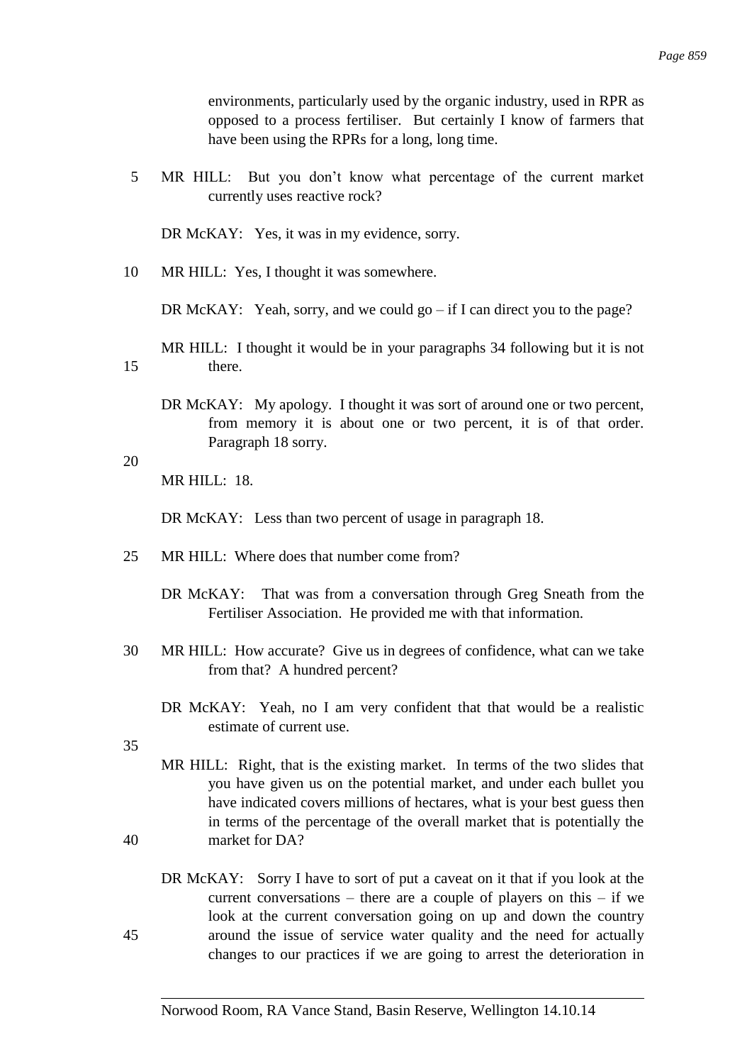environments, particularly used by the organic industry, used in RPR as opposed to a process fertiliser. But certainly I know of farmers that have been using the RPRs for a long, long time.

MR HILL: But you don't know what percentage of the current market currently uses reactive rock?

DR McKAY: Yes, it was in my evidence, sorry.

MR HILL: Yes, I thought it was somewhere.

DR McKAY: Yeah, sorry, and we could go – if I can direct you to the page?

MR HILL: I thought it would be in your paragraphs 34 following but it is not there.

DR McKAY: My apology. I thought it was sort of around one or two percent, from memory it is about one or two percent, it is of that order. Paragraph 18 sorry.

MR HILL: 18.

DR McKAY: Less than two percent of usage in paragraph 18.

MR HILL: Where does that number come from?

DR McKAY: That was from a conversation through Greg Sneath from the Fertiliser Association. He provided me with that information.

MR HILL: How accurate? Give us in degrees of confidence, what can we take from that? A hundred percent?

DR McKAY: Yeah, no I am very confident that that would be a realistic estimate of current use.

MR HILL: Right, that is the existing market. In terms of the two slides that you have given us on the potential market, and under each bullet you have indicated covers millions of hectares, what is your best guess then in terms of the percentage of the overall market that is potentially the market for DA?

DR McKAY: Sorry I have to sort of put a caveat on it that if you look at the current conversations – there are a couple of players on this – if we look at the current conversation going on up and down the country around the issue of service water quality and the need for actually changes to our practices if we are going to arrest the deterioration in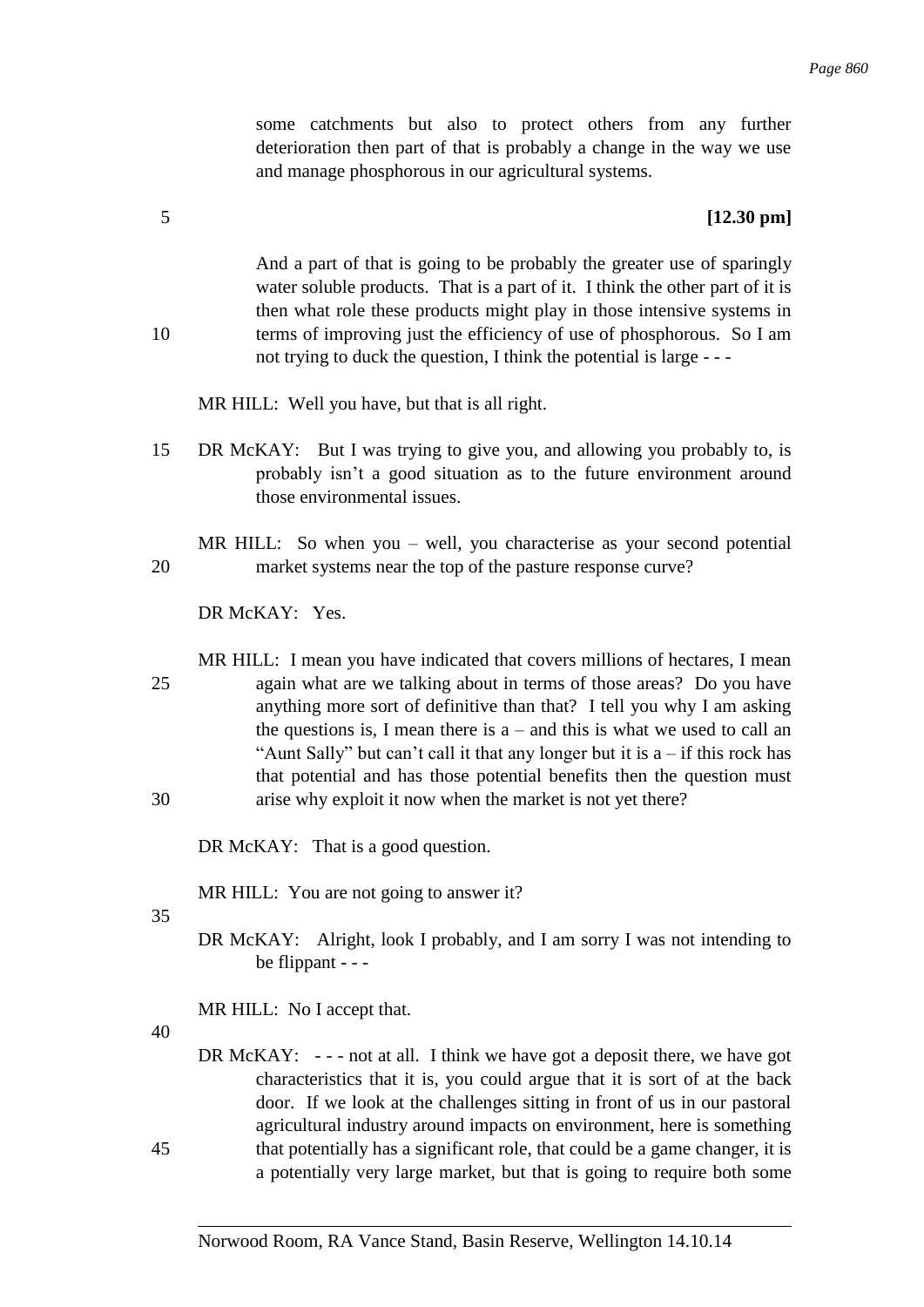some catchments but also to protect others from any further deterioration then part of that is probably a change in the way we use and manage phosphorous in our agricultural systems.

**[12.30 pm]**

And a part of that is going to be probably the greater use of sparingly water soluble products. That is a part of it. I think the other part of it is then what role these products might play in those intensive systems in terms of improving just the efficiency of use of phosphorous. So I am not trying to duck the question, I think the potential is large - - -

MR HILL: Well you have, but that is all right.

DR McKAY: But I was trying to give you, and allowing you probably to, is probably isn't a good situation as to the future environment around those environmental issues.

MR HILL: So when you – well, you characterise as your second potential market systems near the top of the pasture response curve?

DR McKAY: Yes.

MR HILL: I mean you have indicated that covers millions of hectares, I mean again what are we talking about in terms of those areas? Do you have anything more sort of definitive than that? I tell you why I am asking the questions is, I mean there is a – and this is what we used to call an "Aunt Sally" but can't call it that any longer but it is a – if this rock has that potential and has those potential benefits then the question must arise why exploit it now when the market is not yet there?

DR McKAY: That is a good question.

MR HILL: You are not going to answer it?

DR McKAY: Alright, look I probably, and I am sorry I was not intending to be flippant - - -

MR HILL: No I accept that.

DR McKAY: - - - not at all. I think we have got a deposit there, we have got characteristics that it is, you could argue that it is sort of at the back door. If we look at the challenges sitting in front of us in our pastoral agricultural industry around impacts on environment, here is something that potentially has a significant role, that could be a game changer, it is a potentially very large market, but that is going to require both some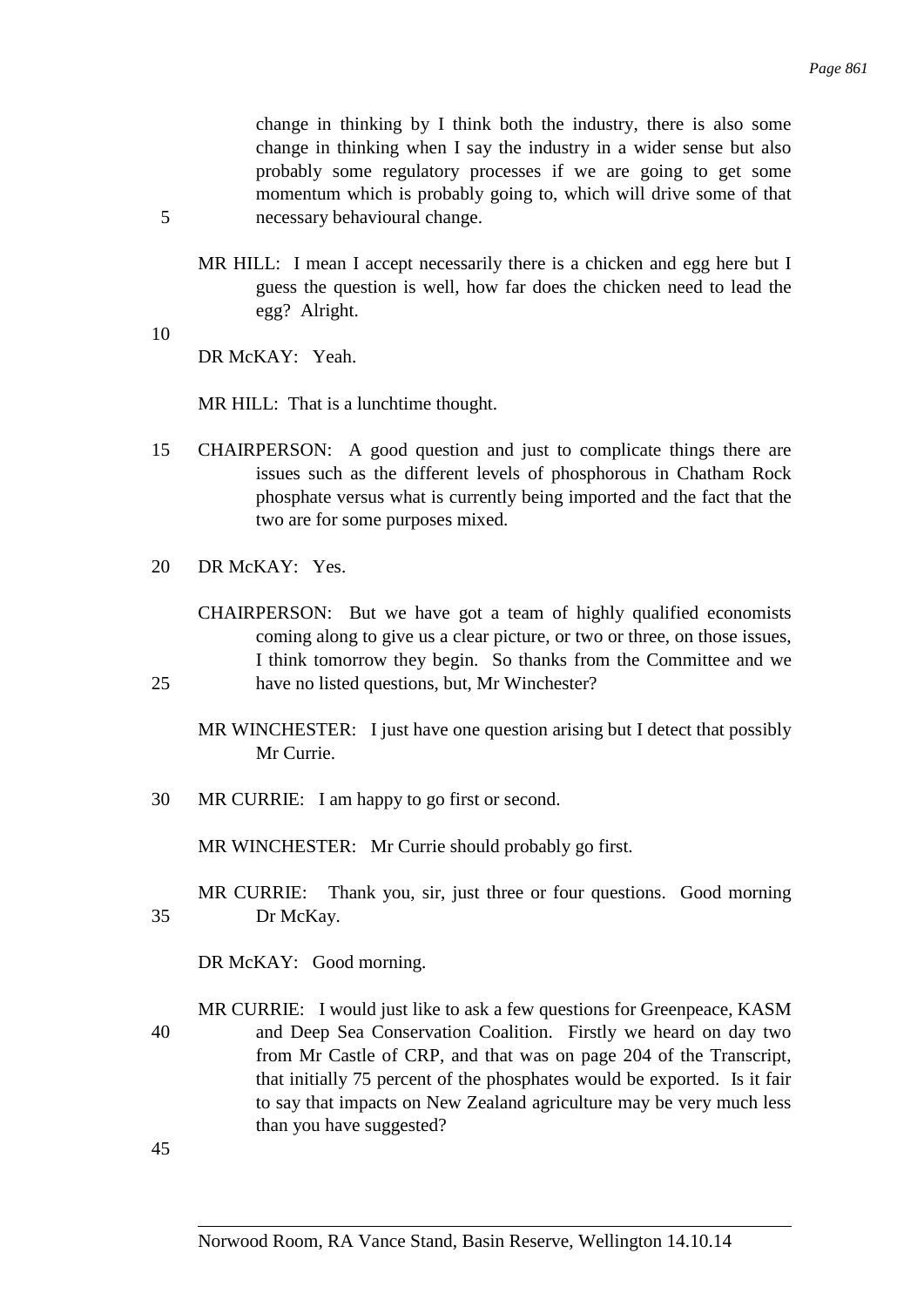change in thinking by I think both the industry, there is also some change in thinking when I say the industry in a wider sense but also probably some regulatory processes if we are going to get some momentum which is probably going to, which will drive some of that necessary behavioural change.

MR HILL: I mean I accept necessarily there is a chicken and egg here but I guess the question is well, how far does the chicken need to lead the egg? Alright.

DR McKAY: Yeah.

MR HILL: That is a lunchtime thought.

CHAIRPERSON: A good question and just to complicate things there are issues such as the different levels of phosphorous in Chatham Rock phosphate versus what is currently being imported and the fact that the two are for some purposes mixed.

DR McKAY: Yes.

CHAIRPERSON: But we have got a team of highly qualified economists coming along to give us a clear picture, or two or three, on those issues, I think tomorrow they begin. So thanks from the Committee and we have no listed questions, but, Mr Winchester?

MR WINCHESTER: I just have one question arising but I detect that possibly Mr Currie.

MR CURRIE: I am happy to go first or second.

MR WINCHESTER: Mr Currie should probably go first.

MR CURRIE: Thank you, sir, just three or four questions. Good morning Dr McKay.

DR McKAY: Good morning.

MR CURRIE: I would just like to ask a few questions for Greenpeace, KASM and Deep Sea Conservation Coalition. Firstly we heard on day two from Mr Castle of CRP, and that was on page 204 of the Transcript, that initially 75 percent of the phosphates would be exported. Is it fair to say that impacts on New Zealand agriculture may be very much less than you have suggested?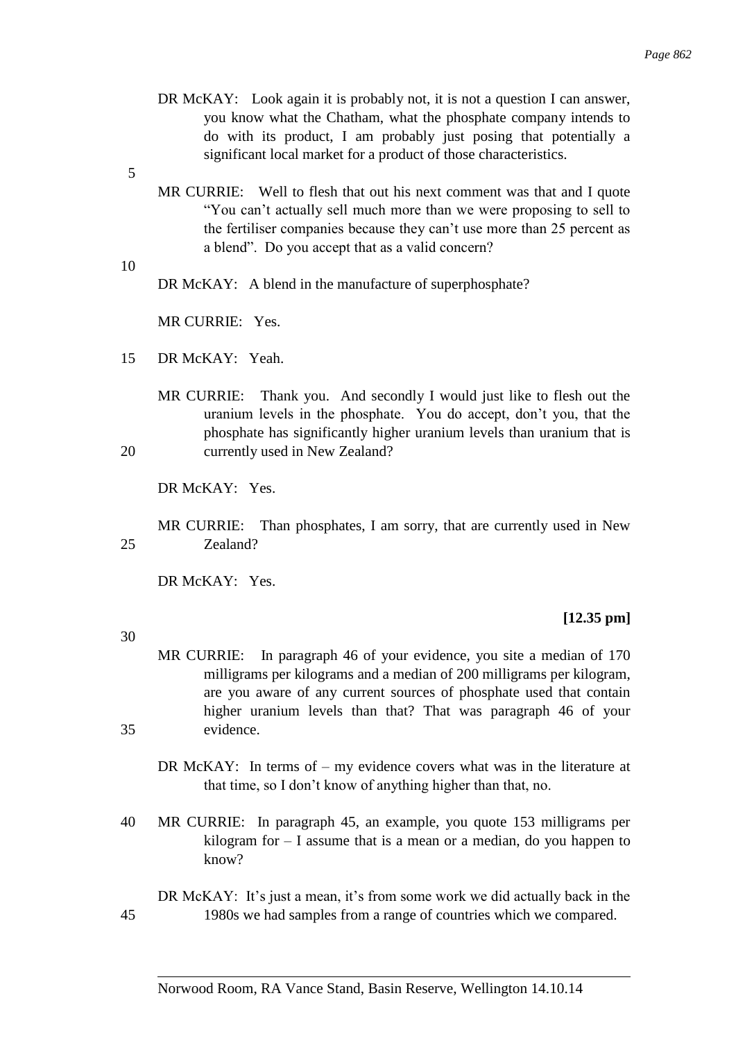DR McKAY: Look again it is probably not, it is not a question I can answer, you know what the Chatham, what the phosphate company intends to do with its product, I am probably just posing that potentially a significant local market for a product of those characteristics.

MR CURRIE: Well to flesh that out his next comment was that and I quote "You can't actually sell much more than we were proposing to sell to the fertiliser companies because they can't use more than 25 percent as a blend". Do you accept that as a valid concern?

DR McKAY: A blend in the manufacture of superphosphate?

MR CURRIE: Yes.

DR McKAY: Yeah.

MR CURRIE: Thank you. And secondly I would just like to flesh out the uranium levels in the phosphate. You do accept, don't you, that the phosphate has significantly higher uranium levels than uranium that is currently used in New Zealand?

DR McKAY: Yes.

MR CURRIE: Than phosphates, I am sorry, that are currently used in New Zealand?

DR McKAY: Yes.

**[12.35 pm]**

MR CURRIE: In paragraph 46 of your evidence, you site a median of 170 milligrams per kilograms and a median of 200 milligrams per kilogram, are you aware of any current sources of phosphate used that contain higher uranium levels than that? That was paragraph 46 of your evidence.

DR McKAY: In terms of – my evidence covers what was in the literature at that time, so I don't know of anything higher than that, no.

MR CURRIE: In paragraph 45, an example, you quote 153 milligrams per kilogram for – I assume that is a mean or a median, do you happen to know?

DR McKAY: It's just a mean, it's from some work we did actually back in the 1980s we had samples from a range of countries which we compared.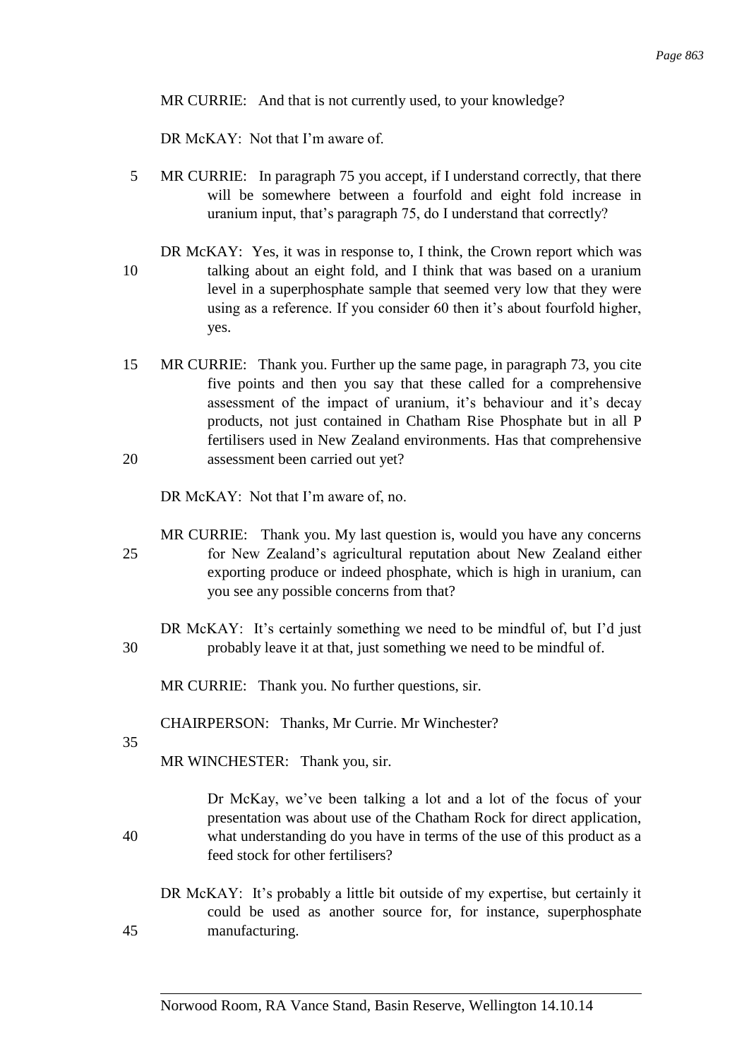MR CURRIE: And that is not currently used, to your knowledge?

DR McKAY: Not that I'm aware of.

MR CURRIE: In paragraph 75 you accept, if I understand correctly, that there will be somewhere between a fourfold and eight fold increase in uranium input, that's paragraph 75, do I understand that correctly?

DR McKAY: Yes, it was in response to, I think, the Crown report which was talking about an eight fold, and I think that was based on a uranium level in a superphosphate sample that seemed very low that they were using as a reference. If you consider 60 then it's about fourfold higher, yes.

MR CURRIE: Thank you. Further up the same page, in paragraph 73, you cite five points and then you say that these called for a comprehensive assessment of the impact of uranium, it's behaviour and it's decay products, not just contained in Chatham Rise Phosphate but in all P fertilisers used in New Zealand environments. Has that comprehensive assessment been carried out yet?

DR McKAY: Not that I'm aware of, no.

MR CURRIE: Thank you. My last question is, would you have any concerns for New Zealand's agricultural reputation about New Zealand either exporting produce or indeed phosphate, which is high in uranium, can you see any possible concerns from that?

DR McKAY: It's certainly something we need to be mindful of, but I'd just probably leave it at that, just something we need to be mindful of.

MR CURRIE: Thank you. No further questions, sir.

CHAIRPERSON: Thanks, Mr Currie. Mr Winchester?

MR WINCHESTER: Thank you, sir.

Dr McKay, we've been talking a lot and a lot of the focus of your presentation was about use of the Chatham Rock for direct application, what understanding do you have in terms of the use of this product as a feed stock for other fertilisers?

DR McKAY: It's probably a little bit outside of my expertise, but certainly it could be used as another source for, for instance, superphosphate manufacturing.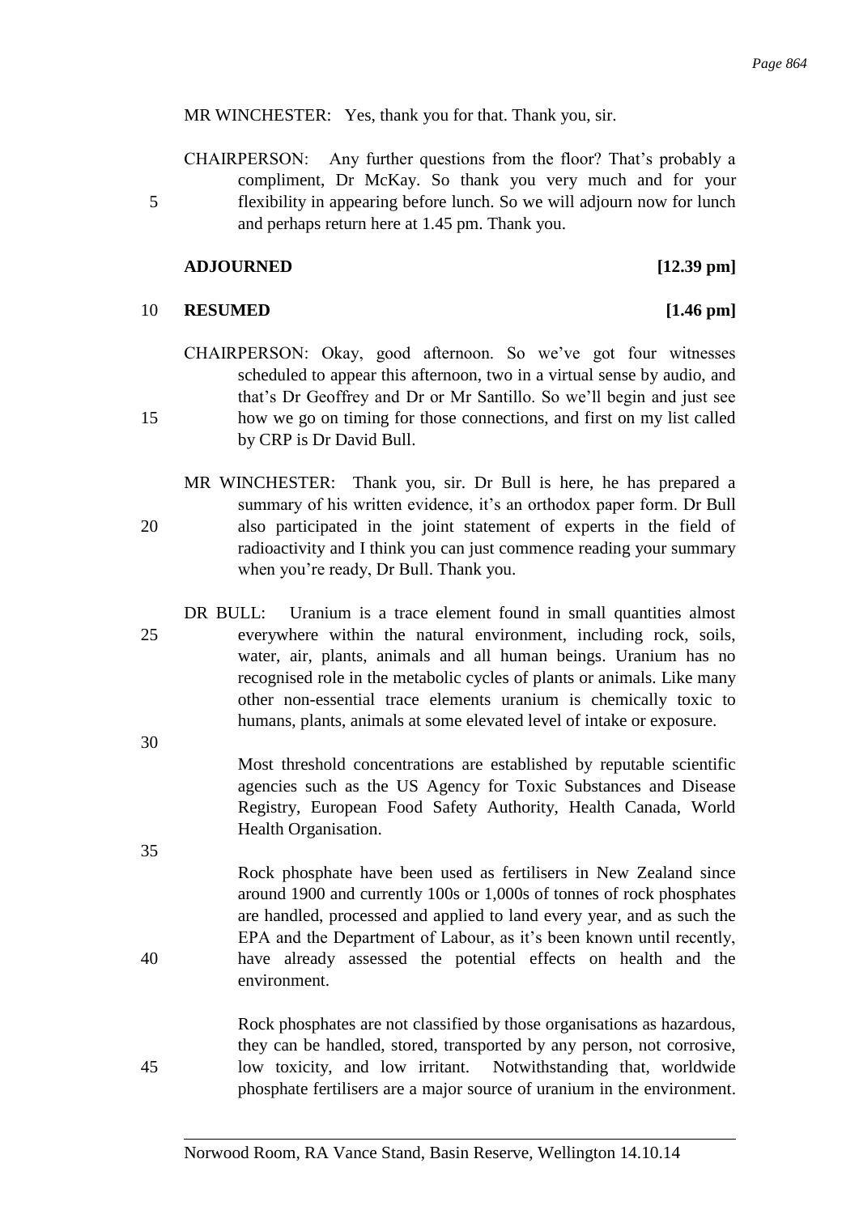MR WINCHESTER: Yes, thank you for that. Thank you, sir.

CHAIRPERSON: Any further questions from the floor? That's probably a compliment, Dr McKay. So thank you very much and for your flexibility in appearing before lunch. So we will adjourn now for lunch and perhaps return here at 1.45 pm. Thank you.

**ADJOURNED** **[12.39 pm]**

**RESUMED** **[1.46 pm]**

CHAIRPERSON: Okay, good afternoon. So we've got four witnesses scheduled to appear this afternoon, two in a virtual sense by audio, and that's Dr Geoffrey and Dr or Mr Santillo. So we'll begin and just see how we go on timing for those connections, and first on my list called by CRP is Dr David Bull.

MR WINCHESTER: Thank you, sir. Dr Bull is here, he has prepared a summary of his written evidence, it's an orthodox paper form. Dr Bull also participated in the joint statement of experts in the field of radioactivity and I think you can just commence reading your summary when you're ready, Dr Bull. Thank you.

DR BULL: Uranium is a trace element found in small quantities almost everywhere within the natural environment, including rock, soils, water, air, plants, animals and all human beings. Uranium has no recognised role in the metabolic cycles of plants or animals. Like many other non-essential trace elements uranium is chemically toxic to humans, plants, animals at some elevated level of intake or exposure.

Most threshold concentrations are established by reputable scientific agencies such as the US Agency for Toxic Substances and Disease Registry, European Food Safety Authority, Health Canada, World Health Organisation.

Rock phosphate have been used as fertilisers in New Zealand since around 1900 and currently 100s or 1,000s of tonnes of rock phosphates are handled, processed and applied to land every year, and as such the EPA and the Department of Labour, as it's been known until recently, have already assessed the potential effects on health and the environment.

Rock phosphates are not classified by those organisations as hazardous, they can be handled, stored, transported by any person, not corrosive, low toxicity, and low irritant. Notwithstanding that, worldwide phosphate fertilisers are a major source of uranium in the environment.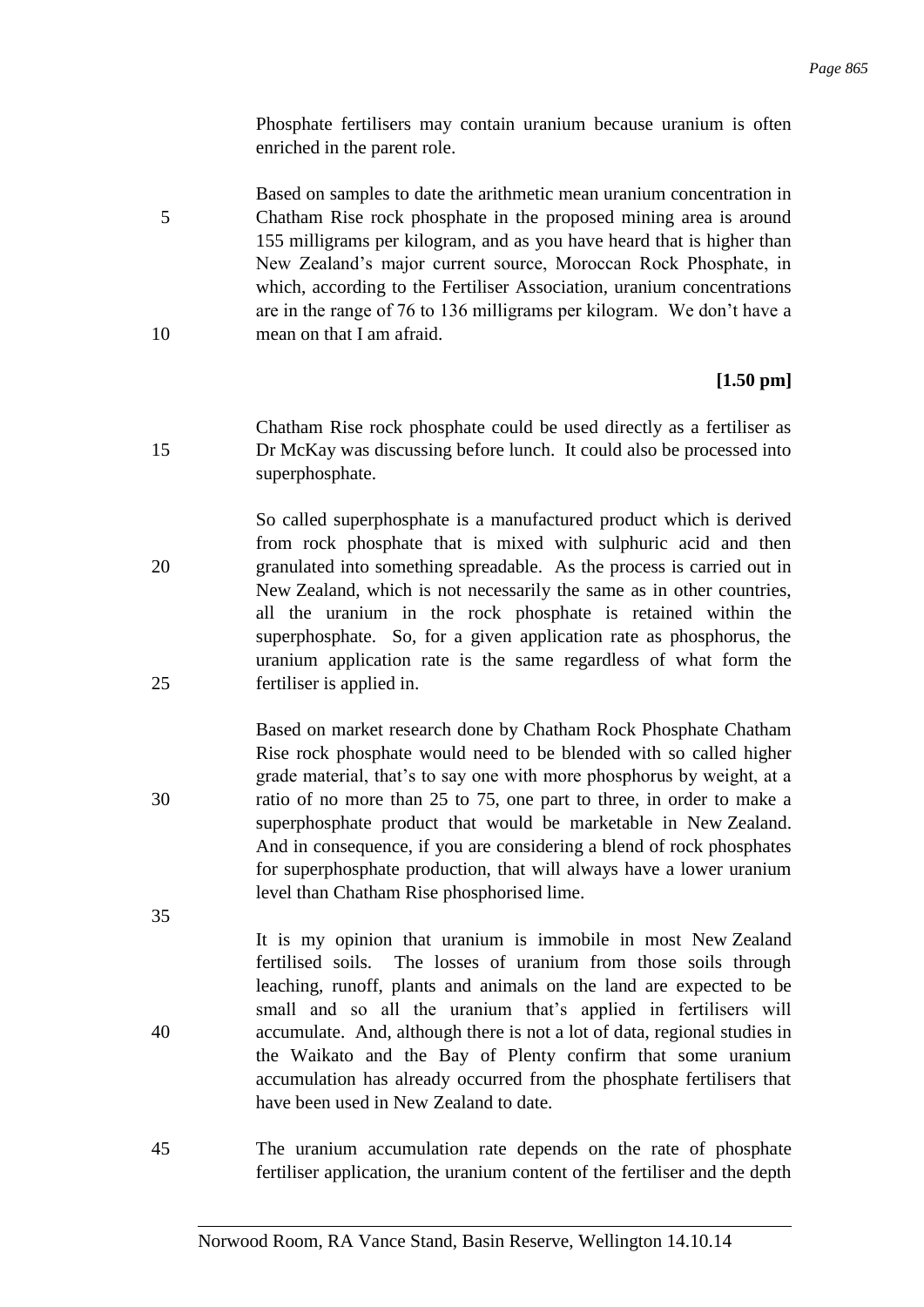Phosphate fertilisers may contain uranium because uranium is often enriched in the parent role.

Based on samples to date the arithmetic mean uranium concentration in Chatham Rise rock phosphate in the proposed mining area is around 155 milligrams per kilogram, and as you have heard that is higher than New Zealand's major current source, Moroccan Rock Phosphate, in which, according to the Fertiliser Association, uranium concentrations are in the range of 76 to 136 milligrams per kilogram. We don't have a mean on that I am afraid.

**[1.50 pm]**

Chatham Rise rock phosphate could be used directly as a fertiliser as Dr McKay was discussing before lunch. It could also be processed into superphosphate.

So called superphosphate is a manufactured product which is derived from rock phosphate that is mixed with sulphuric acid and then granulated into something spreadable. As the process is carried out in New Zealand, which is not necessarily the same as in other countries, all the uranium in the rock phosphate is retained within the superphosphate. So, for a given application rate as phosphorus, the uranium application rate is the same regardless of what form the fertiliser is applied in.

Based on market research done by Chatham Rock Phosphate Chatham Rise rock phosphate would need to be blended with so called higher grade material, that's to say one with more phosphorus by weight, at a ratio of no more than 25 to 75, one part to three, in order to make a superphosphate product that would be marketable in New Zealand. And in consequence, if you are considering a blend of rock phosphates for superphosphate production, that will always have a lower uranium level than Chatham Rise phosphorised lime.

It is my opinion that uranium is immobile in most New Zealand fertilised soils. The losses of uranium from those soils through leaching, runoff, plants and animals on the land are expected to be small and so all the uranium that's applied in fertilisers will accumulate. And, although there is not a lot of data, regional studies in the Waikato and the Bay of Plenty confirm that some uranium accumulation has already occurred from the phosphate fertilisers that have been used in New Zealand to date.

The uranium accumulation rate depends on the rate of phosphate fertiliser application, the uranium content of the fertiliser and the depth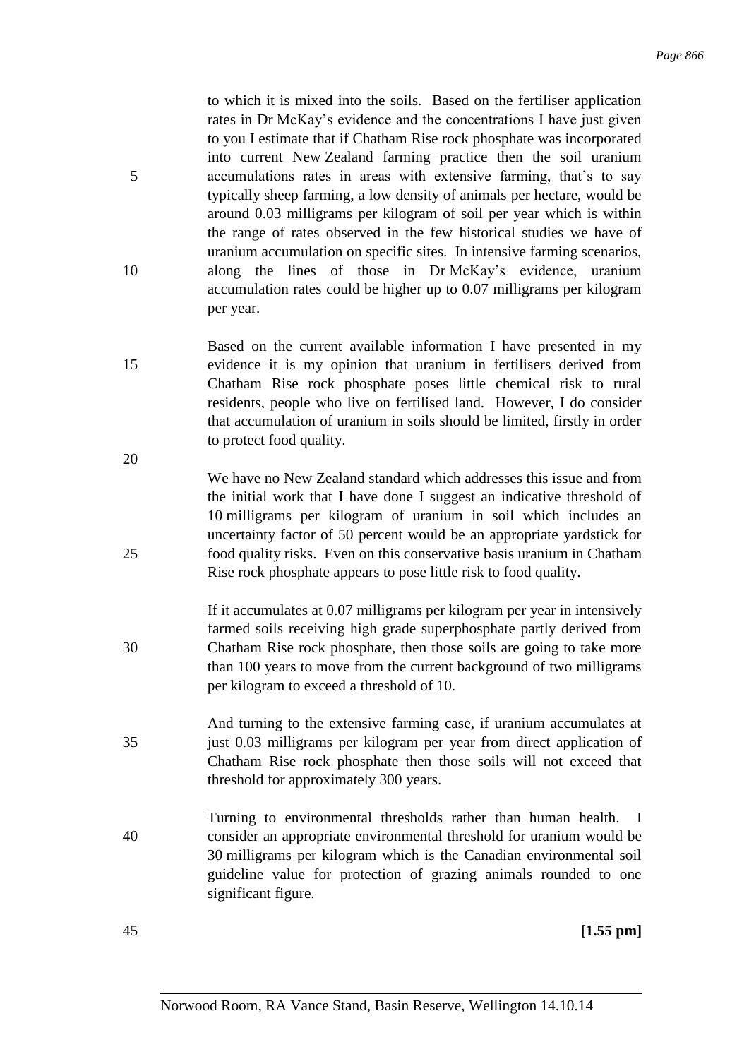to which it is mixed into the soils. Based on the fertiliser application rates in Dr McKay's evidence and the concentrations I have just given to you I estimate that if Chatham Rise rock phosphate was incorporated into current New Zealand farming practice then the soil uranium accumulations rates in areas with extensive farming, that's to say typically sheep farming, a low density of animals per hectare, would be around 0.03 milligrams per kilogram of soil per year which is within the range of rates observed in the few historical studies we have of uranium accumulation on specific sites. In intensive farming scenarios, along the lines of those in Dr McKay's evidence, uranium accumulation rates could be higher up to 0.07 milligrams per kilogram per year.

Based on the current available information I have presented in my evidence it is my opinion that uranium in fertilisers derived from Chatham Rise rock phosphate poses little chemical risk to rural residents, people who live on fertilised land. However, I do consider that accumulation of uranium in soils should be limited, firstly in order to protect food quality.

We have no New Zealand standard which addresses this issue and from the initial work that I have done I suggest an indicative threshold of 10 milligrams per kilogram of uranium in soil which includes an uncertainty factor of 50 percent would be an appropriate yardstick for food quality risks. Even on this conservative basis uranium in Chatham Rise rock phosphate appears to pose little risk to food quality.

If it accumulates at 0.07 milligrams per kilogram per year in intensively farmed soils receiving high grade superphosphate partly derived from Chatham Rise rock phosphate, then those soils are going to take more than 100 years to move from the current background of two milligrams per kilogram to exceed a threshold of 10.

And turning to the extensive farming case, if uranium accumulates at just 0.03 milligrams per kilogram per year from direct application of Chatham Rise rock phosphate then those soils will not exceed that threshold for approximately 300 years.

Turning to environmental thresholds rather than human health. I consider an appropriate environmental threshold for uranium would be 30 milligrams per kilogram which is the Canadian environmental soil guideline value for protection of grazing animals rounded to one significant figure.

**[1.55 pm]**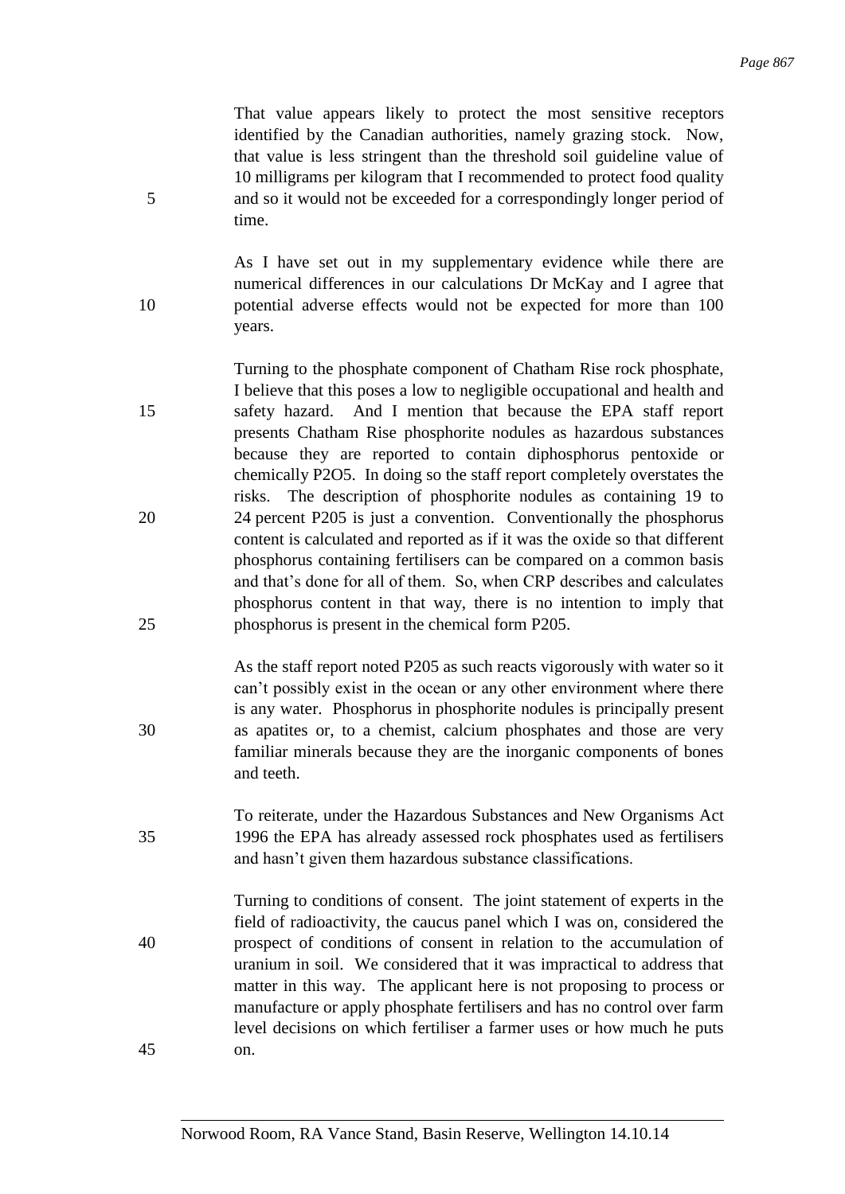That value appears likely to protect the most sensitive receptors identified by the Canadian authorities, namely grazing stock. Now, that value is less stringent than the threshold soil guideline value of 10 milligrams per kilogram that I recommended to protect food quality and so it would not be exceeded for a correspondingly longer period of time.

As I have set out in my supplementary evidence while there are numerical differences in our calculations Dr McKay and I agree that potential adverse effects would not be expected for more than 100 years.

Turning to the phosphate component of Chatham Rise rock phosphate, I believe that this poses a low to negligible occupational and health and safety hazard. And I mention that because the EPA staff report presents Chatham Rise phosphorite nodules as hazardous substances because they are reported to contain diphosphorus pentoxide or chemically $P_2O_5$. In doing so the staff report completely overstates the risks. The description of phosphorite nodules as containing 19 to 24 percent P205 is just a convention. Conventionally the phosphorus content is calculated and reported as if it was the oxide so that different phosphorus containing fertilisers can be compared on a common basis and that's done for all of them. So, when CRP describes and calculates phosphorus content in that way, there is no intention to imply that phosphorus is present in the chemical form P205.

As the staff report noted P205 as such reacts vigorously with water so it can't possibly exist in the ocean or any other environment where there is any water. Phosphorus in phosphorite nodules is principally present as apatites or, to a chemist, calcium phosphates and those are very familiar minerals because they are the inorganic components of bones and teeth.

To reiterate, under the Hazardous Substances and New Organisms Act 1996 the EPA has already assessed rock phosphates used as fertilisers and hasn't given them hazardous substance classifications.

Turning to conditions of consent. The joint statement of experts in the field of radioactivity, the caucus panel which I was on, considered the prospect of conditions of consent in relation to the accumulation of uranium in soil. We considered that it was impractical to address that matter in this way. The applicant here is not proposing to process or manufacture or apply phosphate fertilisers and has no control over farm level decisions on which fertiliser a farmer uses or how much he puts on.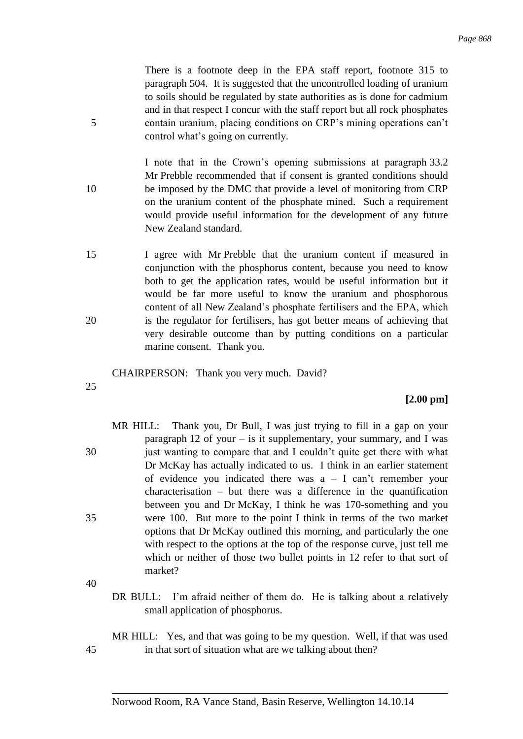There is a footnote deep in the EPA staff report, footnote 315 to paragraph 504. It is suggested that the uncontrolled loading of uranium to soils should be regulated by state authorities as is done for cadmium and in that respect I concur with the staff report but all rock phosphates contain uranium, placing conditions on CRP's mining operations can't control what's going on currently.

I note that in the Crown's opening submissions at paragraph 33.2 Mr Prebble recommended that if consent is granted conditions should be imposed by the DMC that provide a level of monitoring from CRP on the uranium content of the phosphate mined. Such a requirement would provide useful information for the development of any future New Zealand standard.

I agree with Mr Prebble that the uranium content if measured in conjunction with the phosphorus content, because you need to know both to get the application rates, would be useful information but it would be far more useful to know the uranium and phosphorous content of all New Zealand's phosphate fertilisers and the EPA, which is the regulator for fertilisers, has got better means of achieving that very desirable outcome than by putting conditions on a particular marine consent. Thank you.

CHAIRPERSON: Thank you very much. David?

**[2.00 pm]**

MR HILL: Thank you, Dr Bull, I was just trying to fill in a gap on your paragraph 12 of your – is it supplementary, your summary, and I was just wanting to compare that and I couldn't quite get there with what Dr McKay has actually indicated to us. I think in an earlier statement of evidence you indicated there was a – I can't remember your characterisation – but there was a difference in the quantification between you and Dr McKay, I think he was 170-something and you were 100. But more to the point I think in terms of the two market options that Dr McKay outlined this morning, and particularly the one with respect to the options at the top of the response curve, just tell me which or neither of those two bullet points in 12 refer to that sort of market?

DR BULL: I'm afraid neither of them do. He is talking about a relatively small application of phosphorus.

MR HILL: Yes, and that was going to be my question. Well, if that was used in that sort of situation what are we talking about then?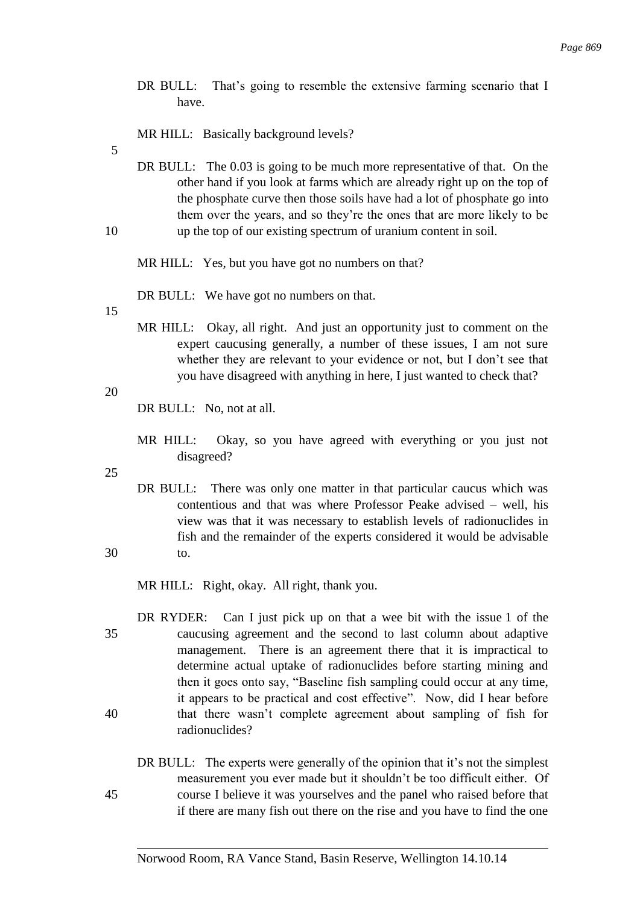DR BULL: That's going to resemble the extensive farming scenario that I have.

MR HILL: Basically background levels?

DR BULL: The 0.03 is going to be much more representative of that. On the other hand if you look at farms which are already right up on the top of the phosphate curve then those soils have had a lot of phosphate go into them over the years, and so they're the ones that are more likely to be up the top of our existing spectrum of uranium content in soil.

MR HILL: Yes, but you have got no numbers on that?

DR BULL: We have got no numbers on that.

MR HILL: Okay, all right. And just an opportunity just to comment on the expert caucusing generally, a number of these issues, I am not sure whether they are relevant to your evidence or not, but I don't see that you have disagreed with anything in here, I just wanted to check that?

DR BULL: No, not at all.

MR HILL: Okay, so you have agreed with everything or you just not disagreed?

DR BULL: There was only one matter in that particular caucus which was contentious and that was where Professor Peake advised – well, his view was that it was necessary to establish levels of radionuclides in fish and the remainder of the experts considered it would be advisable to.

MR HILL: Right, okay. All right, thank you.

DR RYDER: Can I just pick up on that a wee bit with the issue 1 of the caucusing agreement and the second to last column about adaptive management. There is an agreement there that it is impractical to determine actual uptake of radionuclides before starting mining and then it goes onto say, "Baseline fish sampling could occur at any time, it appears to be practical and cost effective". Now, did I hear before that there wasn't complete agreement about sampling of fish for radionuclides?

DR BULL: The experts were generally of the opinion that it's not the simplest measurement you ever made but it shouldn't be too difficult either. Of course I believe it was yourselves and the panel who raised before that if there are many fish out there on the rise and you have to find the one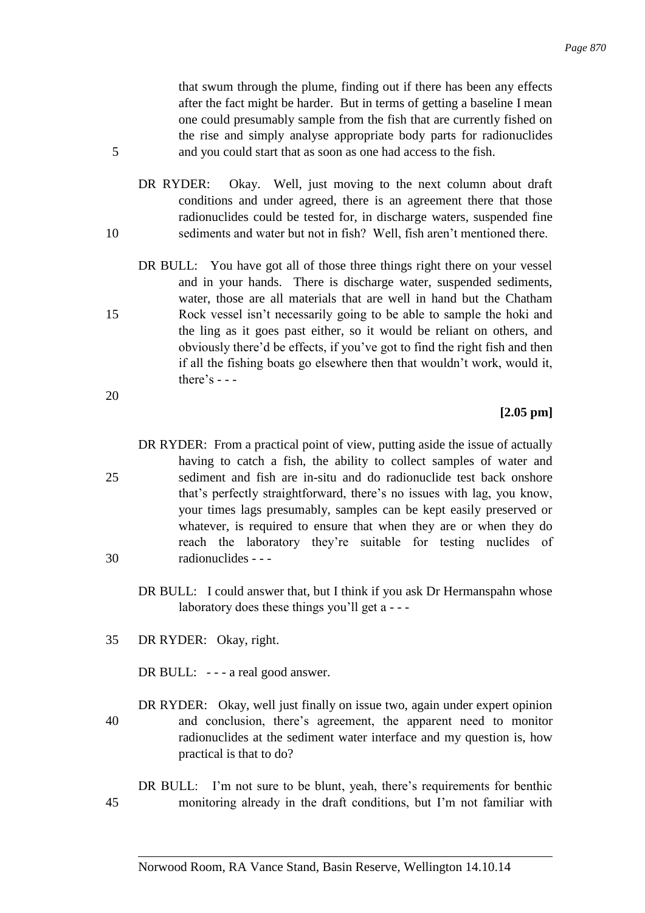that swum through the plume, finding out if there has been any effects after the fact might be harder. But in terms of getting a baseline I mean one could presumably sample from the fish that are currently fished on the rise and simply analyse appropriate body parts for radionuclides and you could start that as soon as one had access to the fish.

DR RYDER: Okay. Well, just moving to the next column about draft conditions and under agreed, there is an agreement there that those radionuclides could be tested for, in discharge waters, suspended fine sediments and water but not in fish? Well, fish aren't mentioned there.

DR BULL: You have got all of those three things right there on your vessel and in your hands. There is discharge water, suspended sediments, water, those are all materials that are well in hand but the Chatham Rock vessel isn't necessarily going to be able to sample the hoki and the ling as it goes past either, so it would be reliant on others, and obviously there'd be effects, if you've got to find the right fish and then if all the fishing boats go elsewhere then that wouldn't work, would it, there's - - -

**[2.05 pm]**

DR RYDER: From a practical point of view, putting aside the issue of actually having to catch a fish, the ability to collect samples of water and sediment and fish are in-situ and do radionuclide test back onshore that's perfectly straightforward, there's no issues with lag, you know, your times lags presumably, samples can be kept easily preserved or whatever, is required to ensure that when they are or when they do reach the laboratory they're suitable for testing nuclides of radionuclides - - -

DR BULL: I could answer that, but I think if you ask Dr Hermanspahn whose laboratory does these things you'll get a - - -

DR RYDER: Okay, right.

DR BULL: - - - a real good answer.

DR RYDER: Okay, well just finally on issue two, again under expert opinion and conclusion, there's agreement, the apparent need to monitor radionuclides at the sediment water interface and my question is, how practical is that to do?

DR BULL: I'm not sure to be blunt, yeah, there's requirements for benthic monitoring already in the draft conditions, but I'm not familiar with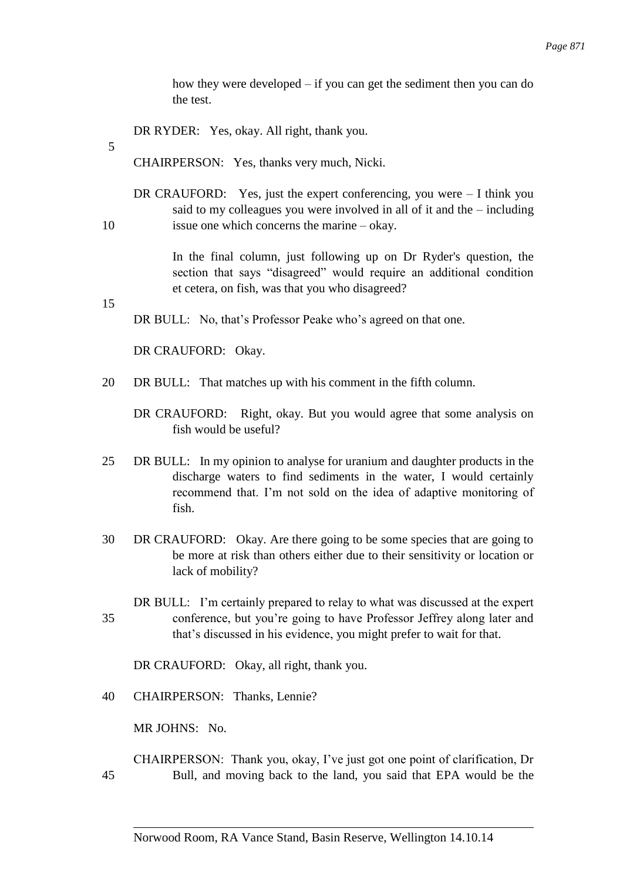how they were developed – if you can get the sediment then you can do the test.

DR RYDER: Yes, okay. All right, thank you.

CHAIRPERSON: Yes, thanks very much, Nicki.

DR CRAUFORD: Yes, just the expert conferencing, you were – I think you said to my colleagues you were involved in all of it and the – including issue one which concerns the marine – okay.

In the final column, just following up on Dr Ryder's question, the section that says "disagreed" would require an additional condition et cetera, on fish, was that you who disagreed?

DR BULL: No, that's Professor Peake who's agreed on that one.

DR CRAUFORD: Okay.

DR BULL: That matches up with his comment in the fifth column.

DR CRAUFORD: Right, okay. But you would agree that some analysis on fish would be useful?

DR BULL: In my opinion to analyse for uranium and daughter products in the discharge waters to find sediments in the water, I would certainly recommend that. I'm not sold on the idea of adaptive monitoring of fish.

DR CRAUFORD: Okay. Are there going to be some species that are going to be more at risk than others either due to their sensitivity or location or lack of mobility?

DR BULL: I'm certainly prepared to relay to what was discussed at the expert conference, but you're going to have Professor Jeffrey along later and that's discussed in his evidence, you might prefer to wait for that.

DR CRAUFORD: Okay, all right, thank you.

CHAIRPERSON: Thanks, Lennie?

MR JOHNS: No.

CHAIRPERSON: Thank you, okay, I've just got one point of clarification, Dr Bull, and moving back to the land, you said that EPA would be the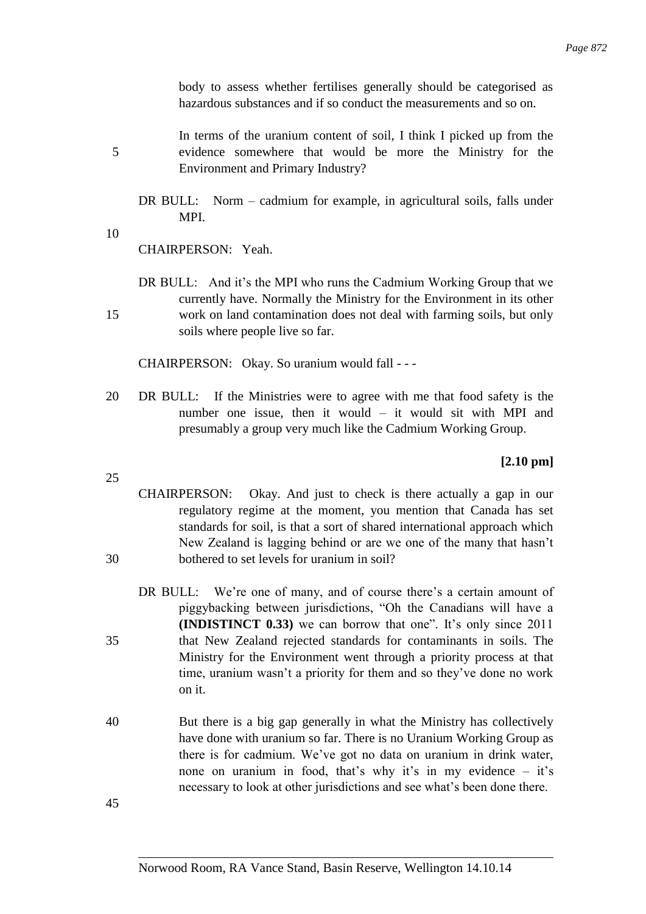body to assess whether fertilises generally should be categorised as hazardous substances and if so conduct the measurements and so on.

In terms of the uranium content of soil, I think I picked up from the evidence somewhere that would be more the Ministry for the Environment and Primary Industry?

DR BULL: Norm – cadmium for example, in agricultural soils, falls under MPI.

CHAIRPERSON: Yeah.

DR BULL: And it's the MPI who runs the Cadmium Working Group that we currently have. Normally the Ministry for the Environment in its other work on land contamination does not deal with farming soils, but only soils where people live so far.

CHAIRPERSON: Okay. So uranium would fall - - -

DR BULL: If the Ministries were to agree with me that food safety is the number one issue, then it would – it would sit with MPI and presumably a group very much like the Cadmium Working Group.

**[2.10 pm]**

CHAIRPERSON: Okay. And just to check is there actually a gap in our regulatory regime at the moment, you mention that Canada has set standards for soil, is that a sort of shared international approach which New Zealand is lagging behind or are we one of the many that hasn't bothered to set levels for uranium in soil?

DR BULL: We're one of many, and of course there's a certain amount of piggybacking between jurisdictions, "Oh the Canadians will have a **(INDISTINCT 0.33)** we can borrow that one". It's only since 2011 that New Zealand rejected standards for contaminants in soils. The Ministry for the Environment went through a priority process at that time, uranium wasn't a priority for them and so they've done no work on it.

But there is a big gap generally in what the Ministry has collectively have done with uranium so far. There is no Uranium Working Group as there is for cadmium. We've got no data on uranium in drink water, none on uranium in food, that's why it's in my evidence – it's necessary to look at other jurisdictions and see what's been done there.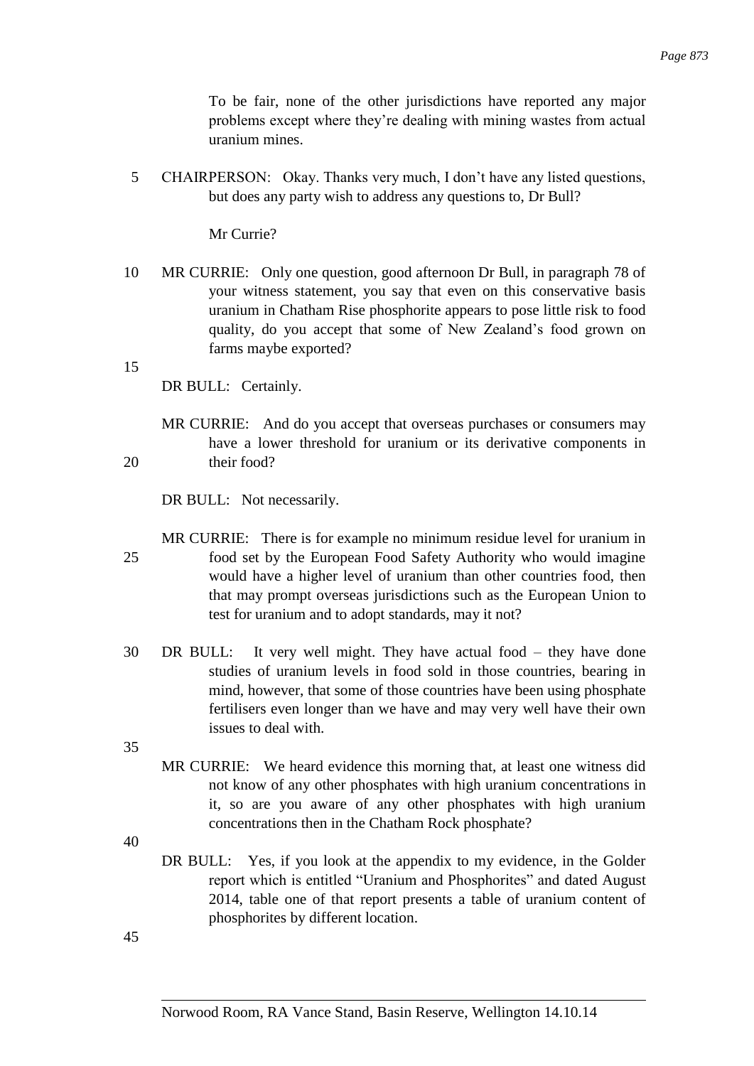To be fair, none of the other jurisdictions have reported any major problems except where they're dealing with mining wastes from actual uranium mines.

CHAIRPERSON: Okay. Thanks very much, I don't have any listed questions, but does any party wish to address any questions to, Dr Bull?

Mr Currie?

MR CURRIE: Only one question, good afternoon Dr Bull, in paragraph 78 of your witness statement, you say that even on this conservative basis uranium in Chatham Rise phosphorite appears to pose little risk to food quality, do you accept that some of New Zealand's food grown on farms maybe exported?

DR BULL: Certainly.

MR CURRIE: And do you accept that overseas purchases or consumers may have a lower threshold for uranium or its derivative components in their food?

DR BULL: Not necessarily.

MR CURRIE: There is for example no minimum residue level for uranium in food set by the European Food Safety Authority who would imagine would have a higher level of uranium than other countries food, then that may prompt overseas jurisdictions such as the European Union to test for uranium and to adopt standards, may it not?

DR BULL: It very well might. They have actual food – they have done studies of uranium levels in food sold in those countries, bearing in mind, however, that some of those countries have been using phosphate fertilisers even longer than we have and may very well have their own issues to deal with.

MR CURRIE: We heard evidence this morning that, at least one witness did not know of any other phosphates with high uranium concentrations in it, so are you aware of any other phosphates with high uranium concentrations then in the Chatham Rock phosphate?

DR BULL: Yes, if you look at the appendix to my evidence, in the Golder report which is entitled "Uranium and Phosphorites" and dated August 2014, table one of that report presents a table of uranium content of phosphorites by different location.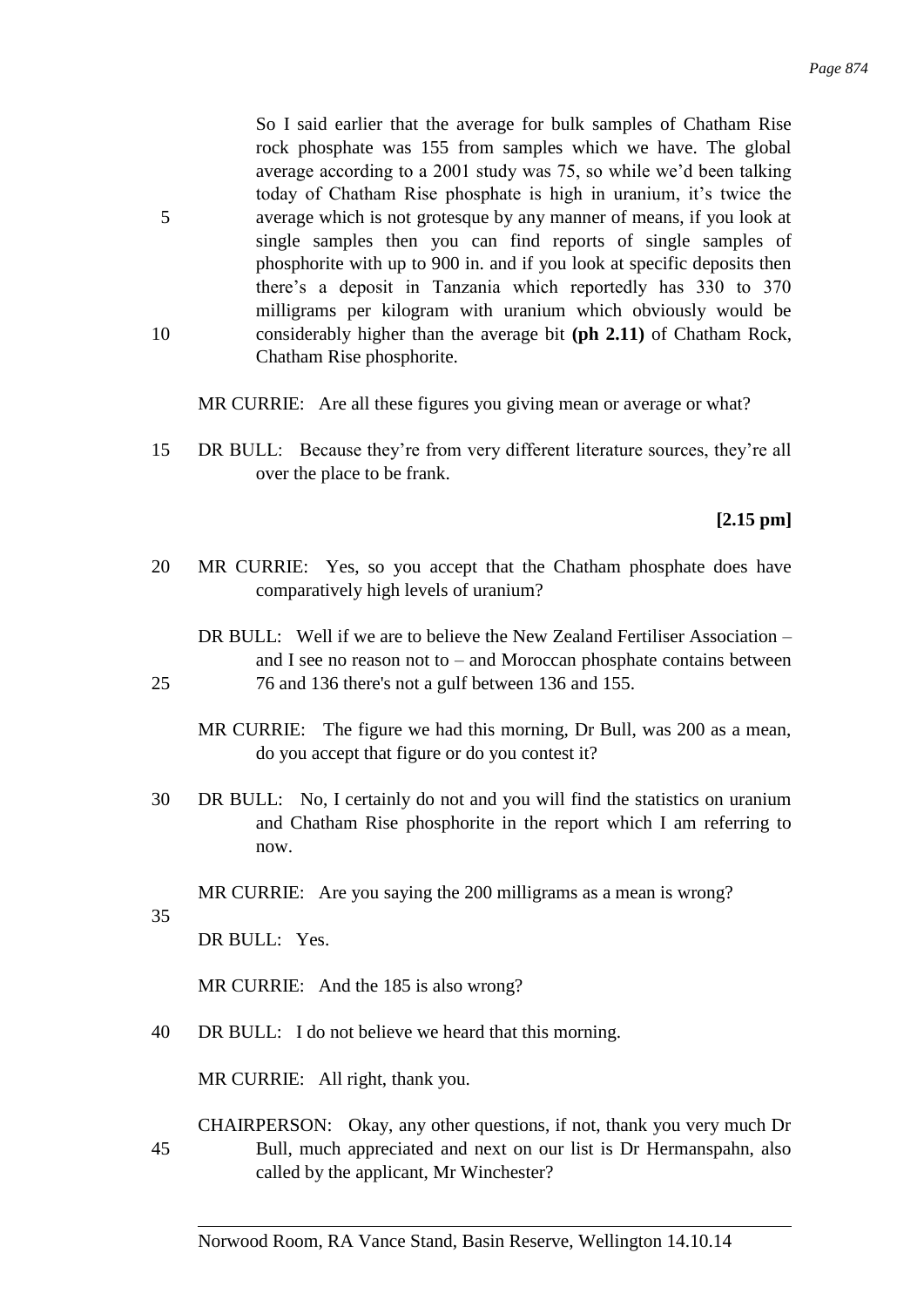So I said earlier that the average for bulk samples of Chatham Rise rock phosphate was 155 from samples which we have. The global average according to a 2001 study was 75, so while we'd been talking today of Chatham Rise phosphate is high in uranium, it's twice the average which is not grotesque by any manner of means, if you look at single samples then you can find reports of single samples of phosphorite with up to 900 in. and if you look at specific deposits then there's a deposit in Tanzania which reportedly has 330 to 370 milligrams per kilogram with uranium which obviously would be considerably higher than the average bit **(ph 2.11)** of Chatham Rock, Chatham Rise phosphorite.

MR CURRIE: Are all these figures you giving mean or average or what?

DR BULL: Because they're from very different literature sources, they're all over the place to be frank.

**[2.15 pm]**

MR CURRIE: Yes, so you accept that the Chatham phosphate does have comparatively high levels of uranium?

DR BULL: Well if we are to believe the New Zealand Fertiliser Association – and I see no reason not to – and Moroccan phosphate contains between 76 and 136 there's not a gulf between 136 and 155.

MR CURRIE: The figure we had this morning, Dr Bull, was 200 as a mean, do you accept that figure or do you contest it?

DR BULL: No, I certainly do not and you will find the statistics on uranium and Chatham Rise phosphorite in the report which I am referring to now.

MR CURRIE: Are you saying the 200 milligrams as a mean is wrong?

DR BULL: Yes.

MR CURRIE: And the 185 is also wrong?

DR BULL: I do not believe we heard that this morning.

MR CURRIE: All right, thank you.

CHAIRPERSON: Okay, any other questions, if not, thank you very much Dr Bull, much appreciated and next on our list is Dr Hermanspahn, also called by the applicant, Mr Winchester?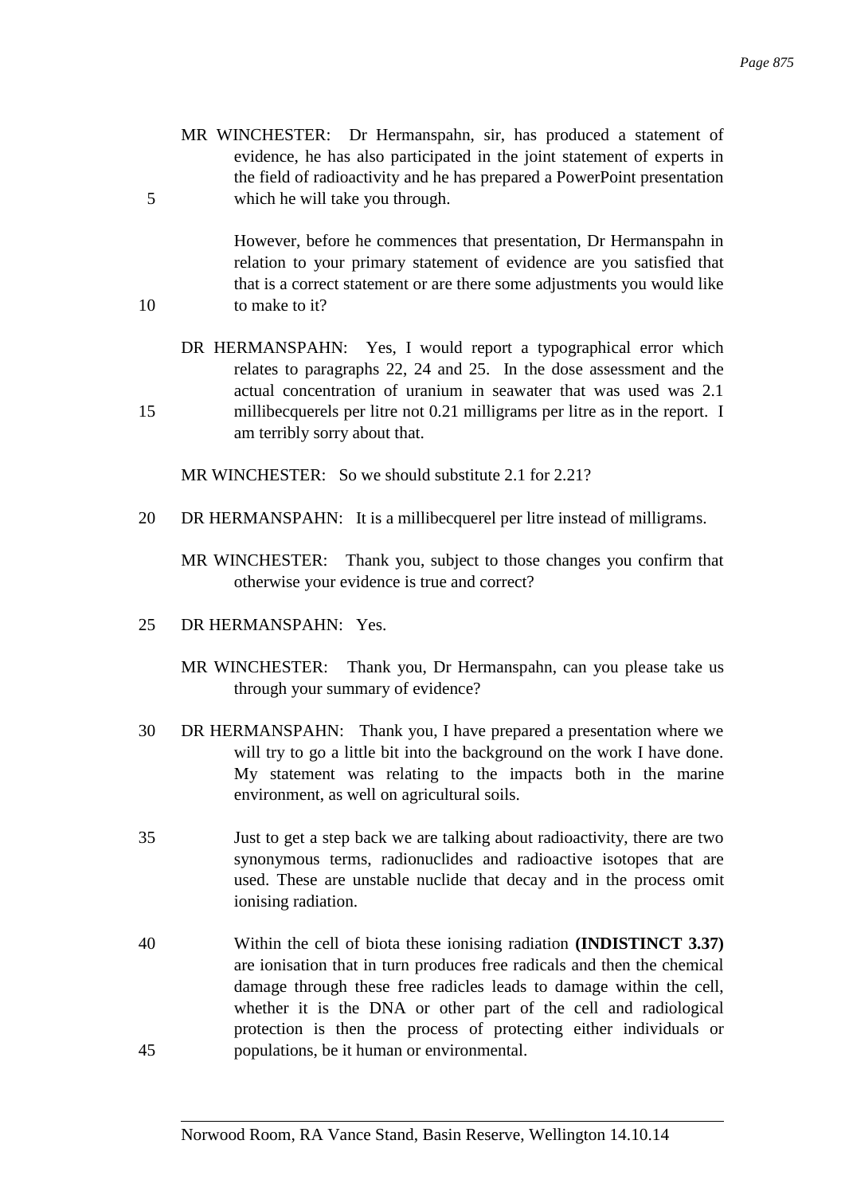MR WINCHESTER: Dr Hermanspahn, sir, has produced a statement of evidence, he has also participated in the joint statement of experts in the field of radioactivity and he has prepared a PowerPoint presentation which he will take you through.

However, before he commences that presentation, Dr Hermanspahn in relation to your primary statement of evidence are you satisfied that that is a correct statement or are there some adjustments you would like to make to it?

DR HERMANSPAHN: Yes, I would report a typographical error which relates to paragraphs 22, 24 and 25. In the dose assessment and the actual concentration of uranium in seawater that was used was 2.1 millibecquerels per litre not 0.21 milligrams per litre as in the report. I am terribly sorry about that.

MR WINCHESTER: So we should substitute 2.1 for 2.21?

DR HERMANSPAHN: It is a millibecquerel per litre instead of milligrams.

MR WINCHESTER: Thank you, subject to those changes you confirm that otherwise your evidence is true and correct?

DR HERMANSPAHN: Yes.

MR WINCHESTER: Thank you, Dr Hermanspahn, can you please take us through your summary of evidence?

DR HERMANSPAHN: Thank you, I have prepared a presentation where we will try to go a little bit into the background on the work I have done. My statement was relating to the impacts both in the marine environment, as well on agricultural soils.

Just to get a step back we are talking about radioactivity, there are two synonymous terms, radionuclides and radioactive isotopes that are used. These are unstable nuclide that decay and in the process omit ionising radiation.

Within the cell of biota these ionising radiation **(INDISTINCT 3.37)** are ionisation that in turn produces free radicals and then the chemical damage through these free radicles leads to damage within the cell, whether it is the DNA or other part of the cell and radiological protection is then the process of protecting either individuals or populations, be it human or environmental.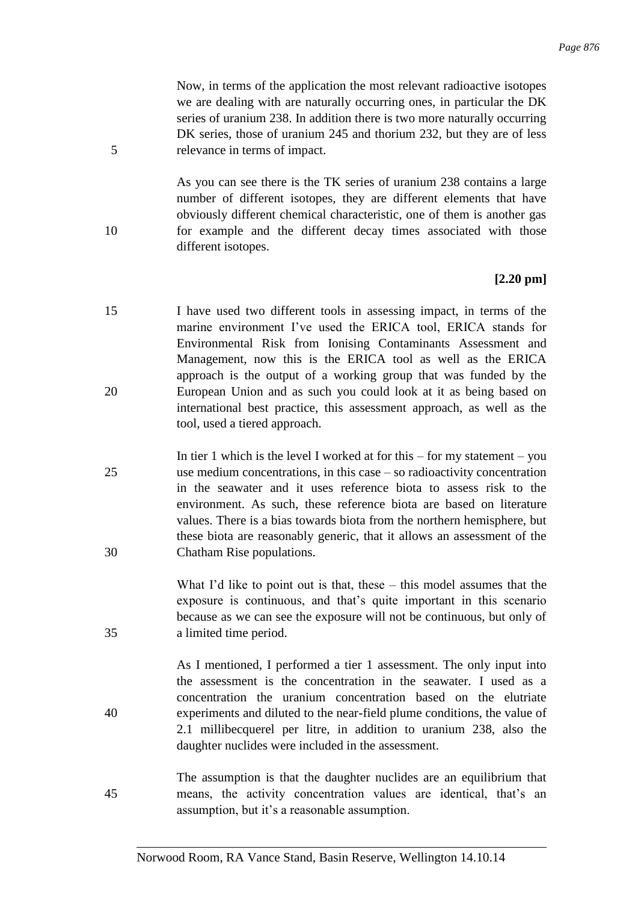Now, in terms of the application the most relevant radioactive isotopes we are dealing with are naturally occurring ones, in particular the DK series of uranium 238. In addition there is two more naturally occurring DK series, those of uranium 245 and thorium 232, but they are of less relevance in terms of impact.

As you can see there is the TK series of uranium 238 contains a large number of different isotopes, they are different elements that have obviously different chemical characteristic, one of them is another gas for example and the different decay times associated with those different isotopes.

**[2.20 pm]**

I have used two different tools in assessing impact, in terms of the marine environment I've used the ERICA tool, ERICA stands for Environmental Risk from Ionising Contaminants Assessment and Management, now this is the ERICA tool as well as the ERICA approach is the output of a working group that was funded by the European Union and as such you could look at it as being based on international best practice, this assessment approach, as well as the tool, used a tiered approach.

In tier 1 which is the level I worked at for this – for my statement – you use medium concentrations, in this case – so radioactivity concentration in the seawater and it uses reference biota to assess risk to the environment. As such, these reference biota are based on literature values. There is a bias towards biota from the northern hemisphere, but these biota are reasonably generic, that it allows an assessment of the Chatham Rise populations.

What I'd like to point out is that, these – this model assumes that the exposure is continuous, and that's quite important in this scenario because as we can see the exposure will not be continuous, but only of a limited time period.

As I mentioned, I performed a tier 1 assessment. The only input into the assessment is the concentration in the seawater. I used as a concentration the uranium concentration based on the elutriate experiments and diluted to the near-field plume conditions, the value of 2.1 millibecquerel per litre, in addition to uranium 238, also the daughter nuclides were included in the assessment.

The assumption is that the daughter nuclides are an equilibrium that means, the activity concentration values are identical, that's an assumption, but it's a reasonable assumption.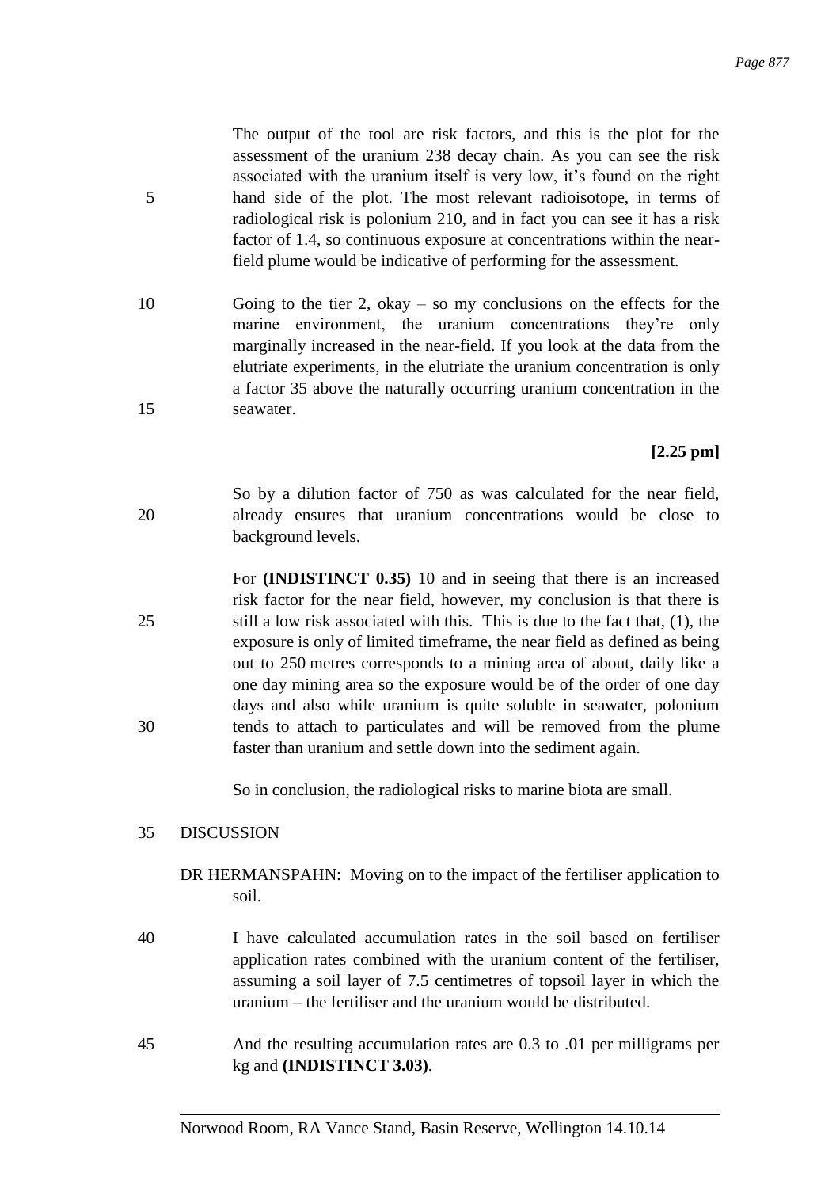The output of the tool are risk factors, and this is the plot for the assessment of the uranium 238 decay chain. As you can see the risk associated with the uranium itself is very low, it's found on the right hand side of the plot. The most relevant radioisotope, in terms of radiological risk is polonium 210, and in fact you can see it has a risk factor of 1.4, so continuous exposure at concentrations within the near-field plume would be indicative of performing for the assessment.

Going to the tier 2, okay – so my conclusions on the effects for the marine environment, the uranium concentrations they're only marginally increased in the near-field. If you look at the data from the elutriate experiments, in the elutriate the uranium concentration is only a factor 35 above the naturally occurring uranium concentration in the seawater.

**[2.25 pm]**

So by a dilution factor of 750 as was calculated for the near field, already ensures that uranium concentrations would be close to background levels.

For **(INDISTINCT 0.35)** 10 and in seeing that there is an increased risk factor for the near field, however, my conclusion is that there is still a low risk associated with this. This is due to the fact that, (1), the exposure is only of limited timeframe, the near field as defined as being out to 250 metres corresponds to a mining area of about, daily like a one day mining area so the exposure would be of the order of one day days and also while uranium is quite soluble in seawater, polonium tends to attach to particulates and will be removed from the plume faster than uranium and settle down into the sediment again.

So in conclusion, the radiological risks to marine biota are small.

DISCUSSION

DR HERMANSPAHN: Moving on to the impact of the fertiliser application to soil.

I have calculated accumulation rates in the soil based on fertiliser application rates combined with the uranium content of the fertiliser, assuming a soil layer of 7.5 centimetres of topsoil layer in which the uranium – the fertiliser and the uranium would be distributed.

And the resulting accumulation rates are 0.3 to .01 per milligrams per kg and **(INDISTINCT 3.03)**.

Norwood Room, RA Vance Stand, Basin Reserve, Wellington 14.10.14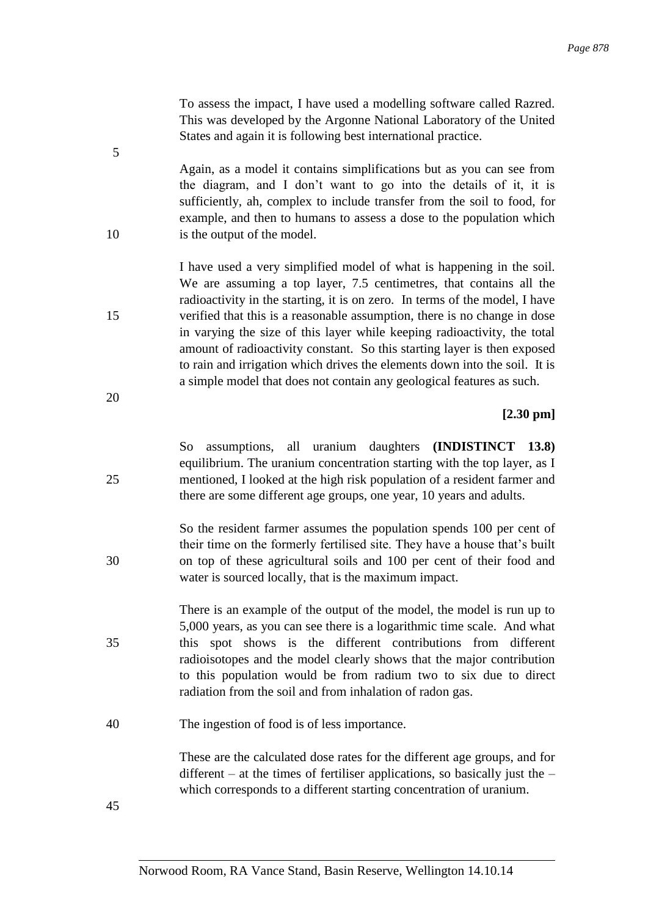To assess the impact, I have used a modelling software called Razred. This was developed by the Argonne National Laboratory of the United States and again it is following best international practice.

Again, as a model it contains simplifications but as you can see from the diagram, and I don't want to go into the details of it, it is sufficiently, ah, complex to include transfer from the soil to food, for example, and then to humans to assess a dose to the population which is the output of the model.

I have used a very simplified model of what is happening in the soil. We are assuming a top layer, 7.5 centimetres, that contains all the radioactivity in the starting, it is on zero. In terms of the model, I have verified that this is a reasonable assumption, there is no change in dose in varying the size of this layer while keeping radioactivity, the total amount of radioactivity constant. So this starting layer is then exposed to rain and irrigation which drives the elements down into the soil. It is a simple model that does not contain any geological features as such.

**[2.30 pm]**

So assumptions, all uranium daughters **(INDISTINCT 13.8)** equilibrium. The uranium concentration starting with the top layer, as I mentioned, I looked at the high risk population of a resident farmer and there are some different age groups, one year, 10 years and adults.

So the resident farmer assumes the population spends 100 per cent of their time on the formerly fertilised site. They have a house that's built on top of these agricultural soils and 100 per cent of their food and water is sourced locally, that is the maximum impact.

There is an example of the output of the model, the model is run up to 5,000 years, as you can see there is a logarithmic time scale. And what this spot shows is the different contributions from different radioisotopes and the model clearly shows that the major contribution to this population would be from radium two to six due to direct radiation from the soil and from inhalation of radon gas.

The ingestion of food is of less importance.

These are the calculated dose rates for the different age groups, and for different – at the times of fertiliser applications, so basically just the – which corresponds to a different starting concentration of uranium.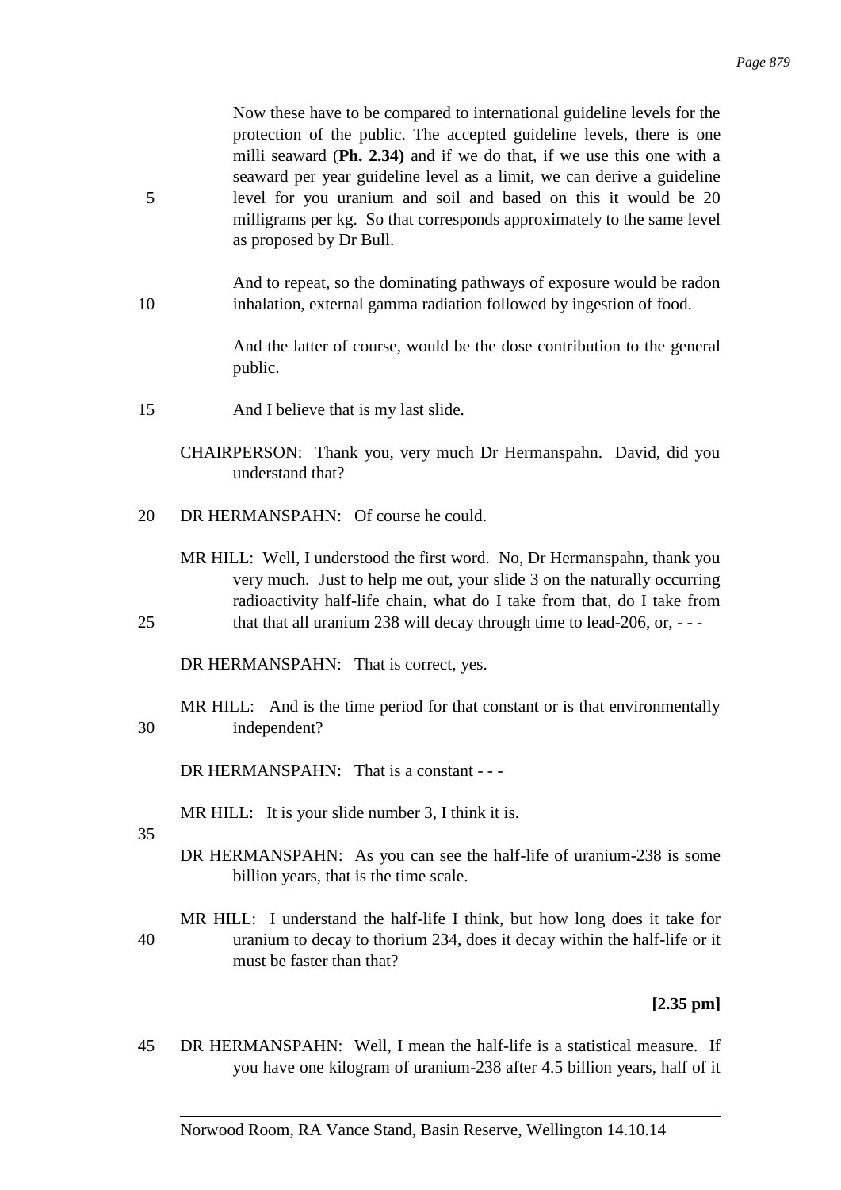Now these have to be compared to international guideline levels for the protection of the public. The accepted guideline levels, there is one milli seaward (**Ph. 2.34)** and if we do that, if we use this one with a seaward per year guideline level as a limit, we can derive a guideline level for you uranium and soil and based on this it would be 20 milligrams per kg. So that corresponds approximately to the same level as proposed by Dr Bull.

And to repeat, so the dominating pathways of exposure would be radon inhalation, external gamma radiation followed by ingestion of food.

And the latter of course, would be the dose contribution to the general public.

And I believe that is my last slide.

CHAIRPERSON: Thank you, very much Dr Hermanspahn. David, did you understand that?

DR HERMANSPAHN: Of course he could.

MR HILL: Well, I understood the first word. No, Dr Hermanspahn, thank you very much. Just to help me out, your slide 3 on the naturally occurring radioactivity half-life chain, what do I take from that, do I take from that that all uranium 238 will decay through time to lead-206, or, - - -

DR HERMANSPAHN: That is correct, yes.

MR HILL: And is the time period for that constant or is that environmentally independent?

DR HERMANSPAHN: That is a constant - - -

MR HILL: It is your slide number 3, I think it is.

DR HERMANSPAHN: As you can see the half-life of uranium-238 is some billion years, that is the time scale.

MR HILL: I understand the half-life I think, but how long does it take for uranium to decay to thorium 234, does it decay within the half-life or it must be faster than that?

**[2.35 pm]**

DR HERMANSPAHN: Well, I mean the half-life is a statistical measure. If you have one kilogram of uranium-238 after 4.5 billion years, half of it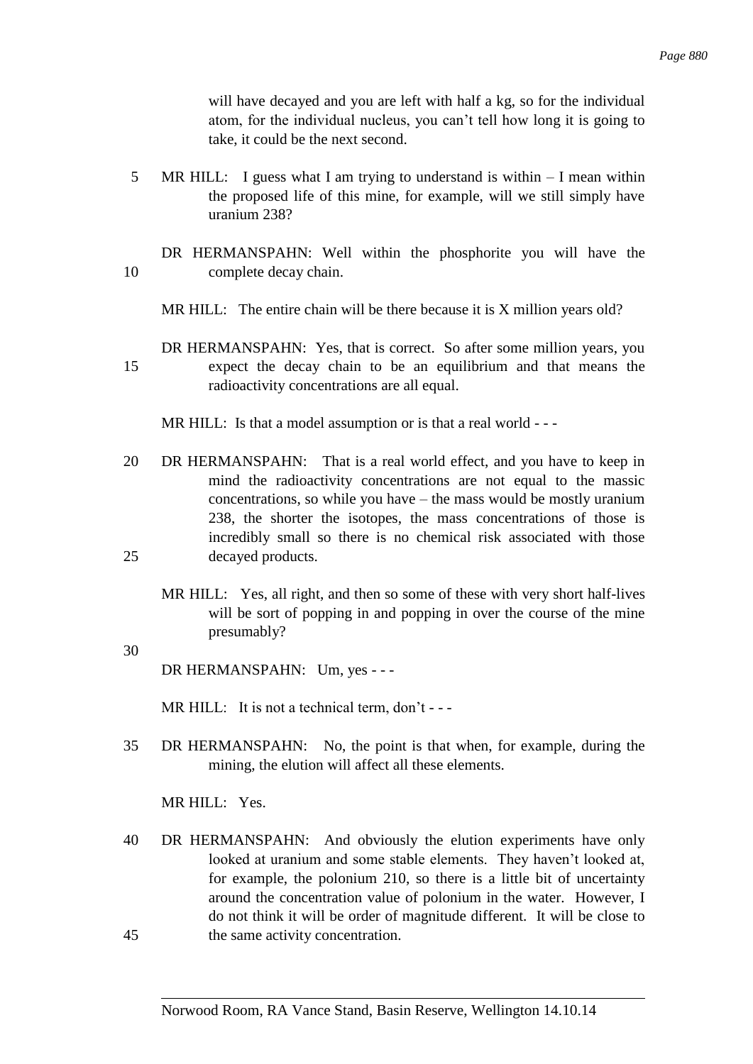will have decayed and you are left with half a kg, so for the individual atom, for the individual nucleus, you can't tell how long it is going to take, it could be the next second.

MR HILL: I guess what I am trying to understand is within – I mean within the proposed life of this mine, for example, will we still simply have uranium 238?

DR HERMANSPAHN: Well within the phosphorite you will have the complete decay chain.

MR HILL: The entire chain will be there because it is X million years old?

DR HERMANSPAHN: Yes, that is correct. So after some million years, you expect the decay chain to be an equilibrium and that means the radioactivity concentrations are all equal.

MR HILL: Is that a model assumption or is that a real world - - -

DR HERMANSPAHN: That is a real world effect, and you have to keep in mind the radioactivity concentrations are not equal to the massic concentrations, so while you have – the mass would be mostly uranium 238, the shorter the isotopes, the mass concentrations of those is incredibly small so there is no chemical risk associated with those decayed products.

MR HILL: Yes, all right, and then so some of these with very short half-lives will be sort of popping in and popping in over the course of the mine presumably?

DR HERMANSPAHN: Um, yes - - -

MR HILL: It is not a technical term, don't - - -

DR HERMANSPAHN: No, the point is that when, for example, during the mining, the elution will affect all these elements.

MR HILL: Yes.

DR HERMANSPAHN: And obviously the elution experiments have only looked at uranium and some stable elements. They haven't looked at, for example, the polonium 210, so there is a little bit of uncertainty around the concentration value of polonium in the water. However, I do not think it will be order of magnitude different. It will be close to the same activity concentration.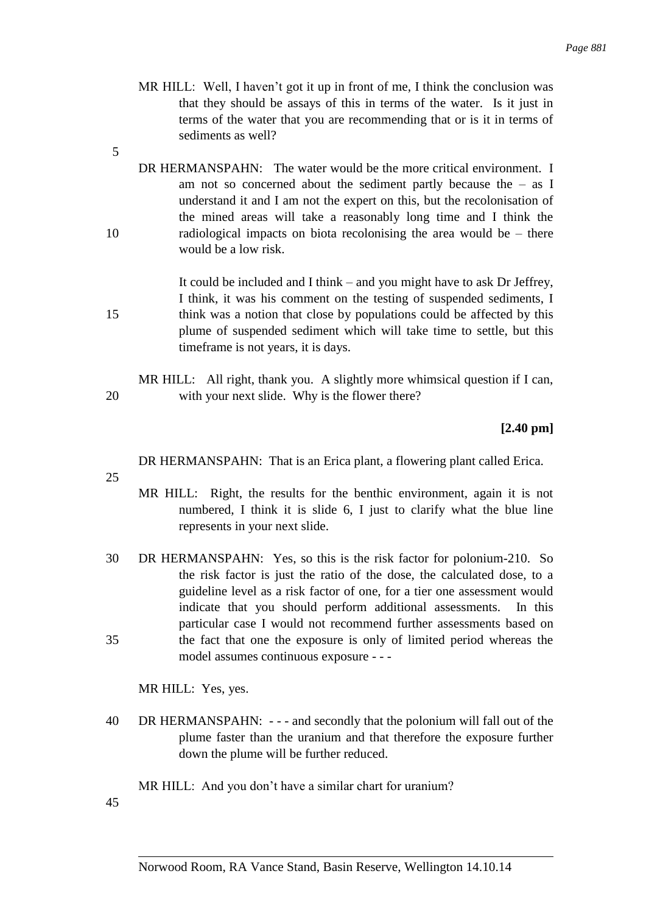MR HILL: Well, I haven't got it up in front of me, I think the conclusion was that they should be assays of this in terms of the water. Is it just in terms of the water that you are recommending that or is it in terms of sediments as well?

DR HERMANSPAHN: The water would be the more critical environment. I am not so concerned about the sediment partly because the – as I understand it and I am not the expert on this, but the recolonisation of the mined areas will take a reasonably long time and I think the radiological impacts on biota recolonising the area would be – there would be a low risk.

It could be included and I think – and you might have to ask Dr Jeffrey, I think, it was his comment on the testing of suspended sediments, I think was a notion that close by populations could be affected by this plume of suspended sediment which will take time to settle, but this timeframe is not years, it is days.

MR HILL: All right, thank you. A slightly more whimsical question if I can, with your next slide. Why is the flower there?

**[2.40 pm]**

DR HERMANSPAHN: That is an Erica plant, a flowering plant called Erica.

MR HILL: Right, the results for the benthic environment, again it is not numbered, I think it is slide 6, I just to clarify what the blue line represents in your next slide.

DR HERMANSPAHN: Yes, so this is the risk factor for polonium-210. So the risk factor is just the ratio of the dose, the calculated dose, to a guideline level as a risk factor of one, for a tier one assessment would indicate that you should perform additional assessments. In this particular case I would not recommend further assessments based on the fact that one the exposure is only of limited period whereas the model assumes continuous exposure - - -

MR HILL: Yes, yes.

DR HERMANSPAHN: - - - and secondly that the polonium will fall out of the plume faster than the uranium and that therefore the exposure further down the plume will be further reduced.

MR HILL: And you don't have a similar chart for uranium?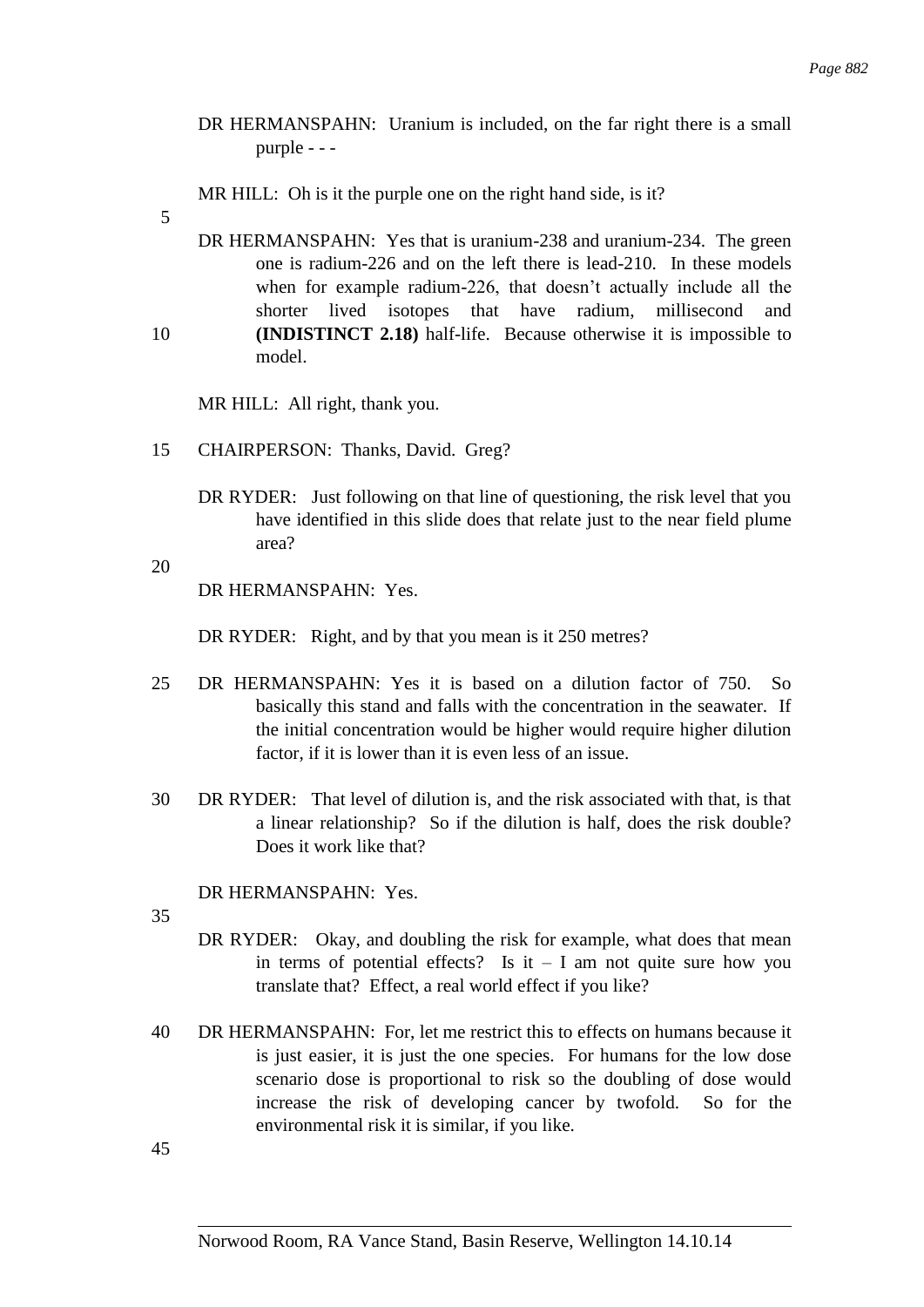DR HERMANSPAHN: Uranium is included, on the far right there is a small purple - - -

MR HILL: Oh is it the purple one on the right hand side, is it?

DR HERMANSPAHN: Yes that is uranium-238 and uranium-234. The green one is radium-226 and on the left there is lead-210. In these models when for example radium-226, that doesn't actually include all the shorter lived isotopes that have radium, millisecond and **(INDISTINCT 2.18)** half-life. Because otherwise it is impossible to model.

MR HILL: All right, thank you.

CHAIRPERSON: Thanks, David. Greg?

DR RYDER: Just following on that line of questioning, the risk level that you have identified in this slide does that relate just to the near field plume area?

DR HERMANSPAHN: Yes.

DR RYDER: Right, and by that you mean is it 250 metres?

DR HERMANSPAHN: Yes it is based on a dilution factor of 750. So basically this stand and falls with the concentration in the seawater. If the initial concentration would be higher would require higher dilution factor, if it is lower than it is even less of an issue.

DR RYDER: That level of dilution is, and the risk associated with that, is that a linear relationship? So if the dilution is half, does the risk double? Does it work like that?

DR HERMANSPAHN: Yes.

DR RYDER: Okay, and doubling the risk for example, what does that mean in terms of potential effects? Is it – I am not quite sure how you translate that? Effect, a real world effect if you like?

DR HERMANSPAHN: For, let me restrict this to effects on humans because it is just easier, it is just the one species. For humans for the low dose scenario dose is proportional to risk so the doubling of dose would increase the risk of developing cancer by twofold. So for the environmental risk it is similar, if you like.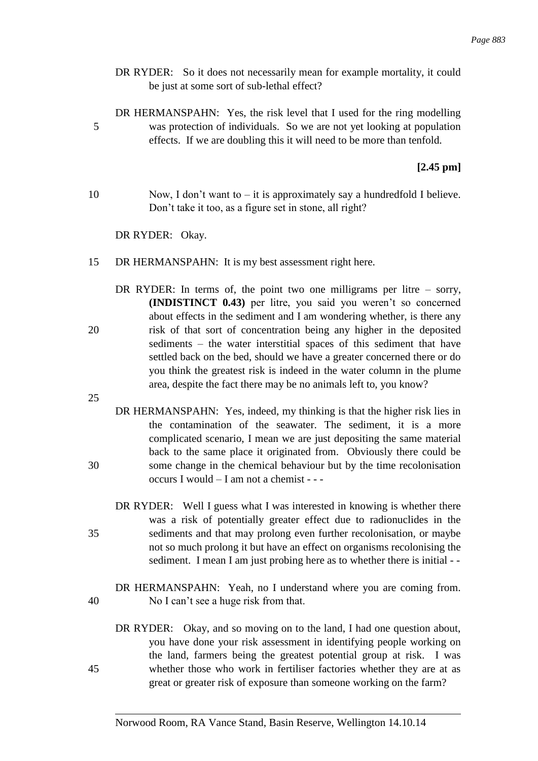DR RYDER: So it does not necessarily mean for example mortality, it could be just at some sort of sub-lethal effect?

DR HERMANSPAHN: Yes, the risk level that I used for the ring modelling was protection of individuals. So we are not yet looking at population effects. If we are doubling this it will need to be more than tenfold.

**[2.45 pm]**

Now, I don't want to – it is approximately say a hundredfold I believe. Don't take it too, as a figure set in stone, all right?

DR RYDER: Okay.

DR HERMANSPAHN: It is my best assessment right here.

DR RYDER: In terms of, the point two one milligrams per litre – sorry, **(INDISTINCT 0.43)** per litre, you said you weren't so concerned about effects in the sediment and I am wondering whether, is there any risk of that sort of concentration being any higher in the deposited sediments – the water interstitial spaces of this sediment that have settled back on the bed, should we have a greater concerned there or do you think the greatest risk is indeed in the water column in the plume area, despite the fact there may be no animals left to, you know?

DR HERMANSPAHN: Yes, indeed, my thinking is that the higher risk lies in the contamination of the seawater. The sediment, it is a more complicated scenario, I mean we are just depositing the same material back to the same place it originated from. Obviously there could be some change in the chemical behaviour but by the time recolonisation occurs I would – I am not a chemist - - -

DR RYDER: Well I guess what I was interested in knowing is whether there was a risk of potentially greater effect due to radionuclides in the sediments and that may prolong even further recolonisation, or maybe not so much prolong it but have an effect on organisms recolonising the sediment. I mean I am just probing here as to whether there is initial - -

DR HERMANSPAHN: Yeah, no I understand where you are coming from. No I can't see a huge risk from that.

DR RYDER: Okay, and so moving on to the land, I had one question about, you have done your risk assessment in identifying people working on the land, farmers being the greatest potential group at risk. I was whether those who work in fertiliser factories whether they are at as great or greater risk of exposure than someone working on the farm?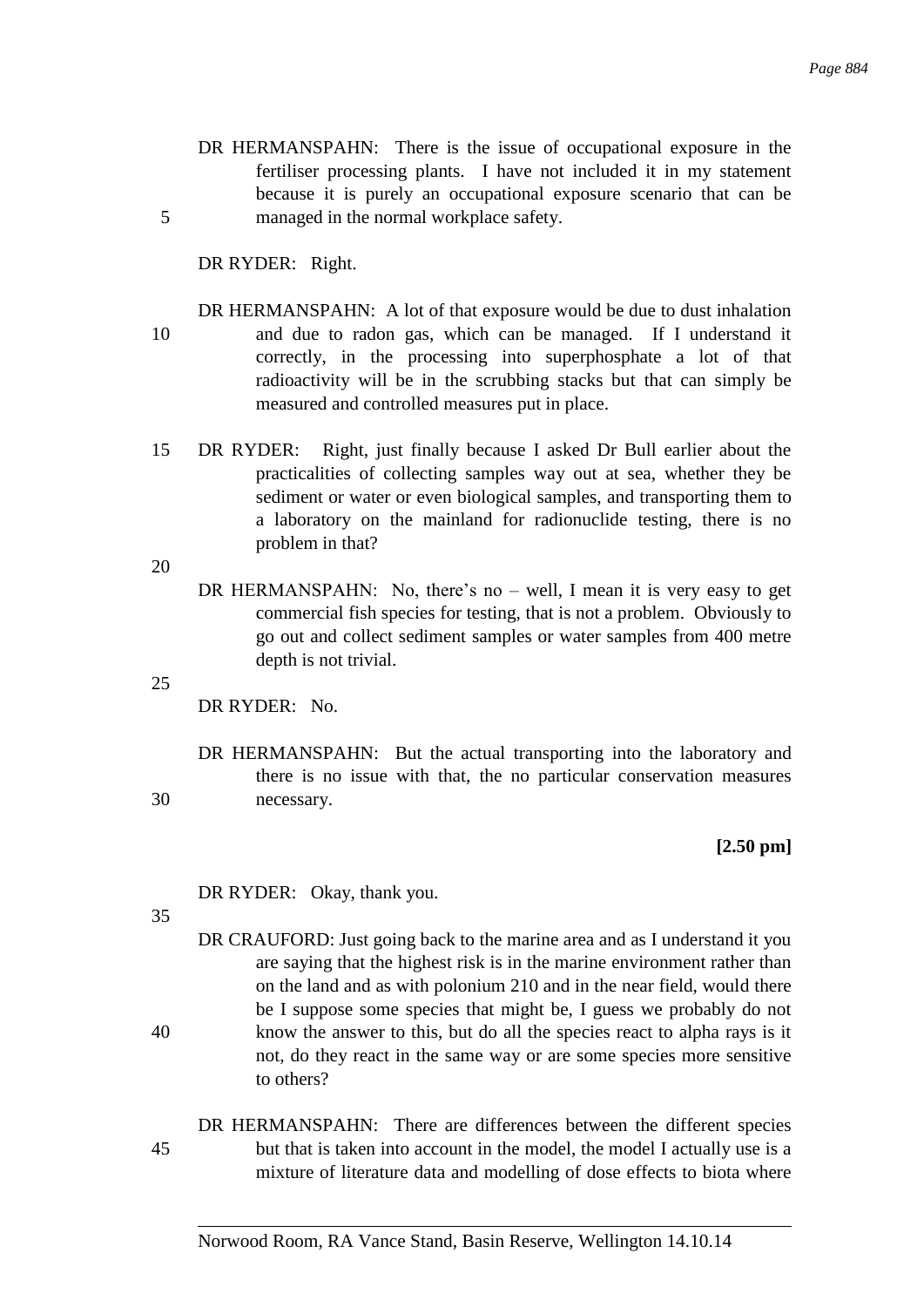DR HERMANSPAHN: There is the issue of occupational exposure in the fertiliser processing plants. I have not included it in my statement because it is purely an occupational exposure scenario that can be managed in the normal workplace safety.

DR RYDER: Right.

DR HERMANSPAHN: A lot of that exposure would be due to dust inhalation and due to radon gas, which can be managed. If I understand it correctly, in the processing into superphosphate a lot of that radioactivity will be in the scrubbing stacks but that can simply be measured and controlled measures put in place.

DR RYDER: Right, just finally because I asked Dr Bull earlier about the practicalities of collecting samples way out at sea, whether they be sediment or water or even biological samples, and transporting them to a laboratory on the mainland for radionuclide testing, there is no problem in that?

DR HERMANSPAHN: No, there's no – well, I mean it is very easy to get commercial fish species for testing, that is not a problem. Obviously to go out and collect sediment samples or water samples from 400 metre depth is not trivial.

DR RYDER: No.

DR HERMANSPAHN: But the actual transporting into the laboratory and there is no issue with that, the no particular conservation measures necessary.

**[2.50 pm]**

DR RYDER: Okay, thank you.

DR CRAUFORD: Just going back to the marine area and as I understand it you are saying that the highest risk is in the marine environment rather than on the land and as with polonium 210 and in the near field, would there be I suppose some species that might be, I guess we probably do not know the answer to this, but do all the species react to alpha rays is it not, do they react in the same way or are some species more sensitive to others?

DR HERMANSPAHN: There are differences between the different species but that is taken into account in the model, the model I actually use is a mixture of literature data and modelling of dose effects to biota where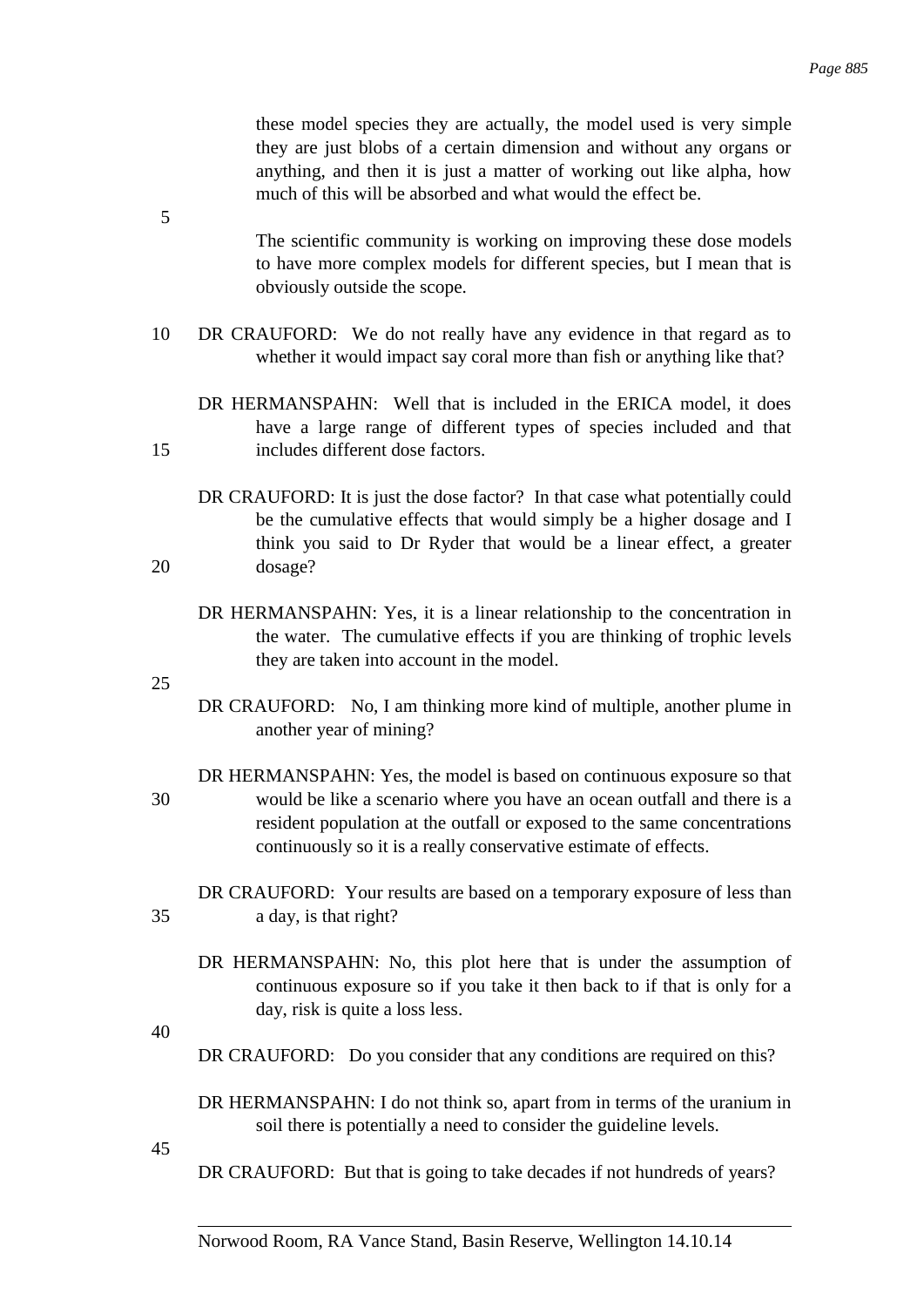these model species they are actually, the model used is very simple they are just blobs of a certain dimension and without any organs or anything, and then it is just a matter of working out like alpha, how much of this will be absorbed and what would the effect be.

The scientific community is working on improving these dose models to have more complex models for different species, but I mean that is obviously outside the scope.

DR CRAUFORD: We do not really have any evidence in that regard as to whether it would impact say coral more than fish or anything like that?

DR HERMANSPAHN: Well that is included in the ERICA model, it does have a large range of different types of species included and that includes different dose factors.

DR CRAUFORD: It is just the dose factor? In that case what potentially could be the cumulative effects that would simply be a higher dosage and I think you said to Dr Ryder that would be a linear effect, a greater dosage?

DR HERMANSPAHN: Yes, it is a linear relationship to the concentration in the water. The cumulative effects if you are thinking of trophic levels they are taken into account in the model.

DR CRAUFORD: No, I am thinking more kind of multiple, another plume in another year of mining?

DR HERMANSPAHN: Yes, the model is based on continuous exposure so that would be like a scenario where you have an ocean outfall and there is a resident population at the outfall or exposed to the same concentrations continuously so it is a really conservative estimate of effects.

DR CRAUFORD: Your results are based on a temporary exposure of less than a day, is that right?

DR HERMANSPAHN: No, this plot here that is under the assumption of continuous exposure so if you take it then back to if that is only for a day, risk is quite a loss less.

DR CRAUFORD: Do you consider that any conditions are required on this?

DR HERMANSPAHN: I do not think so, apart from in terms of the uranium in soil there is potentially a need to consider the guideline levels.

DR CRAUFORD: But that is going to take decades if not hundreds of years?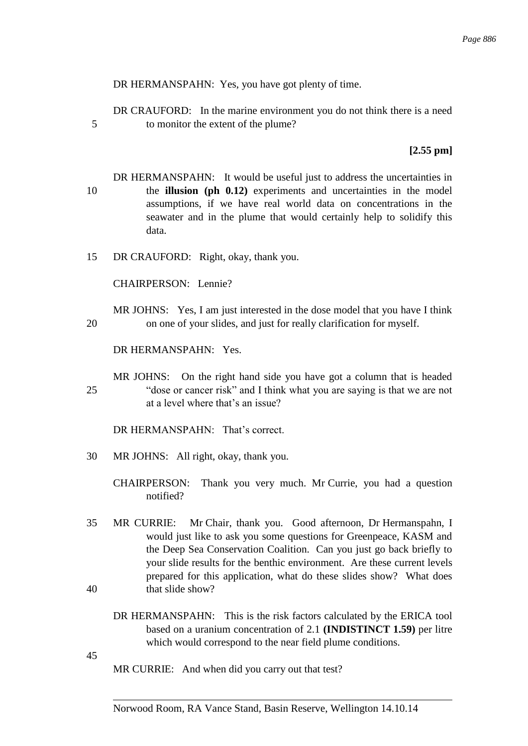DR HERMANSPAHN: Yes, you have got plenty of time.

DR CRAUFORD: In the marine environment you do not think there is a need to monitor the extent of the plume?

**[2.55 pm]**

DR HERMANSPAHN: It would be useful just to address the uncertainties in the **illusion (ph 0.12)** experiments and uncertainties in the model assumptions, if we have real world data on concentrations in the seawater and in the plume that would certainly help to solidify this data.

DR CRAUFORD: Right, okay, thank you.

CHAIRPERSON: Lennie?

MR JOHNS: Yes, I am just interested in the dose model that you have I think on one of your slides, and just for really clarification for myself.

DR HERMANSPAHN: Yes.

MR JOHNS: On the right hand side you have got a column that is headed "dose or cancer risk" and I think what you are saying is that we are not at a level where that's an issue?

DR HERMANSPAHN: That's correct.

MR JOHNS: All right, okay, thank you.

CHAIRPERSON: Thank you very much. Mr Currie, you had a question notified?

MR CURRIE: Mr Chair, thank you. Good afternoon, Dr Hermanspahn, I would just like to ask you some questions for Greenpeace, KASM and the Deep Sea Conservation Coalition. Can you just go back briefly to your slide results for the benthic environment. Are these current levels prepared for this application, what do these slides show? What does that slide show?

DR HERMANSPAHN: This is the risk factors calculated by the ERICA tool based on a uranium concentration of 2.1 **(INDISTINCT 1.59)** per litre which would correspond to the near field plume conditions.

MR CURRIE: And when did you carry out that test?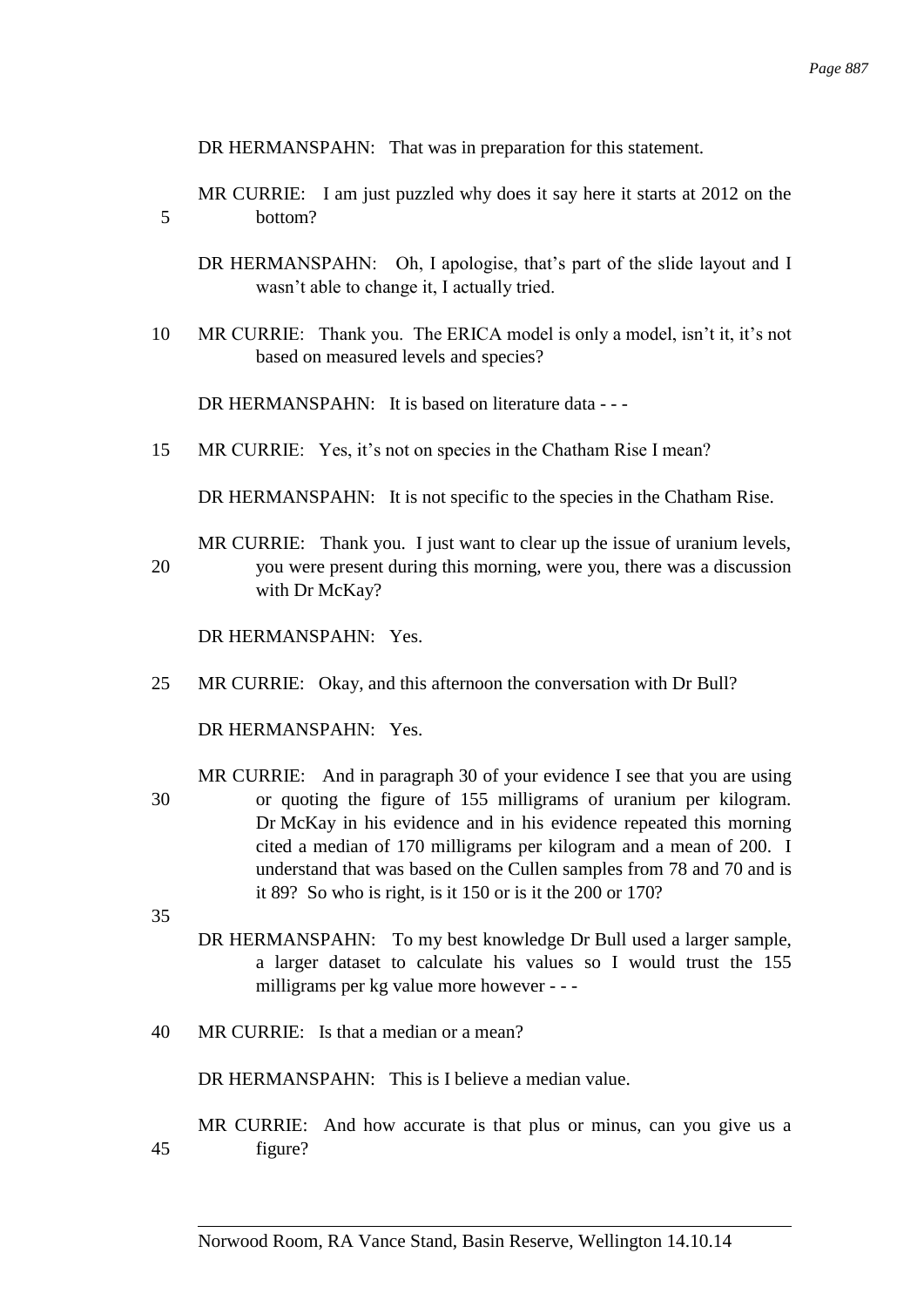DR HERMANSPAHN: That was in preparation for this statement.

MR CURRIE: I am just puzzled why does it say here it starts at 2012 on the bottom?

DR HERMANSPAHN: Oh, I apologise, that's part of the slide layout and I wasn't able to change it, I actually tried.

MR CURRIE: Thank you. The ERICA model is only a model, isn't it, it's not based on measured levels and species?

DR HERMANSPAHN: It is based on literature data - - -

MR CURRIE: Yes, it's not on species in the Chatham Rise I mean?

DR HERMANSPAHN: It is not specific to the species in the Chatham Rise.

MR CURRIE: Thank you. I just want to clear up the issue of uranium levels, you were present during this morning, were you, there was a discussion with Dr McKay?

DR HERMANSPAHN: Yes.

MR CURRIE: Okay, and this afternoon the conversation with Dr Bull?

DR HERMANSPAHN: Yes.

MR CURRIE: And in paragraph 30 of your evidence I see that you are using or quoting the figure of 155 milligrams of uranium per kilogram. Dr McKay in his evidence and in his evidence repeated this morning cited a median of 170 milligrams per kilogram and a mean of 200. I understand that was based on the Cullen samples from 78 and 70 and is it 89? So who is right, is it 150 or is it the 200 or 170?

DR HERMANSPAHN: To my best knowledge Dr Bull used a larger sample, a larger dataset to calculate his values so I would trust the 155 milligrams per kg value more however - - -

MR CURRIE: Is that a median or a mean?

DR HERMANSPAHN: This is I believe a median value.

MR CURRIE: And how accurate is that plus or minus, can you give us a figure?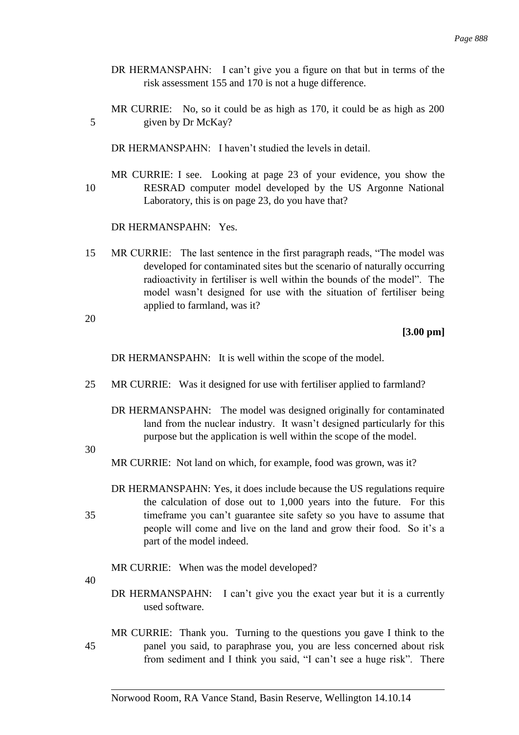DR HERMANSPAHN: I can't give you a figure on that but in terms of the risk assessment 155 and 170 is not a huge difference.

MR CURRIE: No, so it could be as high as 170, it could be as high as 200 given by Dr McKay?

DR HERMANSPAHN: I haven't studied the levels in detail.

MR CURRIE: I see. Looking at page 23 of your evidence, you show the RESRAD computer model developed by the US Argonne National Laboratory, this is on page 23, do you have that?

DR HERMANSPAHN: Yes.

MR CURRIE: The last sentence in the first paragraph reads, "The model was developed for contaminated sites but the scenario of naturally occurring radioactivity in fertiliser is well within the bounds of the model". The model wasn't designed for use with the situation of fertiliser being applied to farmland, was it?

**[3.00 pm]**

DR HERMANSPAHN: It is well within the scope of the model.

MR CURRIE: Was it designed for use with fertiliser applied to farmland?

DR HERMANSPAHN: The model was designed originally for contaminated land from the nuclear industry. It wasn't designed particularly for this purpose but the application is well within the scope of the model.

MR CURRIE: Not land on which, for example, food was grown, was it?

DR HERMANSPAHN: Yes, it does include because the US regulations require the calculation of dose out to 1,000 years into the future. For this timeframe you can't guarantee site safety so you have to assume that people will come and live on the land and grow their food. So it's a part of the model indeed.

MR CURRIE: When was the model developed?

DR HERMANSPAHN: I can't give you the exact year but it is a currently used software.

MR CURRIE: Thank you. Turning to the questions you gave I think to the panel you said, to paraphrase you, you are less concerned about risk from sediment and I think you said, "I can't see a huge risk". There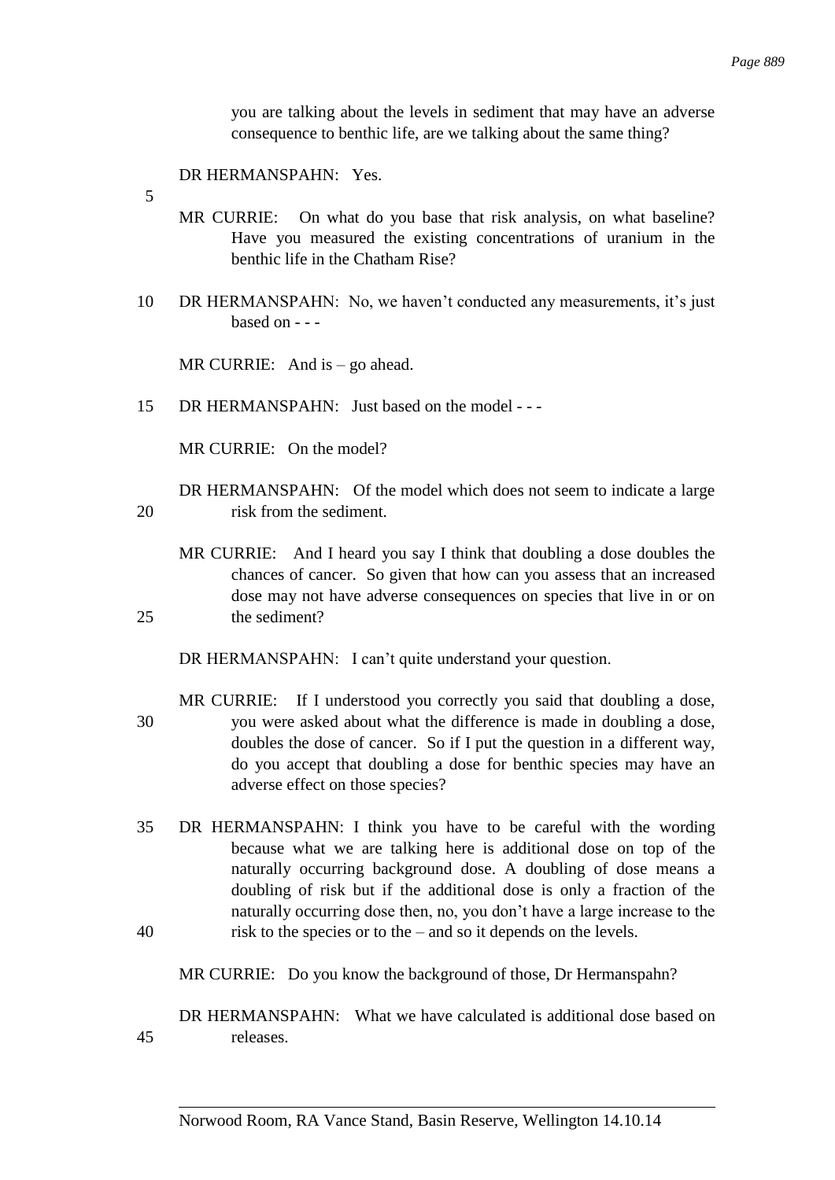you are talking about the levels in sediment that may have an adverse consequence to benthic life, are we talking about the same thing?

DR HERMANSPAHN: Yes.

MR CURRIE: On what do you base that risk analysis, on what baseline? Have you measured the existing concentrations of uranium in the benthic life in the Chatham Rise?

DR HERMANSPAHN: No, we haven't conducted any measurements, it's just based on - - -

MR CURRIE: And is – go ahead.

DR HERMANSPAHN: Just based on the model - - -

MR CURRIE: On the model?

DR HERMANSPAHN: Of the model which does not seem to indicate a large risk from the sediment.

MR CURRIE: And I heard you say I think that doubling a dose doubles the chances of cancer. So given that how can you assess that an increased dose may not have adverse consequences on species that live in or on the sediment?

DR HERMANSPAHN: I can't quite understand your question.

MR CURRIE: If I understood you correctly you said that doubling a dose, you were asked about what the difference is made in doubling a dose, doubles the dose of cancer. So if I put the question in a different way, do you accept that doubling a dose for benthic species may have an adverse effect on those species?

DR HERMANSPAHN: I think you have to be careful with the wording because what we are talking here is additional dose on top of the naturally occurring background dose. A doubling of dose means a doubling of risk but if the additional dose is only a fraction of the naturally occurring dose then, no, you don't have a large increase to the risk to the species or to the – and so it depends on the levels.

MR CURRIE: Do you know the background of those, Dr Hermanspahn?

DR HERMANSPAHN: What we have calculated is additional dose based on releases.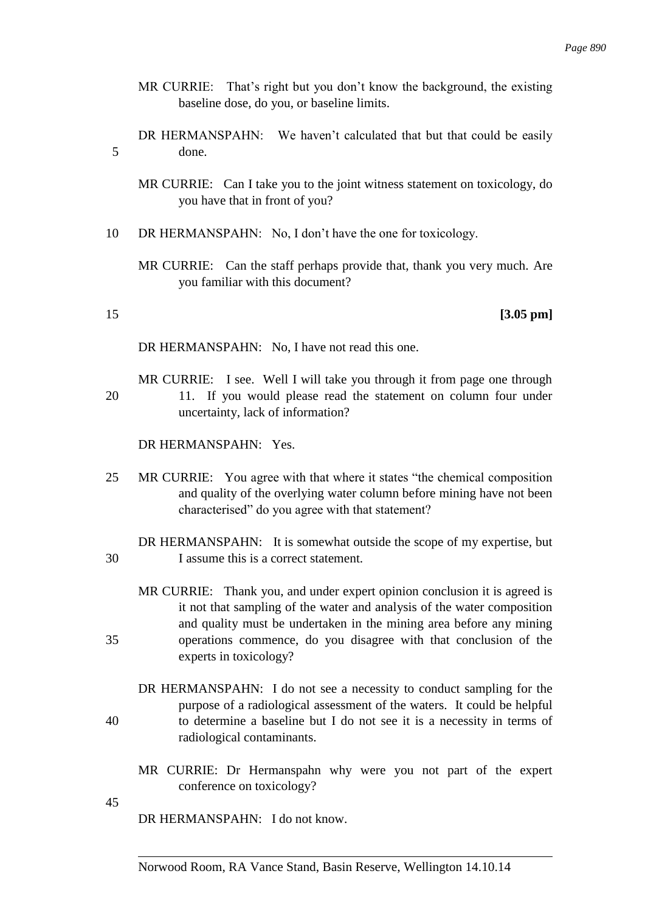MR CURRIE: That's right but you don't know the background, the existing baseline dose, do you, or baseline limits.

DR HERMANSPAHN: We haven't calculated that but that could be easily done.

MR CURRIE: Can I take you to the joint witness statement on toxicology, do you have that in front of you?

DR HERMANSPAHN: No, I don't have the one for toxicology.

MR CURRIE: Can the staff perhaps provide that, thank you very much. Are you familiar with this document?

**[3.05 pm]**

DR HERMANSPAHN: No, I have not read this one.

MR CURRIE: I see. Well I will take you through it from page one through 11. If you would please read the statement on column four under uncertainty, lack of information?

DR HERMANSPAHN: Yes.

MR CURRIE: You agree with that where it states "the chemical composition and quality of the overlying water column before mining have not been characterised" do you agree with that statement?

DR HERMANSPAHN: It is somewhat outside the scope of my expertise, but I assume this is a correct statement.

MR CURRIE: Thank you, and under expert opinion conclusion it is agreed is it not that sampling of the water and analysis of the water composition and quality must be undertaken in the mining area before any mining operations commence, do you disagree with that conclusion of the experts in toxicology?

DR HERMANSPAHN: I do not see a necessity to conduct sampling for the purpose of a radiological assessment of the waters. It could be helpful to determine a baseline but I do not see it is a necessity in terms of radiological contaminants.

MR CURRIE: Dr Hermanspahn why were you not part of the expert conference on toxicology?

DR HERMANSPAHN: I do not know.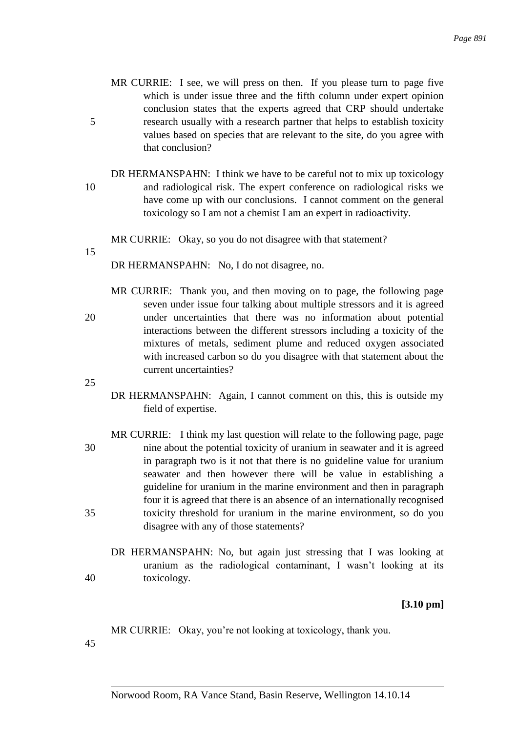MR CURRIE: I see, we will press on then. If you please turn to page five which is under issue three and the fifth column under expert opinion conclusion states that the experts agreed that CRP should undertake research usually with a research partner that helps to establish toxicity values based on species that are relevant to the site, do you agree with that conclusion?

DR HERMANSPAHN: I think we have to be careful not to mix up toxicology and radiological risk. The expert conference on radiological risks we have come up with our conclusions. I cannot comment on the general toxicology so I am not a chemist I am an expert in radioactivity.

MR CURRIE: Okay, so you do not disagree with that statement?

DR HERMANSPAHN: No, I do not disagree, no.

MR CURRIE: Thank you, and then moving on to page, the following page seven under issue four talking about multiple stressors and it is agreed under uncertainties that there was no information about potential interactions between the different stressors including a toxicity of the mixtures of metals, sediment plume and reduced oxygen associated with increased carbon so do you disagree with that statement about the current uncertainties?

DR HERMANSPAHN: Again, I cannot comment on this, this is outside my field of expertise.

MR CURRIE: I think my last question will relate to the following page, page nine about the potential toxicity of uranium in seawater and it is agreed in paragraph two is it not that there is no guideline value for uranium seawater and then however there will be value in establishing a guideline for uranium in the marine environment and then in paragraph four it is agreed that there is an absence of an internationally recognised toxicity threshold for uranium in the marine environment, so do you disagree with any of those statements?

DR HERMANSPAHN: No, but again just stressing that I was looking at uranium as the radiological contaminant, I wasn't looking at its toxicology.

**[3.10 pm]**

MR CURRIE: Okay, you're not looking at toxicology, thank you.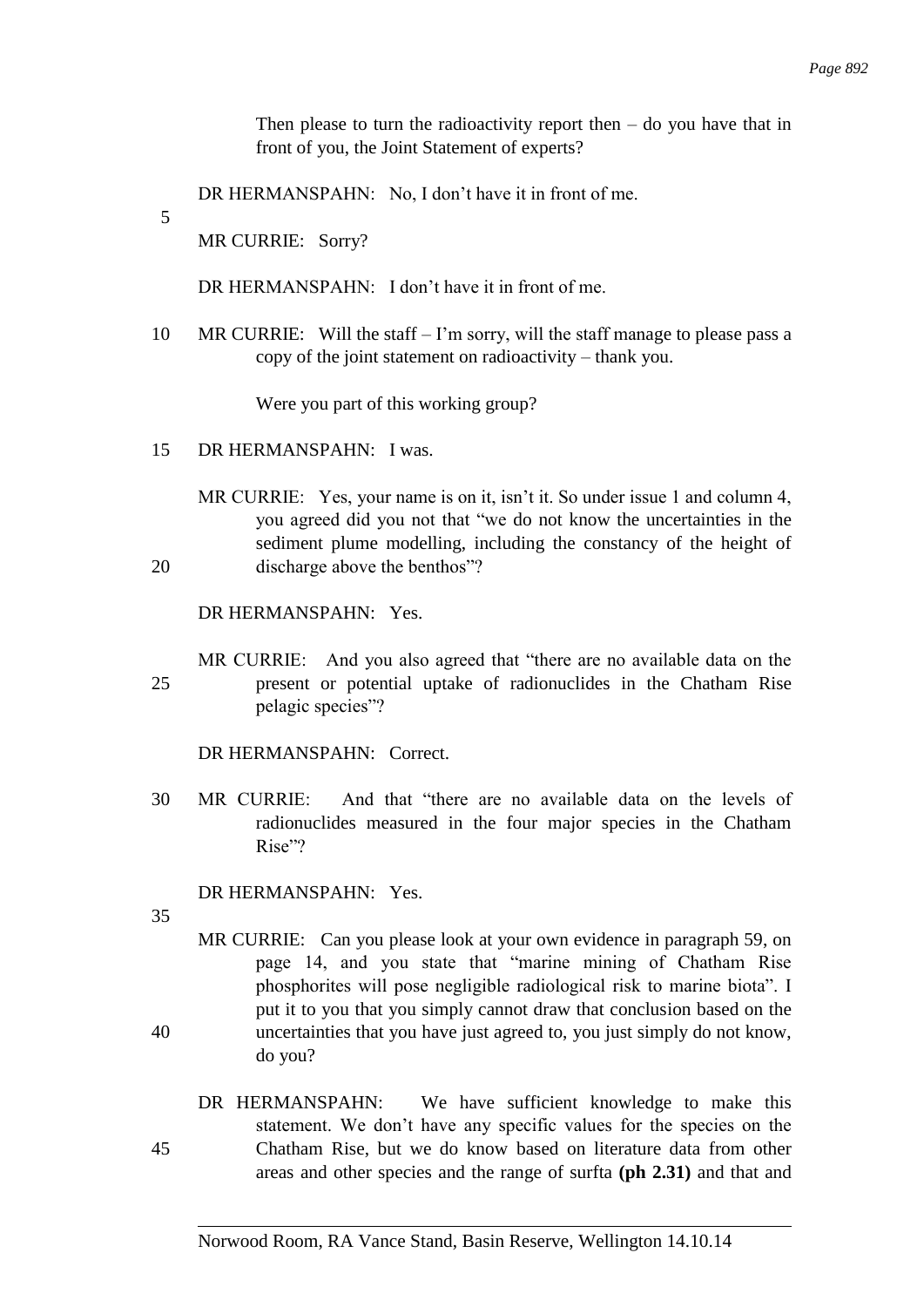Then please to turn the radioactivity report then – do you have that in front of you, the Joint Statement of experts?

DR HERMANSPAHN: No, I don't have it in front of me.

MR CURRIE: Sorry?

DR HERMANSPAHN: I don't have it in front of me.

MR CURRIE: Will the staff – I'm sorry, will the staff manage to please pass a copy of the joint statement on radioactivity – thank you.

Were you part of this working group?

DR HERMANSPAHN: I was.

MR CURRIE: Yes, your name is on it, isn't it. So under issue 1 and column 4, you agreed did you not that "we do not know the uncertainties in the sediment plume modelling, including the constancy of the height of discharge above the benthos"?

DR HERMANSPAHN: Yes.

MR CURRIE: And you also agreed that "there are no available data on the present or potential uptake of radionuclides in the Chatham Rise pelagic species"?

DR HERMANSPAHN: Correct.

MR CURRIE: And that "there are no available data on the levels of radionuclides measured in the four major species in the Chatham Rise"?

DR HERMANSPAHN: Yes.

MR CURRIE: Can you please look at your own evidence in paragraph 59, on page 14, and you state that "marine mining of Chatham Rise phosphorites will pose negligible radiological risk to marine biota". I put it to you that you simply cannot draw that conclusion based on the uncertainties that you have just agreed to, you just simply do not know, do you?

DR HERMANSPAHN: We have sufficient knowledge to make this statement. We don't have any specific values for the species on the Chatham Rise, but we do know based on literature data from other areas and other species and the range of surfta **(ph 2.31)** and that and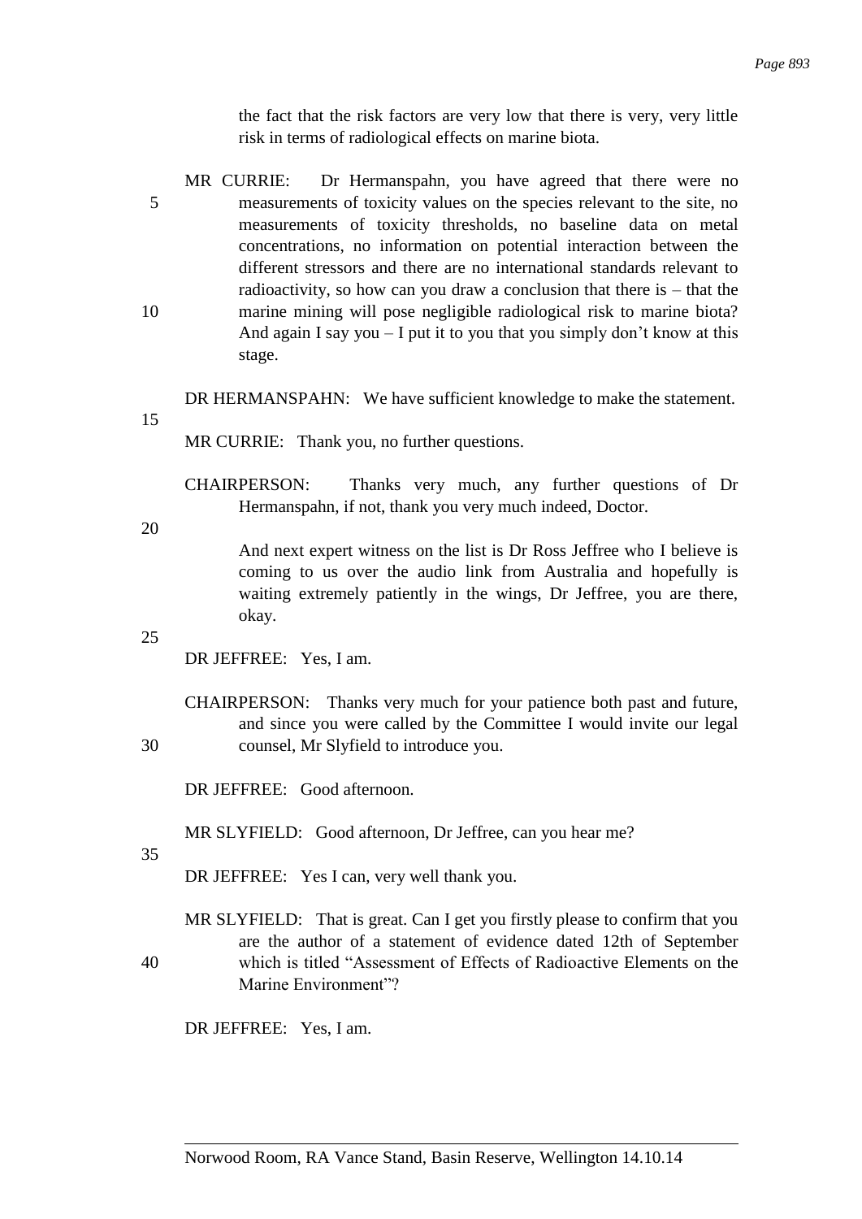the fact that the risk factors are very low that there is very, very little risk in terms of radiological effects on marine biota.

MR CURRIE: Dr Hermanspahn, you have agreed that there were no measurements of toxicity values on the species relevant to the site, no measurements of toxicity thresholds, no baseline data on metal concentrations, no information on potential interaction between the different stressors and there are no international standards relevant to radioactivity, so how can you draw a conclusion that there is – that the marine mining will pose negligible radiological risk to marine biota? And again I say you – I put it to you that you simply don't know at this stage.

DR HERMANSPAHN: We have sufficient knowledge to make the statement.

MR CURRIE: Thank you, no further questions.

CHAIRPERSON: Thanks very much, any further questions of Dr Hermanspahn, if not, thank you very much indeed, Doctor.

And next expert witness on the list is Dr Ross Jeffree who I believe is coming to us over the audio link from Australia and hopefully is waiting extremely patiently in the wings, Dr Jeffree, you are there, okay.

DR JEFFREE: Yes, I am.

CHAIRPERSON: Thanks very much for your patience both past and future, and since you were called by the Committee I would invite our legal counsel, Mr Slyfield to introduce you.

DR JEFFREE: Good afternoon.

MR SLYFIELD: Good afternoon, Dr Jeffree, can you hear me?

DR JEFFREE: Yes I can, very well thank you.

MR SLYFIELD: That is great. Can I get you firstly please to confirm that you are the author of a statement of evidence dated 12th of September which is titled "Assessment of Effects of Radioactive Elements on the Marine Environment"?

DR JEFFREE: Yes, I am.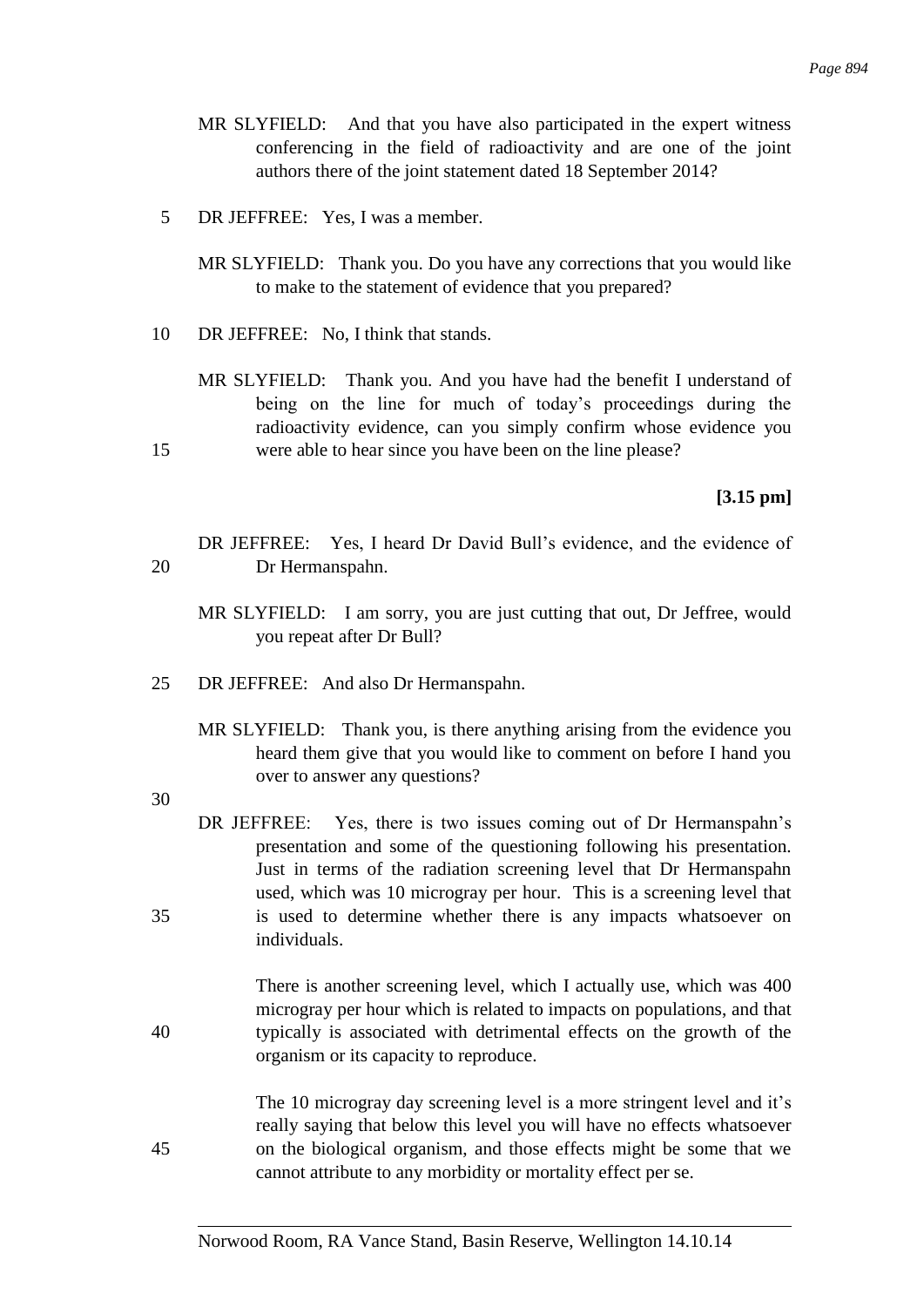MR SLYFIELD: And that you have also participated in the expert witness conferencing in the field of radioactivity and are one of the joint authors there of the joint statement dated 18 September 2014?

DR JEFFREE: Yes, I was a member.

MR SLYFIELD: Thank you. Do you have any corrections that you would like to make to the statement of evidence that you prepared?

DR JEFFREE: No, I think that stands.

MR SLYFIELD: Thank you. And you have had the benefit I understand of being on the line for much of today's proceedings during the radioactivity evidence, can you simply confirm whose evidence you were able to hear since you have been on the line please?

**[3.15 pm]**

DR JEFFREE: Yes, I heard Dr David Bull's evidence, and the evidence of Dr Hermanspahn.

MR SLYFIELD: I am sorry, you are just cutting that out, Dr Jeffree, would you repeat after Dr Bull?

DR JEFFREE: And also Dr Hermanspahn.

MR SLYFIELD: Thank you, is there anything arising from the evidence you heard them give that you would like to comment on before I hand you over to answer any questions?

DR JEFFREE: Yes, there is two issues coming out of Dr Hermanspahn's presentation and some of the questioning following his presentation. Just in terms of the radiation screening level that Dr Hermanspahn used, which was 10 microgray per hour. This is a screening level that is used to determine whether there is any impacts whatsoever on individuals.

There is another screening level, which I actually use, which was 400 microgray per hour which is related to impacts on populations, and that typically is associated with detrimental effects on the growth of the organism or its capacity to reproduce.

The 10 microgray day screening level is a more stringent level and it's really saying that below this level you will have no effects whatsoever on the biological organism, and those effects might be some that we cannot attribute to any morbidity or mortality effect per se.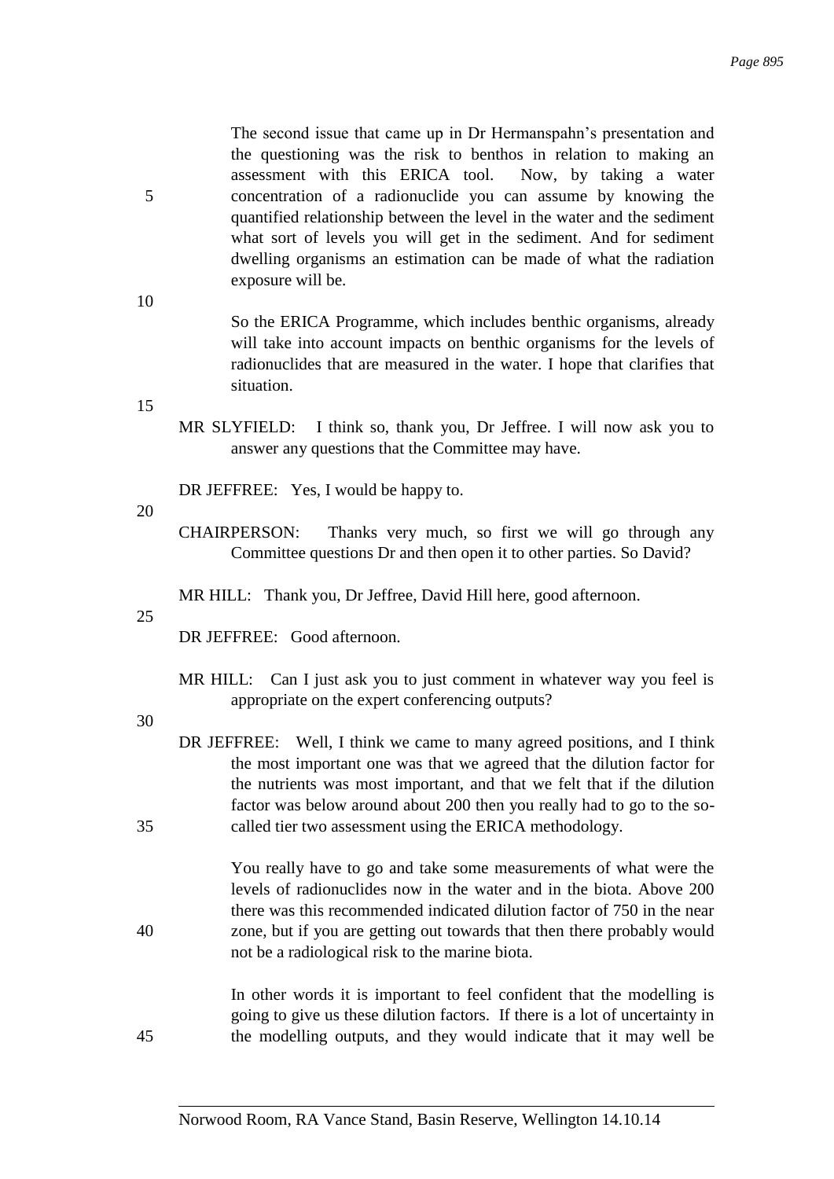The second issue that came up in Dr Hermanspahn's presentation and the questioning was the risk to benthos in relation to making an assessment with this ERICA tool. Now, by taking a water concentration of a radionuclide you can assume by knowing the quantified relationship between the level in the water and the sediment what sort of levels you will get in the sediment. And for sediment dwelling organisms an estimation can be made of what the radiation exposure will be.

So the ERICA Programme, which includes benthic organisms, already will take into account impacts on benthic organisms for the levels of radionuclides that are measured in the water. I hope that clarifies that situation.

MR SLYFIELD: I think so, thank you, Dr Jeffree. I will now ask you to answer any questions that the Committee may have.

DR JEFFREE: Yes, I would be happy to.

CHAIRPERSON: Thanks very much, so first we will go through any Committee questions Dr and then open it to other parties. So David?

MR HILL: Thank you, Dr Jeffree, David Hill here, good afternoon.

DR JEFFREE: Good afternoon.

MR HILL: Can I just ask you to just comment in whatever way you feel is appropriate on the expert conferencing outputs?

DR JEFFREE: Well, I think we came to many agreed positions, and I think the most important one was that we agreed that the dilution factor for the nutrients was most important, and that we felt that if the dilution factor was below around about 200 then you really had to go to the so-called tier two assessment using the ERICA methodology.

You really have to go and take some measurements of what were the levels of radionuclides now in the water and in the biota. Above 200 there was this recommended indicated dilution factor of 750 in the near zone, but if you are getting out towards that then there probably would not be a radiological risk to the marine biota.

In other words it is important to feel confident that the modelling is going to give us these dilution factors. If there is a lot of uncertainty in the modelling outputs, and they would indicate that it may well be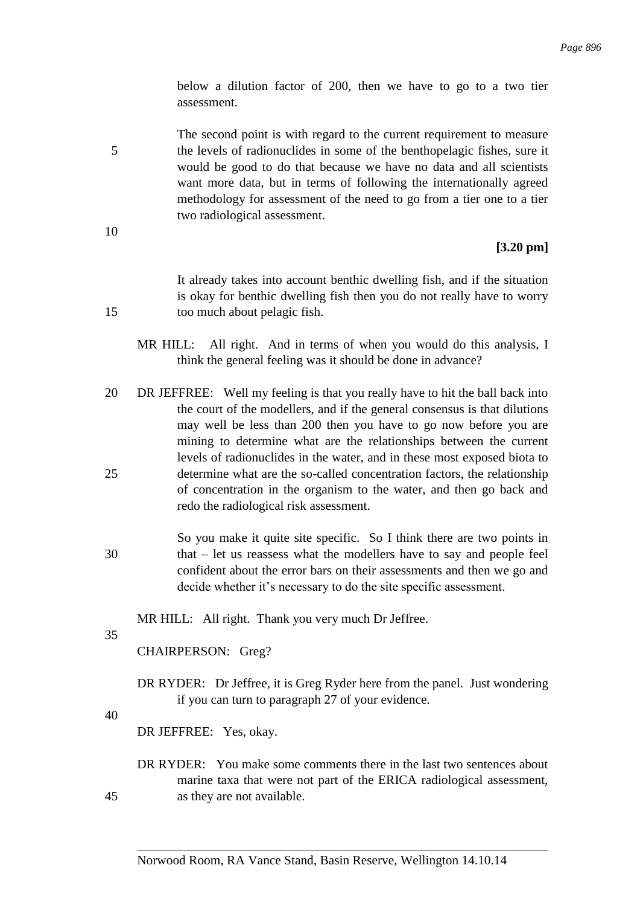below a dilution factor of 200, then we have to go to a two tier assessment.

The second point is with regard to the current requirement to measure the levels of radionuclides in some of the benthopelagic fishes, sure it would be good to do that because we have no data and all scientists want more data, but in terms of following the internationally agreed methodology for assessment of the need to go from a tier one to a tier two radiological assessment.

**[3.20 pm]**

It already takes into account benthic dwelling fish, and if the situation is okay for benthic dwelling fish then you do not really have to worry too much about pelagic fish.

MR HILL: All right. And in terms of when you would do this analysis, I think the general feeling was it should be done in advance?

DR JEFFREE: Well my feeling is that you really have to hit the ball back into the court of the modellers, and if the general consensus is that dilutions may well be less than 200 then you have to go now before you are mining to determine what are the relationships between the current levels of radionuclides in the water, and in these most exposed biota to determine what are the so-called concentration factors, the relationship of concentration in the organism to the water, and then go back and redo the radiological risk assessment.

So you make it quite site specific. So I think there are two points in that – let us reassess what the modellers have to say and people feel confident about the error bars on their assessments and then we go and decide whether it's necessary to do the site specific assessment.

MR HILL: All right. Thank you very much Dr Jeffree.

CHAIRPERSON: Greg?

DR RYDER: Dr Jeffree, it is Greg Ryder here from the panel. Just wondering if you can turn to paragraph 27 of your evidence.

DR JEFFREE: Yes, okay.

DR RYDER: You make some comments there in the last two sentences about marine taxa that were not part of the ERICA radiological assessment, as they are not available.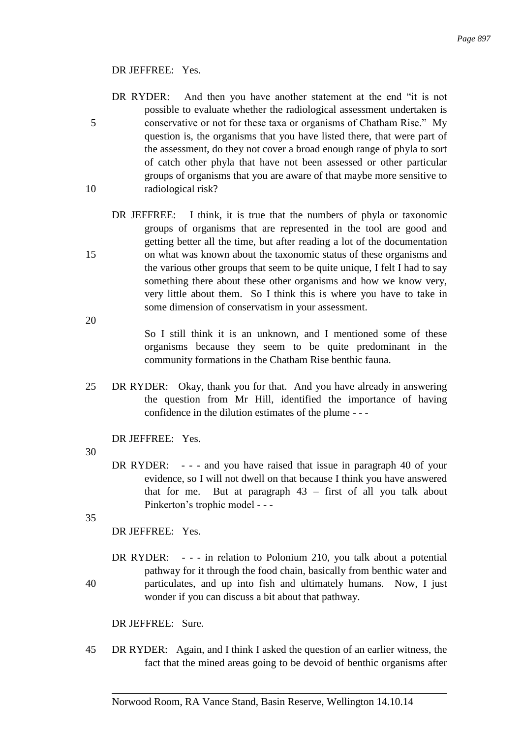DR JEFFREE: Yes.

DR RYDER: And then you have another statement at the end "it is not possible to evaluate whether the radiological assessment undertaken is conservative or not for these taxa or organisms of Chatham Rise." My question is, the organisms that you have listed there, that were part of the assessment, do they not cover a broad enough range of phyla to sort of catch other phyla that have not been assessed or other particular groups of organisms that you are aware of that maybe more sensitive to radiological risk?

DR JEFFREE: I think, it is true that the numbers of phyla or taxonomic groups of organisms that are represented in the tool are good and getting better all the time, but after reading a lot of the documentation on what was known about the taxonomic status of these organisms and the various other groups that seem to be quite unique, I felt I had to say something there about these other organisms and how we know very, very little about them. So I think this is where you have to take in some dimension of conservatism in your assessment.

So I still think it is an unknown, and I mentioned some of these organisms because they seem to be quite predominant in the community formations in the Chatham Rise benthic fauna.

DR RYDER: Okay, thank you for that. And you have already in answering the question from Mr Hill, identified the importance of having confidence in the dilution estimates of the plume - - -

DR JEFFREE: Yes.

DR RYDER: - - - and you have raised that issue in paragraph 40 of your evidence, so I will not dwell on that because I think you have answered that for me. But at paragraph 43 – first of all you talk about Pinkerton's trophic model - - -

DR JEFFREE: Yes.

DR RYDER: - - - in relation to Polonium 210, you talk about a potential pathway for it through the food chain, basically from benthic water and particulates, and up into fish and ultimately humans. Now, I just wonder if you can discuss a bit about that pathway.

DR JEFFREE: Sure.

DR RYDER: Again, and I think I asked the question of an earlier witness, the fact that the mined areas going to be devoid of benthic organisms after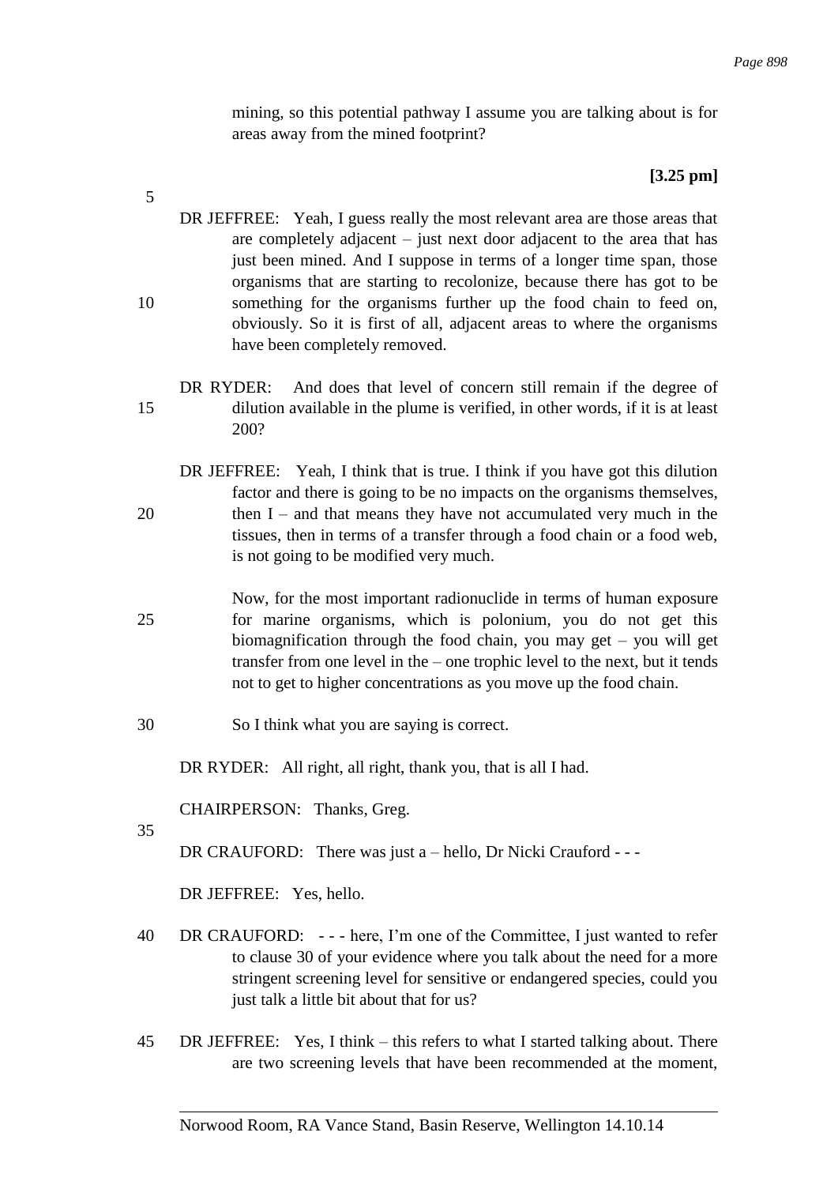mining, so this potential pathway I assume you are talking about is for areas away from the mined footprint?

**[3.25 pm]**

DR JEFFREE: Yeah, I guess really the most relevant area are those areas that are completely adjacent – just next door adjacent to the area that has just been mined. And I suppose in terms of a longer time span, those organisms that are starting to recolonize, because there has got to be something for the organisms further up the food chain to feed on, obviously. So it is first of all, adjacent areas to where the organisms have been completely removed.

DR RYDER: And does that level of concern still remain if the degree of dilution available in the plume is verified, in other words, if it is at least 200?

DR JEFFREE: Yeah, I think that is true. I think if you have got this dilution factor and there is going to be no impacts on the organisms themselves, then I – and that means they have not accumulated very much in the tissues, then in terms of a transfer through a food chain or a food web, is not going to be modified very much.

Now, for the most important radionuclide in terms of human exposure for marine organisms, which is polonium, you do not get this biomagnification through the food chain, you may get – you will get transfer from one level in the – one trophic level to the next, but it tends not to get to higher concentrations as you move up the food chain.

So I think what you are saying is correct.

DR RYDER: All right, all right, thank you, that is all I had.

CHAIRPERSON: Thanks, Greg.

DR CRAUFORD: There was just a – hello, Dr Nicki Crauford - - -

DR JEFFREE: Yes, hello.

DR CRAUFORD: - - - here, I'm one of the Committee, I just wanted to refer to clause 30 of your evidence where you talk about the need for a more stringent screening level for sensitive or endangered species, could you just talk a little bit about that for us?

DR JEFFREE: Yes, I think – this refers to what I started talking about. There are two screening levels that have been recommended at the moment,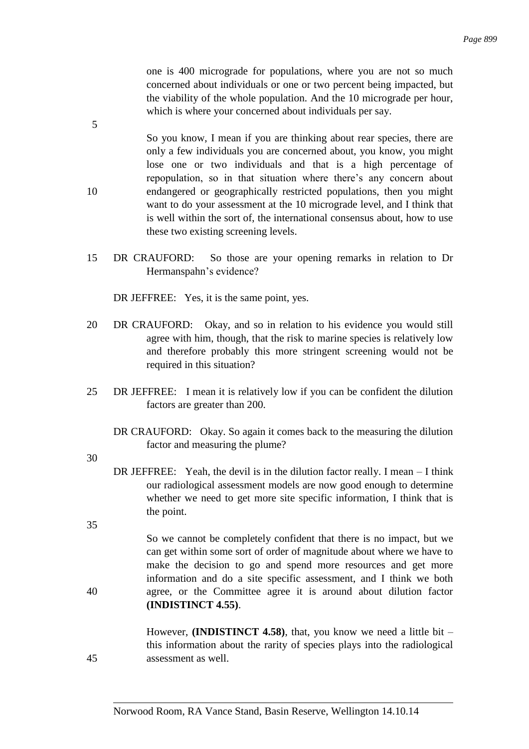one is 400 micrograde for populations, where you are not so much concerned about individuals or one or two percent being impacted, but the viability of the whole population. And the 10 micrograde per hour, which is where your concerned about individuals per say.

So you know, I mean if you are thinking about rear species, there are only a few individuals you are concerned about, you know, you might lose one or two individuals and that is a high percentage of repopulation, so in that situation where there's any concern about endangered or geographically restricted populations, then you might want to do your assessment at the 10 micrograde level, and I think that is well within the sort of, the international consensus about, how to use these two existing screening levels.

DR CRAUFORD: So those are your opening remarks in relation to Dr Hermanspahn's evidence?

DR JEFFREE: Yes, it is the same point, yes.

DR CRAUFORD: Okay, and so in relation to his evidence you would still agree with him, though, that the risk to marine species is relatively low and therefore probably this more stringent screening would not be required in this situation?

DR JEFFREE: I mean it is relatively low if you can be confident the dilution factors are greater than 200.

DR CRAUFORD: Okay. So again it comes back to the measuring the dilution factor and measuring the plume?

DR JEFFREE: Yeah, the devil is in the dilution factor really. I mean – I think our radiological assessment models are now good enough to determine whether we need to get more site specific information, I think that is the point.

So we cannot be completely confident that there is no impact, but we can get within some sort of order of magnitude about where we have to make the decision to go and spend more resources and get more information and do a site specific assessment, and I think we both agree, or the Committee agree it is around about dilution factor **(INDISTINCT 4.55)**.

However, **(INDISTINCT 4.58)**, that, you know we need a little bit – this information about the rarity of species plays into the radiological assessment as well.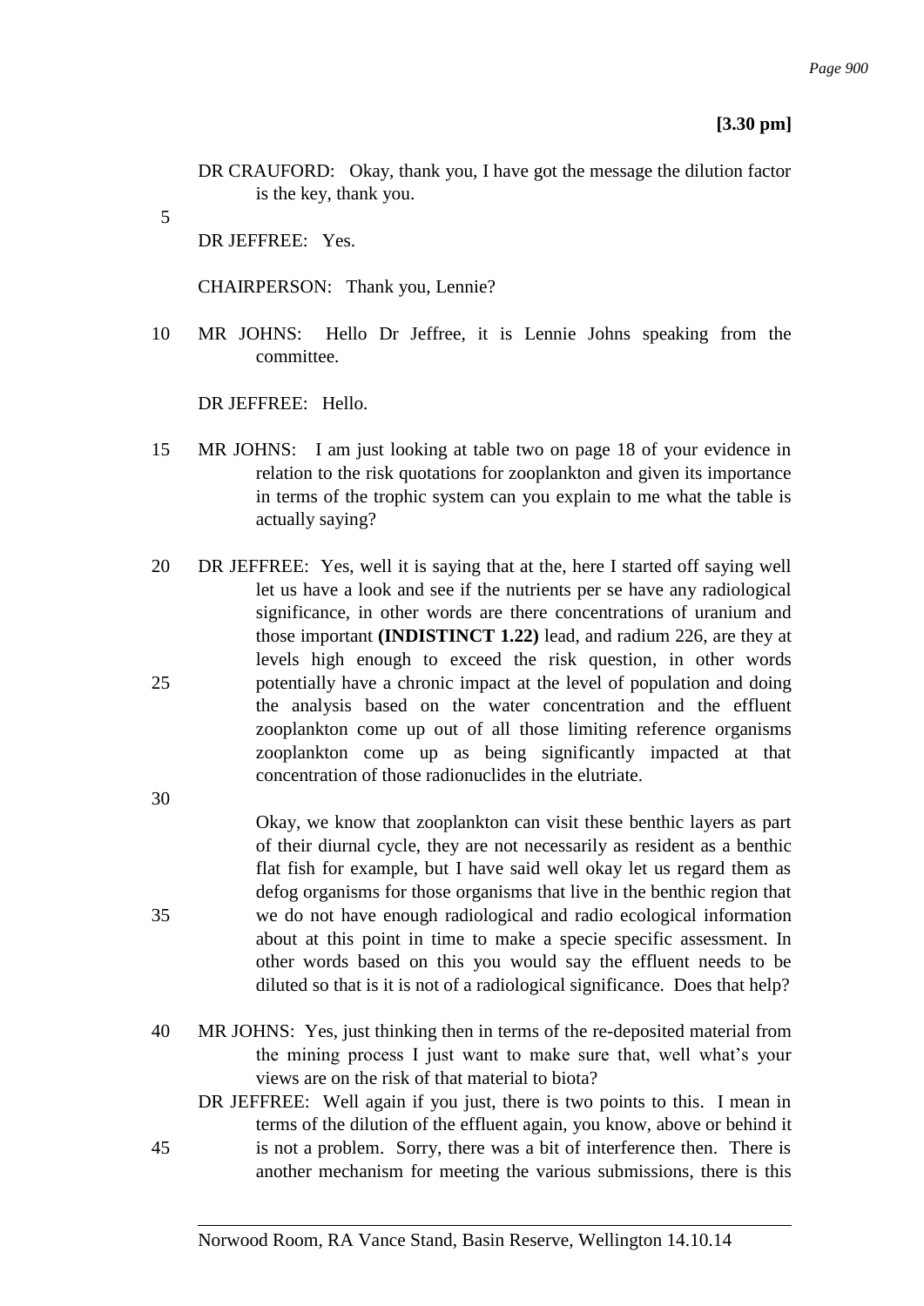**[3.30 pm]**

DR CRAUFORD: Okay, thank you, I have got the message the dilution factor is the key, thank you.

DR JEFFREE: Yes.

CHAIRPERSON: Thank you, Lennie?

MR JOHNS: Hello Dr Jeffree, it is Lennie Johns speaking from the committee.

DR JEFFREE: Hello.

MR JOHNS: I am just looking at table two on page 18 of your evidence in relation to the risk quotations for zooplankton and given its importance in terms of the trophic system can you explain to me what the table is actually saying?

DR JEFFREE: Yes, well it is saying that at the, here I started off saying well let us have a look and see if the nutrients per se have any radiological significance, in other words are there concentrations of uranium and those important **(INDISTINCT 1.22)** lead, and radium 226, are they at levels high enough to exceed the risk question, in other words potentially have a chronic impact at the level of population and doing the analysis based on the water concentration and the effluent zooplankton come up out of all those limiting reference organisms zooplankton come up as being significantly impacted at that concentration of those radionuclides in the elutriate.

Okay, we know that zooplankton can visit these benthic layers as part of their diurnal cycle, they are not necessarily as resident as a benthic flat fish for example, but I have said well okay let us regard them as defog organisms for those organisms that live in the benthic region that we do not have enough radiological and radio ecological information about at this point in time to make a specie specific assessment. In other words based on this you would say the effluent needs to be diluted so that is it is not of a radiological significance. Does that help?

MR JOHNS: Yes, just thinking then in terms of the re-deposited material from the mining process I just want to make sure that, well what's your views are on the risk of that material to biota?

DR JEFFREE: Well again if you just, there is two points to this. I mean in terms of the dilution of the effluent again, you know, above or behind it is not a problem. Sorry, there was a bit of interference then. There is another mechanism for meeting the various submissions, there is this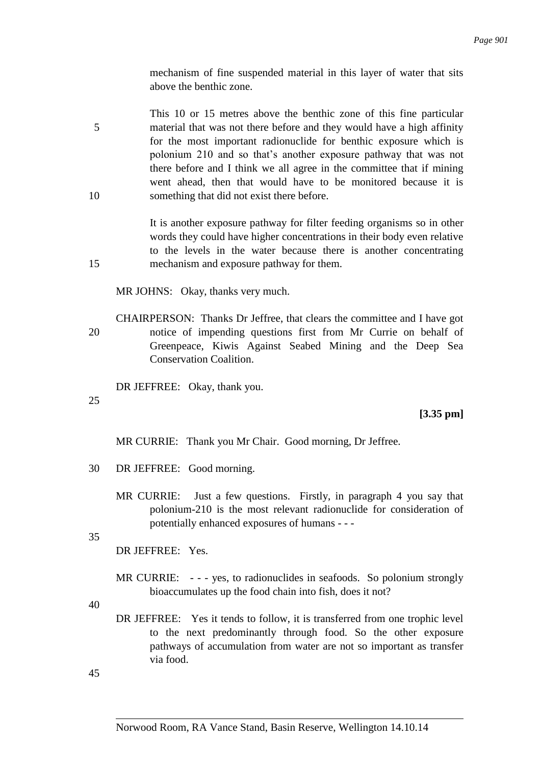mechanism of fine suspended material in this layer of water that sits above the benthic zone.

This 10 or 15 metres above the benthic zone of this fine particular material that was not there before and they would have a high affinity for the most important radionuclide for benthic exposure which is polonium 210 and so that's another exposure pathway that was not there before and I think we all agree in the committee that if mining went ahead, then that would have to be monitored because it is something that did not exist there before.

It is another exposure pathway for filter feeding organisms so in other words they could have higher concentrations in their body even relative to the levels in the water because there is another concentrating mechanism and exposure pathway for them.

MR JOHNS: Okay, thanks very much.

CHAIRPERSON: Thanks Dr Jeffree, that clears the committee and I have got notice of impending questions first from Mr Currie on behalf of Greenpeace, Kiwis Against Seabed Mining and the Deep Sea Conservation Coalition.

DR JEFFREE: Okay, thank you.

**[3.35 pm]**

MR CURRIE: Thank you Mr Chair. Good morning, Dr Jeffree.

DR JEFFREE: Good morning.

MR CURRIE: Just a few questions. Firstly, in paragraph 4 you say that polonium-210 is the most relevant radionuclide for consideration of potentially enhanced exposures of humans - - -

DR JEFFREE: Yes.

MR CURRIE: - - - yes, to radionuclides in seafoods. So polonium strongly bioaccumulates up the food chain into fish, does it not?

DR JEFFREE: Yes it tends to follow, it is transferred from one trophic level to the next predominantly through food. So the other exposure pathways of accumulation from water are not so important as transfer via food.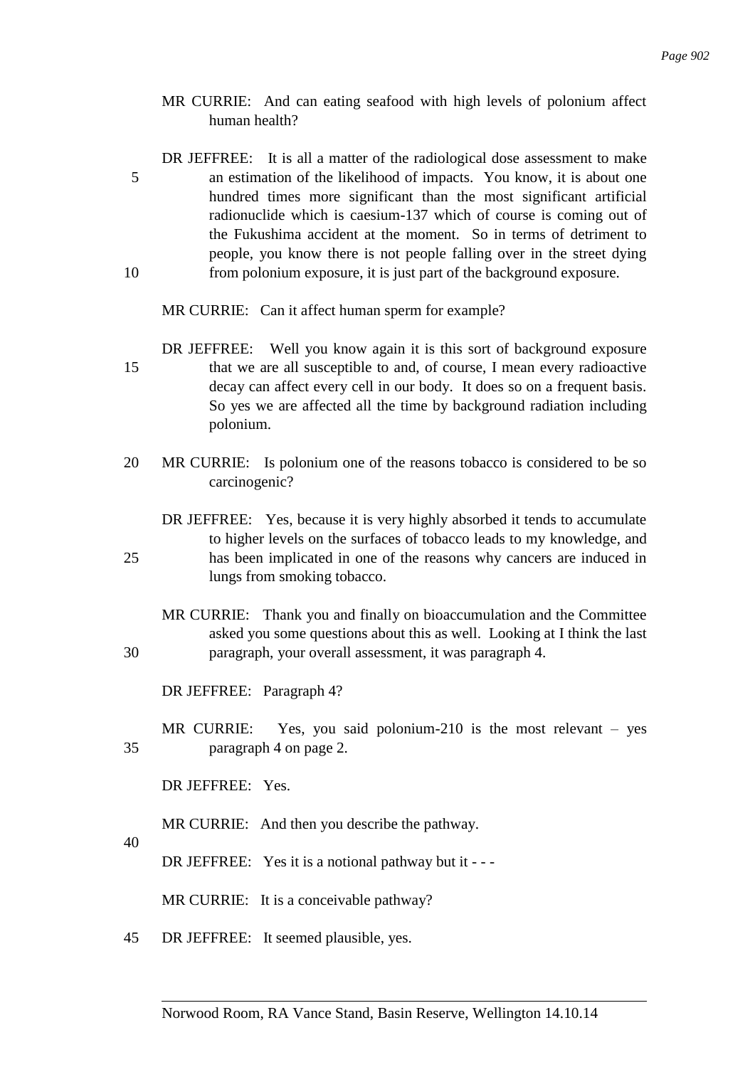MR CURRIE: And can eating seafood with high levels of polonium affect human health?

DR JEFFREE: It is all a matter of the radiological dose assessment to make an estimation of the likelihood of impacts. You know, it is about one hundred times more significant than the most significant artificial radionuclide which is caesium-137 which of course is coming out of the Fukushima accident at the moment. So in terms of detriment to people, you know there is not people falling over in the street dying from polonium exposure, it is just part of the background exposure.

MR CURRIE: Can it affect human sperm for example?

DR JEFFREE: Well you know again it is this sort of background exposure that we are all susceptible to and, of course, I mean every radioactive decay can affect every cell in our body. It does so on a frequent basis. So yes we are affected all the time by background radiation including polonium.

MR CURRIE: Is polonium one of the reasons tobacco is considered to be so carcinogenic?

DR JEFFREE: Yes, because it is very highly absorbed it tends to accumulate to higher levels on the surfaces of tobacco leads to my knowledge, and has been implicated in one of the reasons why cancers are induced in lungs from smoking tobacco.

MR CURRIE: Thank you and finally on bioaccumulation and the Committee asked you some questions about this as well. Looking at I think the last paragraph, your overall assessment, it was paragraph 4.

DR JEFFREE: Paragraph 4?

MR CURRIE: Yes, you said polonium-210 is the most relevant – yes paragraph 4 on page 2.

DR JEFFREE: Yes.

MR CURRIE: And then you describe the pathway.

DR JEFFREE: Yes it is a notional pathway but it - - -

MR CURRIE: It is a conceivable pathway?

DR JEFFREE: It seemed plausible, yes.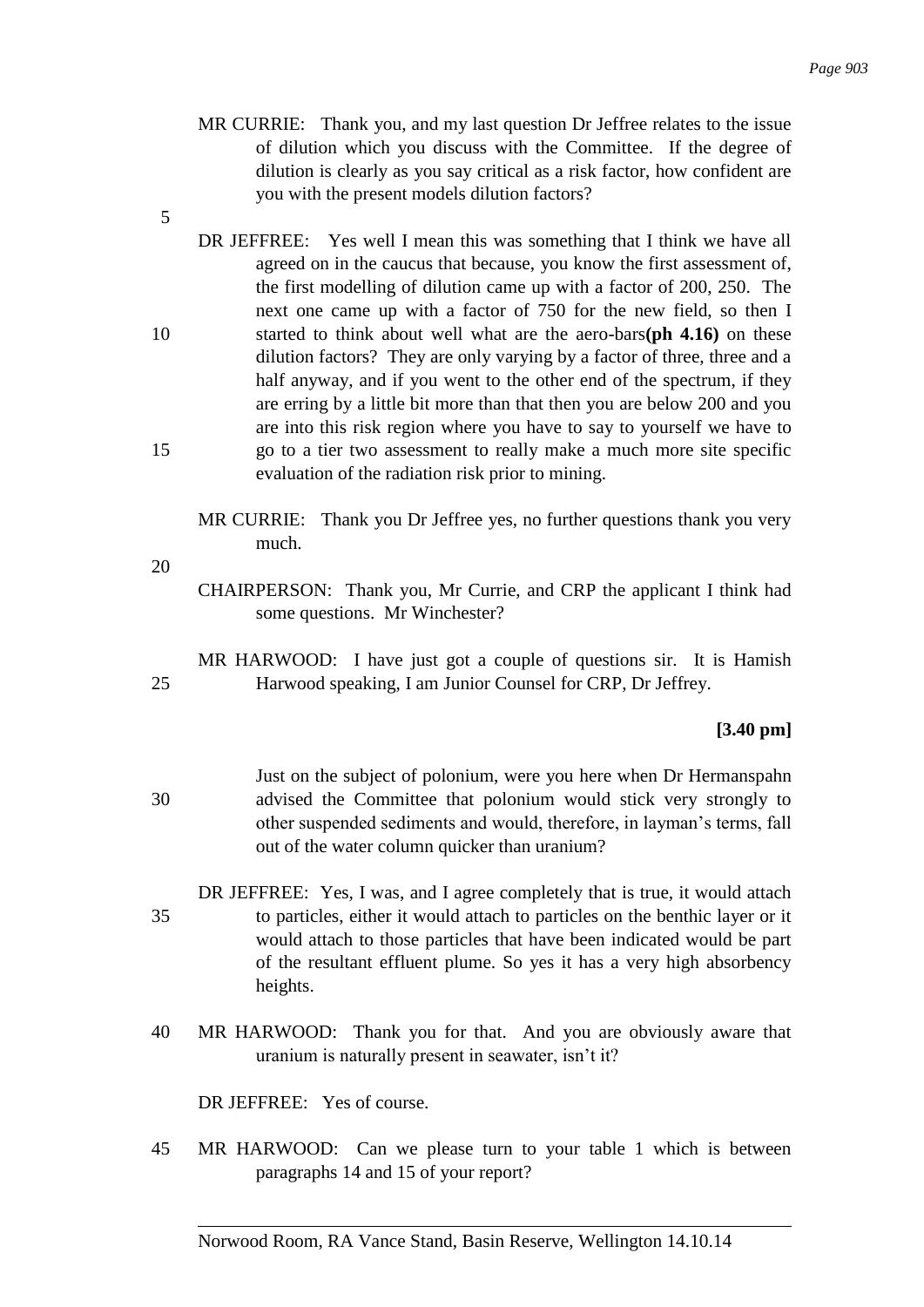MR CURRIE: Thank you, and my last question Dr Jeffree relates to the issue of dilution which you discuss with the Committee. If the degree of dilution is clearly as you say critical as a risk factor, how confident are you with the present models dilution factors?

DR JEFFREE: Yes well I mean this was something that I think we have all agreed on in the caucus that because, you know the first assessment of, the first modelling of dilution came up with a factor of 200, 250. The next one came up with a factor of 750 for the new field, so then I started to think about well what are the aero-bars**(ph 4.16)** on these dilution factors? They are only varying by a factor of three, three and a half anyway, and if you went to the other end of the spectrum, if they are erring by a little bit more than that then you are below 200 and you are into this risk region where you have to say to yourself we have to go to a tier two assessment to really make a much more site specific evaluation of the radiation risk prior to mining.

MR CURRIE: Thank you Dr Jeffree yes, no further questions thank you very much.

CHAIRPERSON: Thank you, Mr Currie, and CRP the applicant I think had some questions. Mr Winchester?

MR HARWOOD: I have just got a couple of questions sir. It is Hamish Harwood speaking, I am Junior Counsel for CRP, Dr Jeffrey.

**[3.40 pm]**

Just on the subject of polonium, were you here when Dr Hermanspahn advised the Committee that polonium would stick very strongly to other suspended sediments and would, therefore, in layman's terms, fall out of the water column quicker than uranium?

DR JEFFREE: Yes, I was, and I agree completely that is true, it would attach to particles, either it would attach to particles on the benthic layer or it would attach to those particles that have been indicated would be part of the resultant effluent plume. So yes it has a very high absorbency heights.

MR HARWOOD: Thank you for that. And you are obviously aware that uranium is naturally present in seawater, isn't it?

DR JEFFREE: Yes of course.

MR HARWOOD: Can we please turn to your table 1 which is between paragraphs 14 and 15 of your report?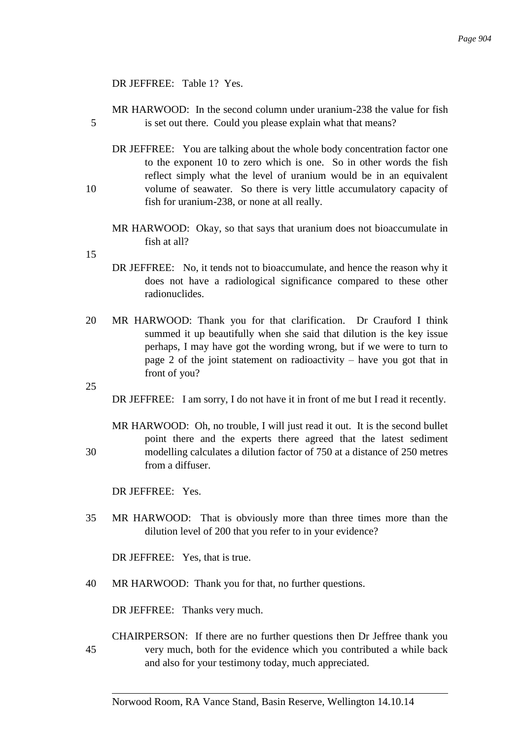DR JEFFREE: Table 1? Yes.

MR HARWOOD: In the second column under uranium-238 the value for fish is set out there. Could you please explain what that means?

DR JEFFREE: You are talking about the whole body concentration factor one to the exponent 10 to zero which is one. So in other words the fish reflect simply what the level of uranium would be in an equivalent volume of seawater. So there is very little accumulatory capacity of fish for uranium-238, or none at all really.

MR HARWOOD: Okay, so that says that uranium does not bioaccumulate in fish at all?

DR JEFFREE: No, it tends not to bioaccumulate, and hence the reason why it does not have a radiological significance compared to these other radionuclides.

MR HARWOOD: Thank you for that clarification. Dr Crauford I think summed it up beautifully when she said that dilution is the key issue perhaps, I may have got the wording wrong, but if we were to turn to page 2 of the joint statement on radioactivity – have you got that in front of you?

DR JEFFREE: I am sorry, I do not have it in front of me but I read it recently.

MR HARWOOD: Oh, no trouble, I will just read it out. It is the second bullet point there and the experts there agreed that the latest sediment modelling calculates a dilution factor of 750 at a distance of 250 metres from a diffuser.

DR JEFFREE: Yes.

MR HARWOOD: That is obviously more than three times more than the dilution level of 200 that you refer to in your evidence?

DR JEFFREE: Yes, that is true.

MR HARWOOD: Thank you for that, no further questions.

DR JEFFREE: Thanks very much.

CHAIRPERSON: If there are no further questions then Dr Jeffree thank you very much, both for the evidence which you contributed a while back and also for your testimony today, much appreciated.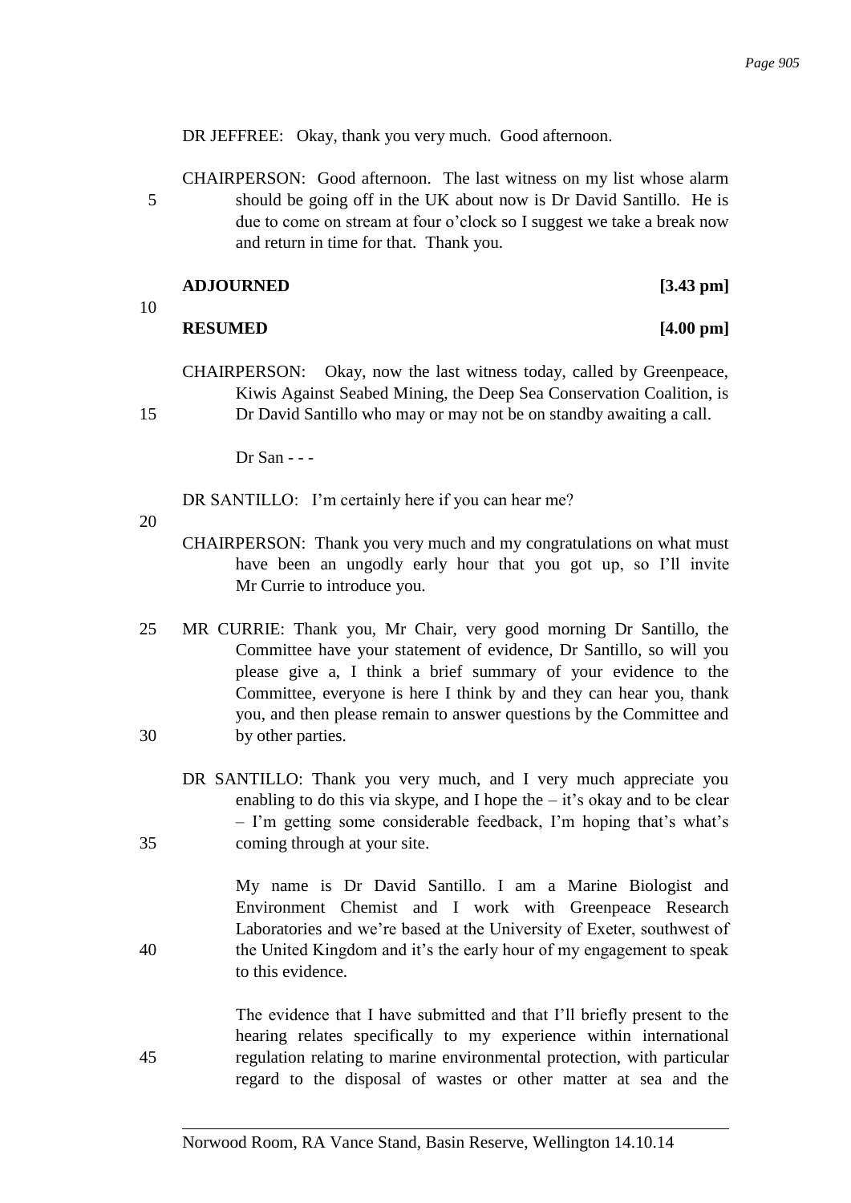DR JEFFREE: Okay, thank you very much. Good afternoon.

CHAIRPERSON: Good afternoon. The last witness on my list whose alarm should be going off in the UK about now is Dr David Santillo. He is due to come on stream at four o'clock so I suggest we take a break now and return in time for that. Thank you.

**ADJOURNED** **[3.43 pm]**

**RESUMED** **[4.00 pm]**

CHAIRPERSON: Okay, now the last witness today, called by Greenpeace, Kiwis Against Seabed Mining, the Deep Sea Conservation Coalition, is Dr David Santillo who may or may not be on standby awaiting a call.

Dr San - - -

DR SANTILLO: I'm certainly here if you can hear me?

CHAIRPERSON: Thank you very much and my congratulations on what must have been an ungodly early hour that you got up, so I'll invite Mr Currie to introduce you.

MR CURRIE: Thank you, Mr Chair, very good morning Dr Santillo, the Committee have your statement of evidence, Dr Santillo, so will you please give a, I think a brief summary of your evidence to the Committee, everyone is here I think by and they can hear you, thank you, and then please remain to answer questions by the Committee and by other parties.

DR SANTILLO: Thank you very much, and I very much appreciate you enabling to do this via skype, and I hope the – it's okay and to be clear – I'm getting some considerable feedback, I'm hoping that's what's coming through at your site.

My name is Dr David Santillo. I am a Marine Biologist and Environment Chemist and I work with Greenpeace Research Laboratories and we're based at the University of Exeter, southwest of the United Kingdom and it's the early hour of my engagement to speak to this evidence.

The evidence that I have submitted and that I'll briefly present to the hearing relates specifically to my experience within international regulation relating to marine environmental protection, with particular regard to the disposal of wastes or other matter at sea and the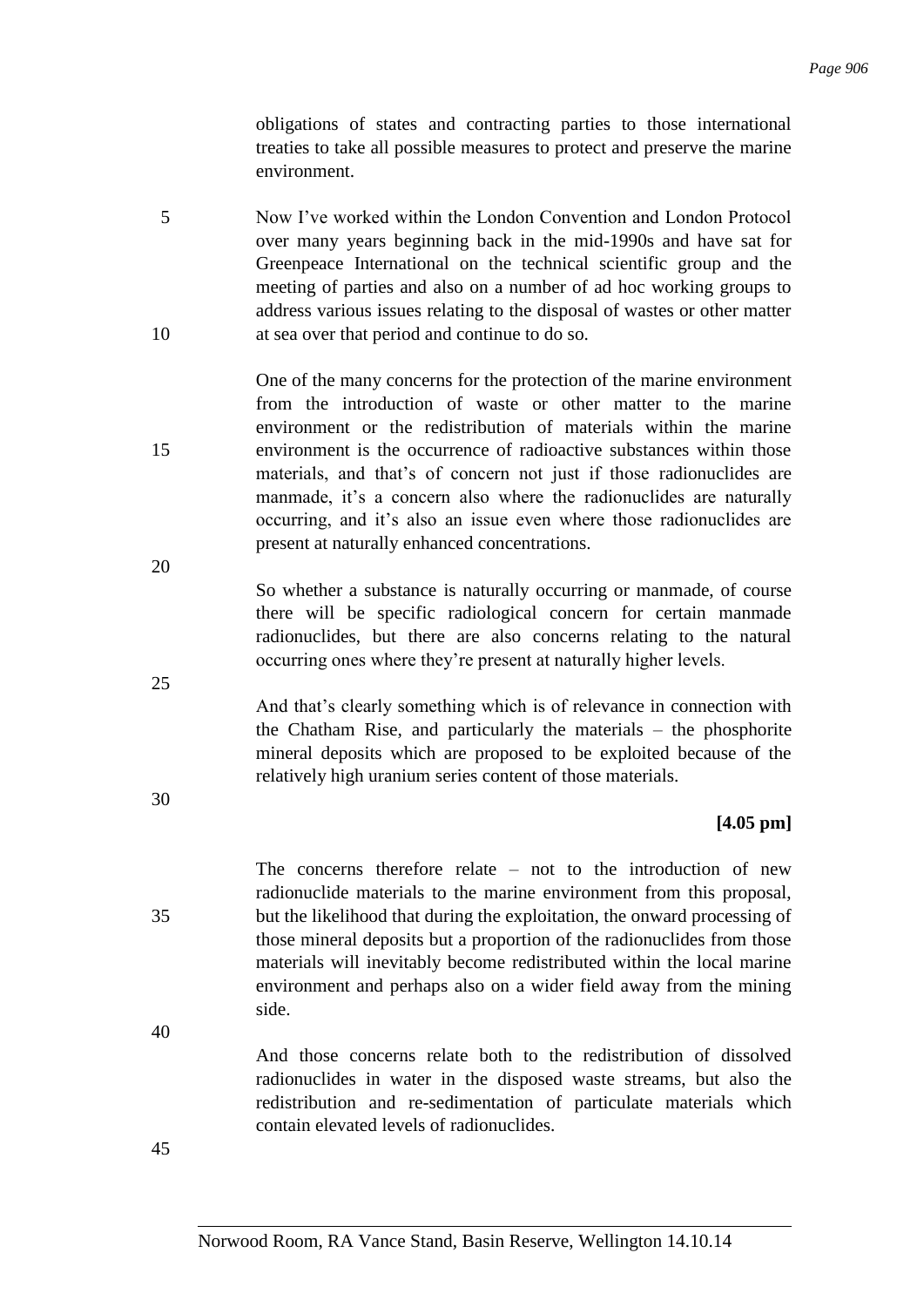obligations of states and contracting parties to those international treaties to take all possible measures to protect and preserve the marine environment.

Now I've worked within the London Convention and London Protocol over many years beginning back in the mid-1990s and have sat for Greenpeace International on the technical scientific group and the meeting of parties and also on a number of ad hoc working groups to address various issues relating to the disposal of wastes or other matter at sea over that period and continue to do so.

One of the many concerns for the protection of the marine environment from the introduction of waste or other matter to the marine environment or the redistribution of materials within the marine environment is the occurrence of radioactive substances within those materials, and that's of concern not just if those radionuclides are manmade, it's a concern also where the radionuclides are naturally occurring, and it's also an issue even where those radionuclides are present at naturally enhanced concentrations.

So whether a substance is naturally occurring or manmade, of course there will be specific radiological concern for certain manmade radionuclides, but there are also concerns relating to the natural occurring ones where they're present at naturally higher levels.

And that's clearly something which is of relevance in connection with the Chatham Rise, and particularly the materials – the phosphorite mineral deposits which are proposed to be exploited because of the relatively high uranium series content of those materials.

**[4.05 pm]**

The concerns therefore relate – not to the introduction of new radionuclide materials to the marine environment from this proposal, but the likelihood that during the exploitation, the onward processing of those mineral deposits but a proportion of the radionuclides from those materials will inevitably become redistributed within the local marine environment and perhaps also on a wider field away from the mining side.

And those concerns relate both to the redistribution of dissolved radionuclides in water in the disposed waste streams, but also the redistribution and re-sedimentation of particulate materials which contain elevated levels of radionuclides.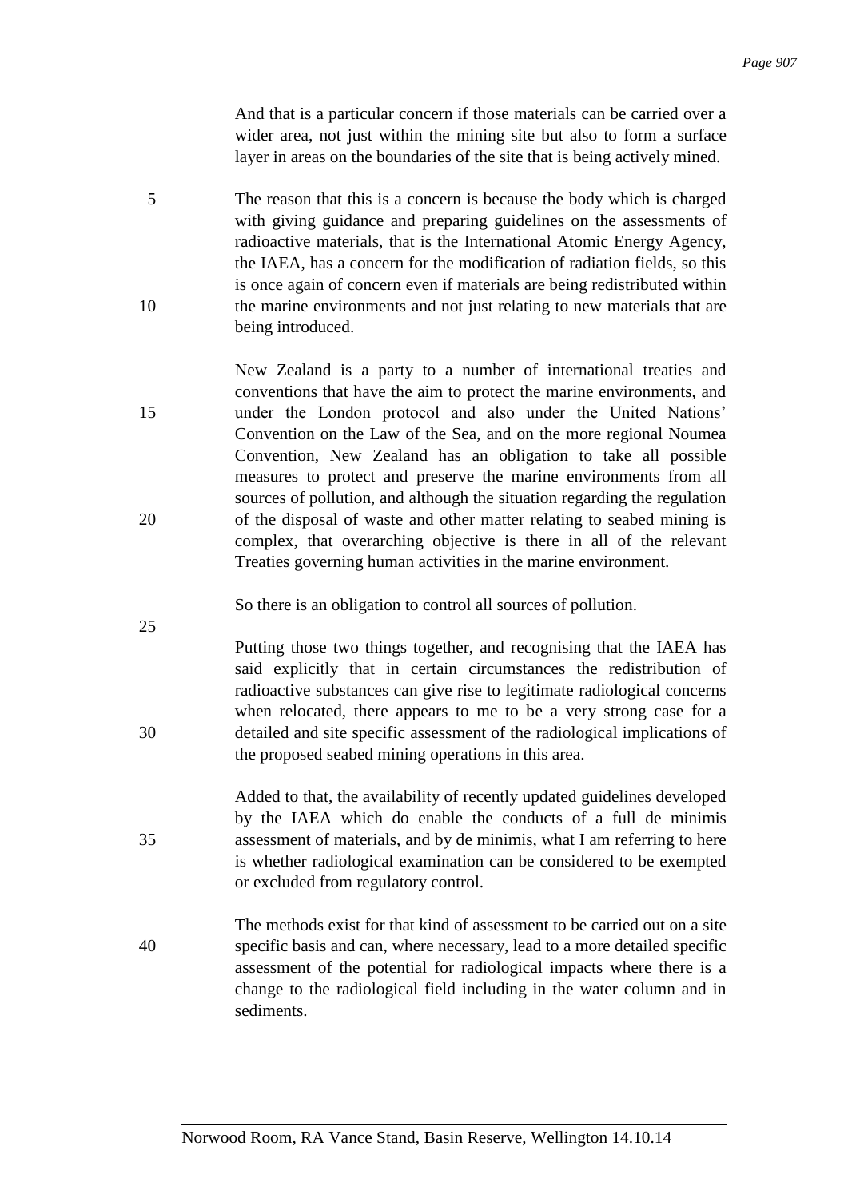And that is a particular concern if those materials can be carried over a wider area, not just within the mining site but also to form a surface layer in areas on the boundaries of the site that is being actively mined.

The reason that this is a concern is because the body which is charged with giving guidance and preparing guidelines on the assessments of radioactive materials, that is the International Atomic Energy Agency, the IAEA, has a concern for the modification of radiation fields, so this is once again of concern even if materials are being redistributed within the marine environments and not just relating to new materials that are being introduced.

New Zealand is a party to a number of international treaties and conventions that have the aim to protect the marine environments, and under the London protocol and also under the United Nations' Convention on the Law of the Sea, and on the more regional Noumea Convention, New Zealand has an obligation to take all possible measures to protect and preserve the marine environments from all sources of pollution, and although the situation regarding the regulation of the disposal of waste and other matter relating to seabed mining is complex, that overarching objective is there in all of the relevant Treaties governing human activities in the marine environment.

So there is an obligation to control all sources of pollution.

Putting those two things together, and recognising that the IAEA has said explicitly that in certain circumstances the redistribution of radioactive substances can give rise to legitimate radiological concerns when relocated, there appears to me to be a very strong case for a detailed and site specific assessment of the radiological implications of the proposed seabed mining operations in this area.

Added to that, the availability of recently updated guidelines developed by the IAEA which do enable the conducts of a full de minimis assessment of materials, and by de minimis, what I am referring to here is whether radiological examination can be considered to be exempted or excluded from regulatory control.

The methods exist for that kind of assessment to be carried out on a site specific basis and can, where necessary, lead to a more detailed specific assessment of the potential for radiological impacts where there is a change to the radiological field including in the water column and in sediments.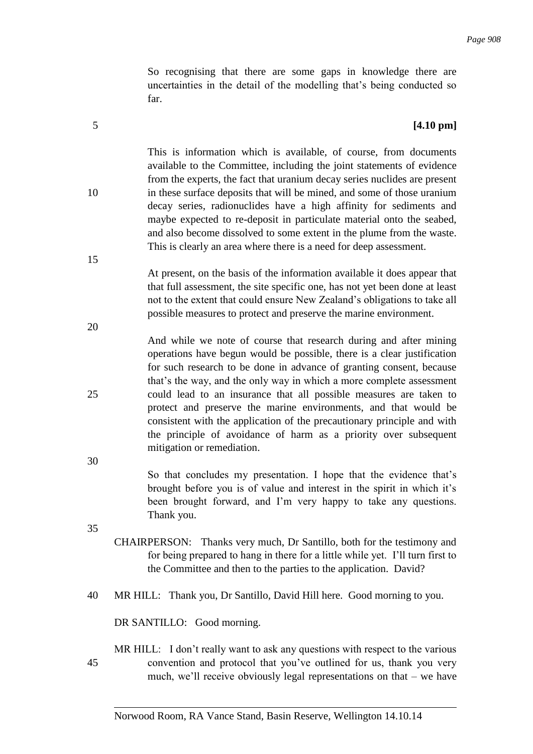So recognising that there are some gaps in knowledge there are uncertainties in the detail of the modelling that's being conducted so far.

**[4.10 pm]**

This is information which is available, of course, from documents available to the Committee, including the joint statements of evidence from the experts, the fact that uranium decay series nuclides are present in these surface deposits that will be mined, and some of those uranium decay series, radionuclides have a high affinity for sediments and maybe expected to re-deposit in particulate material onto the seabed, and also become dissolved to some extent in the plume from the waste. This is clearly an area where there is a need for deep assessment.

At present, on the basis of the information available it does appear that that full assessment, the site specific one, has not yet been done at least not to the extent that could ensure New Zealand's obligations to take all possible measures to protect and preserve the marine environment.

And while we note of course that research during and after mining operations have begun would be possible, there is a clear justification for such research to be done in advance of granting consent, because that's the way, and the only way in which a more complete assessment could lead to an insurance that all possible measures are taken to protect and preserve the marine environments, and that would be consistent with the application of the precautionary principle and with the principle of avoidance of harm as a priority over subsequent mitigation or remediation.

So that concludes my presentation. I hope that the evidence that's brought before you is of value and interest in the spirit in which it's been brought forward, and I'm very happy to take any questions. Thank you.

CHAIRPERSON: Thanks very much, Dr Santillo, both for the testimony and for being prepared to hang in there for a little while yet. I'll turn first to the Committee and then to the parties to the application. David?

MR HILL: Thank you, Dr Santillo, David Hill here. Good morning to you.

DR SANTILLO: Good morning.

MR HILL: I don't really want to ask any questions with respect to the various convention and protocol that you've outlined for us, thank you very much, we'll receive obviously legal representations on that – we have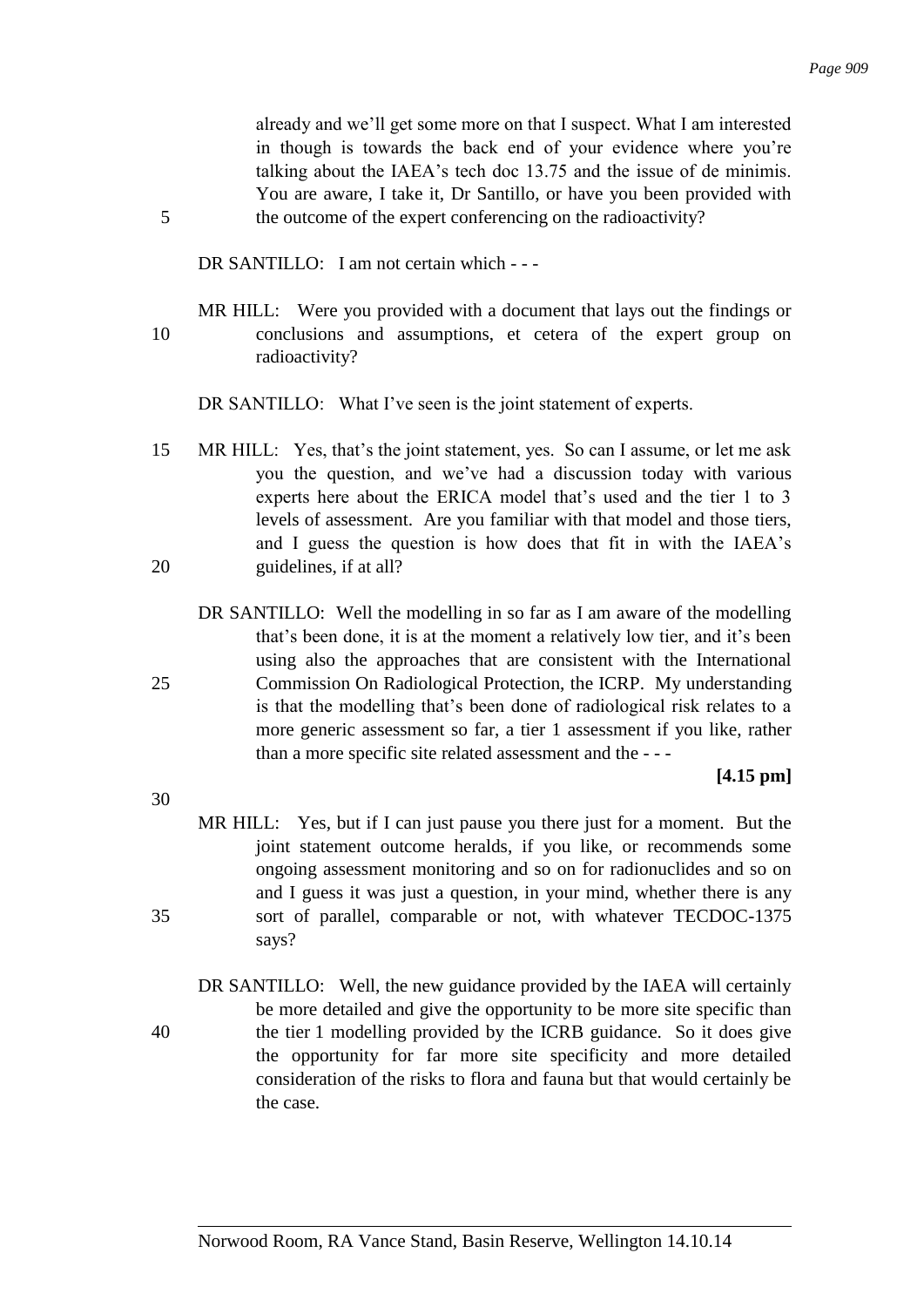already and we'll get some more on that I suspect. What I am interested in though is towards the back end of your evidence where you're talking about the IAEA's tech doc 13.75 and the issue of de minimis. You are aware, I take it, Dr Santillo, or have you been provided with the outcome of the expert conferencing on the radioactivity?

DR SANTILLO: I am not certain which - - -

MR HILL: Were you provided with a document that lays out the findings or conclusions and assumptions, et cetera of the expert group on radioactivity?

DR SANTILLO: What I've seen is the joint statement of experts.

MR HILL: Yes, that's the joint statement, yes. So can I assume, or let me ask you the question, and we've had a discussion today with various experts here about the ERICA model that's used and the tier 1 to 3 levels of assessment. Are you familiar with that model and those tiers, and I guess the question is how does that fit in with the IAEA's guidelines, if at all?

DR SANTILLO: Well the modelling in so far as I am aware of the modelling that's been done, it is at the moment a relatively low tier, and it's been using also the approaches that are consistent with the International Commission On Radiological Protection, the ICRP. My understanding is that the modelling that's been done of radiological risk relates to a more generic assessment so far, a tier 1 assessment if you like, rather than a more specific site related assessment and the - - -

**[4.15 pm]**

MR HILL: Yes, but if I can just pause you there just for a moment. But the joint statement outcome heralds, if you like, or recommends some ongoing assessment monitoring and so on for radionuclides and so on and I guess it was just a question, in your mind, whether there is any sort of parallel, comparable or not, with whatever TECDOC-1375 says?

DR SANTILLO: Well, the new guidance provided by the IAEA will certainly be more detailed and give the opportunity to be more site specific than the tier 1 modelling provided by the ICRB guidance. So it does give the opportunity for far more site specificity and more detailed consideration of the risks to flora and fauna but that would certainly be the case.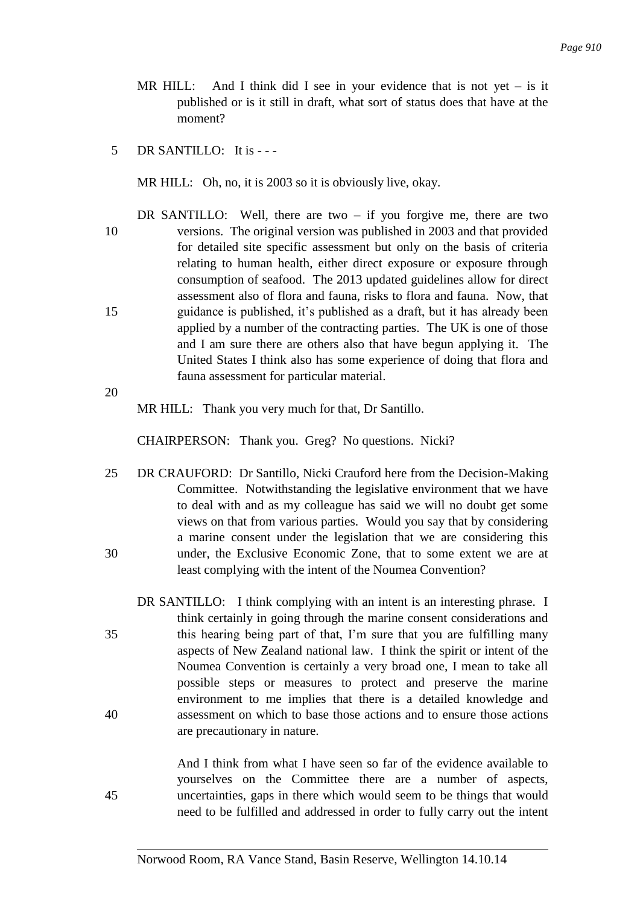MR HILL: And I think did I see in your evidence that is not yet – is it published or is it still in draft, what sort of status does that have at the moment?

DR SANTILLO: It is - - -

MR HILL: Oh, no, it is 2003 so it is obviously live, okay.

DR SANTILLO: Well, there are two – if you forgive me, there are two versions. The original version was published in 2003 and that provided for detailed site specific assessment but only on the basis of criteria relating to human health, either direct exposure or exposure through consumption of seafood. The 2013 updated guidelines allow for direct assessment also of flora and fauna, risks to flora and fauna. Now, that guidance is published, it's published as a draft, but it has already been applied by a number of the contracting parties. The UK is one of those and I am sure there are others also that have begun applying it. The United States I think also has some experience of doing that flora and fauna assessment for particular material.

MR HILL: Thank you very much for that, Dr Santillo.

CHAIRPERSON: Thank you. Greg? No questions. Nicki?

DR CRAUFORD: Dr Santillo, Nicki Crauford here from the Decision-Making Committee. Notwithstanding the legislative environment that we have to deal with and as my colleague has said we will no doubt get some views on that from various parties. Would you say that by considering a marine consent under the legislation that we are considering this under, the Exclusive Economic Zone, that to some extent we are at least complying with the intent of the Noumea Convention?

DR SANTILLO: I think complying with an intent is an interesting phrase. I think certainly in going through the marine consent considerations and this hearing being part of that, I'm sure that you are fulfilling many aspects of New Zealand national law. I think the spirit or intent of the Noumea Convention is certainly a very broad one, I mean to take all possible steps or measures to protect and preserve the marine environment to me implies that there is a detailed knowledge and assessment on which to base those actions and to ensure those actions are precautionary in nature.

And I think from what I have seen so far of the evidence available to yourselves on the Committee there are a number of aspects, uncertainties, gaps in there which would seem to be things that would need to be fulfilled and addressed in order to fully carry out the intent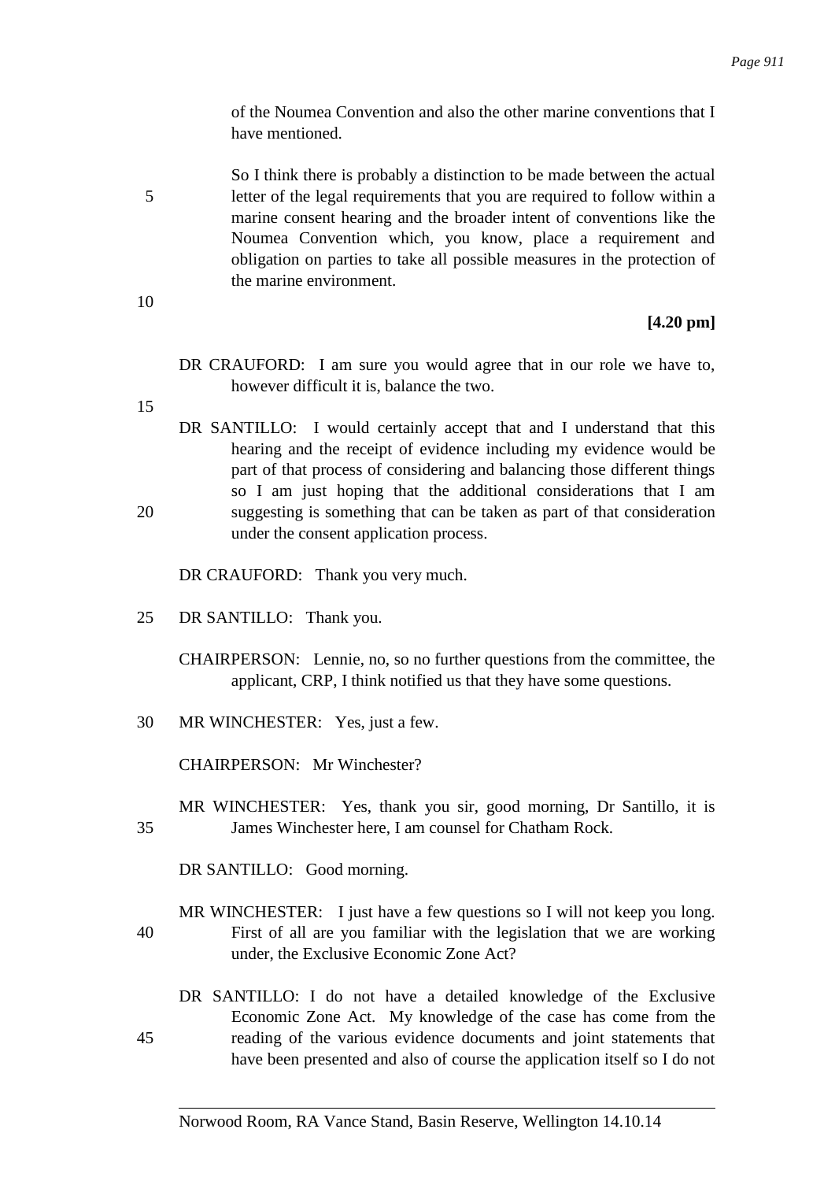of the Noumea Convention and also the other marine conventions that I have mentioned.

So I think there is probably a distinction to be made between the actual letter of the legal requirements that you are required to follow within a marine consent hearing and the broader intent of conventions like the Noumea Convention which, you know, place a requirement and obligation on parties to take all possible measures in the protection of the marine environment.

**[4.20 pm]**

DR CRAUFORD: I am sure you would agree that in our role we have to, however difficult it is, balance the two.

DR SANTILLO: I would certainly accept that and I understand that this hearing and the receipt of evidence including my evidence would be part of that process of considering and balancing those different things so I am just hoping that the additional considerations that I am suggesting is something that can be taken as part of that consideration under the consent application process.

DR CRAUFORD: Thank you very much.

DR SANTILLO: Thank you.

CHAIRPERSON: Lennie, no, so no further questions from the committee, the applicant, CRP, I think notified us that they have some questions.

MR WINCHESTER: Yes, just a few.

CHAIRPERSON: Mr Winchester?

MR WINCHESTER: Yes, thank you sir, good morning, Dr Santillo, it is James Winchester here, I am counsel for Chatham Rock.

DR SANTILLO: Good morning.

MR WINCHESTER: I just have a few questions so I will not keep you long. First of all are you familiar with the legislation that we are working under, the Exclusive Economic Zone Act?

DR SANTILLO: I do not have a detailed knowledge of the Exclusive Economic Zone Act. My knowledge of the case has come from the reading of the various evidence documents and joint statements that have been presented and also of course the application itself so I do not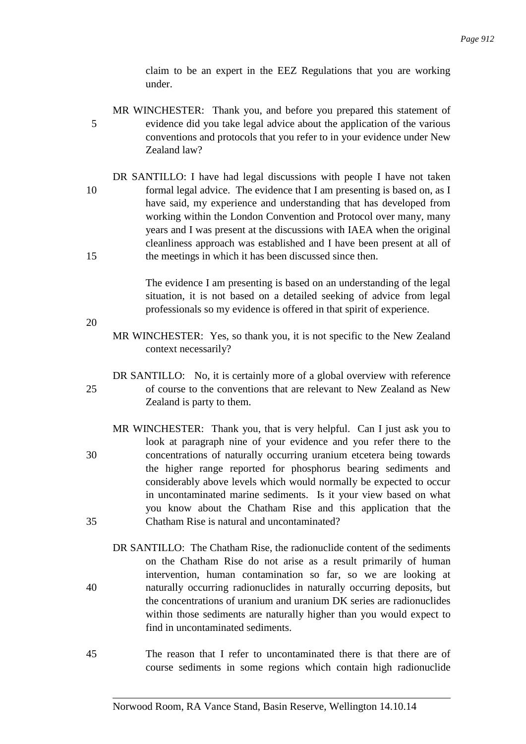claim to be an expert in the EEZ Regulations that you are working under.

MR WINCHESTER: Thank you, and before you prepared this statement of evidence did you take legal advice about the application of the various conventions and protocols that you refer to in your evidence under New Zealand law?

DR SANTILLO: I have had legal discussions with people I have not taken formal legal advice. The evidence that I am presenting is based on, as I have said, my experience and understanding that has developed from working within the London Convention and Protocol over many, many years and I was present at the discussions with IAEA when the original cleanliness approach was established and I have been present at all of the meetings in which it has been discussed since then.

The evidence I am presenting is based on an understanding of the legal situation, it is not based on a detailed seeking of advice from legal professionals so my evidence is offered in that spirit of experience.

MR WINCHESTER: Yes, so thank you, it is not specific to the New Zealand context necessarily?

DR SANTILLO: No, it is certainly more of a global overview with reference of course to the conventions that are relevant to New Zealand as New Zealand is party to them.

MR WINCHESTER: Thank you, that is very helpful. Can I just ask you to look at paragraph nine of your evidence and you refer there to the concentrations of naturally occurring uranium etcetera being towards the higher range reported for phosphorus bearing sediments and considerably above levels which would normally be expected to occur in uncontaminated marine sediments. Is it your view based on what you know about the Chatham Rise and this application that the Chatham Rise is natural and uncontaminated?

DR SANTILLO: The Chatham Rise, the radionuclide content of the sediments on the Chatham Rise do not arise as a result primarily of human intervention, human contamination so far, so we are looking at naturally occurring radionuclides in naturally occurring deposits, but the concentrations of uranium and uranium DK series are radionuclides within those sediments are naturally higher than you would expect to find in uncontaminated sediments.

The reason that I refer to uncontaminated there is that there are of course sediments in some regions which contain high radionuclide

Norwood Room, RA Vance Stand, Basin Reserve, Wellington 14.10.14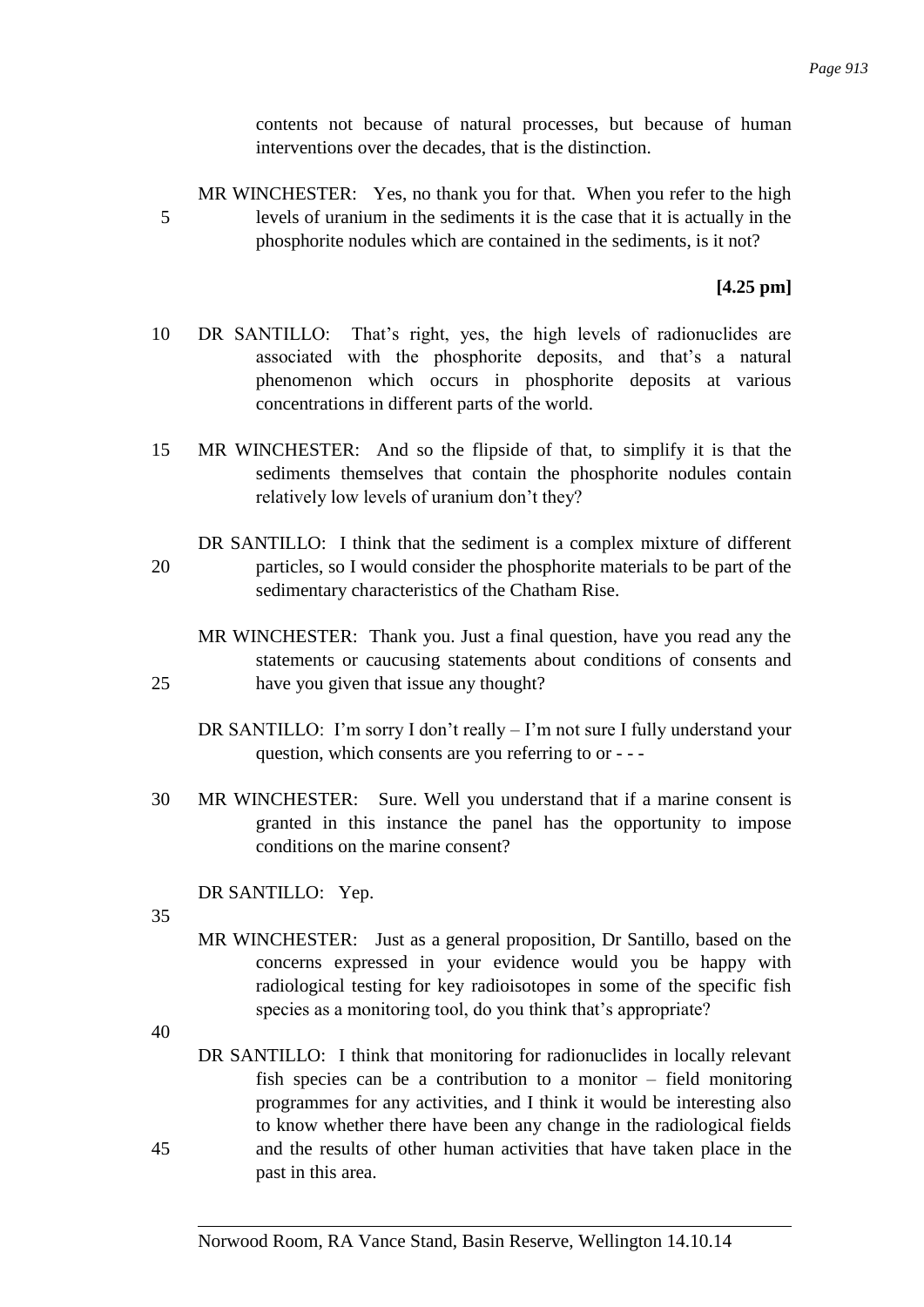contents not because of natural processes, but because of human interventions over the decades, that is the distinction.

MR WINCHESTER: Yes, no thank you for that. When you refer to the high levels of uranium in the sediments it is the case that it is actually in the phosphorite nodules which are contained in the sediments, is it not?

**[4.25 pm]**

DR SANTILLO: That's right, yes, the high levels of radionuclides are associated with the phosphorite deposits, and that's a natural phenomenon which occurs in phosphorite deposits at various concentrations in different parts of the world.

MR WINCHESTER: And so the flipside of that, to simplify it is that the sediments themselves that contain the phosphorite nodules contain relatively low levels of uranium don't they?

DR SANTILLO: I think that the sediment is a complex mixture of different particles, so I would consider the phosphorite materials to be part of the sedimentary characteristics of the Chatham Rise.

MR WINCHESTER: Thank you. Just a final question, have you read any the statements or caucusing statements about conditions of consents and have you given that issue any thought?

DR SANTILLO: I'm sorry I don't really – I'm not sure I fully understand your question, which consents are you referring to or - - -

MR WINCHESTER: Sure. Well you understand that if a marine consent is granted in this instance the panel has the opportunity to impose conditions on the marine consent?

DR SANTILLO: Yep.

MR WINCHESTER: Just as a general proposition, Dr Santillo, based on the concerns expressed in your evidence would you be happy with radiological testing for key radioisotopes in some of the specific fish species as a monitoring tool, do you think that's appropriate?

DR SANTILLO: I think that monitoring for radionuclides in locally relevant fish species can be a contribution to a monitor – field monitoring programmes for any activities, and I think it would be interesting also to know whether there have been any change in the radiological fields and the results of other human activities that have taken place in the past in this area.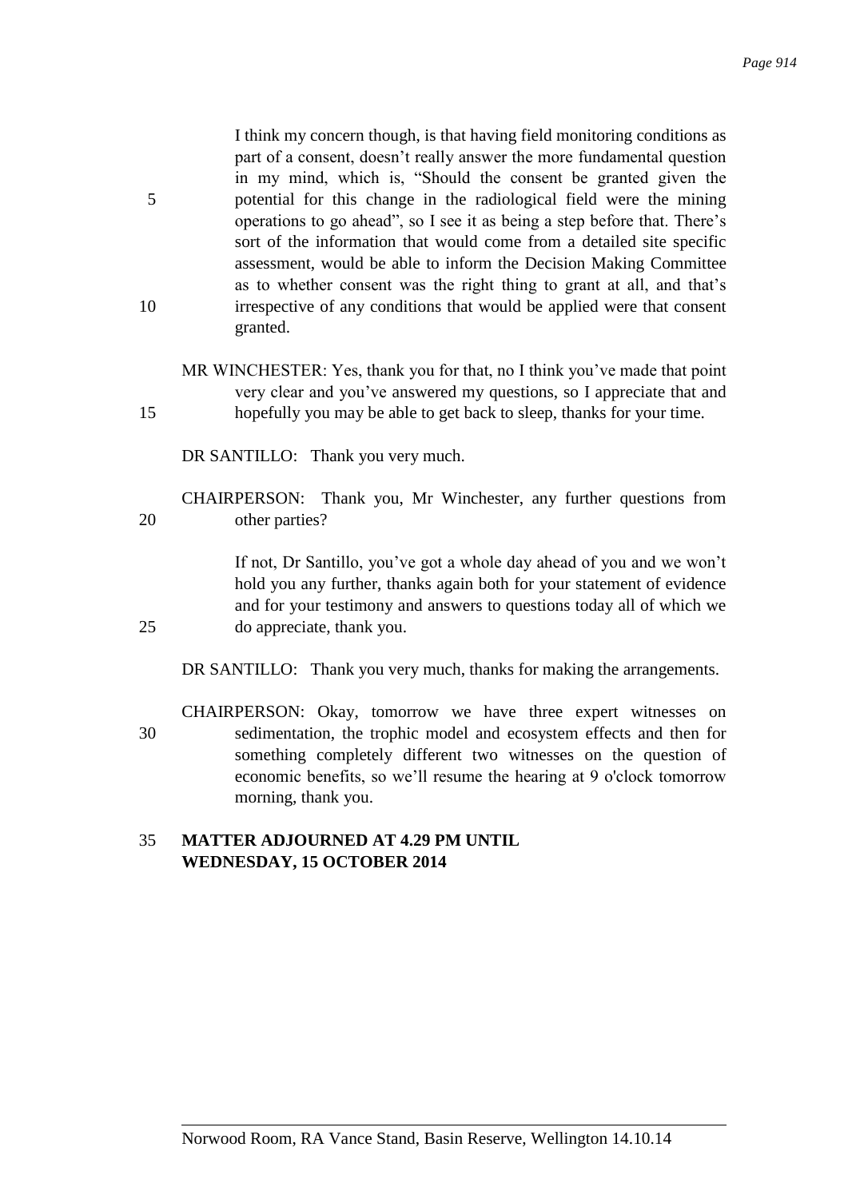I think my concern though, is that having field monitoring conditions as part of a consent, doesn't really answer the more fundamental question in my mind, which is, "Should the consent be granted given the potential for this change in the radiological field were the mining operations to go ahead", so I see it as being a step before that. There's sort of the information that would come from a detailed site specific assessment, would be able to inform the Decision Making Committee as to whether consent was the right thing to grant at all, and that's irrespective of any conditions that would be applied were that consent granted.

MR WINCHESTER: Yes, thank you for that, no I think you've made that point very clear and you've answered my questions, so I appreciate that and hopefully you may be able to get back to sleep, thanks for your time.

DR SANTILLO: Thank you very much.

CHAIRPERSON: Thank you, Mr Winchester, any further questions from other parties?

If not, Dr Santillo, you've got a whole day ahead of you and we won't hold you any further, thanks again both for your statement of evidence and for your testimony and answers to questions today all of which we do appreciate, thank you.

DR SANTILLO: Thank you very much, thanks for making the arrangements.

CHAIRPERSON: Okay, tomorrow we have three expert witnesses on sedimentation, the trophic model and ecosystem effects and then for something completely different two witnesses on the question of economic benefits, so we'll resume the hearing at 9 o'clock tomorrow morning, thank you.

**MATTER ADJOURNED AT 4.29 PM UNTIL WEDNESDAY, 15 OCTOBER 2014**